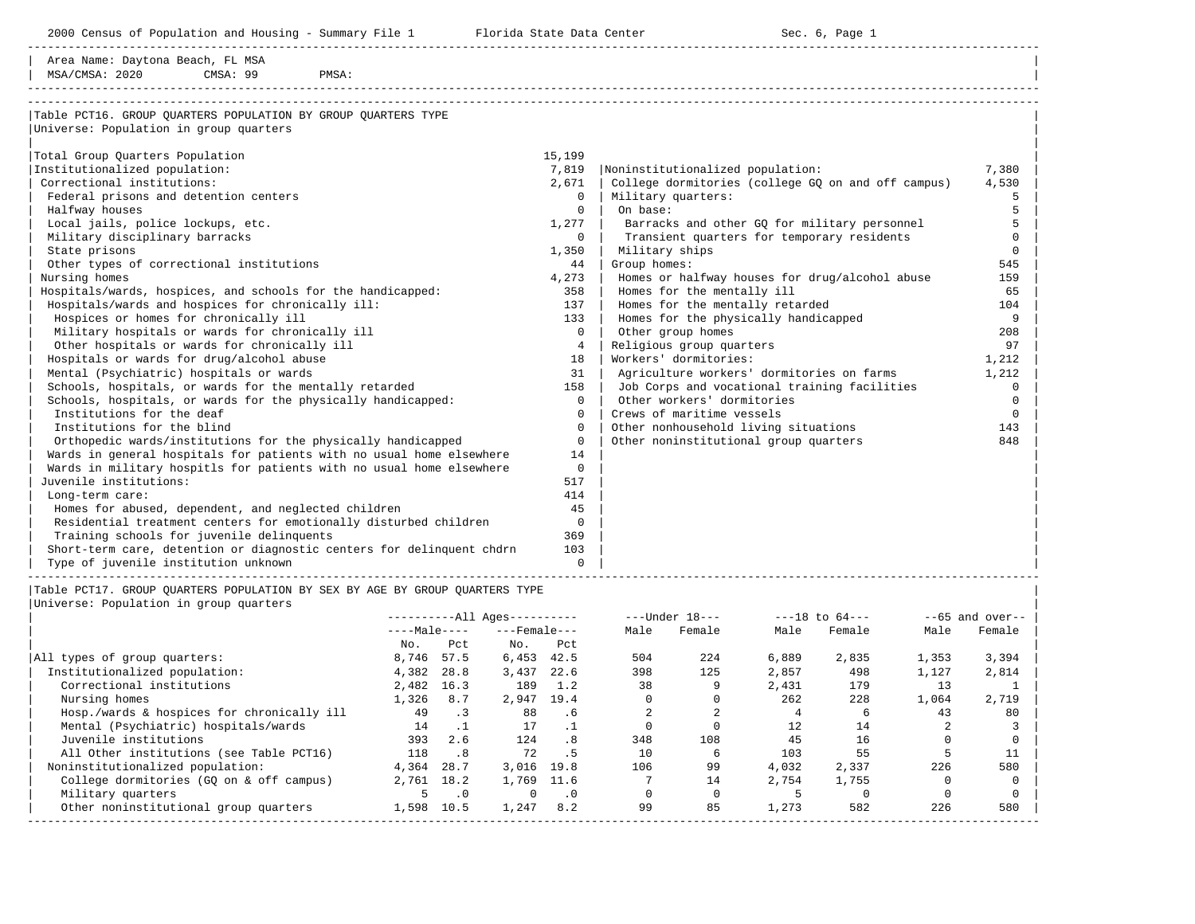Area Name: Daytona Beach, FL MSA
MSA/CMSA: 2020 CMSA: 99 PMSA:

## Table PCT16. GROUP QUARTERS POPULATION BY GROUP QUARTERS TYPE

Universe: Population in group quarters

| Category | Count |
|---|---|
| Total Group Quarters Population | 15,199 |
| Institutionalized population: | 7,819 |
| Correctional institutions: | 2,671 |
| Federal prisons and detention centers | 0 |
| Halfway houses | 0 |
| Local jails, police lockups, etc. | 1,277 |
| Military disciplinary barracks | 0 |
| State prisons | 1,350 |
| Other types of correctional institutions | 44 |
| Nursing homes | 4,273 |
| Hospitals/wards, hospices, and schools for the handicapped: | 358 |
| Hospitals/wards and hospices for chronically ill: | 137 |
| Hospices or homes for chronically ill | 133 |
| Military hospitals or wards for chronically ill | 0 |
| Other hospitals or wards for chronically ill | 4 |
| Hospitals or wards for drug/alcohol abuse | 18 |
| Mental (Psychiatric) hospitals or wards | 31 |
| Schools, hospitals, or wards for the mentally retarded | 158 |
| Schools, hospitals, or wards for the physically handicapped: | 0 |
| Institutions for the deaf | 0 |
| Institutions for the blind | 0 |
| Orthopedic wards/institutions for the physically handicapped | 0 |
| Wards in general hospitals for patients with no usual home elsewhere | 14 |
| Wards in military hospitls for patients with no usual home elsewhere | 0 |
| Juvenile institutions: | 517 |
| Long-term care: | 414 |
| Homes for abused, dependent, and neglected children | 45 |
| Residential treatment centers for emotionally disturbed children | 0 |
| Training schools for juvenile delinquents | 369 |
| Short-term care, detention or diagnostic centers for delinquent chdrn | 103 |
| Type of juvenile institution unknown | 0 |

| Category | Count |
|---|---|
| Noninstitutionalized population: | 7,380 |
| College dormitories (college GQ on and off campus) | 4,530 |
| Military quarters: | 5 |
| On base: | 5 |
| Barracks and other GQ for military personnel | 5 |
| Transient quarters for temporary residents | 0 |
| Military ships | 0 |
| Group homes: | 545 |
| Homes or halfway houses for drug/alcohol abuse | 159 |
| Homes for the mentally ill | 65 |
| Homes for the mentally retarded | 104 |
| Homes for the physically handicapped | 9 |
| Other group homes | 208 |
| Religious group quarters | 97 |
| Workers' dormitories: | 1,212 |
| Agriculture workers' dormitories on farms | 1,212 |
| Job Corps and vocational training facilities | 0 |
| Other workers' dormitories | 0 |
| Crews of maritime vessels | 0 |
| Other nonhousehold living situations | 143 |
| Other noninstitutional group quarters | 848 |

## Table PCT17. GROUP QUARTERS POPULATION BY SEX BY AGE BY GROUP QUARTERS TYPE

Universe: Population in group quarters

| | All Ages: Male No. | Male Pct | Female No. | Female Pct | Under 18: Male | Under 18: Female | 18 to 64: Male | 18 to 64: Female | 65 and over: Male | 65 and over: Female |
|---|---|---|---|---|---|---|---|---|---|---|
| All types of group quarters: | 8,746 | 57.5 | 6,453 | 42.5 | 504 | 224 | 6,889 | 2,835 | 1,353 | 3,394 |
| Institutionalized population: | 4,382 | 28.8 | 3,437 | 22.6 | 398 | 125 | 2,857 | 498 | 1,127 | 2,814 |
| Correctional institutions | 2,482 | 16.3 | 189 | 1.2 | 38 | 9 | 2,431 | 179 | 13 | 1 |
| Nursing homes | 1,326 | 8.7 | 2,947 | 19.4 | 0 | 0 | 262 | 228 | 1,064 | 2,719 |
| Hosp./wards & hospices for chronically ill | 49 | .3 | 88 | .6 | 2 | 2 | 4 | 6 | 43 | 80 |
| Mental (Psychiatric) hospitals/wards | 14 | .1 | 17 | .1 | 0 | 0 | 12 | 14 | 2 | 3 |
| Juvenile institutions | 393 | 2.6 | 124 | .8 | 348 | 108 | 45 | 16 | 0 | 0 |
| All Other institutions (see Table PCT16) | 118 | .8 | 72 | .5 | 10 | 6 | 103 | 55 | 5 | 11 |
| Noninstitutionalized population: | 4,364 | 28.7 | 3,016 | 19.8 | 106 | 99 | 4,032 | 2,337 | 226 | 580 |
| College dormitories (GQ on & off campus) | 2,761 | 18.2 | 1,769 | 11.6 | 7 | 14 | 2,754 | 1,755 | 0 | 0 |
| Military quarters | 5 | .0 | 0 | .0 | 0 | 0 | 5 | 0 | 0 | 0 |
| Other noninstitutional group quarters | 1,598 | 10.5 | 1,247 | 8.2 | 99 | 85 | 1,273 | 582 | 226 | 580 |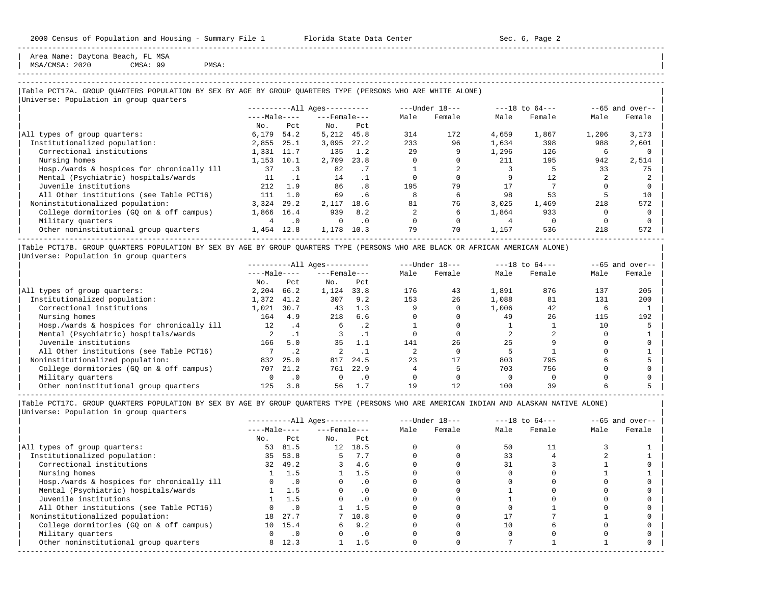Area Name: Daytona Beach, FL MSA
MSA/CMSA: 2020 CMSA: 99 PMSA:

## Table PCT17A. GROUP QUARTERS POPULATION BY SEX BY AGE BY GROUP QUARTERS TYPE (PERSONS WHO ARE WHITE ALONE)

Universe: Population in group quarters

| | All Ages Male No. | All Ages Male Pct | All Ages Female No. | All Ages Female Pct | Under 18 Male | Under 18 Female | 18 to 64 Male | 18 to 64 Female | 65 and over Male | 65 and over Female |
|---|---|---|---|---|---|---|---|---|---|---|
| All types of group quarters: | 6,179 | 54.2 | 5,212 | 45.8 | 314 | 172 | 4,659 | 1,867 | 1,206 | 3,173 |
| Institutionalized population: | 2,855 | 25.1 | 3,095 | 27.2 | 233 | 96 | 1,634 | 398 | 988 | 2,601 |
| Correctional institutions | 1,331 | 11.7 | 135 | 1.2 | 29 | 9 | 1,296 | 126 | 6 | 0 |
| Nursing homes | 1,153 | 10.1 | 2,709 | 23.8 | 0 | 0 | 211 | 195 | 942 | 2,514 |
| Hosp./wards & hospices for chronically ill | 37 | .3 | 82 | .7 | 1 | 2 | 3 | 5 | 33 | 75 |
| Mental (Psychiatric) hospitals/wards | 11 | .1 | 14 | .1 | 0 | 0 | 9 | 12 | 2 | 2 |
| Juvenile institutions | 212 | 1.9 | 86 | .8 | 195 | 79 | 17 | 7 | 0 | 0 |
| All Other institutions (see Table PCT16) | 111 | 1.0 | 69 | .6 | 8 | 6 | 98 | 53 | 5 | 10 |
| Noninstitutionalized population: | 3,324 | 29.2 | 2,117 | 18.6 | 81 | 76 | 3,025 | 1,469 | 218 | 572 |
| College dormitories (GQ on & off campus) | 1,866 | 16.4 | 939 | 8.2 | 2 | 6 | 1,864 | 933 | 0 | 0 |
| Military quarters | 4 | .0 | 0 | .0 | 0 | 0 | 4 | 0 | 0 | 0 |
| Other noninstitutional group quarters | 1,454 | 12.8 | 1,178 | 10.3 | 79 | 70 | 1,157 | 536 | 218 | 572 |

## Table PCT17B. GROUP QUARTERS POPULATION BY SEX BY AGE BY GROUP QUARTERS TYPE (PERSONS WHO ARE BLACK OR AFRICAN AMERICAN ALONE)

Universe: Population in group quarters

| | All Ages Male No. | All Ages Male Pct | All Ages Female No. | All Ages Female Pct | Under 18 Male | Under 18 Female | 18 to 64 Male | 18 to 64 Female | 65 and over Male | 65 and over Female |
|---|---|---|---|---|---|---|---|---|---|---|
| All types of group quarters: | 2,204 | 66.2 | 1,124 | 33.8 | 176 | 43 | 1,891 | 876 | 137 | 205 |
| Institutionalized population: | 1,372 | 41.2 | 307 | 9.2 | 153 | 26 | 1,088 | 81 | 131 | 200 |
| Correctional institutions | 1,021 | 30.7 | 43 | 1.3 | 9 | 0 | 1,006 | 42 | 6 | 1 |
| Nursing homes | 164 | 4.9 | 218 | 6.6 | 0 | 0 | 49 | 26 | 115 | 192 |
| Hosp./wards & hospices for chronically ill | 12 | .4 | 6 | .2 | 1 | 0 | 1 | 1 | 10 | 5 |
| Mental (Psychiatric) hospitals/wards | 2 | .1 | 3 | .1 | 0 | 0 | 2 | 2 | 0 | 1 |
| Juvenile institutions | 166 | 5.0 | 35 | 1.1 | 141 | 26 | 25 | 9 | 0 | 0 |
| All Other institutions (see Table PCT16) | 7 | .2 | 2 | .1 | 2 | 0 | 5 | 1 | 0 | 1 |
| Noninstitutionalized population: | 832 | 25.0 | 817 | 24.5 | 23 | 17 | 803 | 795 | 6 | 5 |
| College dormitories (GQ on & off campus) | 707 | 21.2 | 761 | 22.9 | 4 | 5 | 703 | 756 | 0 | 0 |
| Military quarters | 0 | .0 | 0 | .0 | 0 | 0 | 0 | 0 | 0 | 0 |
| Other noninstitutional group quarters | 125 | 3.8 | 56 | 1.7 | 19 | 12 | 100 | 39 | 6 | 5 |

## Table PCT17C. GROUP QUARTERS POPULATION BY SEX BY AGE BY GROUP QUARTERS TYPE (PERSONS WHO ARE AMERICAN INDIAN AND ALASKAN NATIVE ALONE)

Universe: Population in group quarters

| | All Ages Male No. | All Ages Male Pct | All Ages Female No. | All Ages Female Pct | Under 18 Male | Under 18 Female | 18 to 64 Male | 18 to 64 Female | 65 and over Male | 65 and over Female |
|---|---|---|---|---|---|---|---|---|---|---|
| All types of group quarters: | 53 | 81.5 | 12 | 18.5 | 0 | 0 | 50 | 11 | 3 | 1 |
| Institutionalized population: | 35 | 53.8 | 5 | 7.7 | 0 | 0 | 33 | 4 | 2 | 1 |
| Correctional institutions | 32 | 49.2 | 3 | 4.6 | 0 | 0 | 31 | 3 | 1 | 0 |
| Nursing homes | 1 | 1.5 | 1 | 1.5 | 0 | 0 | 0 | 0 | 1 | 1 |
| Hosp./wards & hospices for chronically ill | 0 | .0 | 0 | .0 | 0 | 0 | 0 | 0 | 0 | 0 |
| Mental (Psychiatric) hospitals/wards | 1 | 1.5 | 0 | .0 | 0 | 0 | 1 | 0 | 0 | 0 |
| Juvenile institutions | 1 | 1.5 | 0 | .0 | 0 | 0 | 1 | 0 | 0 | 0 |
| All Other institutions (see Table PCT16) | 0 | .0 | 1 | 1.5 | 0 | 0 | 0 | 1 | 0 | 0 |
| Noninstitutionalized population: | 18 | 27.7 | 7 | 10.8 | 0 | 0 | 17 | 7 | 1 | 0 |
| College dormitories (GQ on & off campus) | 10 | 15.4 | 6 | 9.2 | 0 | 0 | 10 | 6 | 0 | 0 |
| Military quarters | 0 | .0 | 0 | .0 | 0 | 0 | 0 | 0 | 0 | 0 |
| Other noninstitutional group quarters | 8 | 12.3 | 1 | 1.5 | 0 | 0 | 7 | 1 | 1 | 0 |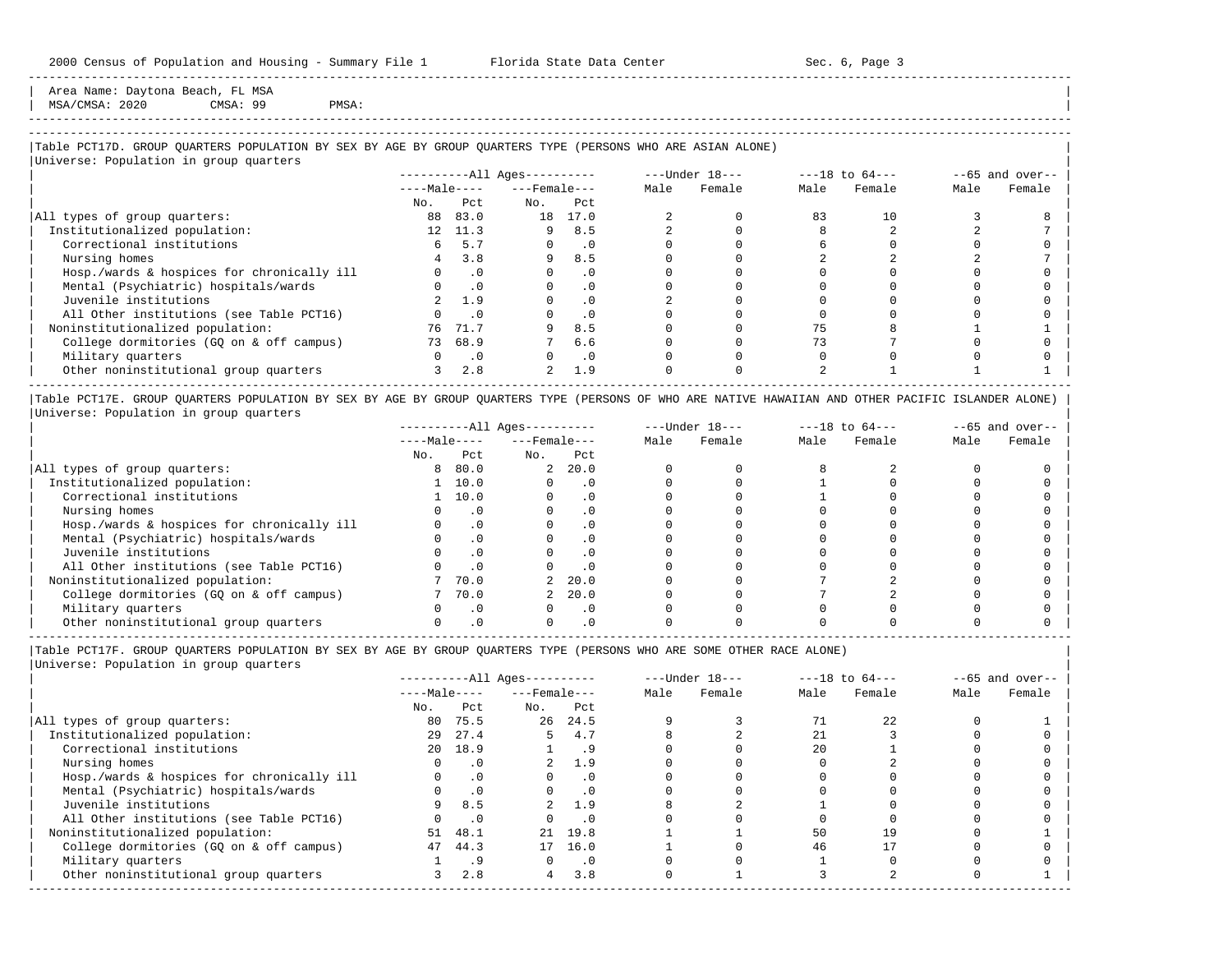Area Name: Daytona Beach, FL MSA
MSA/CMSA: 2020 CMSA: 99 PMSA:

### Table PCT17D. GROUP QUARTERS POPULATION BY SEX BY AGE BY GROUP QUARTERS TYPE (PERSONS WHO ARE ASIAN ALONE)

Universe: Population in group quarters

| | All Ages: Male No. | All Ages: Male Pct | All Ages: Female No. | All Ages: Female Pct | Under 18: Male | Under 18: Female | 18 to 64: Male | 18 to 64: Female | 65 and over: Male | 65 and over: Female |
|---|---|---|---|---|---|---|---|---|---|---|
| All types of group quarters: | 88 | 83.0 | 18 | 17.0 | 2 | 0 | 83 | 10 | 3 | 8 |
| Institutionalized population: | 12 | 11.3 | 9 | 8.5 | 2 | 0 | 8 | 2 | 2 | 7 |
| Correctional institutions | 6 | 5.7 | 0 | .0 | 0 | 0 | 6 | 0 | 0 | 0 |
| Nursing homes | 4 | 3.8 | 9 | 8.5 | 0 | 0 | 2 | 2 | 2 | 7 |
| Hosp./wards & hospices for chronically ill | 0 | .0 | 0 | .0 | 0 | 0 | 0 | 0 | 0 | 0 |
| Mental (Psychiatric) hospitals/wards | 0 | .0 | 0 | .0 | 0 | 0 | 0 | 0 | 0 | 0 |
| Juvenile institutions | 2 | 1.9 | 0 | .0 | 2 | 0 | 0 | 0 | 0 | 0 |
| All Other institutions (see Table PCT16) | 0 | .0 | 0 | .0 | 0 | 0 | 0 | 0 | 0 | 0 |
| Noninstitutionalized population: | 76 | 71.7 | 9 | 8.5 | 0 | 0 | 75 | 8 | 1 | 1 |
| College dormitories (GQ on & off campus) | 73 | 68.9 | 7 | 6.6 | 0 | 0 | 73 | 7 | 0 | 0 |
| Military quarters | 0 | .0 | 0 | .0 | 0 | 0 | 0 | 0 | 0 | 0 |
| Other noninstitutional group quarters | 3 | 2.8 | 2 | 1.9 | 0 | 0 | 2 | 1 | 1 | 1 |

### Table PCT17E. GROUP QUARTERS POPULATION BY SEX BY AGE BY GROUP QUARTERS TYPE (PERSONS OF WHO ARE NATIVE HAWAIIAN AND OTHER PACIFIC ISLANDER ALONE)

Universe: Population in group quarters

| | All Ages: Male No. | All Ages: Male Pct | All Ages: Female No. | All Ages: Female Pct | Under 18: Male | Under 18: Female | 18 to 64: Male | 18 to 64: Female | 65 and over: Male | 65 and over: Female |
|---|---|---|---|---|---|---|---|---|---|---|
| All types of group quarters: | 8 | 80.0 | 2 | 20.0 | 0 | 0 | 8 | 2 | 0 | 0 |
| Institutionalized population: | 1 | 10.0 | 0 | .0 | 0 | 0 | 1 | 0 | 0 | 0 |
| Correctional institutions | 1 | 10.0 | 0 | .0 | 0 | 0 | 1 | 0 | 0 | 0 |
| Nursing homes | 0 | .0 | 0 | .0 | 0 | 0 | 0 | 0 | 0 | 0 |
| Hosp./wards & hospices for chronically ill | 0 | .0 | 0 | .0 | 0 | 0 | 0 | 0 | 0 | 0 |
| Mental (Psychiatric) hospitals/wards | 0 | .0 | 0 | .0 | 0 | 0 | 0 | 0 | 0 | 0 |
| Juvenile institutions | 0 | .0 | 0 | .0 | 0 | 0 | 0 | 0 | 0 | 0 |
| All Other institutions (see Table PCT16) | 0 | .0 | 0 | .0 | 0 | 0 | 0 | 0 | 0 | 0 |
| Noninstitutionalized population: | 7 | 70.0 | 2 | 20.0 | 0 | 0 | 7 | 2 | 0 | 0 |
| College dormitories (GQ on & off campus) | 7 | 70.0 | 2 | 20.0 | 0 | 0 | 7 | 2 | 0 | 0 |
| Military quarters | 0 | .0 | 0 | .0 | 0 | 0 | 0 | 0 | 0 | 0 |
| Other noninstitutional group quarters | 0 | .0 | 0 | .0 | 0 | 0 | 0 | 0 | 0 | 0 |

### Table PCT17F. GROUP QUARTERS POPULATION BY SEX BY AGE BY GROUP QUARTERS TYPE (PERSONS WHO ARE SOME OTHER RACE ALONE)

Universe: Population in group quarters

| | All Ages: Male No. | All Ages: Male Pct | All Ages: Female No. | All Ages: Female Pct | Under 18: Male | Under 18: Female | 18 to 64: Male | 18 to 64: Female | 65 and over: Male | 65 and over: Female |
|---|---|---|---|---|---|---|---|---|---|---|
| All types of group quarters: | 80 | 75.5 | 26 | 24.5 | 9 | 3 | 71 | 22 | 0 | 1 |
| Institutionalized population: | 29 | 27.4 | 5 | 4.7 | 8 | 2 | 21 | 3 | 0 | 0 |
| Correctional institutions | 20 | 18.9 | 1 | .9 | 0 | 0 | 20 | 1 | 0 | 0 |
| Nursing homes | 0 | .0 | 2 | 1.9 | 0 | 0 | 0 | 2 | 0 | 0 |
| Hosp./wards & hospices for chronically ill | 0 | .0 | 0 | .0 | 0 | 0 | 0 | 0 | 0 | 0 |
| Mental (Psychiatric) hospitals/wards | 0 | .0 | 0 | .0 | 0 | 0 | 0 | 0 | 0 | 0 |
| Juvenile institutions | 9 | 8.5 | 2 | 1.9 | 8 | 2 | 1 | 0 | 0 | 0 |
| All Other institutions (see Table PCT16) | 0 | .0 | 0 | .0 | 0 | 0 | 0 | 0 | 0 | 0 |
| Noninstitutionalized population: | 51 | 48.1 | 21 | 19.8 | 1 | 1 | 50 | 19 | 0 | 1 |
| College dormitories (GQ on & off campus) | 47 | 44.3 | 17 | 16.0 | 1 | 0 | 46 | 17 | 0 | 0 |
| Military quarters | 1 | .9 | 0 | .0 | 0 | 0 | 1 | 0 | 0 | 0 |
| Other noninstitutional group quarters | 3 | 2.8 | 4 | 3.8 | 0 | 1 | 3 | 2 | 0 | 1 |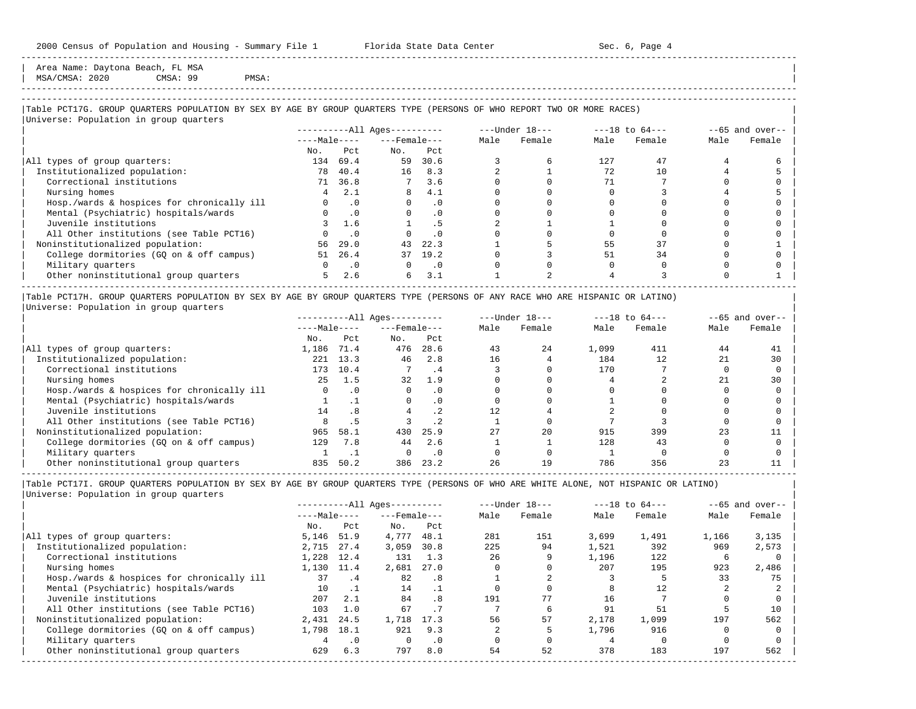Area Name: Daytona Beach, FL MSA
MSA/CMSA: 2020 CMSA: 99 PMSA:

## Table PCT17G. GROUP QUARTERS POPULATION BY SEX BY AGE BY GROUP QUARTERS TYPE (PERSONS OF WHO REPORT TWO OR MORE RACES)

Universe: Population in group quarters

| | All Ages: Male No. | All Ages: Male Pct | All Ages: Female No. | All Ages: Female Pct | Under 18: Male | Under 18: Female | 18 to 64: Male | 18 to 64: Female | 65 and over: Male | 65 and over: Female |
|---|---|---|---|---|---|---|---|---|---|---|
| All types of group quarters: | 134 | 69.4 | 59 | 30.6 | 3 | 6 | 127 | 47 | 4 | 6 |
| Institutionalized population: | 78 | 40.4 | 16 | 8.3 | 2 | 1 | 72 | 10 | 4 | 5 |
| Correctional institutions | 71 | 36.8 | 7 | 3.6 | 0 | 0 | 71 | 7 | 0 | 0 |
| Nursing homes | 4 | 2.1 | 8 | 4.1 | 0 | 0 | 0 | 3 | 4 | 5 |
| Hosp./wards & hospices for chronically ill | 0 | .0 | 0 | .0 | 0 | 0 | 0 | 0 | 0 | 0 |
| Mental (Psychiatric) hospitals/wards | 0 | .0 | 0 | .0 | 0 | 0 | 0 | 0 | 0 | 0 |
| Juvenile institutions | 3 | 1.6 | 1 | .5 | 2 | 1 | 1 | 0 | 0 | 0 |
| All Other institutions (see Table PCT16) | 0 | .0 | 0 | .0 | 0 | 0 | 0 | 0 | 0 | 0 |
| Noninstitutionalized population: | 56 | 29.0 | 43 | 22.3 | 1 | 5 | 55 | 37 | 0 | 1 |
| College dormitories (GQ on & off campus) | 51 | 26.4 | 37 | 19.2 | 0 | 3 | 51 | 34 | 0 | 0 |
| Military quarters | 0 | .0 | 0 | .0 | 0 | 0 | 0 | 0 | 0 | 0 |
| Other noninstitutional group quarters | 5 | 2.6 | 6 | 3.1 | 1 | 2 | 4 | 3 | 0 | 1 |

## Table PCT17H. GROUP QUARTERS POPULATION BY SEX BY AGE BY GROUP QUARTERS TYPE (PERSONS OF ANY RACE WHO ARE HISPANIC OR LATINO)

Universe: Population in group quarters

| | All Ages: Male No. | All Ages: Male Pct | All Ages: Female No. | All Ages: Female Pct | Under 18: Male | Under 18: Female | 18 to 64: Male | 18 to 64: Female | 65 and over: Male | 65 and over: Female |
|---|---|---|---|---|---|---|---|---|---|---|
| All types of group quarters: | 1,186 | 71.4 | 476 | 28.6 | 43 | 24 | 1,099 | 411 | 44 | 41 |
| Institutionalized population: | 221 | 13.3 | 46 | 2.8 | 16 | 4 | 184 | 12 | 21 | 30 |
| Correctional institutions | 173 | 10.4 | 7 | .4 | 3 | 0 | 170 | 7 | 0 | 0 |
| Nursing homes | 25 | 1.5 | 32 | 1.9 | 0 | 0 | 4 | 2 | 21 | 30 |
| Hosp./wards & hospices for chronically ill | 0 | .0 | 0 | .0 | 0 | 0 | 0 | 0 | 0 | 0 |
| Mental (Psychiatric) hospitals/wards | 1 | .1 | 0 | .0 | 0 | 0 | 1 | 0 | 0 | 0 |
| Juvenile institutions | 14 | .8 | 4 | .2 | 12 | 4 | 2 | 0 | 0 | 0 |
| All Other institutions (see Table PCT16) | 8 | .5 | 3 | .2 | 1 | 0 | 7 | 3 | 0 | 0 |
| Noninstitutionalized population: | 965 | 58.1 | 430 | 25.9 | 27 | 20 | 915 | 399 | 23 | 11 |
| College dormitories (GQ on & off campus) | 129 | 7.8 | 44 | 2.6 | 1 | 1 | 128 | 43 | 0 | 0 |
| Military quarters | 1 | .1 | 0 | .0 | 0 | 0 | 1 | 0 | 0 | 0 |
| Other noninstitutional group quarters | 835 | 50.2 | 386 | 23.2 | 26 | 19 | 786 | 356 | 23 | 11 |

## Table PCT17I. GROUP QUARTERS POPULATION BY SEX BY AGE BY GROUP QUARTERS TYPE (PERSONS OF WHO ARE WHITE ALONE, NOT HISPANIC OR LATINO)

Universe: Population in group quarters

| | All Ages: Male No. | All Ages: Male Pct | All Ages: Female No. | All Ages: Female Pct | Under 18: Male | Under 18: Female | 18 to 64: Male | 18 to 64: Female | 65 and over: Male | 65 and over: Female |
|---|---|---|---|---|---|---|---|---|---|---|
| All types of group quarters: | 5,146 | 51.9 | 4,777 | 48.1 | 281 | 151 | 3,699 | 1,491 | 1,166 | 3,135 |
| Institutionalized population: | 2,715 | 27.4 | 3,059 | 30.8 | 225 | 94 | 1,521 | 392 | 969 | 2,573 |
| Correctional institutions | 1,228 | 12.4 | 131 | 1.3 | 26 | 9 | 1,196 | 122 | 6 | 0 |
| Nursing homes | 1,130 | 11.4 | 2,681 | 27.0 | 0 | 0 | 207 | 195 | 923 | 2,486 |
| Hosp./wards & hospices for chronically ill | 37 | .4 | 82 | .8 | 1 | 2 | 3 | 5 | 33 | 75 |
| Mental (Psychiatric) hospitals/wards | 10 | .1 | 14 | .1 | 0 | 0 | 8 | 12 | 2 | 2 |
| Juvenile institutions | 207 | 2.1 | 84 | .8 | 191 | 77 | 16 | 7 | 0 | 0 |
| All Other institutions (see Table PCT16) | 103 | 1.0 | 67 | .7 | 7 | 6 | 91 | 51 | 5 | 10 |
| Noninstitutionalized population: | 2,431 | 24.5 | 1,718 | 17.3 | 56 | 57 | 2,178 | 1,099 | 197 | 562 |
| College dormitories (GQ on & off campus) | 1,798 | 18.1 | 921 | 9.3 | 2 | 5 | 1,796 | 916 | 0 | 0 |
| Military quarters | 4 | .0 | 0 | .0 | 0 | 0 | 4 | 0 | 0 | 0 |
| Other noninstitutional group quarters | 629 | 6.3 | 797 | 8.0 | 54 | 52 | 378 | 183 | 197 | 562 |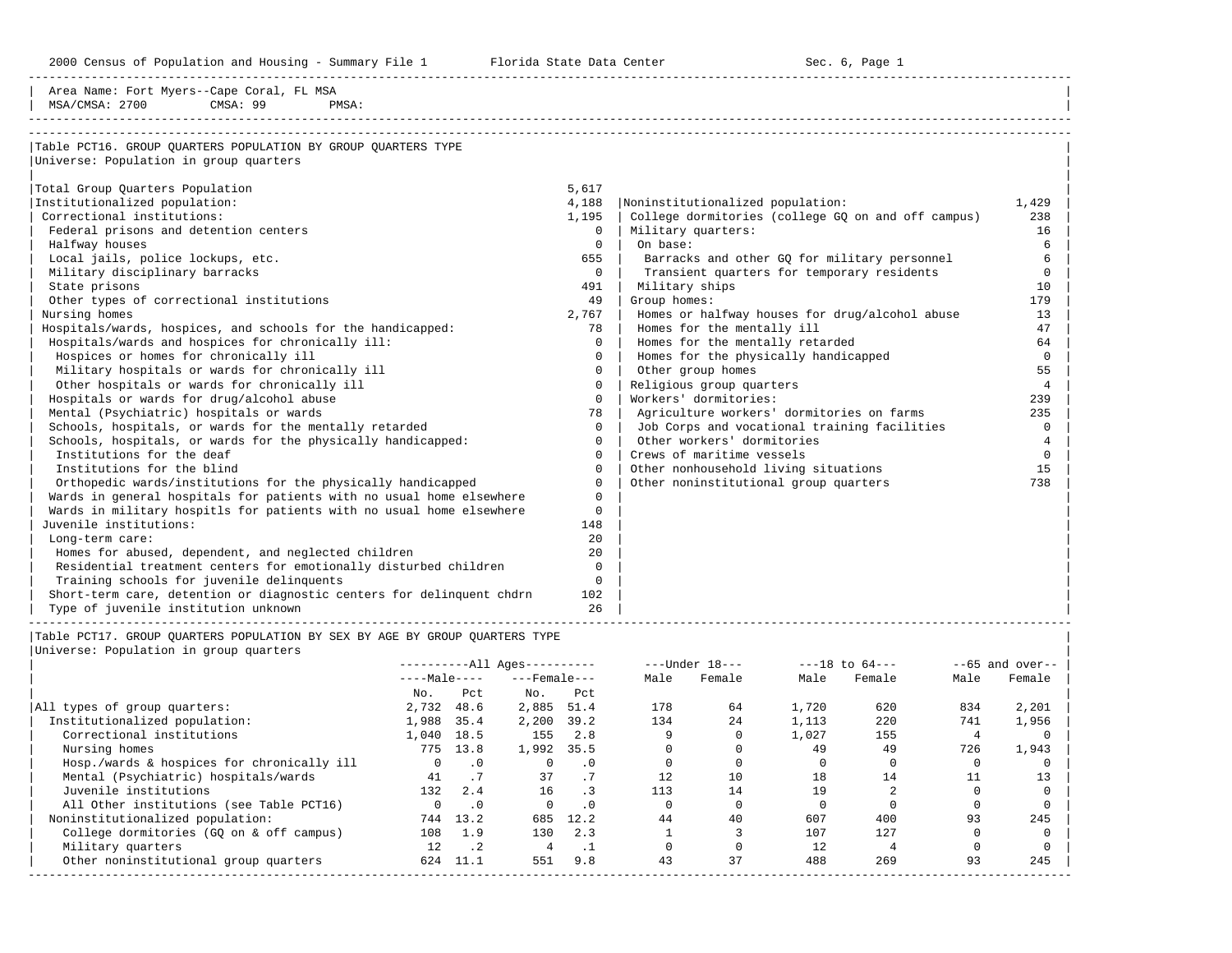Area Name: Fort Myers--Cape Coral, FL MSA
MSA/CMSA: 2700 CMSA: 99 PMSA:

## Table PCT16. GROUP QUARTERS POPULATION BY GROUP QUARTERS TYPE

Universe: Population in group quarters

| Type | Number |
|---|---|
| Total Group Quarters Population | 5,617 |
| Institutionalized population: | 4,188 |
| Correctional institutions: | 1,195 |
| Federal prisons and detention centers | 0 |
| Halfway houses | 0 |
| Local jails, police lockups, etc. | 655 |
| Military disciplinary barracks | 0 |
| State prisons | 491 |
| Other types of correctional institutions | 49 |
| Nursing homes | 2,767 |
| Hospitals/wards, hospices, and schools for the handicapped: | 78 |
| Hospitals/wards and hospices for chronically ill: | 0 |
| Hospices or homes for chronically ill | 0 |
| Military hospitals or wards for chronically ill | 0 |
| Other hospitals or wards for chronically ill | 0 |
| Hospitals or wards for drug/alcohol abuse | 0 |
| Mental (Psychiatric) hospitals or wards | 78 |
| Schools, hospitals, or wards for the mentally retarded | 0 |
| Schools, hospitals, or wards for the physically handicapped: | 0 |
| Institutions for the deaf | 0 |
| Institutions for the blind | 0 |
| Orthopedic wards/institutions for the physically handicapped | 0 |
| Wards in general hospitals for patients with no usual home elsewhere | 0 |
| Wards in military hospitls for patients with no usual home elsewhere | 0 |
| Juvenile institutions: | 148 |
| Long-term care: | 20 |
| Homes for abused, dependent, and neglected children | 20 |
| Residential treatment centers for emotionally disturbed children | 0 |
| Training schools for juvenile delinquents | 0 |
| Short-term care, detention or diagnostic centers for delinquent chdrn | 102 |
| Type of juvenile institution unknown | 26 |
| Noninstitutionalized population: | 1,429 |
| College dormitories (college GQ on and off campus) | 238 |
| Military quarters: | 16 |
| On base: | 6 |
| Barracks and other GQ for military personnel | 6 |
| Transient quarters for temporary residents | 0 |
| Military ships | 10 |
| Group homes: | 179 |
| Homes or halfway houses for drug/alcohol abuse | 13 |
| Homes for the mentally ill | 47 |
| Homes for the mentally retarded | 64 |
| Homes for the physically handicapped | 0 |
| Other group homes | 55 |
| Religious group quarters | 4 |
| Workers' dormitories: | 239 |
| Agriculture workers' dormitories on farms | 235 |
| Job Corps and vocational training facilities | 0 |
| Other workers' dormitories | 4 |
| Crews of maritime vessels | 0 |
| Other nonhousehold living situations | 15 |
| Other noninstitutional group quarters | 738 |

## Table PCT17. GROUP QUARTERS POPULATION BY SEX BY AGE BY GROUP QUARTERS TYPE

Universe: Population in group quarters

| | All Ages Male No. | All Ages Male Pct | All Ages Female No. | All Ages Female Pct | Under 18 Male | Under 18 Female | 18 to 64 Male | 18 to 64 Female | 65 and over Male | 65 and over Female |
|---|---|---|---|---|---|---|---|---|---|---|
| All types of group quarters: | 2,732 | 48.6 | 2,885 | 51.4 | 178 | 64 | 1,720 | 620 | 834 | 2,201 |
| Institutionalized population: | 1,988 | 35.4 | 2,200 | 39.2 | 134 | 24 | 1,113 | 220 | 741 | 1,956 |
| Correctional institutions | 1,040 | 18.5 | 155 | 2.8 | 9 | 0 | 1,027 | 155 | 4 | 0 |
| Nursing homes | 775 | 13.8 | 1,992 | 35.5 | 0 | 0 | 49 | 49 | 726 | 1,943 |
| Hosp./wards & hospices for chronically ill | 0 | .0 | 0 | .0 | 0 | 0 | 0 | 0 | 0 | 0 |
| Mental (Psychiatric) hospitals/wards | 41 | .7 | 37 | .7 | 12 | 10 | 18 | 14 | 11 | 13 |
| Juvenile institutions | 132 | 2.4 | 16 | .3 | 113 | 14 | 19 | 2 | 0 | 0 |
| All Other institutions (see Table PCT16) | 0 | .0 | 0 | .0 | 0 | 0 | 0 | 0 | 0 | 0 |
| Noninstitutionalized population: | 744 | 13.2 | 685 | 12.2 | 44 | 40 | 607 | 400 | 93 | 245 |
| College dormitories (GQ on & off campus) | 108 | 1.9 | 130 | 2.3 | 1 | 3 | 107 | 127 | 0 | 0 |
| Military quarters | 12 | .2 | 4 | .1 | 0 | 0 | 12 | 4 | 0 | 0 |
| Other noninstitutional group quarters | 624 | 11.1 | 551 | 9.8 | 43 | 37 | 488 | 269 | 93 | 245 |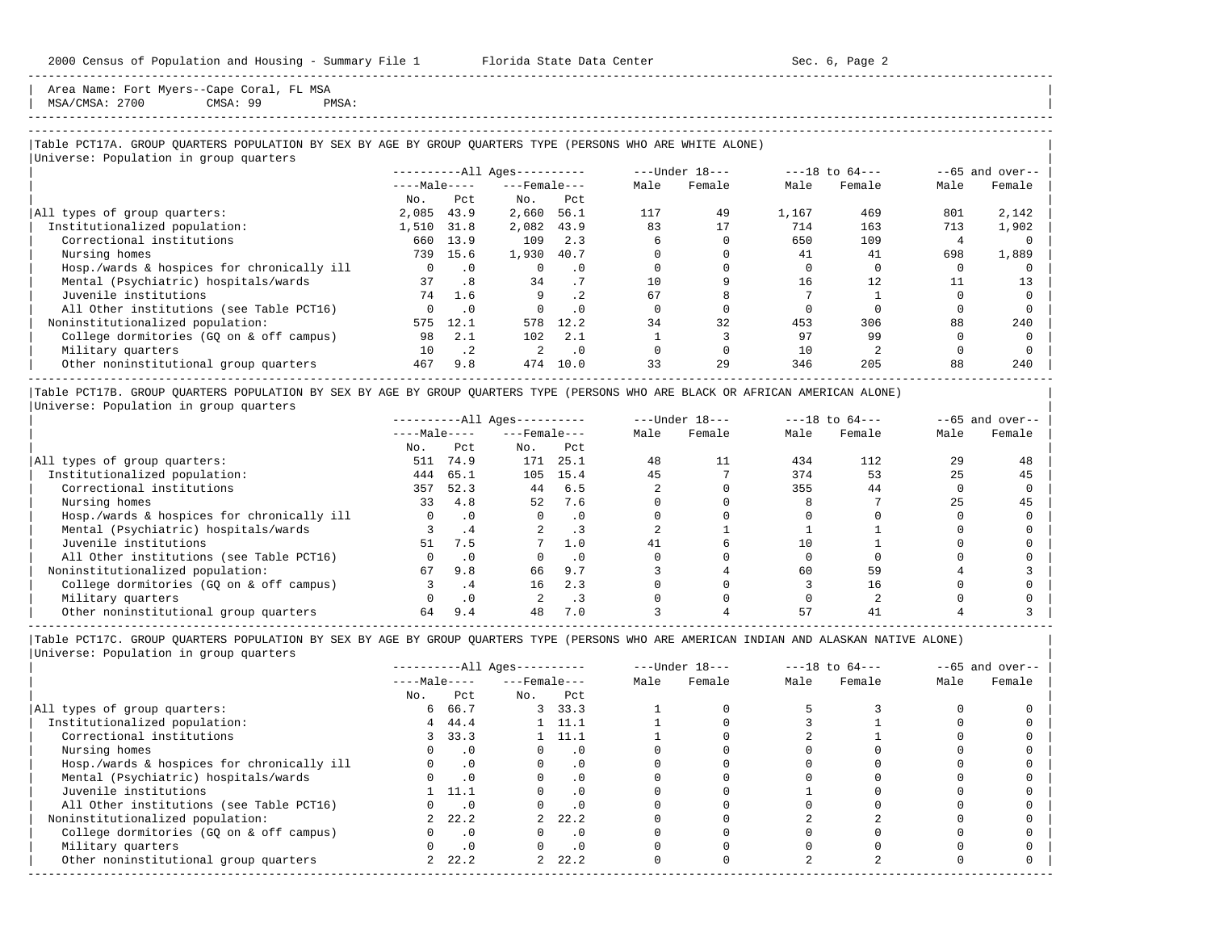Area Name: Fort Myers--Cape Coral, FL MSA
MSA/CMSA: 2700 CMSA: 99 PMSA:

Table PCT17A. GROUP QUARTERS POPULATION BY SEX BY AGE BY GROUP QUARTERS TYPE (PERSONS WHO ARE WHITE ALONE)
Universe: Population in group quarters

| | All Ages: Male No. | All Ages: Male Pct | All Ages: Female No. | All Ages: Female Pct | Under 18: Male | Under 18: Female | 18 to 64: Male | 18 to 64: Female | 65 and over: Male | 65 and over: Female |
|---|---|---|---|---|---|---|---|---|---|---|
| All types of group quarters: | 2,085 | 43.9 | 2,660 | 56.1 | 117 | 49 | 1,167 | 469 | 801 | 2,142 |
| Institutionalized population: | 1,510 | 31.8 | 2,082 | 43.9 | 83 | 17 | 714 | 163 | 713 | 1,902 |
| Correctional institutions | 660 | 13.9 | 109 | 2.3 | 6 | 0 | 650 | 109 | 4 | 0 |
| Nursing homes | 739 | 15.6 | 1,930 | 40.7 | 0 | 0 | 41 | 41 | 698 | 1,889 |
| Hosp./wards & hospices for chronically ill | 0 | .0 | 0 | .0 | 0 | 0 | 0 | 0 | 0 | 0 |
| Mental (Psychiatric) hospitals/wards | 37 | .8 | 34 | .7 | 10 | 9 | 16 | 12 | 11 | 13 |
| Juvenile institutions | 74 | 1.6 | 9 | .2 | 67 | 8 | 7 | 1 | 0 | 0 |
| All Other institutions (see Table PCT16) | 0 | .0 | 0 | .0 | 0 | 0 | 0 | 0 | 0 | 0 |
| Noninstitutionalized population: | 575 | 12.1 | 578 | 12.2 | 34 | 32 | 453 | 306 | 88 | 240 |
| College dormitories (GQ on & off campus) | 98 | 2.1 | 102 | 2.1 | 1 | 3 | 97 | 99 | 0 | 0 |
| Military quarters | 10 | .2 | 2 | .0 | 0 | 0 | 10 | 2 | 0 | 0 |
| Other noninstitutional group quarters | 467 | 9.8 | 474 | 10.0 | 33 | 29 | 346 | 205 | 88 | 240 |

Table PCT17B. GROUP QUARTERS POPULATION BY SEX BY AGE BY GROUP QUARTERS TYPE (PERSONS WHO ARE BLACK OR AFRICAN AMERICAN ALONE)
Universe: Population in group quarters

| | All Ages: Male No. | All Ages: Male Pct | All Ages: Female No. | All Ages: Female Pct | Under 18: Male | Under 18: Female | 18 to 64: Male | 18 to 64: Female | 65 and over: Male | 65 and over: Female |
|---|---|---|---|---|---|---|---|---|---|---|
| All types of group quarters: | 511 | 74.9 | 171 | 25.1 | 48 | 11 | 434 | 112 | 29 | 48 |
| Institutionalized population: | 444 | 65.1 | 105 | 15.4 | 45 | 7 | 374 | 53 | 25 | 45 |
| Correctional institutions | 357 | 52.3 | 44 | 6.5 | 2 | 0 | 355 | 44 | 0 | 0 |
| Nursing homes | 33 | 4.8 | 52 | 7.6 | 0 | 0 | 8 | 7 | 25 | 45 |
| Hosp./wards & hospices for chronically ill | 0 | .0 | 0 | .0 | 0 | 0 | 0 | 0 | 0 | 0 |
| Mental (Psychiatric) hospitals/wards | 3 | .4 | 2 | .3 | 2 | 1 | 1 | 1 | 0 | 0 |
| Juvenile institutions | 51 | 7.5 | 7 | 1.0 | 41 | 6 | 10 | 1 | 0 | 0 |
| All Other institutions (see Table PCT16) | 0 | .0 | 0 | .0 | 0 | 0 | 0 | 0 | 0 | 0 |
| Noninstitutionalized population: | 67 | 9.8 | 66 | 9.7 | 3 | 4 | 60 | 59 | 4 | 3 |
| College dormitories (GQ on & off campus) | 3 | .4 | 16 | 2.3 | 0 | 0 | 3 | 16 | 0 | 0 |
| Military quarters | 0 | .0 | 2 | .3 | 0 | 0 | 0 | 2 | 0 | 0 |
| Other noninstitutional group quarters | 64 | 9.4 | 48 | 7.0 | 3 | 4 | 57 | 41 | 4 | 3 |

Table PCT17C. GROUP QUARTERS POPULATION BY SEX BY AGE BY GROUP QUARTERS TYPE (PERSONS WHO ARE AMERICAN INDIAN AND ALASKAN NATIVE ALONE)
Universe: Population in group quarters

| | All Ages: Male No. | All Ages: Male Pct | All Ages: Female No. | All Ages: Female Pct | Under 18: Male | Under 18: Female | 18 to 64: Male | 18 to 64: Female | 65 and over: Male | 65 and over: Female |
|---|---|---|---|---|---|---|---|---|---|---|
| All types of group quarters: | 6 | 66.7 | 3 | 33.3 | 1 | 0 | 5 | 3 | 0 | 0 |
| Institutionalized population: | 4 | 44.4 | 1 | 11.1 | 1 | 0 | 3 | 1 | 0 | 0 |
| Correctional institutions | 3 | 33.3 | 1 | 11.1 | 1 | 0 | 2 | 1 | 0 | 0 |
| Nursing homes | 0 | .0 | 0 | .0 | 0 | 0 | 0 | 0 | 0 | 0 |
| Hosp./wards & hospices for chronically ill | 0 | .0 | 0 | .0 | 0 | 0 | 0 | 0 | 0 | 0 |
| Mental (Psychiatric) hospitals/wards | 0 | .0 | 0 | .0 | 0 | 0 | 0 | 0 | 0 | 0 |
| Juvenile institutions | 1 | 11.1 | 0 | .0 | 0 | 0 | 1 | 0 | 0 | 0 |
| All Other institutions (see Table PCT16) | 0 | .0 | 0 | .0 | 0 | 0 | 0 | 0 | 0 | 0 |
| Noninstitutionalized population: | 2 | 22.2 | 2 | 22.2 | 0 | 0 | 2 | 2 | 0 | 0 |
| College dormitories (GQ on & off campus) | 0 | .0 | 0 | .0 | 0 | 0 | 0 | 0 | 0 | 0 |
| Military quarters | 0 | .0 | 0 | .0 | 0 | 0 | 0 | 0 | 0 | 0 |
| Other noninstitutional group quarters | 2 | 22.2 | 2 | 22.2 | 0 | 0 | 2 | 2 | 0 | 0 |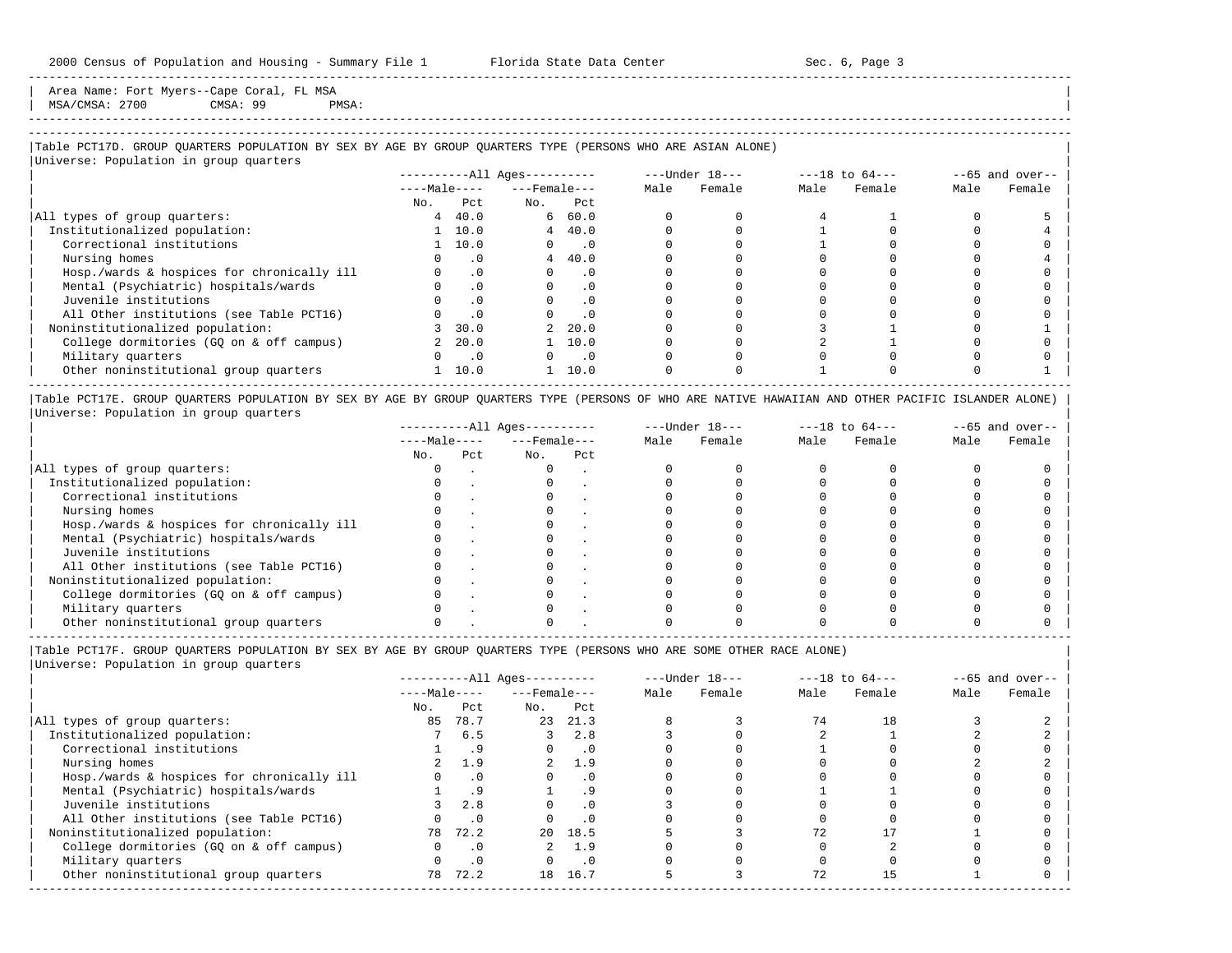Area Name: Fort Myers--Cape Coral, FL MSA
MSA/CMSA: 2700 CMSA: 99 PMSA:

### Table PCT17D. GROUP QUARTERS POPULATION BY SEX BY AGE BY GROUP QUARTERS TYPE (PERSONS WHO ARE ASIAN ALONE)

Universe: Population in group quarters

| | All Ages | | | | Under 18 | | 18 to 64 | | 65 and over | |
|---|---|---|---|---|---|---|---|---|---|---|
| | Male | | Female | | | | | | | |
| | No. | Pct | No. | Pct | Male | Female | Male | Female | Male | Female |
| All types of group quarters: | 4 | 40.0 | 6 | 60.0 | 0 | 0 | 4 | 1 | 0 | 5 |
| Institutionalized population: | 1 | 10.0 | 4 | 40.0 | 0 | 0 | 1 | 0 | 0 | 4 |
| Correctional institutions | 1 | 10.0 | 0 | .0 | 0 | 0 | 1 | 0 | 0 | 0 |
| Nursing homes | 0 | .0 | 4 | 40.0 | 0 | 0 | 0 | 0 | 0 | 4 |
| Hosp./wards & hospices for chronically ill | 0 | .0 | 0 | .0 | 0 | 0 | 0 | 0 | 0 | 0 |
| Mental (Psychiatric) hospitals/wards | 0 | .0 | 0 | .0 | 0 | 0 | 0 | 0 | 0 | 0 |
| Juvenile institutions | 0 | .0 | 0 | .0 | 0 | 0 | 0 | 0 | 0 | 0 |
| All Other institutions (see Table PCT16) | 0 | .0 | 0 | .0 | 0 | 0 | 0 | 0 | 0 | 0 |
| Noninstitutionalized population: | 3 | 30.0 | 2 | 20.0 | 0 | 0 | 3 | 1 | 0 | 1 |
| College dormitories (GQ on & off campus) | 2 | 20.0 | 1 | 10.0 | 0 | 0 | 2 | 1 | 0 | 0 |
| Military quarters | 0 | .0 | 0 | .0 | 0 | 0 | 0 | 0 | 0 | 0 |
| Other noninstitutional group quarters | 1 | 10.0 | 1 | 10.0 | 0 | 0 | 1 | 0 | 0 | 1 |

### Table PCT17E. GROUP QUARTERS POPULATION BY SEX BY AGE BY GROUP QUARTERS TYPE (PERSONS OF WHO ARE NATIVE HAWAIIAN AND OTHER PACIFIC ISLANDER ALONE)

Universe: Population in group quarters

| | All Ages | | | | Under 18 | | 18 to 64 | | 65 and over | |
|---|---|---|---|---|---|---|---|---|---|---|
| | Male | | Female | | | | | | | |
| | No. | Pct | No. | Pct | Male | Female | Male | Female | Male | Female |
| All types of group quarters: | 0 | . | 0 | . | 0 | 0 | 0 | 0 | 0 | 0 |
| Institutionalized population: | 0 | . | 0 | . | 0 | 0 | 0 | 0 | 0 | 0 |
| Correctional institutions | 0 | . | 0 | . | 0 | 0 | 0 | 0 | 0 | 0 |
| Nursing homes | 0 | . | 0 | . | 0 | 0 | 0 | 0 | 0 | 0 |
| Hosp./wards & hospices for chronically ill | 0 | . | 0 | . | 0 | 0 | 0 | 0 | 0 | 0 |
| Mental (Psychiatric) hospitals/wards | 0 | . | 0 | . | 0 | 0 | 0 | 0 | 0 | 0 |
| Juvenile institutions | 0 | . | 0 | . | 0 | 0 | 0 | 0 | 0 | 0 |
| All Other institutions (see Table PCT16) | 0 | . | 0 | . | 0 | 0 | 0 | 0 | 0 | 0 |
| Noninstitutionalized population: | 0 | . | 0 | . | 0 | 0 | 0 | 0 | 0 | 0 |
| College dormitories (GQ on & off campus) | 0 | . | 0 | . | 0 | 0 | 0 | 0 | 0 | 0 |
| Military quarters | 0 | . | 0 | . | 0 | 0 | 0 | 0 | 0 | 0 |
| Other noninstitutional group quarters | 0 | . | 0 | . | 0 | 0 | 0 | 0 | 0 | 0 |

### Table PCT17F. GROUP QUARTERS POPULATION BY SEX BY AGE BY GROUP QUARTERS TYPE (PERSONS WHO ARE SOME OTHER RACE ALONE)

Universe: Population in group quarters

| | All Ages | | | | Under 18 | | 18 to 64 | | 65 and over | |
|---|---|---|---|---|---|---|---|---|---|---|
| | Male | | Female | | | | | | | |
| | No. | Pct | No. | Pct | Male | Female | Male | Female | Male | Female |
| All types of group quarters: | 85 | 78.7 | 23 | 21.3 | 8 | 3 | 74 | 18 | 3 | 2 |
| Institutionalized population: | 7 | 6.5 | 3 | 2.8 | 3 | 0 | 2 | 1 | 2 | 2 |
| Correctional institutions | 1 | .9 | 0 | .0 | 0 | 0 | 1 | 0 | 0 | 0 |
| Nursing homes | 2 | 1.9 | 2 | 1.9 | 0 | 0 | 0 | 0 | 2 | 2 |
| Hosp./wards & hospices for chronically ill | 0 | .0 | 0 | .0 | 0 | 0 | 0 | 0 | 0 | 0 |
| Mental (Psychiatric) hospitals/wards | 1 | .9 | 1 | .9 | 0 | 0 | 1 | 1 | 0 | 0 |
| Juvenile institutions | 3 | 2.8 | 0 | .0 | 3 | 0 | 0 | 0 | 0 | 0 |
| All Other institutions (see Table PCT16) | 0 | .0 | 0 | .0 | 0 | 0 | 0 | 0 | 0 | 0 |
| Noninstitutionalized population: | 78 | 72.2 | 20 | 18.5 | 5 | 3 | 72 | 17 | 1 | 0 |
| College dormitories (GQ on & off campus) | 0 | .0 | 2 | 1.9 | 0 | 0 | 0 | 2 | 0 | 0 |
| Military quarters | 0 | .0 | 0 | .0 | 0 | 0 | 0 | 0 | 0 | 0 |
| Other noninstitutional group quarters | 78 | 72.2 | 18 | 16.7 | 5 | 3 | 72 | 15 | 1 | 0 |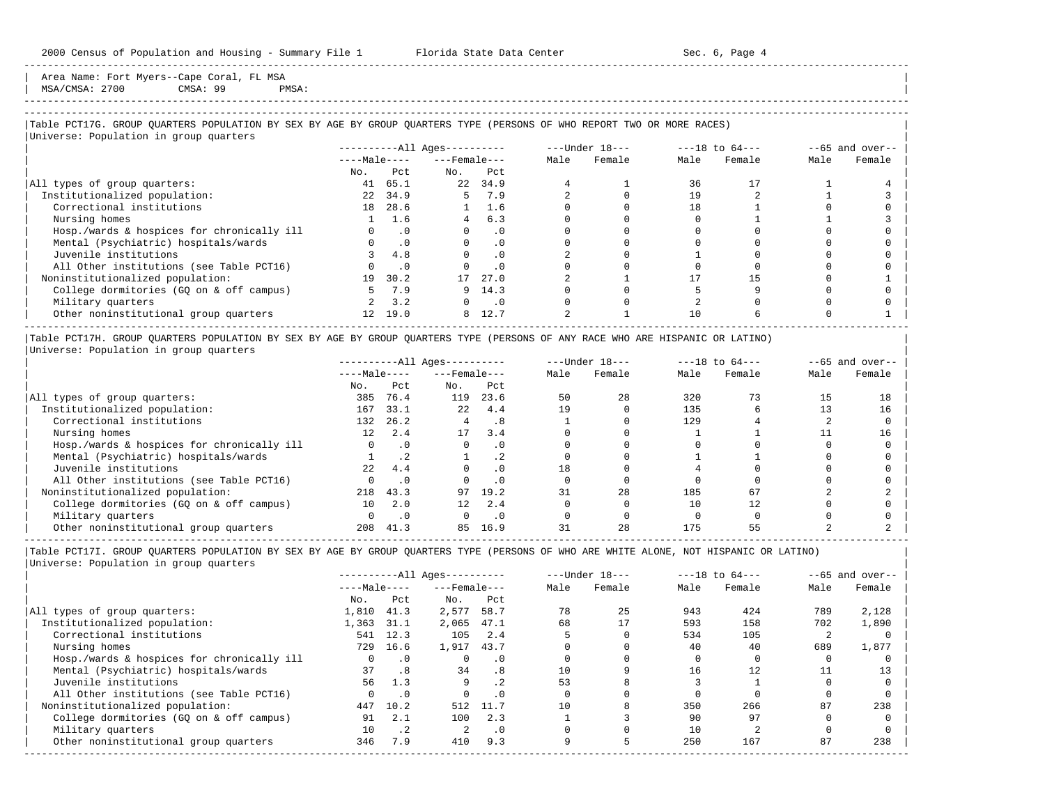Area Name: Fort Myers--Cape Coral, FL MSA
MSA/CMSA: 2700 CMSA: 99 PMSA:

## Table PCT17G. GROUP QUARTERS POPULATION BY SEX BY AGE BY GROUP QUARTERS TYPE (PERSONS OF WHO REPORT TWO OR MORE RACES)

Universe: Population in group quarters

| | All Ages | | | | Under 18 | | 18 to 64 | | 65 and over | |
|---|---|---|---|---|---|---|---|---|---|---|
| | Male | | Female | | | | | | | |
| | No. | Pct | No. | Pct | Male | Female | Male | Female | Male | Female |
| All types of group quarters: | 41 | 65.1 | 22 | 34.9 | 4 | 1 | 36 | 17 | 1 | 4 |
| Institutionalized population: | 22 | 34.9 | 5 | 7.9 | 2 | 0 | 19 | 2 | 1 | 3 |
| Correctional institutions | 18 | 28.6 | 1 | 1.6 | 0 | 0 | 18 | 1 | 0 | 0 |
| Nursing homes | 1 | 1.6 | 4 | 6.3 | 0 | 0 | 0 | 1 | 1 | 3 |
| Hosp./wards & hospices for chronically ill | 0 | .0 | 0 | .0 | 0 | 0 | 0 | 0 | 0 | 0 |
| Mental (Psychiatric) hospitals/wards | 0 | .0 | 0 | .0 | 0 | 0 | 0 | 0 | 0 | 0 |
| Juvenile institutions | 3 | 4.8 | 0 | .0 | 2 | 0 | 1 | 0 | 0 | 0 |
| All Other institutions (see Table PCT16) | 0 | .0 | 0 | .0 | 0 | 0 | 0 | 0 | 0 | 0 |
| Noninstitutionalized population: | 19 | 30.2 | 17 | 27.0 | 2 | 1 | 17 | 15 | 0 | 1 |
| College dormitories (GQ on & off campus) | 5 | 7.9 | 9 | 14.3 | 0 | 0 | 5 | 9 | 0 | 0 |
| Military quarters | 2 | 3.2 | 0 | .0 | 0 | 0 | 2 | 0 | 0 | 0 |
| Other noninstitutional group quarters | 12 | 19.0 | 8 | 12.7 | 2 | 1 | 10 | 6 | 0 | 1 |

## Table PCT17H. GROUP QUARTERS POPULATION BY SEX BY AGE BY GROUP QUARTERS TYPE (PERSONS OF ANY RACE WHO ARE HISPANIC OR LATINO)

Universe: Population in group quarters

| | All Ages | | | | Under 18 | | 18 to 64 | | 65 and over | |
|---|---|---|---|---|---|---|---|---|---|---|
| | Male | | Female | | | | | | | |
| | No. | Pct | No. | Pct | Male | Female | Male | Female | Male | Female |
| All types of group quarters: | 385 | 76.4 | 119 | 23.6 | 50 | 28 | 320 | 73 | 15 | 18 |
| Institutionalized population: | 167 | 33.1 | 22 | 4.4 | 19 | 0 | 135 | 6 | 13 | 16 |
| Correctional institutions | 132 | 26.2 | 4 | .8 | 1 | 0 | 129 | 4 | 2 | 0 |
| Nursing homes | 12 | 2.4 | 17 | 3.4 | 0 | 0 | 1 | 1 | 11 | 16 |
| Hosp./wards & hospices for chronically ill | 0 | .0 | 0 | .0 | 0 | 0 | 0 | 0 | 0 | 0 |
| Mental (Psychiatric) hospitals/wards | 1 | .2 | 1 | .2 | 0 | 0 | 1 | 1 | 0 | 0 |
| Juvenile institutions | 22 | 4.4 | 0 | .0 | 18 | 0 | 4 | 0 | 0 | 0 |
| All Other institutions (see Table PCT16) | 0 | .0 | 0 | .0 | 0 | 0 | 0 | 0 | 0 | 0 |
| Noninstitutionalized population: | 218 | 43.3 | 97 | 19.2 | 31 | 28 | 185 | 67 | 2 | 2 |
| College dormitories (GQ on & off campus) | 10 | 2.0 | 12 | 2.4 | 0 | 0 | 10 | 12 | 0 | 0 |
| Military quarters | 0 | .0 | 0 | .0 | 0 | 0 | 0 | 0 | 0 | 0 |
| Other noninstitutional group quarters | 208 | 41.3 | 85 | 16.9 | 31 | 28 | 175 | 55 | 2 | 2 |

## Table PCT17I. GROUP QUARTERS POPULATION BY SEX BY AGE BY GROUP QUARTERS TYPE (PERSONS OF WHO ARE WHITE ALONE, NOT HISPANIC OR LATINO)

Universe: Population in group quarters

| | All Ages | | | | Under 18 | | 18 to 64 | | 65 and over | |
|---|---|---|---|---|---|---|---|---|---|---|
| | Male | | Female | | | | | | | |
| | No. | Pct | No. | Pct | Male | Female | Male | Female | Male | Female |
| All types of group quarters: | 1,810 | 41.3 | 2,577 | 58.7 | 78 | 25 | 943 | 424 | 789 | 2,128 |
| Institutionalized population: | 1,363 | 31.1 | 2,065 | 47.1 | 68 | 17 | 593 | 158 | 702 | 1,890 |
| Correctional institutions | 541 | 12.3 | 105 | 2.4 | 5 | 0 | 534 | 105 | 2 | 0 |
| Nursing homes | 729 | 16.6 | 1,917 | 43.7 | 0 | 0 | 40 | 40 | 689 | 1,877 |
| Hosp./wards & hospices for chronically ill | 0 | .0 | 0 | .0 | 0 | 0 | 0 | 0 | 0 | 0 |
| Mental (Psychiatric) hospitals/wards | 37 | .8 | 34 | .8 | 10 | 9 | 16 | 12 | 11 | 13 |
| Juvenile institutions | 56 | 1.3 | 9 | .2 | 53 | 8 | 3 | 1 | 0 | 0 |
| All Other institutions (see Table PCT16) | 0 | .0 | 0 | .0 | 0 | 0 | 0 | 0 | 0 | 0 |
| Noninstitutionalized population: | 447 | 10.2 | 512 | 11.7 | 10 | 8 | 350 | 266 | 87 | 238 |
| College dormitories (GQ on & off campus) | 91 | 2.1 | 100 | 2.3 | 1 | 3 | 90 | 97 | 0 | 0 |
| Military quarters | 10 | .2 | 2 | .0 | 0 | 0 | 10 | 2 | 0 | 0 |
| Other noninstitutional group quarters | 346 | 7.9 | 410 | 9.3 | 9 | 5 | 250 | 167 | 87 | 238 |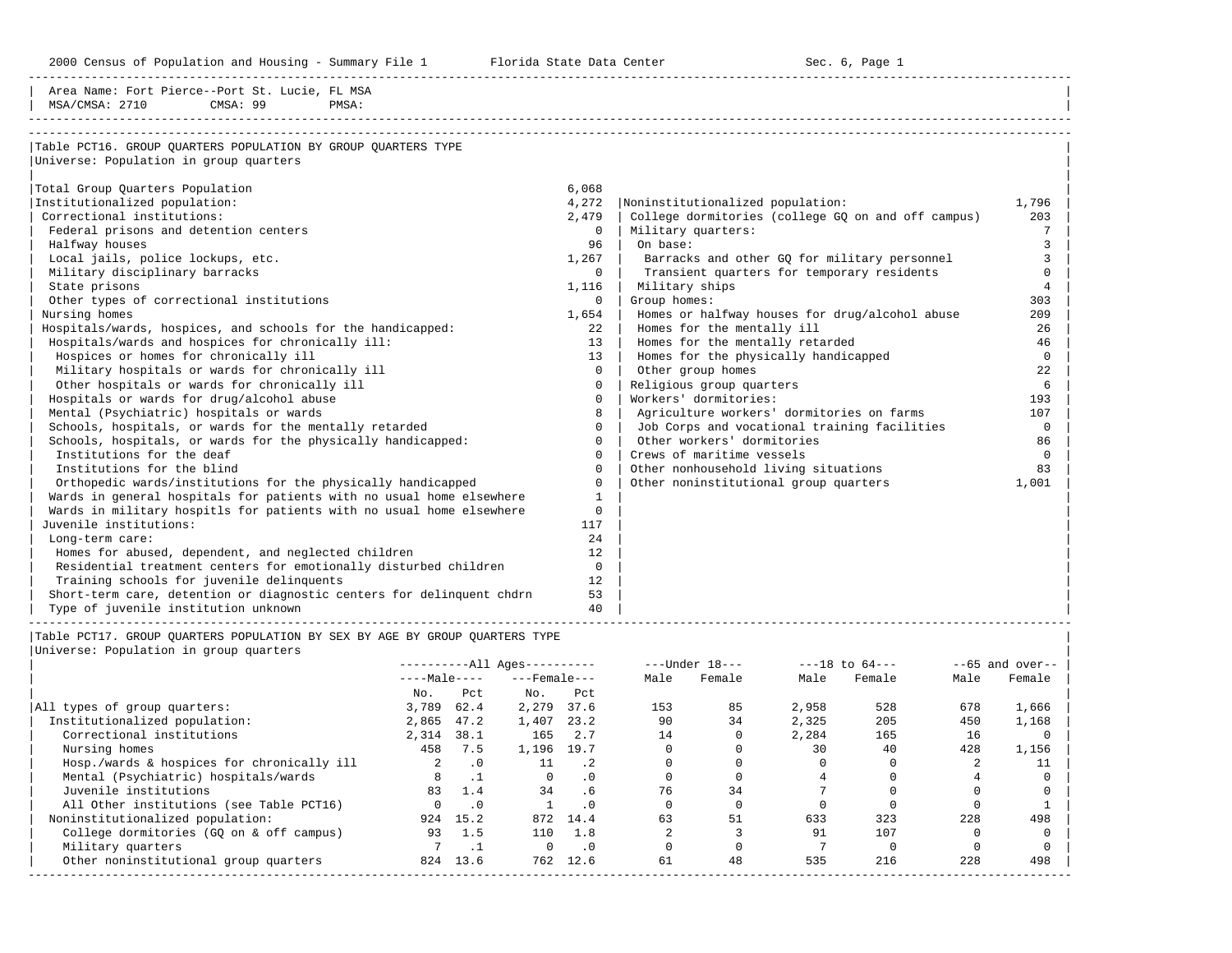Area Name: Fort Pierce--Port St. Lucie, FL MSA
MSA/CMSA: 2710 CMSA: 99 PMSA:

## Table PCT16. GROUP QUARTERS POPULATION BY GROUP QUARTERS TYPE

Universe: Population in group quarters

| Group Quarters Type | Population |
|---|---|
| Total Group Quarters Population | 6,068 |
| Institutionalized population: | 4,272 |
| Correctional institutions: | 2,479 |
| Federal prisons and detention centers | 0 |
| Halfway houses | 96 |
| Local jails, police lockups, etc. | 1,267 |
| Military disciplinary barracks | 0 |
| State prisons | 1,116 |
| Other types of correctional institutions | 0 |
| Nursing homes | 1,654 |
| Hospitals/wards, hospices, and schools for the handicapped: | 22 |
| Hospitals/wards and hospices for chronically ill: | 13 |
| Hospices or homes for chronically ill | 13 |
| Military hospitals or wards for chronically ill | 0 |
| Other hospitals or wards for chronically ill | 0 |
| Hospitals or wards for drug/alcohol abuse | 0 |
| Mental (Psychiatric) hospitals or wards | 8 |
| Schools, hospitals, or wards for the mentally retarded | 0 |
| Schools, hospitals, or wards for the physically handicapped: | 0 |
| Institutions for the deaf | 0 |
| Institutions for the blind | 0 |
| Orthopedic wards/institutions for the physically handicapped | 0 |
| Wards in general hospitals for patients with no usual home elsewhere | 1 |
| Wards in military hospitls for patients with no usual home elsewhere | 0 |
| Juvenile institutions: | 117 |
| Long-term care: | 24 |
| Homes for abused, dependent, and neglected children | 12 |
| Residential treatment centers for emotionally disturbed children | 0 |
| Training schools for juvenile delinquents | 12 |
| Short-term care, detention or diagnostic centers for delinquent chdrn | 53 |
| Type of juvenile institution unknown | 40 |
| Noninstitutionalized population: | 1,796 |
| College dormitories (college GQ on and off campus) | 203 |
| Military quarters: | 7 |
| On base: | 3 |
| Barracks and other GQ for military personnel | 3 |
| Transient quarters for temporary residents | 0 |
| Military ships | 4 |
| Group homes: | 303 |
| Homes or halfway houses for drug/alcohol abuse | 209 |
| Homes for the mentally ill | 26 |
| Homes for the mentally retarded | 46 |
| Homes for the physically handicapped | 0 |
| Other group homes | 22 |
| Religious group quarters | 6 |
| Workers' dormitories: | 193 |
| Agriculture workers' dormitories on farms | 107 |
| Job Corps and vocational training facilities | 0 |
| Other workers' dormitories | 86 |
| Crews of maritime vessels | 0 |
| Other nonhousehold living situations | 83 |
| Other noninstitutional group quarters | 1,001 |

## Table PCT17. GROUP QUARTERS POPULATION BY SEX BY AGE BY GROUP QUARTERS TYPE

Universe: Population in group quarters

| | All Ages | | | | Under 18 | | 18 to 64 | | 65 and over | |
|---|---|---|---|---|---|---|---|---|---|---|
| | Male | | Female | | | | | | | |
| | No. | Pct | No. | Pct | Male | Female | Male | Female | Male | Female |
| All types of group quarters: | 3,789 | 62.4 | 2,279 | 37.6 | 153 | 85 | 2,958 | 528 | 678 | 1,666 |
| Institutionalized population: | 2,865 | 47.2 | 1,407 | 23.2 | 90 | 34 | 2,325 | 205 | 450 | 1,168 |
| Correctional institutions | 2,314 | 38.1 | 165 | 2.7 | 14 | 0 | 2,284 | 165 | 16 | 0 |
| Nursing homes | 458 | 7.5 | 1,196 | 19.7 | 0 | 0 | 30 | 40 | 428 | 1,156 |
| Hosp./wards & hospices for chronically ill | 2 | .0 | 11 | .2 | 0 | 0 | 0 | 0 | 2 | 11 |
| Mental (Psychiatric) hospitals/wards | 8 | .1 | 0 | .0 | 0 | 0 | 4 | 0 | 4 | 0 |
| Juvenile institutions | 83 | 1.4 | 34 | .6 | 76 | 34 | 7 | 0 | 0 | 0 |
| All Other institutions (see Table PCT16) | 0 | .0 | 1 | .0 | 0 | 0 | 0 | 0 | 0 | 1 |
| Noninstitutionalized population: | 924 | 15.2 | 872 | 14.4 | 63 | 51 | 633 | 323 | 228 | 498 |
| College dormitories (GQ on & off campus) | 93 | 1.5 | 110 | 1.8 | 2 | 3 | 91 | 107 | 0 | 0 |
| Military quarters | 7 | .1 | 0 | .0 | 0 | 0 | 7 | 0 | 0 | 0 |
| Other noninstitutional group quarters | 824 | 13.6 | 762 | 12.6 | 61 | 48 | 535 | 216 | 228 | 498 |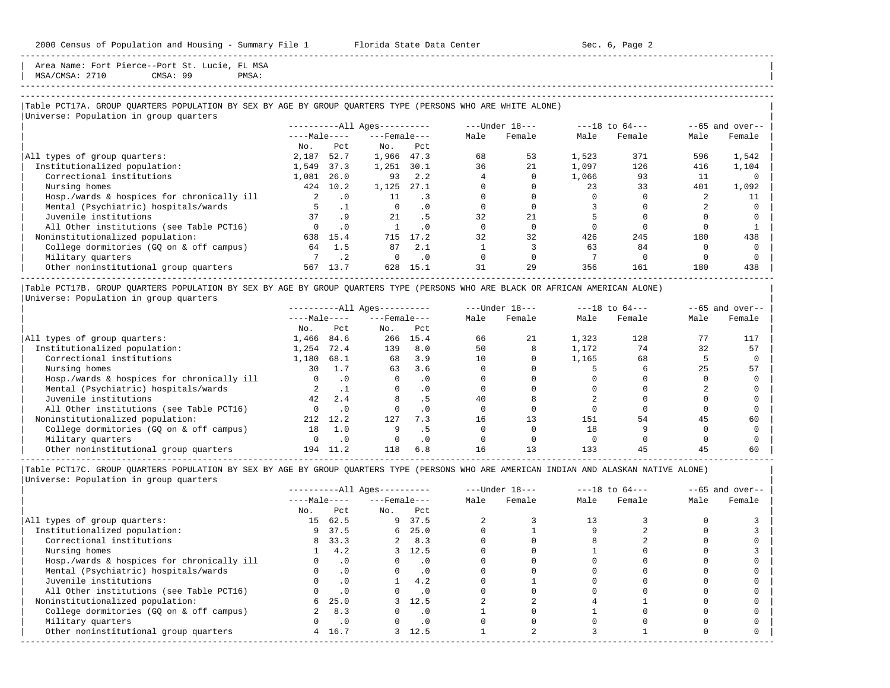Area Name: Fort Pierce--Port St. Lucie, FL MSA
MSA/CMSA: 2710 CMSA: 99 PMSA:

## Table PCT17A. GROUP QUARTERS POPULATION BY SEX BY AGE BY GROUP QUARTERS TYPE (PERSONS WHO ARE WHITE ALONE)

Universe: Population in group quarters

| | All Ages | | | | Under 18 | | 18 to 64 | | 65 and over | |
|---|---|---|---|---|---|---|---|---|---|---|
| | Male | | Female | | | | | | | |
| | No. | Pct | No. | Pct | Male | Female | Male | Female | Male | Female |
| All types of group quarters: | 2,187 | 52.7 | 1,966 | 47.3 | 68 | 53 | 1,523 | 371 | 596 | 1,542 |
| Institutionalized population: | 1,549 | 37.3 | 1,251 | 30.1 | 36 | 21 | 1,097 | 126 | 416 | 1,104 |
| Correctional institutions | 1,081 | 26.0 | 93 | 2.2 | 4 | 0 | 1,066 | 93 | 11 | 0 |
| Nursing homes | 424 | 10.2 | 1,125 | 27.1 | 0 | 0 | 23 | 33 | 401 | 1,092 |
| Hosp./wards & hospices for chronically ill | 2 | .0 | 11 | .3 | 0 | 0 | 0 | 0 | 2 | 11 |
| Mental (Psychiatric) hospitals/wards | 5 | .1 | 0 | .0 | 0 | 0 | 3 | 0 | 2 | 0 |
| Juvenile institutions | 37 | .9 | 21 | .5 | 32 | 21 | 5 | 0 | 0 | 0 |
| All Other institutions (see Table PCT16) | 0 | .0 | 1 | .0 | 0 | 0 | 0 | 0 | 0 | 1 |
| Noninstitutionalized population: | 638 | 15.4 | 715 | 17.2 | 32 | 32 | 426 | 245 | 180 | 438 |
| College dormitories (GQ on & off campus) | 64 | 1.5 | 87 | 2.1 | 1 | 3 | 63 | 84 | 0 | 0 |
| Military quarters | 7 | .2 | 0 | .0 | 0 | 0 | 7 | 0 | 0 | 0 |
| Other noninstitutional group quarters | 567 | 13.7 | 628 | 15.1 | 31 | 29 | 356 | 161 | 180 | 438 |

## Table PCT17B. GROUP QUARTERS POPULATION BY SEX BY AGE BY GROUP QUARTERS TYPE (PERSONS WHO ARE BLACK OR AFRICAN AMERICAN ALONE)

Universe: Population in group quarters

| | All Ages | | | | Under 18 | | 18 to 64 | | 65 and over | |
|---|---|---|---|---|---|---|---|---|---|---|
| | Male | | Female | | | | | | | |
| | No. | Pct | No. | Pct | Male | Female | Male | Female | Male | Female |
| All types of group quarters: | 1,466 | 84.6 | 266 | 15.4 | 66 | 21 | 1,323 | 128 | 77 | 117 |
| Institutionalized population: | 1,254 | 72.4 | 139 | 8.0 | 50 | 8 | 1,172 | 74 | 32 | 57 |
| Correctional institutions | 1,180 | 68.1 | 68 | 3.9 | 10 | 0 | 1,165 | 68 | 5 | 0 |
| Nursing homes | 30 | 1.7 | 63 | 3.6 | 0 | 0 | 5 | 6 | 25 | 57 |
| Hosp./wards & hospices for chronically ill | 0 | .0 | 0 | .0 | 0 | 0 | 0 | 0 | 0 | 0 |
| Mental (Psychiatric) hospitals/wards | 2 | .1 | 0 | .0 | 0 | 0 | 0 | 0 | 2 | 0 |
| Juvenile institutions | 42 | 2.4 | 8 | .5 | 40 | 8 | 2 | 0 | 0 | 0 |
| All Other institutions (see Table PCT16) | 0 | .0 | 0 | .0 | 0 | 0 | 0 | 0 | 0 | 0 |
| Noninstitutionalized population: | 212 | 12.2 | 127 | 7.3 | 16 | 13 | 151 | 54 | 45 | 60 |
| College dormitories (GQ on & off campus) | 18 | 1.0 | 9 | .5 | 0 | 0 | 18 | 9 | 0 | 0 |
| Military quarters | 0 | .0 | 0 | .0 | 0 | 0 | 0 | 0 | 0 | 0 |
| Other noninstitutional group quarters | 194 | 11.2 | 118 | 6.8 | 16 | 13 | 133 | 45 | 45 | 60 |

## Table PCT17C. GROUP QUARTERS POPULATION BY SEX BY AGE BY GROUP QUARTERS TYPE (PERSONS WHO ARE AMERICAN INDIAN AND ALASKAN NATIVE ALONE)

Universe: Population in group quarters

| | All Ages | | | | Under 18 | | 18 to 64 | | 65 and over | |
|---|---|---|---|---|---|---|---|---|---|---|
| | Male | | Female | | | | | | | |
| | No. | Pct | No. | Pct | Male | Female | Male | Female | Male | Female |
| All types of group quarters: | 15 | 62.5 | 9 | 37.5 | 2 | 3 | 13 | 3 | 0 | 3 |
| Institutionalized population: | 9 | 37.5 | 6 | 25.0 | 0 | 1 | 9 | 2 | 0 | 3 |
| Correctional institutions | 8 | 33.3 | 2 | 8.3 | 0 | 0 | 8 | 2 | 0 | 0 |
| Nursing homes | 1 | 4.2 | 3 | 12.5 | 0 | 0 | 1 | 0 | 0 | 3 |
| Hosp./wards & hospices for chronically ill | 0 | .0 | 0 | .0 | 0 | 0 | 0 | 0 | 0 | 0 |
| Mental (Psychiatric) hospitals/wards | 0 | .0 | 0 | .0 | 0 | 0 | 0 | 0 | 0 | 0 |
| Juvenile institutions | 0 | .0 | 1 | 4.2 | 0 | 1 | 0 | 0 | 0 | 0 |
| All Other institutions (see Table PCT16) | 0 | .0 | 0 | .0 | 0 | 0 | 0 | 0 | 0 | 0 |
| Noninstitutionalized population: | 6 | 25.0 | 3 | 12.5 | 2 | 2 | 4 | 1 | 0 | 0 |
| College dormitories (GQ on & off campus) | 2 | 8.3 | 0 | .0 | 1 | 0 | 1 | 0 | 0 | 0 |
| Military quarters | 0 | .0 | 0 | .0 | 0 | 0 | 0 | 0 | 0 | 0 |
| Other noninstitutional group quarters | 4 | 16.7 | 3 | 12.5 | 1 | 2 | 3 | 1 | 0 | 0 |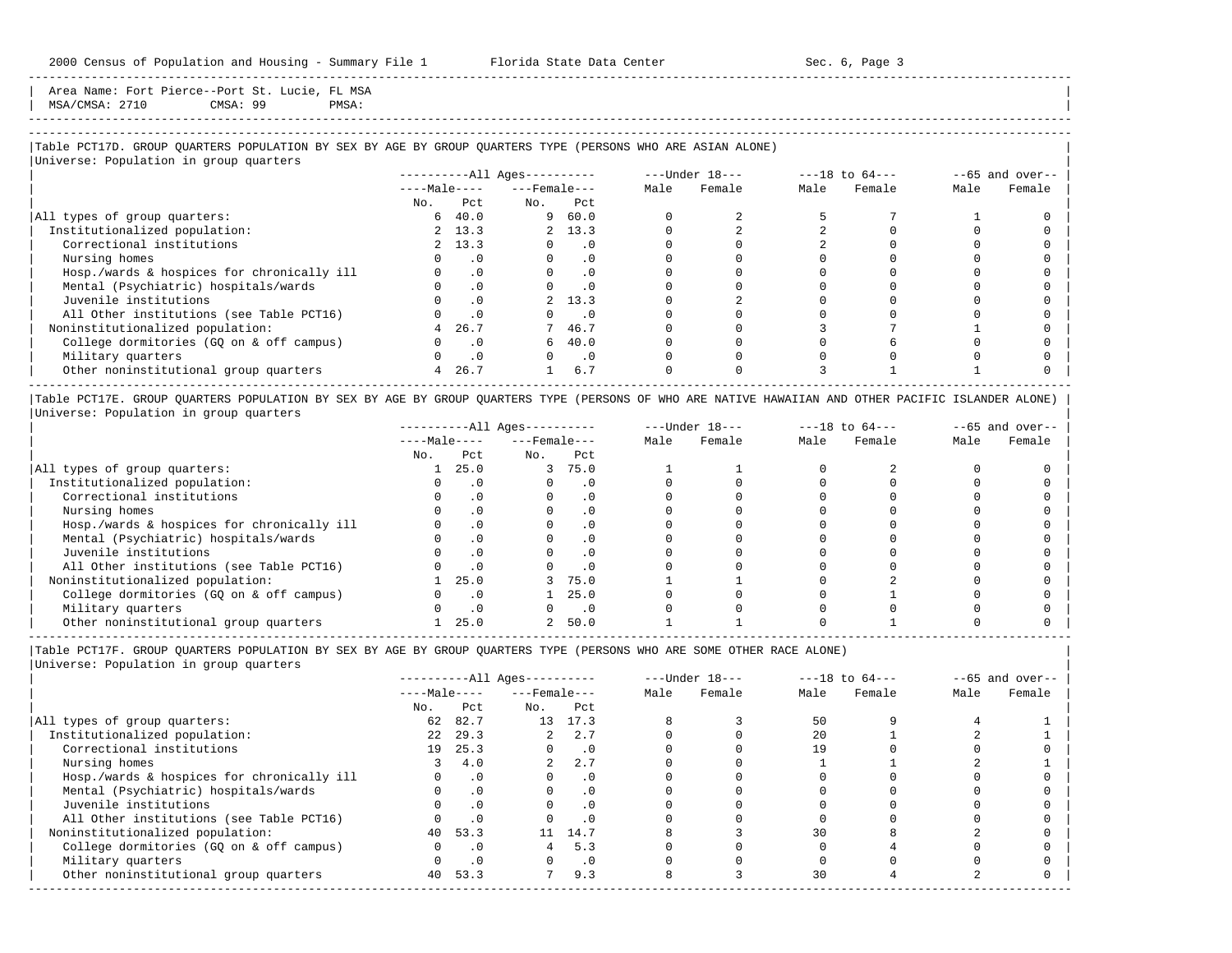Area Name: Fort Pierce--Port St. Lucie, FL MSA
MSA/CMSA: 2710 CMSA: 99 PMSA:

## Table PCT17D. GROUP QUARTERS POPULATION BY SEX BY AGE BY GROUP QUARTERS TYPE (PERSONS WHO ARE ASIAN ALONE)

Universe: Population in group quarters

| | All Ages: Male No. | All Ages: Male Pct | All Ages: Female No. | All Ages: Female Pct | Under 18: Male | Under 18: Female | 18 to 64: Male | 18 to 64: Female | 65 and over: Male | 65 and over: Female |
|---|---|---|---|---|---|---|---|---|---|---|
| All types of group quarters: | 6 | 40.0 | 9 | 60.0 | 0 | 2 | 5 | 7 | 1 | 0 |
| Institutionalized population: | 2 | 13.3 | 2 | 13.3 | 0 | 2 | 2 | 0 | 0 | 0 |
| Correctional institutions | 2 | 13.3 | 0 | .0 | 0 | 0 | 2 | 0 | 0 | 0 |
| Nursing homes | 0 | .0 | 0 | .0 | 0 | 0 | 0 | 0 | 0 | 0 |
| Hosp./wards & hospices for chronically ill | 0 | .0 | 0 | .0 | 0 | 0 | 0 | 0 | 0 | 0 |
| Mental (Psychiatric) hospitals/wards | 0 | .0 | 0 | .0 | 0 | 0 | 0 | 0 | 0 | 0 |
| Juvenile institutions | 0 | .0 | 2 | 13.3 | 0 | 2 | 0 | 0 | 0 | 0 |
| All Other institutions (see Table PCT16) | 0 | .0 | 0 | .0 | 0 | 0 | 0 | 0 | 0 | 0 |
| Noninstitutionalized population: | 4 | 26.7 | 7 | 46.7 | 0 | 0 | 3 | 7 | 1 | 0 |
| College dormitories (GQ on & off campus) | 0 | .0 | 6 | 40.0 | 0 | 0 | 0 | 6 | 0 | 0 |
| Military quarters | 0 | .0 | 0 | .0 | 0 | 0 | 0 | 0 | 0 | 0 |
| Other noninstitutional group quarters | 4 | 26.7 | 1 | 6.7 | 0 | 0 | 3 | 1 | 1 | 0 |

## Table PCT17E. GROUP QUARTERS POPULATION BY SEX BY AGE BY GROUP QUARTERS TYPE (PERSONS OF WHO ARE NATIVE HAWAIIAN AND OTHER PACIFIC ISLANDER ALONE)

Universe: Population in group quarters

| | All Ages: Male No. | All Ages: Male Pct | All Ages: Female No. | All Ages: Female Pct | Under 18: Male | Under 18: Female | 18 to 64: Male | 18 to 64: Female | 65 and over: Male | 65 and over: Female |
|---|---|---|---|---|---|---|---|---|---|---|
| All types of group quarters: | 1 | 25.0 | 3 | 75.0 | 1 | 1 | 0 | 2 | 0 | 0 |
| Institutionalized population: | 0 | .0 | 0 | .0 | 0 | 0 | 0 | 0 | 0 | 0 |
| Correctional institutions | 0 | .0 | 0 | .0 | 0 | 0 | 0 | 0 | 0 | 0 |
| Nursing homes | 0 | .0 | 0 | .0 | 0 | 0 | 0 | 0 | 0 | 0 |
| Hosp./wards & hospices for chronically ill | 0 | .0 | 0 | .0 | 0 | 0 | 0 | 0 | 0 | 0 |
| Mental (Psychiatric) hospitals/wards | 0 | .0 | 0 | .0 | 0 | 0 | 0 | 0 | 0 | 0 |
| Juvenile institutions | 0 | .0 | 0 | .0 | 0 | 0 | 0 | 0 | 0 | 0 |
| All Other institutions (see Table PCT16) | 0 | .0 | 0 | .0 | 0 | 0 | 0 | 0 | 0 | 0 |
| Noninstitutionalized population: | 1 | 25.0 | 3 | 75.0 | 1 | 1 | 0 | 2 | 0 | 0 |
| College dormitories (GQ on & off campus) | 0 | .0 | 1 | 25.0 | 0 | 0 | 0 | 1 | 0 | 0 |
| Military quarters | 0 | .0 | 0 | .0 | 0 | 0 | 0 | 0 | 0 | 0 |
| Other noninstitutional group quarters | 1 | 25.0 | 2 | 50.0 | 1 | 1 | 0 | 1 | 0 | 0 |

## Table PCT17F. GROUP QUARTERS POPULATION BY SEX BY AGE BY GROUP QUARTERS TYPE (PERSONS WHO ARE SOME OTHER RACE ALONE)

Universe: Population in group quarters

| | All Ages: Male No. | All Ages: Male Pct | All Ages: Female No. | All Ages: Female Pct | Under 18: Male | Under 18: Female | 18 to 64: Male | 18 to 64: Female | 65 and over: Male | 65 and over: Female |
|---|---|---|---|---|---|---|---|---|---|---|
| All types of group quarters: | 62 | 82.7 | 13 | 17.3 | 8 | 3 | 50 | 9 | 4 | 1 |
| Institutionalized population: | 22 | 29.3 | 2 | 2.7 | 0 | 0 | 20 | 1 | 2 | 1 |
| Correctional institutions | 19 | 25.3 | 0 | .0 | 0 | 0 | 19 | 0 | 0 | 0 |
| Nursing homes | 3 | 4.0 | 2 | 2.7 | 0 | 0 | 1 | 1 | 2 | 1 |
| Hosp./wards & hospices for chronically ill | 0 | .0 | 0 | .0 | 0 | 0 | 0 | 0 | 0 | 0 |
| Mental (Psychiatric) hospitals/wards | 0 | .0 | 0 | .0 | 0 | 0 | 0 | 0 | 0 | 0 |
| Juvenile institutions | 0 | .0 | 0 | .0 | 0 | 0 | 0 | 0 | 0 | 0 |
| All Other institutions (see Table PCT16) | 0 | .0 | 0 | .0 | 0 | 0 | 0 | 0 | 0 | 0 |
| Noninstitutionalized population: | 40 | 53.3 | 11 | 14.7 | 8 | 3 | 30 | 8 | 2 | 0 |
| College dormitories (GQ on & off campus) | 0 | .0 | 4 | 5.3 | 0 | 0 | 0 | 4 | 0 | 0 |
| Military quarters | 0 | .0 | 0 | .0 | 0 | 0 | 0 | 0 | 0 | 0 |
| Other noninstitutional group quarters | 40 | 53.3 | 7 | 9.3 | 8 | 3 | 30 | 4 | 2 | 0 |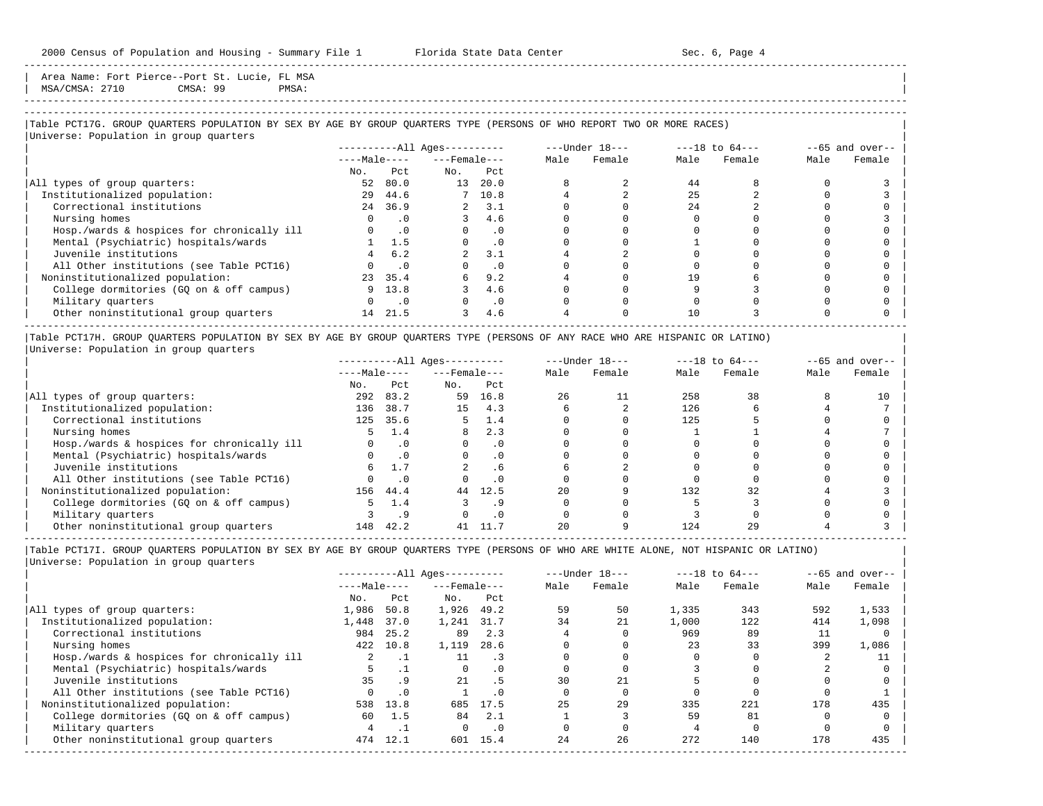Area Name: Fort Pierce--Port St. Lucie, FL MSA
MSA/CMSA: 2710 CMSA: 99 PMSA:

### Table PCT17G. GROUP QUARTERS POPULATION BY SEX BY AGE BY GROUP QUARTERS TYPE (PERSONS OF WHO REPORT TWO OR MORE RACES)

Universe: Population in group quarters

| | All Ages | | | | Under 18 | | 18 to 64 | | 65 and over | |
|---|---|---|---|---|---|---|---|---|---|---|
| | Male | | Female | | | | | | | |
| | No. | Pct | No. | Pct | Male | Female | Male | Female | Male | Female |
| All types of group quarters: | 52 | 80.0 | 13 | 20.0 | 8 | 2 | 44 | 8 | 0 | 3 |
| Institutionalized population: | 29 | 44.6 | 7 | 10.8 | 4 | 2 | 25 | 2 | 0 | 3 |
| Correctional institutions | 24 | 36.9 | 2 | 3.1 | 0 | 0 | 24 | 2 | 0 | 0 |
| Nursing homes | 0 | .0 | 3 | 4.6 | 0 | 0 | 0 | 0 | 0 | 3 |
| Hosp./wards & hospices for chronically ill | 0 | .0 | 0 | .0 | 0 | 0 | 0 | 0 | 0 | 0 |
| Mental (Psychiatric) hospitals/wards | 1 | 1.5 | 0 | .0 | 0 | 0 | 1 | 0 | 0 | 0 |
| Juvenile institutions | 4 | 6.2 | 2 | 3.1 | 4 | 2 | 0 | 0 | 0 | 0 |
| All Other institutions (see Table PCT16) | 0 | .0 | 0 | .0 | 0 | 0 | 0 | 0 | 0 | 0 |
| Noninstitutionalized population: | 23 | 35.4 | 6 | 9.2 | 4 | 0 | 19 | 6 | 0 | 0 |
| College dormitories (GQ on & off campus) | 9 | 13.8 | 3 | 4.6 | 0 | 0 | 9 | 3 | 0 | 0 |
| Military quarters | 0 | .0 | 0 | .0 | 0 | 0 | 0 | 0 | 0 | 0 |
| Other noninstitutional group quarters | 14 | 21.5 | 3 | 4.6 | 4 | 0 | 10 | 3 | 0 | 0 |

### Table PCT17H. GROUP QUARTERS POPULATION BY SEX BY AGE BY GROUP QUARTERS TYPE (PERSONS OF ANY RACE WHO ARE HISPANIC OR LATINO)

Universe: Population in group quarters

| | All Ages | | | | Under 18 | | 18 to 64 | | 65 and over | |
|---|---|---|---|---|---|---|---|---|---|---|
| | Male | | Female | | | | | | | |
| | No. | Pct | No. | Pct | Male | Female | Male | Female | Male | Female |
| All types of group quarters: | 292 | 83.2 | 59 | 16.8 | 26 | 11 | 258 | 38 | 8 | 10 |
| Institutionalized population: | 136 | 38.7 | 15 | 4.3 | 6 | 2 | 126 | 6 | 4 | 7 |
| Correctional institutions | 125 | 35.6 | 5 | 1.4 | 0 | 0 | 125 | 5 | 0 | 0 |
| Nursing homes | 5 | 1.4 | 8 | 2.3 | 0 | 0 | 1 | 1 | 4 | 7 |
| Hosp./wards & hospices for chronically ill | 0 | .0 | 0 | .0 | 0 | 0 | 0 | 0 | 0 | 0 |
| Mental (Psychiatric) hospitals/wards | 0 | .0 | 0 | .0 | 0 | 0 | 0 | 0 | 0 | 0 |
| Juvenile institutions | 6 | 1.7 | 2 | .6 | 6 | 2 | 0 | 0 | 0 | 0 |
| All Other institutions (see Table PCT16) | 0 | .0 | 0 | .0 | 0 | 0 | 0 | 0 | 0 | 0 |
| Noninstitutionalized population: | 156 | 44.4 | 44 | 12.5 | 20 | 9 | 132 | 32 | 4 | 3 |
| College dormitories (GQ on & off campus) | 5 | 1.4 | 3 | .9 | 0 | 0 | 5 | 3 | 0 | 0 |
| Military quarters | 3 | .9 | 0 | .0 | 0 | 0 | 3 | 0 | 0 | 0 |
| Other noninstitutional group quarters | 148 | 42.2 | 41 | 11.7 | 20 | 9 | 124 | 29 | 4 | 3 |

### Table PCT17I. GROUP QUARTERS POPULATION BY SEX BY AGE BY GROUP QUARTERS TYPE (PERSONS OF WHO ARE WHITE ALONE, NOT HISPANIC OR LATINO)

Universe: Population in group quarters

| | All Ages | | | | Under 18 | | 18 to 64 | | 65 and over | |
|---|---|---|---|---|---|---|---|---|---|---|
| | Male | | Female | | | | | | | |
| | No. | Pct | No. | Pct | Male | Female | Male | Female | Male | Female |
| All types of group quarters: | 1,986 | 50.8 | 1,926 | 49.2 | 59 | 50 | 1,335 | 343 | 592 | 1,533 |
| Institutionalized population: | 1,448 | 37.0 | 1,241 | 31.7 | 34 | 21 | 1,000 | 122 | 414 | 1,098 |
| Correctional institutions | 984 | 25.2 | 89 | 2.3 | 4 | 0 | 969 | 89 | 11 | 0 |
| Nursing homes | 422 | 10.8 | 1,119 | 28.6 | 0 | 0 | 23 | 33 | 399 | 1,086 |
| Hosp./wards & hospices for chronically ill | 2 | .1 | 11 | .3 | 0 | 0 | 0 | 0 | 2 | 11 |
| Mental (Psychiatric) hospitals/wards | 5 | .1 | 0 | .0 | 0 | 0 | 3 | 0 | 2 | 0 |
| Juvenile institutions | 35 | .9 | 21 | .5 | 30 | 21 | 5 | 0 | 0 | 0 |
| All Other institutions (see Table PCT16) | 0 | .0 | 1 | .0 | 0 | 0 | 0 | 0 | 0 | 1 |
| Noninstitutionalized population: | 538 | 13.8 | 685 | 17.5 | 25 | 29 | 335 | 221 | 178 | 435 |
| College dormitories (GQ on & off campus) | 60 | 1.5 | 84 | 2.1 | 1 | 3 | 59 | 81 | 0 | 0 |
| Military quarters | 4 | .1 | 0 | .0 | 0 | 0 | 4 | 0 | 0 | 0 |
| Other noninstitutional group quarters | 474 | 12.1 | 601 | 15.4 | 24 | 26 | 272 | 140 | 178 | 435 |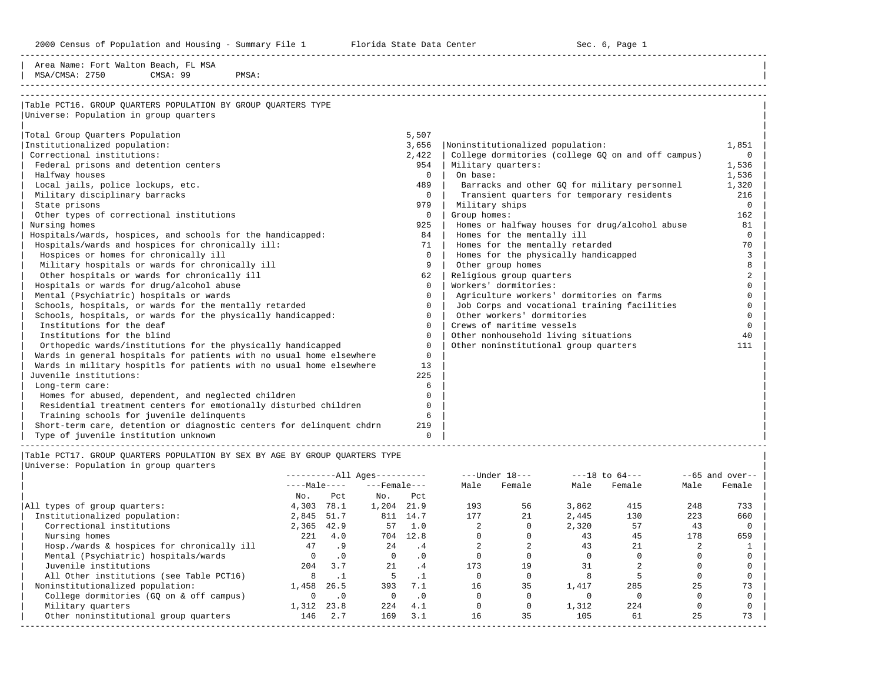Area Name: Fort Walton Beach, FL MSA
MSA/CMSA: 2750 CMSA: 99 PMSA:

## Table PCT16. GROUP QUARTERS POPULATION BY GROUP QUARTERS TYPE

Universe: Population in group quarters

| Group Quarters Type | Count |
|---|---|
| Total Group Quarters Population | 5,507 |
| Institutionalized population: | 3,656 |
| Correctional institutions: | 2,422 |
| Federal prisons and detention centers | 954 |
| Halfway houses | 0 |
| Local jails, police lockups, etc. | 489 |
| Military disciplinary barracks | 0 |
| State prisons | 979 |
| Other types of correctional institutions | 0 |
| Nursing homes | 925 |
| Hospitals/wards, hospices, and schools for the handicapped: | 84 |
| Hospitals/wards and hospices for chronically ill: | 71 |
| Hospices or homes for chronically ill | 0 |
| Military hospitals or wards for chronically ill | 9 |
| Other hospitals or wards for chronically ill | 62 |
| Hospitals or wards for drug/alcohol abuse | 0 |
| Mental (Psychiatric) hospitals or wards | 0 |
| Schools, hospitals, or wards for the mentally retarded | 0 |
| Schools, hospitals, or wards for the physically handicapped: | 0 |
| Institutions for the deaf | 0 |
| Institutions for the blind | 0 |
| Orthopedic wards/institutions for the physically handicapped | 0 |
| Wards in general hospitals for patients with no usual home elsewhere | 0 |
| Wards in military hospitls for patients with no usual home elsewhere | 13 |
| Juvenile institutions: | 225 |
| Long-term care: | 6 |
| Homes for abused, dependent, and neglected children | 0 |
| Residential treatment centers for emotionally disturbed children | 0 |
| Training schools for juvenile delinquents | 6 |
| Short-term care, detention or diagnostic centers for delinquent chdrn | 219 |
| Type of juvenile institution unknown | 0 |
| Noninstitutionalized population: | 1,851 |
| College dormitories (college GQ on and off campus) | 0 |
| Military quarters: | 1,536 |
| On base: | 1,536 |
| Barracks and other GQ for military personnel | 1,320 |
| Transient quarters for temporary residents | 216 |
| Military ships | 0 |
| Group homes: | 162 |
| Homes or halfway houses for drug/alcohol abuse | 81 |
| Homes for the mentally ill | 0 |
| Homes for the mentally retarded | 70 |
| Homes for the physically handicapped | 3 |
| Other group homes | 8 |
| Religious group quarters | 2 |
| Workers' dormitories: | 0 |
| Agriculture workers' dormitories on farms | 0 |
| Job Corps and vocational training facilities | 0 |
| Other workers' dormitories | 0 |
| Crews of maritime vessels | 0 |
| Other nonhousehold living situations | 40 |
| Other noninstitutional group quarters | 111 |

## Table PCT17. GROUP QUARTERS POPULATION BY SEX BY AGE BY GROUP QUARTERS TYPE

Universe: Population in group quarters

| | All Ages Male No. | All Ages Male Pct | All Ages Female No. | All Ages Female Pct | Under 18 Male | Under 18 Female | 18 to 64 Male | 18 to 64 Female | 65 and over Male | 65 and over Female |
|---|---|---|---|---|---|---|---|---|---|---|
| All types of group quarters: | 4,303 | 78.1 | 1,204 | 21.9 | 193 | 56 | 3,862 | 415 | 248 | 733 |
| Institutionalized population: | 2,845 | 51.7 | 811 | 14.7 | 177 | 21 | 2,445 | 130 | 223 | 660 |
| Correctional institutions | 2,365 | 42.9 | 57 | 1.0 | 2 | 0 | 2,320 | 57 | 43 | 0 |
| Nursing homes | 221 | 4.0 | 704 | 12.8 | 0 | 0 | 43 | 45 | 178 | 659 |
| Hosp./wards & hospices for chronically ill | 47 | .9 | 24 | .4 | 2 | 2 | 43 | 21 | 2 | 1 |
| Mental (Psychiatric) hospitals/wards | 0 | .0 | 0 | .0 | 0 | 0 | 0 | 0 | 0 | 0 |
| Juvenile institutions | 204 | 3.7 | 21 | .4 | 173 | 19 | 31 | 2 | 0 | 0 |
| All Other institutions (see Table PCT16) | 8 | .1 | 5 | .1 | 0 | 0 | 8 | 5 | 0 | 0 |
| Noninstitutionalized population: | 1,458 | 26.5 | 393 | 7.1 | 16 | 35 | 1,417 | 285 | 25 | 73 |
| College dormitories (GQ on & off campus) | 0 | .0 | 0 | .0 | 0 | 0 | 0 | 0 | 0 | 0 |
| Military quarters | 1,312 | 23.8 | 224 | 4.1 | 0 | 0 | 1,312 | 224 | 0 | 0 |
| Other noninstitutional group quarters | 146 | 2.7 | 169 | 3.1 | 16 | 35 | 105 | 61 | 25 | 73 |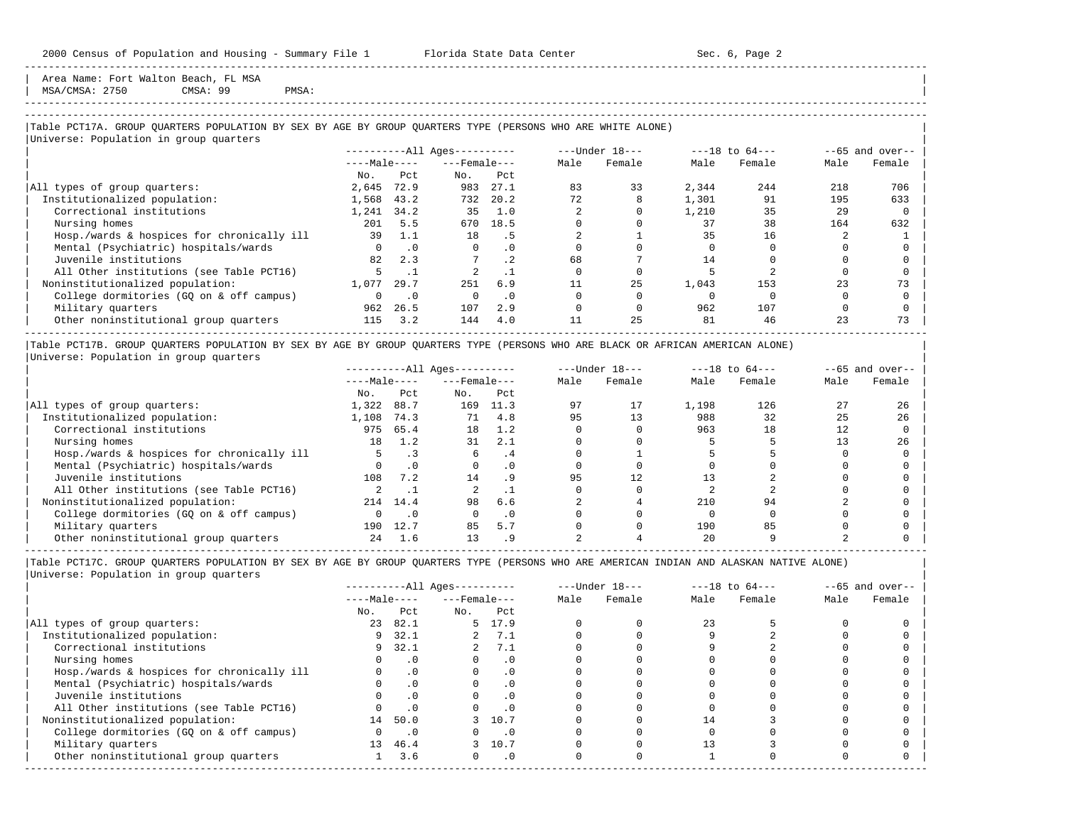Area Name: Fort Walton Beach, FL MSA
MSA/CMSA: 2750 CMSA: 99 PMSA:

### Table PCT17A. GROUP QUARTERS POPULATION BY SEX BY AGE BY GROUP QUARTERS TYPE (PERSONS WHO ARE WHITE ALONE)

Universe: Population in group quarters

| | All Ages | | | | Under 18 | | 18 to 64 | | 65 and over | |
|---|---|---|---|---|---|---|---|---|---|---|
| | Male | | Female | | | | | | | |
| | No. | Pct | No. | Pct | Male | Female | Male | Female | Male | Female |
| All types of group quarters: | 2,645 | 72.9 | 983 | 27.1 | 83 | 33 | 2,344 | 244 | 218 | 706 |
| Institutionalized population: | 1,568 | 43.2 | 732 | 20.2 | 72 | 8 | 1,301 | 91 | 195 | 633 |
| Correctional institutions | 1,241 | 34.2 | 35 | 1.0 | 2 | 0 | 1,210 | 35 | 29 | 0 |
| Nursing homes | 201 | 5.5 | 670 | 18.5 | 0 | 0 | 37 | 38 | 164 | 632 |
| Hosp./wards & hospices for chronically ill | 39 | 1.1 | 18 | .5 | 2 | 1 | 35 | 16 | 2 | 1 |
| Mental (Psychiatric) hospitals/wards | 0 | .0 | 0 | .0 | 0 | 0 | 0 | 0 | 0 | 0 |
| Juvenile institutions | 82 | 2.3 | 7 | .2 | 68 | 7 | 14 | 0 | 0 | 0 |
| All Other institutions (see Table PCT16) | 5 | .1 | 2 | .1 | 0 | 0 | 5 | 2 | 0 | 0 |
| Noninstitutionalized population: | 1,077 | 29.7 | 251 | 6.9 | 11 | 25 | 1,043 | 153 | 23 | 73 |
| College dormitories (GQ on & off campus) | 0 | .0 | 0 | .0 | 0 | 0 | 0 | 0 | 0 | 0 |
| Military quarters | 962 | 26.5 | 107 | 2.9 | 0 | 0 | 962 | 107 | 0 | 0 |
| Other noninstitutional group quarters | 115 | 3.2 | 144 | 4.0 | 11 | 25 | 81 | 46 | 23 | 73 |

### Table PCT17B. GROUP QUARTERS POPULATION BY SEX BY AGE BY GROUP QUARTERS TYPE (PERSONS WHO ARE BLACK OR AFRICAN AMERICAN ALONE)

Universe: Population in group quarters

| | All Ages | | | | Under 18 | | 18 to 64 | | 65 and over | |
|---|---|---|---|---|---|---|---|---|---|---|
| | Male | | Female | | | | | | | |
| | No. | Pct | No. | Pct | Male | Female | Male | Female | Male | Female |
| All types of group quarters: | 1,322 | 88.7 | 169 | 11.3 | 97 | 17 | 1,198 | 126 | 27 | 26 |
| Institutionalized population: | 1,108 | 74.3 | 71 | 4.8 | 95 | 13 | 988 | 32 | 25 | 26 |
| Correctional institutions | 975 | 65.4 | 18 | 1.2 | 0 | 0 | 963 | 18 | 12 | 0 |
| Nursing homes | 18 | 1.2 | 31 | 2.1 | 0 | 0 | 5 | 5 | 13 | 26 |
| Hosp./wards & hospices for chronically ill | 5 | .3 | 6 | .4 | 0 | 1 | 5 | 5 | 0 | 0 |
| Mental (Psychiatric) hospitals/wards | 0 | .0 | 0 | .0 | 0 | 0 | 0 | 0 | 0 | 0 |
| Juvenile institutions | 108 | 7.2 | 14 | .9 | 95 | 12 | 13 | 2 | 0 | 0 |
| All Other institutions (see Table PCT16) | 2 | .1 | 2 | .1 | 0 | 0 | 2 | 2 | 0 | 0 |
| Noninstitutionalized population: | 214 | 14.4 | 98 | 6.6 | 2 | 4 | 210 | 94 | 2 | 0 |
| College dormitories (GQ on & off campus) | 0 | .0 | 0 | .0 | 0 | 0 | 0 | 0 | 0 | 0 |
| Military quarters | 190 | 12.7 | 85 | 5.7 | 0 | 0 | 190 | 85 | 0 | 0 |
| Other noninstitutional group quarters | 24 | 1.6 | 13 | .9 | 2 | 4 | 20 | 9 | 2 | 0 |

### Table PCT17C. GROUP QUARTERS POPULATION BY SEX BY AGE BY GROUP QUARTERS TYPE (PERSONS WHO ARE AMERICAN INDIAN AND ALASKAN NATIVE ALONE)

Universe: Population in group quarters

| | All Ages | | | | Under 18 | | 18 to 64 | | 65 and over | |
|---|---|---|---|---|---|---|---|---|---|---|
| | Male | | Female | | | | | | | |
| | No. | Pct | No. | Pct | Male | Female | Male | Female | Male | Female |
| All types of group quarters: | 23 | 82.1 | 5 | 17.9 | 0 | 0 | 23 | 5 | 0 | 0 |
| Institutionalized population: | 9 | 32.1 | 2 | 7.1 | 0 | 0 | 9 | 2 | 0 | 0 |
| Correctional institutions | 9 | 32.1 | 2 | 7.1 | 0 | 0 | 9 | 2 | 0 | 0 |
| Nursing homes | 0 | .0 | 0 | .0 | 0 | 0 | 0 | 0 | 0 | 0 |
| Hosp./wards & hospices for chronically ill | 0 | .0 | 0 | .0 | 0 | 0 | 0 | 0 | 0 | 0 |
| Mental (Psychiatric) hospitals/wards | 0 | .0 | 0 | .0 | 0 | 0 | 0 | 0 | 0 | 0 |
| Juvenile institutions | 0 | .0 | 0 | .0 | 0 | 0 | 0 | 0 | 0 | 0 |
| All Other institutions (see Table PCT16) | 0 | .0 | 0 | .0 | 0 | 0 | 0 | 0 | 0 | 0 |
| Noninstitutionalized population: | 14 | 50.0 | 3 | 10.7 | 0 | 0 | 14 | 3 | 0 | 0 |
| College dormitories (GQ on & off campus) | 0 | .0 | 0 | .0 | 0 | 0 | 0 | 0 | 0 | 0 |
| Military quarters | 13 | 46.4 | 3 | 10.7 | 0 | 0 | 13 | 3 | 0 | 0 |
| Other noninstitutional group quarters | 1 | 3.6 | 0 | .0 | 0 | 0 | 1 | 0 | 0 | 0 |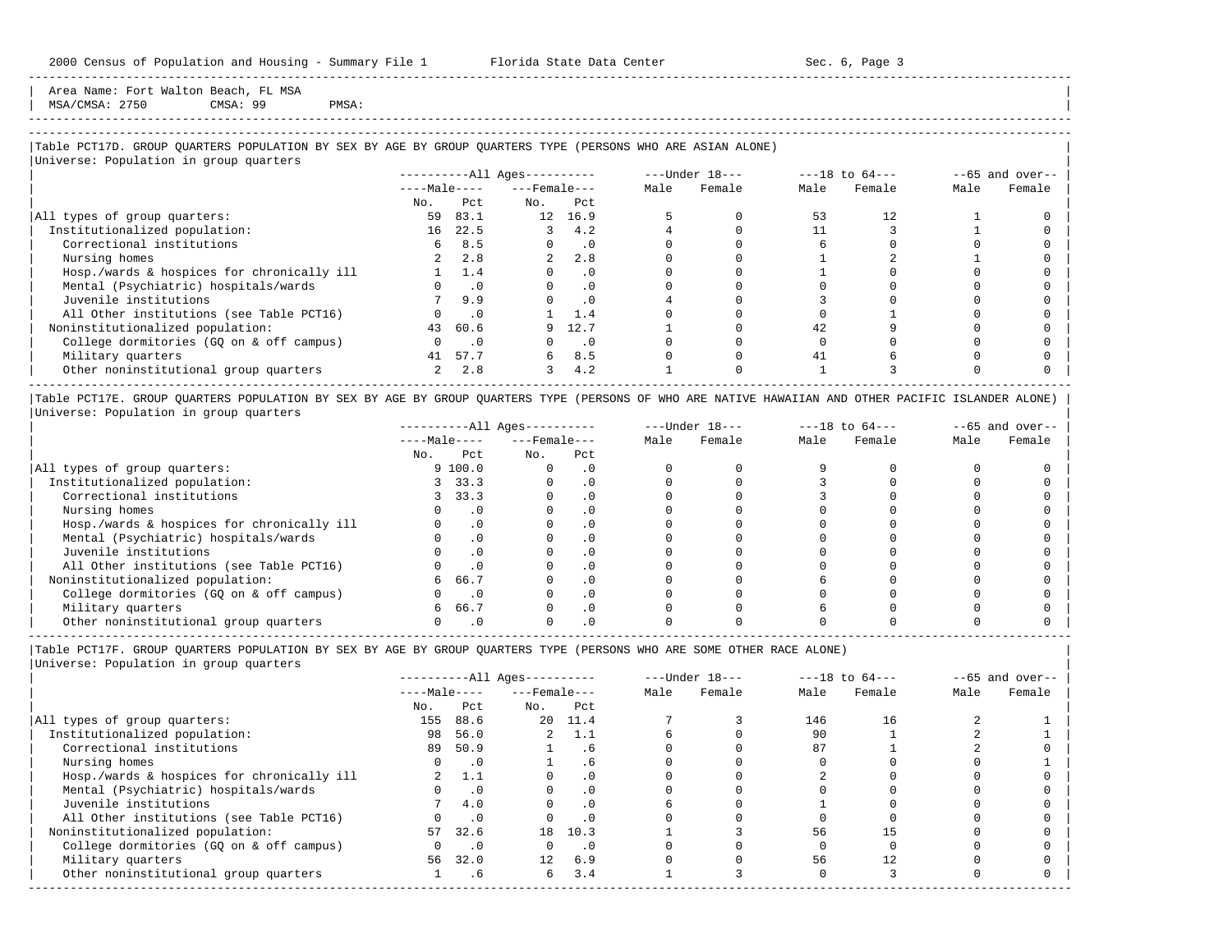Area Name: Fort Walton Beach, FL MSA
MSA/CMSA: 2750 CMSA: 99 PMSA:

## Table PCT17D. GROUP QUARTERS POPULATION BY SEX BY AGE BY GROUP QUARTERS TYPE (PERSONS WHO ARE ASIAN ALONE)

Universe: Population in group quarters

| | All Ages: Male No. | All Ages: Male Pct | All Ages: Female No. | All Ages: Female Pct | Under 18: Male | Under 18: Female | 18 to 64: Male | 18 to 64: Female | 65 and over: Male | 65 and over: Female |
|---|---|---|---|---|---|---|---|---|---|---|
| All types of group quarters: | 59 | 83.1 | 12 | 16.9 | 5 | 0 | 53 | 12 | 1 | 0 |
| Institutionalized population: | 16 | 22.5 | 3 | 4.2 | 4 | 0 | 11 | 3 | 1 | 0 |
| Correctional institutions | 6 | 8.5 | 0 | .0 | 0 | 0 | 6 | 0 | 0 | 0 |
| Nursing homes | 2 | 2.8 | 2 | 2.8 | 0 | 0 | 1 | 2 | 1 | 0 |
| Hosp./wards & hospices for chronically ill | 1 | 1.4 | 0 | .0 | 0 | 0 | 1 | 0 | 0 | 0 |
| Mental (Psychiatric) hospitals/wards | 0 | .0 | 0 | .0 | 0 | 0 | 0 | 0 | 0 | 0 |
| Juvenile institutions | 7 | 9.9 | 0 | .0 | 4 | 0 | 3 | 0 | 0 | 0 |
| All Other institutions (see Table PCT16) | 0 | .0 | 1 | 1.4 | 0 | 0 | 0 | 1 | 0 | 0 |
| Noninstitutionalized population: | 43 | 60.6 | 9 | 12.7 | 1 | 0 | 42 | 9 | 0 | 0 |
| College dormitories (GQ on & off campus) | 0 | .0 | 0 | .0 | 0 | 0 | 0 | 0 | 0 | 0 |
| Military quarters | 41 | 57.7 | 6 | 8.5 | 0 | 0 | 41 | 6 | 0 | 0 |
| Other noninstitutional group quarters | 2 | 2.8 | 3 | 4.2 | 1 | 0 | 1 | 3 | 0 | 0 |

## Table PCT17E. GROUP QUARTERS POPULATION BY SEX BY AGE BY GROUP QUARTERS TYPE (PERSONS OF WHO ARE NATIVE HAWAIIAN AND OTHER PACIFIC ISLANDER ALONE)

Universe: Population in group quarters

| | All Ages: Male No. | All Ages: Male Pct | All Ages: Female No. | All Ages: Female Pct | Under 18: Male | Under 18: Female | 18 to 64: Male | 18 to 64: Female | 65 and over: Male | 65 and over: Female |
|---|---|---|---|---|---|---|---|---|---|---|
| All types of group quarters: | 9 | 100.0 | 0 | .0 | 0 | 0 | 9 | 0 | 0 | 0 |
| Institutionalized population: | 3 | 33.3 | 0 | .0 | 0 | 0 | 3 | 0 | 0 | 0 |
| Correctional institutions | 3 | 33.3 | 0 | .0 | 0 | 0 | 3 | 0 | 0 | 0 |
| Nursing homes | 0 | .0 | 0 | .0 | 0 | 0 | 0 | 0 | 0 | 0 |
| Hosp./wards & hospices for chronically ill | 0 | .0 | 0 | .0 | 0 | 0 | 0 | 0 | 0 | 0 |
| Mental (Psychiatric) hospitals/wards | 0 | .0 | 0 | .0 | 0 | 0 | 0 | 0 | 0 | 0 |
| Juvenile institutions | 0 | .0 | 0 | .0 | 0 | 0 | 0 | 0 | 0 | 0 |
| All Other institutions (see Table PCT16) | 0 | .0 | 0 | .0 | 0 | 0 | 0 | 0 | 0 | 0 |
| Noninstitutionalized population: | 6 | 66.7 | 0 | .0 | 0 | 0 | 6 | 0 | 0 | 0 |
| College dormitories (GQ on & off campus) | 0 | .0 | 0 | .0 | 0 | 0 | 0 | 0 | 0 | 0 |
| Military quarters | 6 | 66.7 | 0 | .0 | 0 | 0 | 6 | 0 | 0 | 0 |
| Other noninstitutional group quarters | 0 | .0 | 0 | .0 | 0 | 0 | 0 | 0 | 0 | 0 |

## Table PCT17F. GROUP QUARTERS POPULATION BY SEX BY AGE BY GROUP QUARTERS TYPE (PERSONS WHO ARE SOME OTHER RACE ALONE)

Universe: Population in group quarters

| | All Ages: Male No. | All Ages: Male Pct | All Ages: Female No. | All Ages: Female Pct | Under 18: Male | Under 18: Female | 18 to 64: Male | 18 to 64: Female | 65 and over: Male | 65 and over: Female |
|---|---|---|---|---|---|---|---|---|---|---|
| All types of group quarters: | 155 | 88.6 | 20 | 11.4 | 7 | 3 | 146 | 16 | 2 | 1 |
| Institutionalized population: | 98 | 56.0 | 2 | 1.1 | 6 | 0 | 90 | 1 | 2 | 1 |
| Correctional institutions | 89 | 50.9 | 1 | .6 | 0 | 0 | 87 | 1 | 2 | 0 |
| Nursing homes | 0 | .0 | 1 | .6 | 0 | 0 | 0 | 0 | 0 | 1 |
| Hosp./wards & hospices for chronically ill | 2 | 1.1 | 0 | .0 | 0 | 0 | 2 | 0 | 0 | 0 |
| Mental (Psychiatric) hospitals/wards | 0 | .0 | 0 | .0 | 0 | 0 | 0 | 0 | 0 | 0 |
| Juvenile institutions | 7 | 4.0 | 0 | .0 | 6 | 0 | 1 | 0 | 0 | 0 |
| All Other institutions (see Table PCT16) | 0 | .0 | 0 | .0 | 0 | 0 | 0 | 0 | 0 | 0 |
| Noninstitutionalized population: | 57 | 32.6 | 18 | 10.3 | 1 | 3 | 56 | 15 | 0 | 0 |
| College dormitories (GQ on & off campus) | 0 | .0 | 0 | .0 | 0 | 0 | 0 | 0 | 0 | 0 |
| Military quarters | 56 | 32.0 | 12 | 6.9 | 0 | 0 | 56 | 12 | 0 | 0 |
| Other noninstitutional group quarters | 1 | .6 | 6 | 3.4 | 1 | 3 | 0 | 3 | 0 | 0 |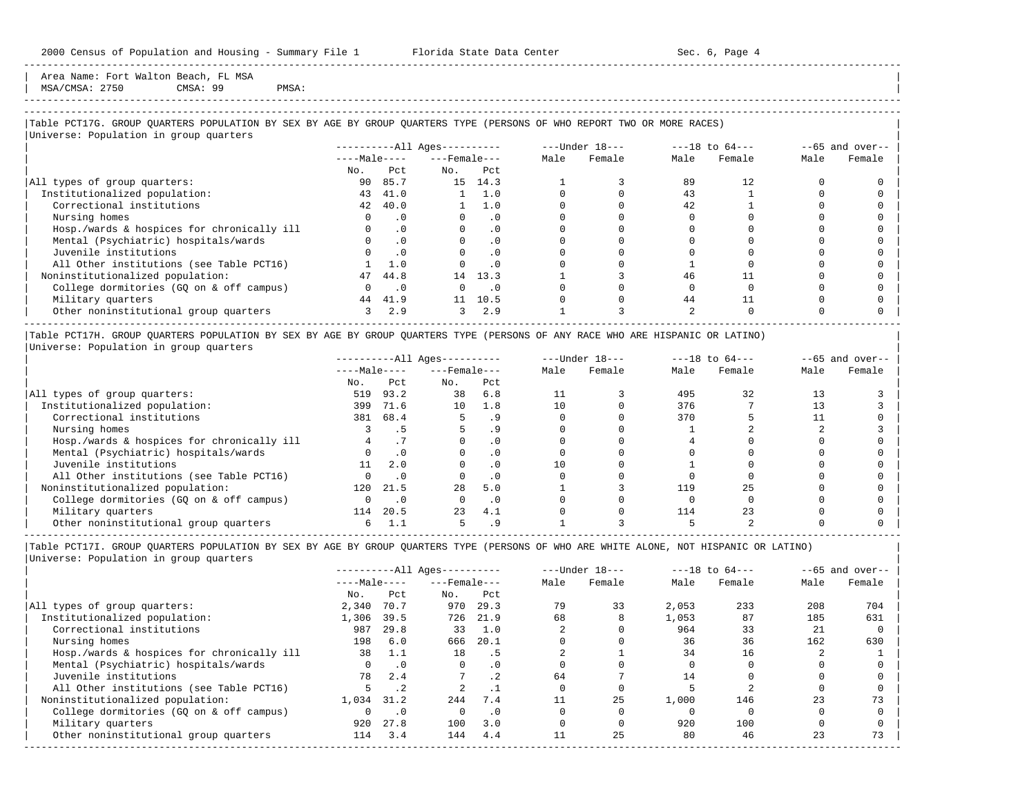Area Name: Fort Walton Beach, FL MSA
MSA/CMSA: 2750 CMSA: 99 PMSA:

### Table PCT17G. GROUP QUARTERS POPULATION BY SEX BY AGE BY GROUP QUARTERS TYPE (PERSONS OF WHO REPORT TWO OR MORE RACES)

Universe: Population in group quarters

| | All Ages: Male No. | All Ages: Male Pct | All Ages: Female No. | All Ages: Female Pct | Under 18: Male | Under 18: Female | 18 to 64: Male | 18 to 64: Female | 65 and over: Male | 65 and over: Female |
|---|---|---|---|---|---|---|---|---|---|---|
| All types of group quarters: | 90 | 85.7 | 15 | 14.3 | 1 | 3 | 89 | 12 | 0 | 0 |
| Institutionalized population: | 43 | 41.0 | 1 | 1.0 | 0 | 0 | 43 | 1 | 0 | 0 |
| Correctional institutions | 42 | 40.0 | 1 | 1.0 | 0 | 0 | 42 | 1 | 0 | 0 |
| Nursing homes | 0 | .0 | 0 | .0 | 0 | 0 | 0 | 0 | 0 | 0 |
| Hosp./wards & hospices for chronically ill | 0 | .0 | 0 | .0 | 0 | 0 | 0 | 0 | 0 | 0 |
| Mental (Psychiatric) hospitals/wards | 0 | .0 | 0 | .0 | 0 | 0 | 0 | 0 | 0 | 0 |
| Juvenile institutions | 0 | .0 | 0 | .0 | 0 | 0 | 0 | 0 | 0 | 0 |
| All Other institutions (see Table PCT16) | 1 | 1.0 | 0 | .0 | 0 | 0 | 1 | 0 | 0 | 0 |
| Noninstitutionalized population: | 47 | 44.8 | 14 | 13.3 | 1 | 3 | 46 | 11 | 0 | 0 |
| College dormitories (GQ on & off campus) | 0 | .0 | 0 | .0 | 0 | 0 | 0 | 0 | 0 | 0 |
| Military quarters | 44 | 41.9 | 11 | 10.5 | 0 | 0 | 44 | 11 | 0 | 0 |
| Other noninstitutional group quarters | 3 | 2.9 | 3 | 2.9 | 1 | 3 | 2 | 0 | 0 | 0 |

### Table PCT17H. GROUP QUARTERS POPULATION BY SEX BY AGE BY GROUP QUARTERS TYPE (PERSONS OF ANY RACE WHO ARE HISPANIC OR LATINO)

Universe: Population in group quarters

| | All Ages: Male No. | All Ages: Male Pct | All Ages: Female No. | All Ages: Female Pct | Under 18: Male | Under 18: Female | 18 to 64: Male | 18 to 64: Female | 65 and over: Male | 65 and over: Female |
|---|---|---|---|---|---|---|---|---|---|---|
| All types of group quarters: | 519 | 93.2 | 38 | 6.8 | 11 | 3 | 495 | 32 | 13 | 3 |
| Institutionalized population: | 399 | 71.6 | 10 | 1.8 | 10 | 0 | 376 | 7 | 13 | 3 |
| Correctional institutions | 381 | 68.4 | 5 | .9 | 0 | 0 | 370 | 5 | 11 | 0 |
| Nursing homes | 3 | .5 | 5 | .9 | 0 | 0 | 1 | 2 | 2 | 3 |
| Hosp./wards & hospices for chronically ill | 4 | .7 | 0 | .0 | 0 | 0 | 4 | 0 | 0 | 0 |
| Mental (Psychiatric) hospitals/wards | 0 | .0 | 0 | .0 | 0 | 0 | 0 | 0 | 0 | 0 |
| Juvenile institutions | 11 | 2.0 | 0 | .0 | 10 | 0 | 1 | 0 | 0 | 0 |
| All Other institutions (see Table PCT16) | 0 | .0 | 0 | .0 | 0 | 0 | 0 | 0 | 0 | 0 |
| Noninstitutionalized population: | 120 | 21.5 | 28 | 5.0 | 1 | 3 | 119 | 25 | 0 | 0 |
| College dormitories (GQ on & off campus) | 0 | .0 | 0 | .0 | 0 | 0 | 0 | 0 | 0 | 0 |
| Military quarters | 114 | 20.5 | 23 | 4.1 | 0 | 0 | 114 | 23 | 0 | 0 |
| Other noninstitutional group quarters | 6 | 1.1 | 5 | .9 | 1 | 3 | 5 | 2 | 0 | 0 |

### Table PCT17I. GROUP QUARTERS POPULATION BY SEX BY AGE BY GROUP QUARTERS TYPE (PERSONS OF WHO ARE WHITE ALONE, NOT HISPANIC OR LATINO)

Universe: Population in group quarters

| | All Ages: Male No. | All Ages: Male Pct | All Ages: Female No. | All Ages: Female Pct | Under 18: Male | Under 18: Female | 18 to 64: Male | 18 to 64: Female | 65 and over: Male | 65 and over: Female |
|---|---|---|---|---|---|---|---|---|---|---|
| All types of group quarters: | 2,340 | 70.7 | 970 | 29.3 | 79 | 33 | 2,053 | 233 | 208 | 704 |
| Institutionalized population: | 1,306 | 39.5 | 726 | 21.9 | 68 | 8 | 1,053 | 87 | 185 | 631 |
| Correctional institutions | 987 | 29.8 | 33 | 1.0 | 2 | 0 | 964 | 33 | 21 | 0 |
| Nursing homes | 198 | 6.0 | 666 | 20.1 | 0 | 0 | 36 | 36 | 162 | 630 |
| Hosp./wards & hospices for chronically ill | 38 | 1.1 | 18 | .5 | 2 | 1 | 34 | 16 | 2 | 1 |
| Mental (Psychiatric) hospitals/wards | 0 | .0 | 0 | .0 | 0 | 0 | 0 | 0 | 0 | 0 |
| Juvenile institutions | 78 | 2.4 | 7 | .2 | 64 | 7 | 14 | 0 | 0 | 0 |
| All Other institutions (see Table PCT16) | 5 | .2 | 2 | .1 | 0 | 0 | 5 | 2 | 0 | 0 |
| Noninstitutionalized population: | 1,034 | 31.2 | 244 | 7.4 | 11 | 25 | 1,000 | 146 | 23 | 73 |
| College dormitories (GQ on & off campus) | 0 | .0 | 0 | .0 | 0 | 0 | 0 | 0 | 0 | 0 |
| Military quarters | 920 | 27.8 | 100 | 3.0 | 0 | 0 | 920 | 100 | 0 | 0 |
| Other noninstitutional group quarters | 114 | 3.4 | 144 | 4.4 | 11 | 25 | 80 | 46 | 23 | 73 |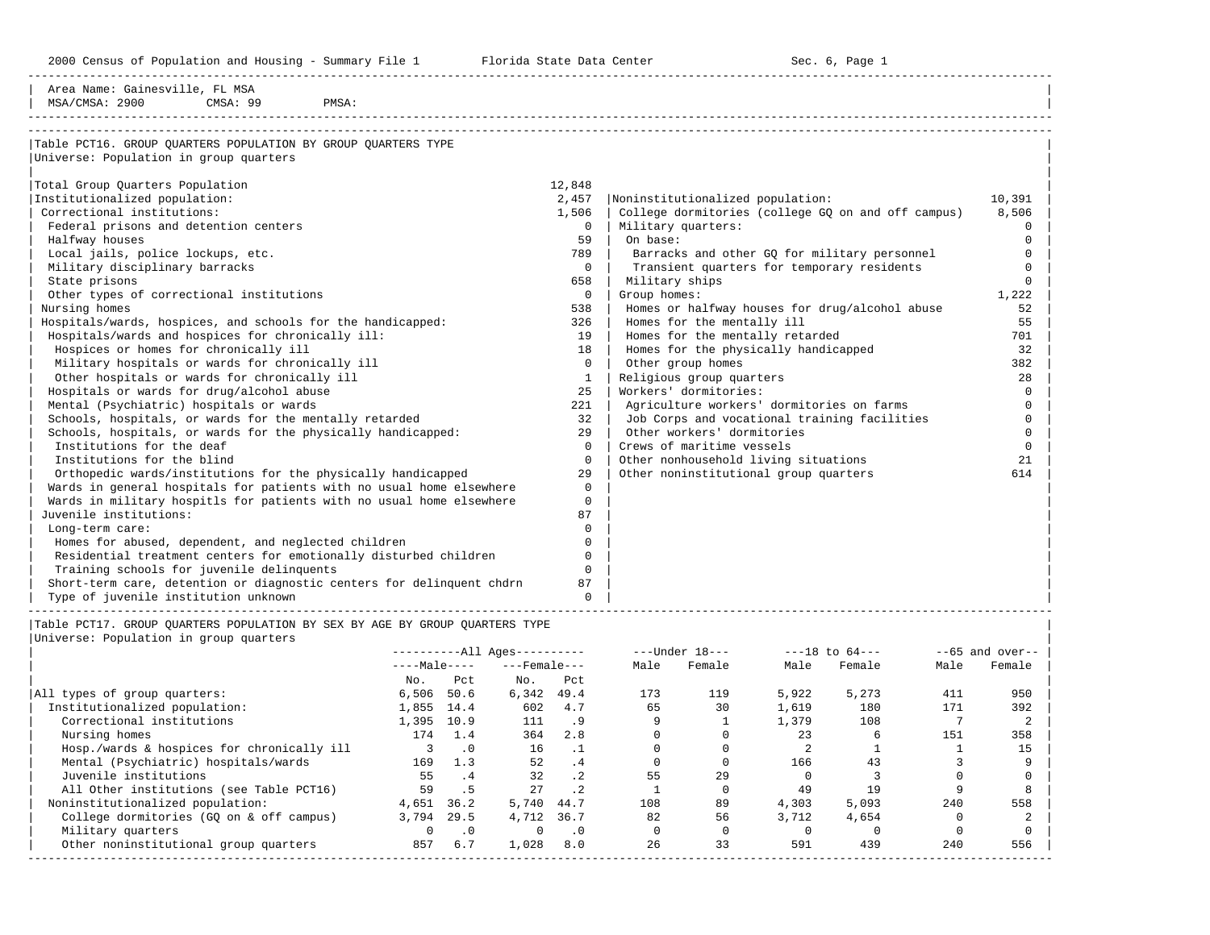Area Name: Gainesville, FL MSA
MSA/CMSA: 2900 CMSA: 99 PMSA:

## Table PCT16. GROUP QUARTERS POPULATION BY GROUP QUARTERS TYPE

Universe: Population in group quarters

| Category | Count |
|---|---|
| Total Group Quarters Population | 12,848 |
| Institutionalized population: | 2,457 |
| Correctional institutions: | 1,506 |
| Federal prisons and detention centers | 0 |
| Halfway houses | 59 |
| Local jails, police lockups, etc. | 789 |
| Military disciplinary barracks | 0 |
| State prisons | 658 |
| Other types of correctional institutions | 0 |
| Nursing homes | 538 |
| Hospitals/wards, hospices, and schools for the handicapped: | 326 |
| Hospitals/wards and hospices for chronically ill: | 19 |
| Hospices or homes for chronically ill | 18 |
| Military hospitals or wards for chronically ill | 0 |
| Other hospitals or wards for chronically ill | 1 |
| Hospitals or wards for drug/alcohol abuse | 25 |
| Mental (Psychiatric) hospitals or wards | 221 |
| Schools, hospitals, or wards for the mentally retarded | 32 |
| Schools, hospitals, or wards for the physically handicapped: | 29 |
| Institutions for the deaf | 0 |
| Institutions for the blind | 0 |
| Orthopedic wards/institutions for the physically handicapped | 29 |
| Wards in general hospitals for patients with no usual home elsewhere | 0 |
| Wards in military hospitls for patients with no usual home elsewhere | 0 |
| Juvenile institutions: | 87 |
| Long-term care: | 0 |
| Homes for abused, dependent, and neglected children | 0 |
| Residential treatment centers for emotionally disturbed children | 0 |
| Training schools for juvenile delinquents | 0 |
| Short-term care, detention or diagnostic centers for delinquent chdrn | 87 |
| Type of juvenile institution unknown | 0 |
| Noninstitutionalized population: | 10,391 |
| College dormitories (college GQ on and off campus) | 8,506 |
| Military quarters: | 0 |
| On base: | 0 |
| Barracks and other GQ for military personnel | 0 |
| Transient quarters for temporary residents | 0 |
| Military ships | 0 |
| Group homes: | 1,222 |
| Homes or halfway houses for drug/alcohol abuse | 52 |
| Homes for the mentally ill | 55 |
| Homes for the mentally retarded | 701 |
| Homes for the physically handicapped | 32 |
| Other group homes | 382 |
| Religious group quarters | 28 |
| Workers' dormitories: | 0 |
| Agriculture workers' dormitories on farms | 0 |
| Job Corps and vocational training facilities | 0 |
| Other workers' dormitories | 0 |
| Crews of maritime vessels | 0 |
| Other nonhousehold living situations | 21 |
| Other noninstitutional group quarters | 614 |

## Table PCT17. GROUP QUARTERS POPULATION BY SEX BY AGE BY GROUP QUARTERS TYPE

Universe: Population in group quarters

| | All Ages Male No. | All Ages Male Pct | All Ages Female No. | All Ages Female Pct | Under 18 Male | Under 18 Female | 18 to 64 Male | 18 to 64 Female | 65 and over Male | 65 and over Female |
|---|---|---|---|---|---|---|---|---|---|---|
| All types of group quarters: | 6,506 | 50.6 | 6,342 | 49.4 | 173 | 119 | 5,922 | 5,273 | 411 | 950 |
| Institutionalized population: | 1,855 | 14.4 | 602 | 4.7 | 65 | 30 | 1,619 | 180 | 171 | 392 |
| Correctional institutions | 1,395 | 10.9 | 111 | .9 | 9 | 1 | 1,379 | 108 | 7 | 2 |
| Nursing homes | 174 | 1.4 | 364 | 2.8 | 0 | 0 | 23 | 6 | 151 | 358 |
| Hosp./wards & hospices for chronically ill | 3 | .0 | 16 | .1 | 0 | 0 | 2 | 1 | 1 | 15 |
| Mental (Psychiatric) hospitals/wards | 169 | 1.3 | 52 | .4 | 0 | 0 | 166 | 43 | 3 | 9 |
| Juvenile institutions | 55 | .4 | 32 | .2 | 55 | 29 | 0 | 3 | 0 | 0 |
| All Other institutions (see Table PCT16) | 59 | .5 | 27 | .2 | 1 | 0 | 49 | 19 | 9 | 8 |
| Noninstitutionalized population: | 4,651 | 36.2 | 5,740 | 44.7 | 108 | 89 | 4,303 | 5,093 | 240 | 558 |
| College dormitories (GQ on & off campus) | 3,794 | 29.5 | 4,712 | 36.7 | 82 | 56 | 3,712 | 4,654 | 0 | 2 |
| Military quarters | 0 | .0 | 0 | .0 | 0 | 0 | 0 | 0 | 0 | 0 |
| Other noninstitutional group quarters | 857 | 6.7 | 1,028 | 8.0 | 26 | 33 | 591 | 439 | 240 | 556 |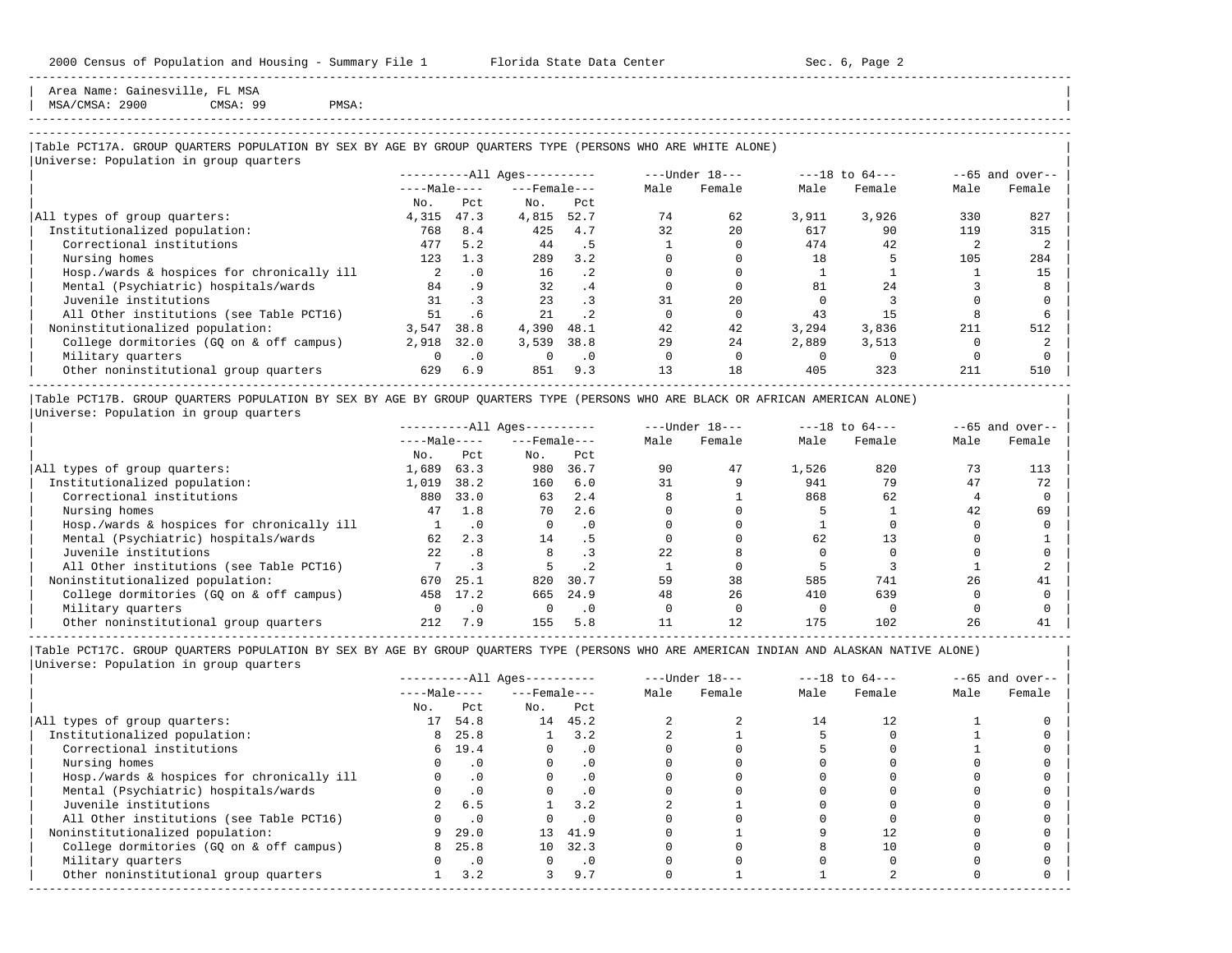Area Name: Gainesville, FL MSA
MSA/CMSA: 2900 CMSA: 99 PMSA:

Table PCT17A. GROUP QUARTERS POPULATION BY SEX BY AGE BY GROUP QUARTERS TYPE (PERSONS WHO ARE WHITE ALONE)
Universe: Population in group quarters

| | All Ages Male No. | All Ages Male Pct | All Ages Female No. | All Ages Female Pct | Under 18 Male | Under 18 Female | 18 to 64 Male | 18 to 64 Female | 65 and over Male | 65 and over Female |
|---|---|---|---|---|---|---|---|---|---|---|
| All types of group quarters: | 4,315 | 47.3 | 4,815 | 52.7 | 74 | 62 | 3,911 | 3,926 | 330 | 827 |
| Institutionalized population: | 768 | 8.4 | 425 | 4.7 | 32 | 20 | 617 | 90 | 119 | 315 |
| Correctional institutions | 477 | 5.2 | 44 | .5 | 1 | 0 | 474 | 42 | 2 | 2 |
| Nursing homes | 123 | 1.3 | 289 | 3.2 | 0 | 0 | 18 | 5 | 105 | 284 |
| Hosp./wards & hospices for chronically ill | 2 | .0 | 16 | .2 | 0 | 0 | 1 | 1 | 1 | 15 |
| Mental (Psychiatric) hospitals/wards | 84 | .9 | 32 | .4 | 0 | 0 | 81 | 24 | 3 | 8 |
| Juvenile institutions | 31 | .3 | 23 | .3 | 31 | 20 | 0 | 3 | 0 | 0 |
| All Other institutions (see Table PCT16) | 51 | .6 | 21 | .2 | 0 | 0 | 43 | 15 | 8 | 6 |
| Noninstitutionalized population: | 3,547 | 38.8 | 4,390 | 48.1 | 42 | 42 | 3,294 | 3,836 | 211 | 512 |
| College dormitories (GQ on & off campus) | 2,918 | 32.0 | 3,539 | 38.8 | 29 | 24 | 2,889 | 3,513 | 0 | 2 |
| Military quarters | 0 | .0 | 0 | .0 | 0 | 0 | 0 | 0 | 0 | 0 |
| Other noninstitutional group quarters | 629 | 6.9 | 851 | 9.3 | 13 | 18 | 405 | 323 | 211 | 510 |

Table PCT17B. GROUP QUARTERS POPULATION BY SEX BY AGE BY GROUP QUARTERS TYPE (PERSONS WHO ARE BLACK OR AFRICAN AMERICAN ALONE)
Universe: Population in group quarters

| | All Ages Male No. | All Ages Male Pct | All Ages Female No. | All Ages Female Pct | Under 18 Male | Under 18 Female | 18 to 64 Male | 18 to 64 Female | 65 and over Male | 65 and over Female |
|---|---|---|---|---|---|---|---|---|---|---|
| All types of group quarters: | 1,689 | 63.3 | 980 | 36.7 | 90 | 47 | 1,526 | 820 | 73 | 113 |
| Institutionalized population: | 1,019 | 38.2 | 160 | 6.0 | 31 | 9 | 941 | 79 | 47 | 72 |
| Correctional institutions | 880 | 33.0 | 63 | 2.4 | 8 | 1 | 868 | 62 | 4 | 0 |
| Nursing homes | 47 | 1.8 | 70 | 2.6 | 0 | 0 | 5 | 1 | 42 | 69 |
| Hosp./wards & hospices for chronically ill | 1 | .0 | 0 | .0 | 0 | 0 | 1 | 0 | 0 | 0 |
| Mental (Psychiatric) hospitals/wards | 62 | 2.3 | 14 | .5 | 0 | 0 | 62 | 13 | 0 | 1 |
| Juvenile institutions | 22 | .8 | 8 | .3 | 22 | 8 | 0 | 0 | 0 | 0 |
| All Other institutions (see Table PCT16) | 7 | .3 | 5 | .2 | 1 | 0 | 5 | 3 | 1 | 2 |
| Noninstitutionalized population: | 670 | 25.1 | 820 | 30.7 | 59 | 38 | 585 | 741 | 26 | 41 |
| College dormitories (GQ on & off campus) | 458 | 17.2 | 665 | 24.9 | 48 | 26 | 410 | 639 | 0 | 0 |
| Military quarters | 0 | .0 | 0 | .0 | 0 | 0 | 0 | 0 | 0 | 0 |
| Other noninstitutional group quarters | 212 | 7.9 | 155 | 5.8 | 11 | 12 | 175 | 102 | 26 | 41 |

Table PCT17C. GROUP QUARTERS POPULATION BY SEX BY AGE BY GROUP QUARTERS TYPE (PERSONS WHO ARE AMERICAN INDIAN AND ALASKAN NATIVE ALONE)
Universe: Population in group quarters

| | All Ages Male No. | All Ages Male Pct | All Ages Female No. | All Ages Female Pct | Under 18 Male | Under 18 Female | 18 to 64 Male | 18 to 64 Female | 65 and over Male | 65 and over Female |
|---|---|---|---|---|---|---|---|---|---|---|
| All types of group quarters: | 17 | 54.8 | 14 | 45.2 | 2 | 2 | 14 | 12 | 1 | 0 |
| Institutionalized population: | 8 | 25.8 | 1 | 3.2 | 2 | 1 | 5 | 0 | 1 | 0 |
| Correctional institutions | 6 | 19.4 | 0 | .0 | 0 | 0 | 5 | 0 | 1 | 0 |
| Nursing homes | 0 | .0 | 0 | .0 | 0 | 0 | 0 | 0 | 0 | 0 |
| Hosp./wards & hospices for chronically ill | 0 | .0 | 0 | .0 | 0 | 0 | 0 | 0 | 0 | 0 |
| Mental (Psychiatric) hospitals/wards | 0 | .0 | 0 | .0 | 0 | 0 | 0 | 0 | 0 | 0 |
| Juvenile institutions | 2 | 6.5 | 1 | 3.2 | 2 | 1 | 0 | 0 | 0 | 0 |
| All Other institutions (see Table PCT16) | 0 | .0 | 0 | .0 | 0 | 0 | 0 | 0 | 0 | 0 |
| Noninstitutionalized population: | 9 | 29.0 | 13 | 41.9 | 0 | 1 | 9 | 12 | 0 | 0 |
| College dormitories (GQ on & off campus) | 8 | 25.8 | 10 | 32.3 | 0 | 0 | 8 | 10 | 0 | 0 |
| Military quarters | 0 | .0 | 0 | .0 | 0 | 0 | 0 | 0 | 0 | 0 |
| Other noninstitutional group quarters | 1 | 3.2 | 3 | 9.7 | 0 | 1 | 1 | 2 | 0 | 0 |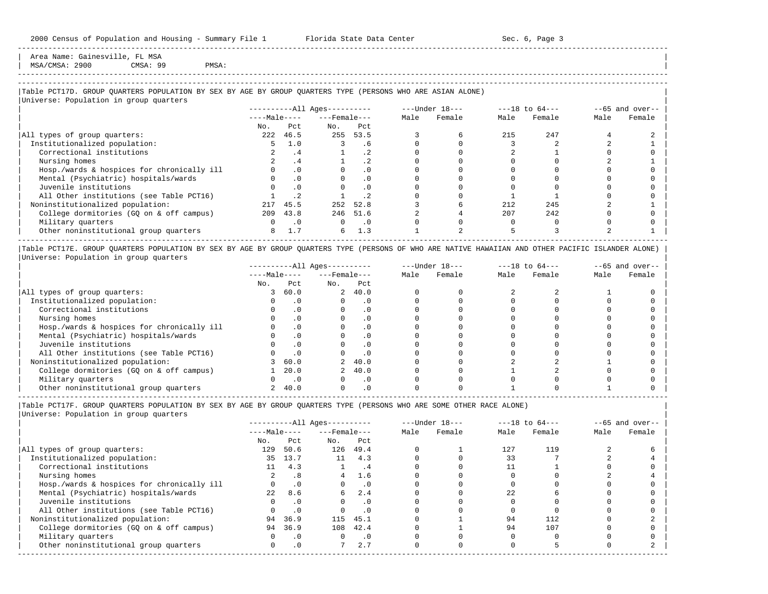Area Name: Gainesville, FL MSA
MSA/CMSA: 2900 CMSA: 99 PMSA:

## Table PCT17D. GROUP QUARTERS POPULATION BY SEX BY AGE BY GROUP QUARTERS TYPE (PERSONS WHO ARE ASIAN ALONE)

Universe: Population in group quarters

| | All Ages: Male No. | All Ages: Male Pct | All Ages: Female No. | All Ages: Female Pct | Under 18: Male | Under 18: Female | 18 to 64: Male | 18 to 64: Female | 65 and over: Male | 65 and over: Female |
|---|---|---|---|---|---|---|---|---|---|---|
| All types of group quarters: | 222 | 46.5 | 255 | 53.5 | 3 | 6 | 215 | 247 | 4 | 2 |
| Institutionalized population: | 5 | 1.0 | 3 | .6 | 0 | 0 | 3 | 2 | 2 | 1 |
| Correctional institutions | 2 | .4 | 1 | .2 | 0 | 0 | 2 | 1 | 0 | 0 |
| Nursing homes | 2 | .4 | 1 | .2 | 0 | 0 | 0 | 0 | 2 | 1 |
| Hosp./wards & hospices for chronically ill | 0 | .0 | 0 | .0 | 0 | 0 | 0 | 0 | 0 | 0 |
| Mental (Psychiatric) hospitals/wards | 0 | .0 | 0 | .0 | 0 | 0 | 0 | 0 | 0 | 0 |
| Juvenile institutions | 0 | .0 | 0 | .0 | 0 | 0 | 0 | 0 | 0 | 0 |
| All Other institutions (see Table PCT16) | 1 | .2 | 1 | .2 | 0 | 0 | 1 | 1 | 0 | 0 |
| Noninstitutionalized population: | 217 | 45.5 | 252 | 52.8 | 3 | 6 | 212 | 245 | 2 | 1 |
| College dormitories (GQ on & off campus) | 209 | 43.8 | 246 | 51.6 | 2 | 4 | 207 | 242 | 0 | 0 |
| Military quarters | 0 | .0 | 0 | .0 | 0 | 0 | 0 | 0 | 0 | 0 |
| Other noninstitutional group quarters | 8 | 1.7 | 6 | 1.3 | 1 | 2 | 5 | 3 | 2 | 1 |

## Table PCT17E. GROUP QUARTERS POPULATION BY SEX BY AGE BY GROUP QUARTERS TYPE (PERSONS OF WHO ARE NATIVE HAWAIIAN AND OTHER PACIFIC ISLANDER ALONE)

Universe: Population in group quarters

| | All Ages: Male No. | All Ages: Male Pct | All Ages: Female No. | All Ages: Female Pct | Under 18: Male | Under 18: Female | 18 to 64: Male | 18 to 64: Female | 65 and over: Male | 65 and over: Female |
|---|---|---|---|---|---|---|---|---|---|---|
| All types of group quarters: | 3 | 60.0 | 2 | 40.0 | 0 | 0 | 2 | 2 | 1 | 0 |
| Institutionalized population: | 0 | .0 | 0 | .0 | 0 | 0 | 0 | 0 | 0 | 0 |
| Correctional institutions | 0 | .0 | 0 | .0 | 0 | 0 | 0 | 0 | 0 | 0 |
| Nursing homes | 0 | .0 | 0 | .0 | 0 | 0 | 0 | 0 | 0 | 0 |
| Hosp./wards & hospices for chronically ill | 0 | .0 | 0 | .0 | 0 | 0 | 0 | 0 | 0 | 0 |
| Mental (Psychiatric) hospitals/wards | 0 | .0 | 0 | .0 | 0 | 0 | 0 | 0 | 0 | 0 |
| Juvenile institutions | 0 | .0 | 0 | .0 | 0 | 0 | 0 | 0 | 0 | 0 |
| All Other institutions (see Table PCT16) | 0 | .0 | 0 | .0 | 0 | 0 | 0 | 0 | 0 | 0 |
| Noninstitutionalized population: | 3 | 60.0 | 2 | 40.0 | 0 | 0 | 2 | 2 | 1 | 0 |
| College dormitories (GQ on & off campus) | 1 | 20.0 | 2 | 40.0 | 0 | 0 | 1 | 2 | 0 | 0 |
| Military quarters | 0 | .0 | 0 | .0 | 0 | 0 | 0 | 0 | 0 | 0 |
| Other noninstitutional group quarters | 2 | 40.0 | 0 | .0 | 0 | 0 | 1 | 0 | 1 | 0 |

## Table PCT17F. GROUP QUARTERS POPULATION BY SEX BY AGE BY GROUP QUARTERS TYPE (PERSONS WHO ARE SOME OTHER RACE ALONE)

Universe: Population in group quarters

| | All Ages: Male No. | All Ages: Male Pct | All Ages: Female No. | All Ages: Female Pct | Under 18: Male | Under 18: Female | 18 to 64: Male | 18 to 64: Female | 65 and over: Male | 65 and over: Female |
|---|---|---|---|---|---|---|---|---|---|---|
| All types of group quarters: | 129 | 50.6 | 126 | 49.4 | 0 | 1 | 127 | 119 | 2 | 6 |
| Institutionalized population: | 35 | 13.7 | 11 | 4.3 | 0 | 0 | 33 | 7 | 2 | 4 |
| Correctional institutions | 11 | 4.3 | 1 | .4 | 0 | 0 | 11 | 1 | 0 | 0 |
| Nursing homes | 2 | .8 | 4 | 1.6 | 0 | 0 | 0 | 0 | 2 | 4 |
| Hosp./wards & hospices for chronically ill | 0 | .0 | 0 | .0 | 0 | 0 | 0 | 0 | 0 | 0 |
| Mental (Psychiatric) hospitals/wards | 22 | 8.6 | 6 | 2.4 | 0 | 0 | 22 | 6 | 0 | 0 |
| Juvenile institutions | 0 | .0 | 0 | .0 | 0 | 0 | 0 | 0 | 0 | 0 |
| All Other institutions (see Table PCT16) | 0 | .0 | 0 | .0 | 0 | 0 | 0 | 0 | 0 | 0 |
| Noninstitutionalized population: | 94 | 36.9 | 115 | 45.1 | 0 | 1 | 94 | 112 | 0 | 2 |
| College dormitories (GQ on & off campus) | 94 | 36.9 | 108 | 42.4 | 0 | 1 | 94 | 107 | 0 | 0 |
| Military quarters | 0 | .0 | 0 | .0 | 0 | 0 | 0 | 0 | 0 | 0 |
| Other noninstitutional group quarters | 0 | .0 | 7 | 2.7 | 0 | 0 | 0 | 5 | 0 | 2 |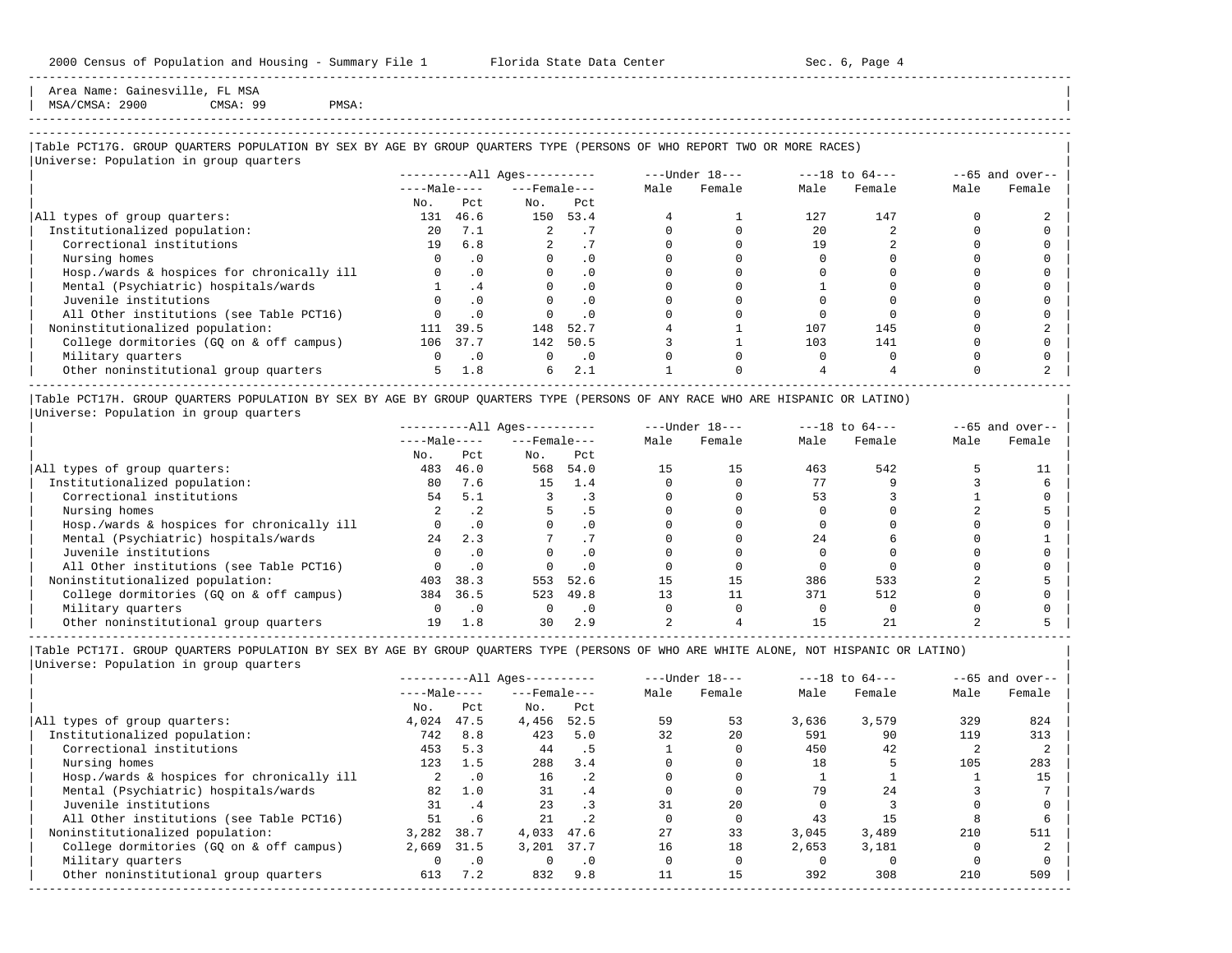Area Name: Gainesville, FL MSA
MSA/CMSA: 2900 CMSA: 99 PMSA:

### Table PCT17G. GROUP QUARTERS POPULATION BY SEX BY AGE BY GROUP QUARTERS TYPE (PERSONS OF WHO REPORT TWO OR MORE RACES)

Universe: Population in group quarters

| | All Ages Male No. | All Ages Male Pct | All Ages Female No. | All Ages Female Pct | Under 18 Male | Under 18 Female | 18 to 64 Male | 18 to 64 Female | 65 and over Male | 65 and over Female |
|---|---|---|---|---|---|---|---|---|---|---|
| All types of group quarters: | 131 | 46.6 | 150 | 53.4 | 4 | 1 | 127 | 147 | 0 | 2 |
| Institutionalized population: | 20 | 7.1 | 2 | .7 | 0 | 0 | 20 | 2 | 0 | 0 |
| Correctional institutions | 19 | 6.8 | 2 | .7 | 0 | 0 | 19 | 2 | 0 | 0 |
| Nursing homes | 0 | .0 | 0 | .0 | 0 | 0 | 0 | 0 | 0 | 0 |
| Hosp./wards & hospices for chronically ill | 0 | .0 | 0 | .0 | 0 | 0 | 0 | 0 | 0 | 0 |
| Mental (Psychiatric) hospitals/wards | 1 | .4 | 0 | .0 | 0 | 0 | 1 | 0 | 0 | 0 |
| Juvenile institutions | 0 | .0 | 0 | .0 | 0 | 0 | 0 | 0 | 0 | 0 |
| All Other institutions (see Table PCT16) | 0 | .0 | 0 | .0 | 0 | 0 | 0 | 0 | 0 | 0 |
| Noninstitutionalized population: | 111 | 39.5 | 148 | 52.7 | 4 | 1 | 107 | 145 | 0 | 2 |
| College dormitories (GQ on & off campus) | 106 | 37.7 | 142 | 50.5 | 3 | 1 | 103 | 141 | 0 | 0 |
| Military quarters | 0 | .0 | 0 | .0 | 0 | 0 | 0 | 0 | 0 | 0 |
| Other noninstitutional group quarters | 5 | 1.8 | 6 | 2.1 | 1 | 0 | 4 | 4 | 0 | 2 |

### Table PCT17H. GROUP QUARTERS POPULATION BY SEX BY AGE BY GROUP QUARTERS TYPE (PERSONS OF ANY RACE WHO ARE HISPANIC OR LATINO)

Universe: Population in group quarters

| | All Ages Male No. | All Ages Male Pct | All Ages Female No. | All Ages Female Pct | Under 18 Male | Under 18 Female | 18 to 64 Male | 18 to 64 Female | 65 and over Male | 65 and over Female |
|---|---|---|---|---|---|---|---|---|---|---|
| All types of group quarters: | 483 | 46.0 | 568 | 54.0 | 15 | 15 | 463 | 542 | 5 | 11 |
| Institutionalized population: | 80 | 7.6 | 15 | 1.4 | 0 | 0 | 77 | 9 | 3 | 6 |
| Correctional institutions | 54 | 5.1 | 3 | .3 | 0 | 0 | 53 | 3 | 1 | 0 |
| Nursing homes | 2 | .2 | 5 | .5 | 0 | 0 | 0 | 0 | 2 | 5 |
| Hosp./wards & hospices for chronically ill | 0 | .0 | 0 | .0 | 0 | 0 | 0 | 0 | 0 | 0 |
| Mental (Psychiatric) hospitals/wards | 24 | 2.3 | 7 | .7 | 0 | 0 | 24 | 6 | 0 | 1 |
| Juvenile institutions | 0 | .0 | 0 | .0 | 0 | 0 | 0 | 0 | 0 | 0 |
| All Other institutions (see Table PCT16) | 0 | .0 | 0 | .0 | 0 | 0 | 0 | 0 | 0 | 0 |
| Noninstitutionalized population: | 403 | 38.3 | 553 | 52.6 | 15 | 15 | 386 | 533 | 2 | 5 |
| College dormitories (GQ on & off campus) | 384 | 36.5 | 523 | 49.8 | 13 | 11 | 371 | 512 | 0 | 0 |
| Military quarters | 0 | .0 | 0 | .0 | 0 | 0 | 0 | 0 | 0 | 0 |
| Other noninstitutional group quarters | 19 | 1.8 | 30 | 2.9 | 2 | 4 | 15 | 21 | 2 | 5 |

### Table PCT17I. GROUP QUARTERS POPULATION BY SEX BY AGE BY GROUP QUARTERS TYPE (PERSONS OF WHO ARE WHITE ALONE, NOT HISPANIC OR LATINO)

Universe: Population in group quarters

| | All Ages Male No. | All Ages Male Pct | All Ages Female No. | All Ages Female Pct | Under 18 Male | Under 18 Female | 18 to 64 Male | 18 to 64 Female | 65 and over Male | 65 and over Female |
|---|---|---|---|---|---|---|---|---|---|---|
| All types of group quarters: | 4,024 | 47.5 | 4,456 | 52.5 | 59 | 53 | 3,636 | 3,579 | 329 | 824 |
| Institutionalized population: | 742 | 8.8 | 423 | 5.0 | 32 | 20 | 591 | 90 | 119 | 313 |
| Correctional institutions | 453 | 5.3 | 44 | .5 | 1 | 0 | 450 | 42 | 2 | 2 |
| Nursing homes | 123 | 1.5 | 288 | 3.4 | 0 | 0 | 18 | 5 | 105 | 283 |
| Hosp./wards & hospices for chronically ill | 2 | .0 | 16 | .2 | 0 | 0 | 1 | 1 | 1 | 15 |
| Mental (Psychiatric) hospitals/wards | 82 | 1.0 | 31 | .4 | 0 | 0 | 79 | 24 | 3 | 7 |
| Juvenile institutions | 31 | .4 | 23 | .3 | 31 | 20 | 0 | 3 | 0 | 0 |
| All Other institutions (see Table PCT16) | 51 | .6 | 21 | .2 | 0 | 0 | 43 | 15 | 8 | 6 |
| Noninstitutionalized population: | 3,282 | 38.7 | 4,033 | 47.6 | 27 | 33 | 3,045 | 3,489 | 210 | 511 |
| College dormitories (GQ on & off campus) | 2,669 | 31.5 | 3,201 | 37.7 | 16 | 18 | 2,653 | 3,181 | 0 | 2 |
| Military quarters | 0 | .0 | 0 | .0 | 0 | 0 | 0 | 0 | 0 | 0 |
| Other noninstitutional group quarters | 613 | 7.2 | 832 | 9.8 | 11 | 15 | 392 | 308 | 210 | 509 |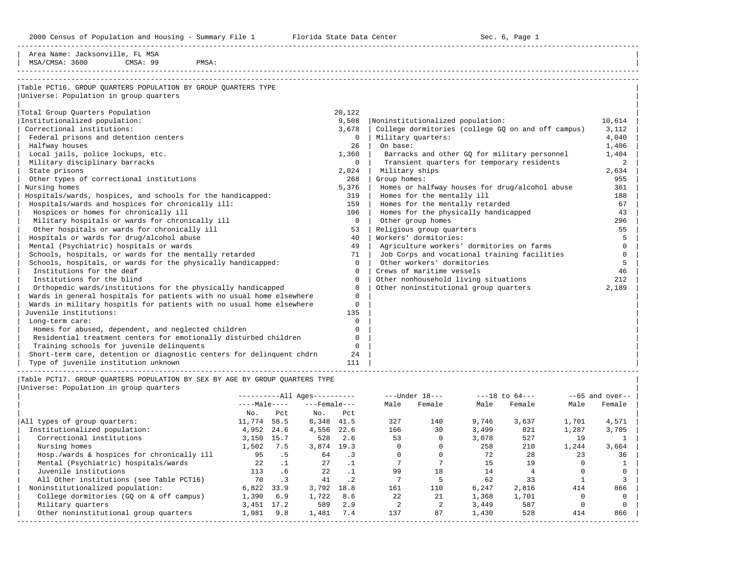Area Name: Jacksonville, FL MSA
MSA/CMSA: 3600 CMSA: 99 PMSA:

## Table PCT16. GROUP QUARTERS POPULATION BY GROUP QUARTERS TYPE

Universe: Population in group quarters

| Category | Number |
|---|---|
| Total Group Quarters Population | 20,122 |
| Institutionalized population: | 9,508 |
| Correctional institutions: | 3,678 |
| Federal prisons and detention centers | 0 |
| Halfway houses | 26 |
| Local jails, police lockups, etc. | 1,360 |
| Military disciplinary barracks | 0 |
| State prisons | 2,024 |
| Other types of correctional institutions | 268 |
| Nursing homes | 5,376 |
| Hospitals/wards, hospices, and schools for the handicapped: | 319 |
| Hospitals/wards and hospices for chronically ill: | 159 |
| Hospices or homes for chronically ill | 106 |
| Military hospitals or wards for chronically ill | 0 |
| Other hospitals or wards for chronically ill | 53 |
| Hospitals or wards for drug/alcohol abuse | 40 |
| Mental (Psychiatric) hospitals or wards | 49 |
| Schools, hospitals, or wards for the mentally retarded | 71 |
| Schools, hospitals, or wards for the physically handicapped: | 0 |
| Institutions for the deaf | 0 |
| Institutions for the blind | 0 |
| Orthopedic wards/institutions for the physically handicapped | 0 |
| Wards in general hospitals for patients with no usual home elsewhere | 0 |
| Wards in military hospitls for patients with no usual home elsewhere | 0 |
| Juvenile institutions: | 135 |
| Long-term care: | 0 |
| Homes for abused, dependent, and neglected children | 0 |
| Residential treatment centers for emotionally disturbed children | 0 |
| Training schools for juvenile delinquents | 0 |
| Short-term care, detention or diagnostic centers for delinquent chdrn | 24 |
| Type of juvenile institution unknown | 111 |
| Noninstitutionalized population: | 10,614 |
| College dormitories (college GQ on and off campus) | 3,112 |
| Military quarters: | 4,040 |
| On base: | 1,406 |
| Barracks and other GQ for military personnel | 1,404 |
| Transient quarters for temporary residents | 2 |
| Military ships | 2,634 |
| Group homes: | 955 |
| Homes or halfway houses for drug/alcohol abuse | 361 |
| Homes for the mentally ill | 188 |
| Homes for the mentally retarded | 67 |
| Homes for the physically handicapped | 43 |
| Other group homes | 296 |
| Religious group quarters | 55 |
| Workers' dormitories: | 5 |
| Agriculture workers' dormitories on farms | 0 |
| Job Corps and vocational training facilities | 0 |
| Other workers' dormitories | 5 |
| Crews of maritime vessels | 46 |
| Other nonhousehold living situations | 212 |
| Other noninstitutional group quarters | 2,189 |

## Table PCT17. GROUP QUARTERS POPULATION BY SEX BY AGE BY GROUP QUARTERS TYPE

Universe: Population in group quarters

| | All Ages Male No. | All Ages Male Pct | All Ages Female No. | All Ages Female Pct | Under 18 Male | Under 18 Female | 18 to 64 Male | 18 to 64 Female | 65 and over Male | 65 and over Female |
|---|---|---|---|---|---|---|---|---|---|---|
| All types of group quarters: | 11,774 | 58.5 | 8,348 | 41.5 | 327 | 140 | 9,746 | 3,637 | 1,701 | 4,571 |
| Institutionalized population: | 4,952 | 24.6 | 4,556 | 22.6 | 166 | 30 | 3,499 | 821 | 1,287 | 3,705 |
| Correctional institutions | 3,150 | 15.7 | 528 | 2.6 | 53 | 0 | 3,078 | 527 | 19 | 1 |
| Nursing homes | 1,502 | 7.5 | 3,874 | 19.3 | 0 | 0 | 258 | 210 | 1,244 | 3,664 |
| Hosp./wards & hospices for chronically ill | 95 | .5 | 64 | .3 | 0 | 0 | 72 | 28 | 23 | 36 |
| Mental (Psychiatric) hospitals/wards | 22 | .1 | 27 | .1 | 7 | 7 | 15 | 19 | 0 | 1 |
| Juvenile institutions | 113 | .6 | 22 | .1 | 99 | 18 | 14 | 4 | 0 | 0 |
| All Other institutions (see Table PCT16) | 70 | .3 | 41 | .2 | 7 | 5 | 62 | 33 | 1 | 3 |
| Noninstitutionalized population: | 6,822 | 33.9 | 3,792 | 18.8 | 161 | 110 | 6,247 | 2,816 | 414 | 866 |
| College dormitories (GQ on & off campus) | 1,390 | 6.9 | 1,722 | 8.6 | 22 | 21 | 1,368 | 1,701 | 0 | 0 |
| Military quarters | 3,451 | 17.2 | 589 | 2.9 | 2 | 2 | 3,449 | 587 | 0 | 0 |
| Other noninstitutional group quarters | 1,981 | 9.8 | 1,481 | 7.4 | 137 | 87 | 1,430 | 528 | 414 | 866 |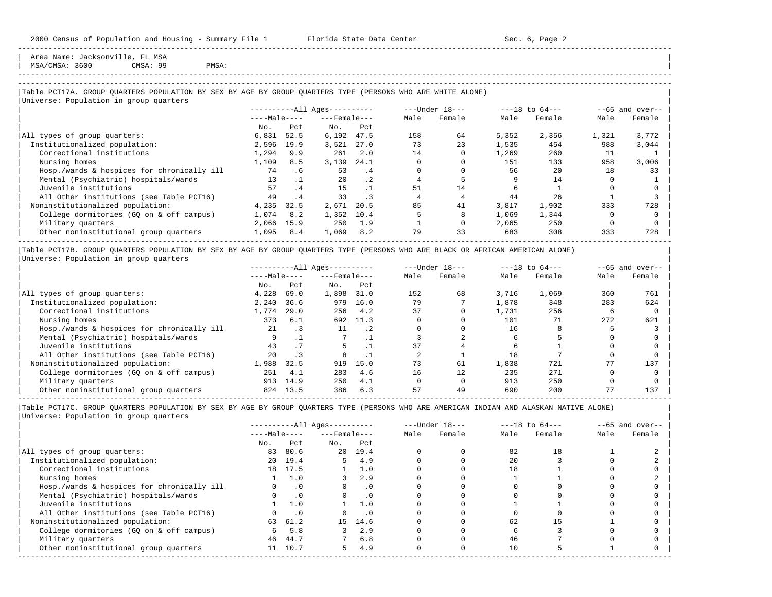Area Name: Jacksonville, FL MSA
MSA/CMSA: 3600 CMSA: 99 PMSA:

### Table PCT17A. GROUP QUARTERS POPULATION BY SEX BY AGE BY GROUP QUARTERS TYPE (PERSONS WHO ARE WHITE ALONE)

Universe: Population in group quarters

| | All Ages: Male No. | All Ages: Male Pct | All Ages: Female No. | All Ages: Female Pct | Under 18: Male | Under 18: Female | 18 to 64: Male | 18 to 64: Female | 65 and over: Male | 65 and over: Female |
|---|---|---|---|---|---|---|---|---|---|---|
| All types of group quarters: | 6,831 | 52.5 | 6,192 | 47.5 | 158 | 64 | 5,352 | 2,356 | 1,321 | 3,772 |
| Institutionalized population: | 2,596 | 19.9 | 3,521 | 27.0 | 73 | 23 | 1,535 | 454 | 988 | 3,044 |
| Correctional institutions | 1,294 | 9.9 | 261 | 2.0 | 14 | 0 | 1,269 | 260 | 11 | 1 |
| Nursing homes | 1,109 | 8.5 | 3,139 | 24.1 | 0 | 0 | 151 | 133 | 958 | 3,006 |
| Hosp./wards & hospices for chronically ill | 74 | .6 | 53 | .4 | 0 | 0 | 56 | 20 | 18 | 33 |
| Mental (Psychiatric) hospitals/wards | 13 | .1 | 20 | .2 | 4 | 5 | 9 | 14 | 0 | 1 |
| Juvenile institutions | 57 | .4 | 15 | .1 | 51 | 14 | 6 | 1 | 0 | 0 |
| All Other institutions (see Table PCT16) | 49 | .4 | 33 | .3 | 4 | 4 | 44 | 26 | 1 | 3 |
| Noninstitutionalized population: | 4,235 | 32.5 | 2,671 | 20.5 | 85 | 41 | 3,817 | 1,902 | 333 | 728 |
| College dormitories (GQ on & off campus) | 1,074 | 8.2 | 1,352 | 10.4 | 5 | 8 | 1,069 | 1,344 | 0 | 0 |
| Military quarters | 2,066 | 15.9 | 250 | 1.9 | 1 | 0 | 2,065 | 250 | 0 | 0 |
| Other noninstitutional group quarters | 1,095 | 8.4 | 1,069 | 8.2 | 79 | 33 | 683 | 308 | 333 | 728 |

### Table PCT17B. GROUP QUARTERS POPULATION BY SEX BY AGE BY GROUP QUARTERS TYPE (PERSONS WHO ARE BLACK OR AFRICAN AMERICAN ALONE)

Universe: Population in group quarters

| | All Ages: Male No. | All Ages: Male Pct | All Ages: Female No. | All Ages: Female Pct | Under 18: Male | Under 18: Female | 18 to 64: Male | 18 to 64: Female | 65 and over: Male | 65 and over: Female |
|---|---|---|---|---|---|---|---|---|---|---|
| All types of group quarters: | 4,228 | 69.0 | 1,898 | 31.0 | 152 | 68 | 3,716 | 1,069 | 360 | 761 |
| Institutionalized population: | 2,240 | 36.6 | 979 | 16.0 | 79 | 7 | 1,878 | 348 | 283 | 624 |
| Correctional institutions | 1,774 | 29.0 | 256 | 4.2 | 37 | 0 | 1,731 | 256 | 6 | 0 |
| Nursing homes | 373 | 6.1 | 692 | 11.3 | 0 | 0 | 101 | 71 | 272 | 621 |
| Hosp./wards & hospices for chronically ill | 21 | .3 | 11 | .2 | 0 | 0 | 16 | 8 | 5 | 3 |
| Mental (Psychiatric) hospitals/wards | 9 | .1 | 7 | .1 | 3 | 2 | 6 | 5 | 0 | 0 |
| Juvenile institutions | 43 | .7 | 5 | .1 | 37 | 4 | 6 | 1 | 0 | 0 |
| All Other institutions (see Table PCT16) | 20 | .3 | 8 | .1 | 2 | 1 | 18 | 7 | 0 | 0 |
| Noninstitutionalized population: | 1,988 | 32.5 | 919 | 15.0 | 73 | 61 | 1,838 | 721 | 77 | 137 |
| College dormitories (GQ on & off campus) | 251 | 4.1 | 283 | 4.6 | 16 | 12 | 235 | 271 | 0 | 0 |
| Military quarters | 913 | 14.9 | 250 | 4.1 | 0 | 0 | 913 | 250 | 0 | 0 |
| Other noninstitutional group quarters | 824 | 13.5 | 386 | 6.3 | 57 | 49 | 690 | 200 | 77 | 137 |

### Table PCT17C. GROUP QUARTERS POPULATION BY SEX BY AGE BY GROUP QUARTERS TYPE (PERSONS WHO ARE AMERICAN INDIAN AND ALASKAN NATIVE ALONE)

Universe: Population in group quarters

| | All Ages: Male No. | All Ages: Male Pct | All Ages: Female No. | All Ages: Female Pct | Under 18: Male | Under 18: Female | 18 to 64: Male | 18 to 64: Female | 65 and over: Male | 65 and over: Female |
|---|---|---|---|---|---|---|---|---|---|---|
| All types of group quarters: | 83 | 80.6 | 20 | 19.4 | 0 | 0 | 82 | 18 | 1 | 2 |
| Institutionalized population: | 20 | 19.4 | 5 | 4.9 | 0 | 0 | 20 | 3 | 0 | 2 |
| Correctional institutions | 18 | 17.5 | 1 | 1.0 | 0 | 0 | 18 | 1 | 0 | 0 |
| Nursing homes | 1 | 1.0 | 3 | 2.9 | 0 | 0 | 1 | 1 | 0 | 2 |
| Hosp./wards & hospices for chronically ill | 0 | .0 | 0 | .0 | 0 | 0 | 0 | 0 | 0 | 0 |
| Mental (Psychiatric) hospitals/wards | 0 | .0 | 0 | .0 | 0 | 0 | 0 | 0 | 0 | 0 |
| Juvenile institutions | 1 | 1.0 | 1 | 1.0 | 0 | 0 | 1 | 1 | 0 | 0 |
| All Other institutions (see Table PCT16) | 0 | .0 | 0 | .0 | 0 | 0 | 0 | 0 | 0 | 0 |
| Noninstitutionalized population: | 63 | 61.2 | 15 | 14.6 | 0 | 0 | 62 | 15 | 1 | 0 |
| College dormitories (GQ on & off campus) | 6 | 5.8 | 3 | 2.9 | 0 | 0 | 6 | 3 | 0 | 0 |
| Military quarters | 46 | 44.7 | 7 | 6.8 | 0 | 0 | 46 | 7 | 0 | 0 |
| Other noninstitutional group quarters | 11 | 10.7 | 5 | 4.9 | 0 | 0 | 10 | 5 | 1 | 0 |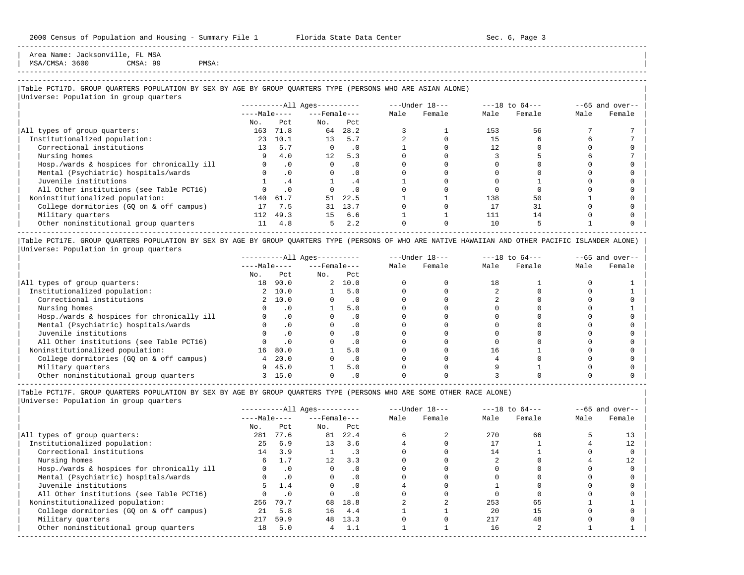Area Name: Jacksonville, FL MSA
MSA/CMSA: 3600 CMSA: 99 PMSA:

### Table PCT17D. GROUP QUARTERS POPULATION BY SEX BY AGE BY GROUP QUARTERS TYPE (PERSONS WHO ARE ASIAN ALONE)

Universe: Population in group quarters

| | All Ages Male No. | All Ages Male Pct | All Ages Female No. | All Ages Female Pct | Under 18 Male | Under 18 Female | 18 to 64 Male | 18 to 64 Female | 65 and over Male | 65 and over Female |
|---|---|---|---|---|---|---|---|---|---|---|
| All types of group quarters: | 163 | 71.8 | 64 | 28.2 | 3 | 1 | 153 | 56 | 7 | 7 |
| Institutionalized population: | 23 | 10.1 | 13 | 5.7 | 2 | 0 | 15 | 6 | 6 | 7 |
| Correctional institutions | 13 | 5.7 | 0 | .0 | 1 | 0 | 12 | 0 | 0 | 0 |
| Nursing homes | 9 | 4.0 | 12 | 5.3 | 0 | 0 | 3 | 5 | 6 | 7 |
| Hosp./wards & hospices for chronically ill | 0 | .0 | 0 | .0 | 0 | 0 | 0 | 0 | 0 | 0 |
| Mental (Psychiatric) hospitals/wards | 0 | .0 | 0 | .0 | 0 | 0 | 0 | 0 | 0 | 0 |
| Juvenile institutions | 1 | .4 | 1 | .4 | 1 | 0 | 0 | 1 | 0 | 0 |
| All Other institutions (see Table PCT16) | 0 | .0 | 0 | .0 | 0 | 0 | 0 | 0 | 0 | 0 |
| Noninstitutionalized population: | 140 | 61.7 | 51 | 22.5 | 1 | 1 | 138 | 50 | 1 | 0 |
| College dormitories (GQ on & off campus) | 17 | 7.5 | 31 | 13.7 | 0 | 0 | 17 | 31 | 0 | 0 |
| Military quarters | 112 | 49.3 | 15 | 6.6 | 1 | 1 | 111 | 14 | 0 | 0 |
| Other noninstitutional group quarters | 11 | 4.8 | 5 | 2.2 | 0 | 0 | 10 | 5 | 1 | 0 |

### Table PCT17E. GROUP QUARTERS POPULATION BY SEX BY AGE BY GROUP QUARTERS TYPE (PERSONS OF WHO ARE NATIVE HAWAIIAN AND OTHER PACIFIC ISLANDER ALONE)

Universe: Population in group quarters

| | All Ages Male No. | All Ages Male Pct | All Ages Female No. | All Ages Female Pct | Under 18 Male | Under 18 Female | 18 to 64 Male | 18 to 64 Female | 65 and over Male | 65 and over Female |
|---|---|---|---|---|---|---|---|---|---|---|
| All types of group quarters: | 18 | 90.0 | 2 | 10.0 | 0 | 0 | 18 | 1 | 0 | 1 |
| Institutionalized population: | 2 | 10.0 | 1 | 5.0 | 0 | 0 | 2 | 0 | 0 | 1 |
| Correctional institutions | 2 | 10.0 | 0 | .0 | 0 | 0 | 2 | 0 | 0 | 0 |
| Nursing homes | 0 | .0 | 1 | 5.0 | 0 | 0 | 0 | 0 | 0 | 1 |
| Hosp./wards & hospices for chronically ill | 0 | .0 | 0 | .0 | 0 | 0 | 0 | 0 | 0 | 0 |
| Mental (Psychiatric) hospitals/wards | 0 | .0 | 0 | .0 | 0 | 0 | 0 | 0 | 0 | 0 |
| Juvenile institutions | 0 | .0 | 0 | .0 | 0 | 0 | 0 | 0 | 0 | 0 |
| All Other institutions (see Table PCT16) | 0 | .0 | 0 | .0 | 0 | 0 | 0 | 0 | 0 | 0 |
| Noninstitutionalized population: | 16 | 80.0 | 1 | 5.0 | 0 | 0 | 16 | 1 | 0 | 0 |
| College dormitories (GQ on & off campus) | 4 | 20.0 | 0 | .0 | 0 | 0 | 4 | 0 | 0 | 0 |
| Military quarters | 9 | 45.0 | 1 | 5.0 | 0 | 0 | 9 | 1 | 0 | 0 |
| Other noninstitutional group quarters | 3 | 15.0 | 0 | .0 | 0 | 0 | 3 | 0 | 0 | 0 |

### Table PCT17F. GROUP QUARTERS POPULATION BY SEX BY AGE BY GROUP QUARTERS TYPE (PERSONS WHO ARE SOME OTHER RACE ALONE)

Universe: Population in group quarters

| | All Ages Male No. | All Ages Male Pct | All Ages Female No. | All Ages Female Pct | Under 18 Male | Under 18 Female | 18 to 64 Male | 18 to 64 Female | 65 and over Male | 65 and over Female |
|---|---|---|---|---|---|---|---|---|---|---|
| All types of group quarters: | 281 | 77.6 | 81 | 22.4 | 6 | 2 | 270 | 66 | 5 | 13 |
| Institutionalized population: | 25 | 6.9 | 13 | 3.6 | 4 | 0 | 17 | 1 | 4 | 12 |
| Correctional institutions | 14 | 3.9 | 1 | .3 | 0 | 0 | 14 | 1 | 0 | 0 |
| Nursing homes | 6 | 1.7 | 12 | 3.3 | 0 | 0 | 2 | 0 | 4 | 12 |
| Hosp./wards & hospices for chronically ill | 0 | .0 | 0 | .0 | 0 | 0 | 0 | 0 | 0 | 0 |
| Mental (Psychiatric) hospitals/wards | 0 | .0 | 0 | .0 | 0 | 0 | 0 | 0 | 0 | 0 |
| Juvenile institutions | 5 | 1.4 | 0 | .0 | 4 | 0 | 1 | 0 | 0 | 0 |
| All Other institutions (see Table PCT16) | 0 | .0 | 0 | .0 | 0 | 0 | 0 | 0 | 0 | 0 |
| Noninstitutionalized population: | 256 | 70.7 | 68 | 18.8 | 2 | 2 | 253 | 65 | 1 | 1 |
| College dormitories (GQ on & off campus) | 21 | 5.8 | 16 | 4.4 | 1 | 1 | 20 | 15 | 0 | 0 |
| Military quarters | 217 | 59.9 | 48 | 13.3 | 0 | 0 | 217 | 48 | 0 | 0 |
| Other noninstitutional group quarters | 18 | 5.0 | 4 | 1.1 | 1 | 1 | 16 | 2 | 1 | 1 |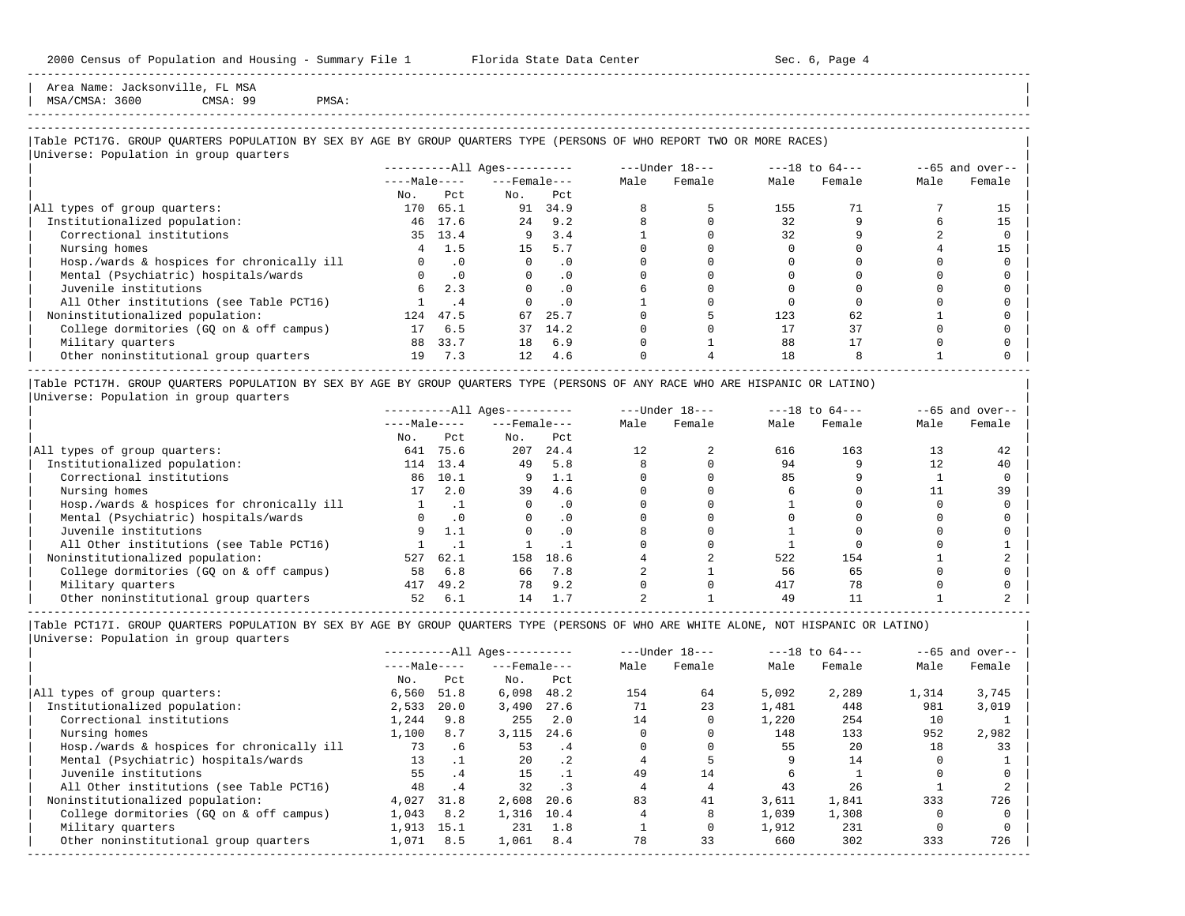Area Name: Jacksonville, FL MSA
MSA/CMSA: 3600 CMSA: 99 PMSA:

### Table PCT17G. GROUP QUARTERS POPULATION BY SEX BY AGE BY GROUP QUARTERS TYPE (PERSONS OF WHO REPORT TWO OR MORE RACES)

Universe: Population in group quarters

| | All Ages | | | | Under 18 | | 18 to 64 | | 65 and over | |
|---|---|---|---|---|---|---|---|---|---|---|
| | Male | | Female | | | | | | | |
| | No. | Pct | No. | Pct | Male | Female | Male | Female | Male | Female |
| All types of group quarters: | 170 | 65.1 | 91 | 34.9 | 8 | 5 | 155 | 71 | 7 | 15 |
| Institutionalized population: | 46 | 17.6 | 24 | 9.2 | 8 | 0 | 32 | 9 | 6 | 15 |
| Correctional institutions | 35 | 13.4 | 9 | 3.4 | 1 | 0 | 32 | 9 | 2 | 0 |
| Nursing homes | 4 | 1.5 | 15 | 5.7 | 0 | 0 | 0 | 0 | 4 | 15 |
| Hosp./wards & hospices for chronically ill | 0 | .0 | 0 | .0 | 0 | 0 | 0 | 0 | 0 | 0 |
| Mental (Psychiatric) hospitals/wards | 0 | .0 | 0 | .0 | 0 | 0 | 0 | 0 | 0 | 0 |
| Juvenile institutions | 6 | 2.3 | 0 | .0 | 6 | 0 | 0 | 0 | 0 | 0 |
| All Other institutions (see Table PCT16) | 1 | .4 | 0 | .0 | 1 | 0 | 0 | 0 | 0 | 0 |
| Noninstitutionalized population: | 124 | 47.5 | 67 | 25.7 | 0 | 5 | 123 | 62 | 1 | 0 |
| College dormitories (GQ on & off campus) | 17 | 6.5 | 37 | 14.2 | 0 | 0 | 17 | 37 | 0 | 0 |
| Military quarters | 88 | 33.7 | 18 | 6.9 | 0 | 1 | 88 | 17 | 0 | 0 |
| Other noninstitutional group quarters | 19 | 7.3 | 12 | 4.6 | 0 | 4 | 18 | 8 | 1 | 0 |

### Table PCT17H. GROUP QUARTERS POPULATION BY SEX BY AGE BY GROUP QUARTERS TYPE (PERSONS OF ANY RACE WHO ARE HISPANIC OR LATINO)

Universe: Population in group quarters

| | All Ages | | | | Under 18 | | 18 to 64 | | 65 and over | |
|---|---|---|---|---|---|---|---|---|---|---|
| | Male | | Female | | | | | | | |
| | No. | Pct | No. | Pct | Male | Female | Male | Female | Male | Female |
| All types of group quarters: | 641 | 75.6 | 207 | 24.4 | 12 | 2 | 616 | 163 | 13 | 42 |
| Institutionalized population: | 114 | 13.4 | 49 | 5.8 | 8 | 0 | 94 | 9 | 12 | 40 |
| Correctional institutions | 86 | 10.1 | 9 | 1.1 | 0 | 0 | 85 | 9 | 1 | 0 |
| Nursing homes | 17 | 2.0 | 39 | 4.6 | 0 | 0 | 6 | 0 | 11 | 39 |
| Hosp./wards & hospices for chronically ill | 1 | .1 | 0 | .0 | 0 | 0 | 1 | 0 | 0 | 0 |
| Mental (Psychiatric) hospitals/wards | 0 | .0 | 0 | .0 | 0 | 0 | 0 | 0 | 0 | 0 |
| Juvenile institutions | 9 | 1.1 | 0 | .0 | 8 | 0 | 1 | 0 | 0 | 0 |
| All Other institutions (see Table PCT16) | 1 | .1 | 1 | .1 | 0 | 0 | 1 | 0 | 0 | 1 |
| Noninstitutionalized population: | 527 | 62.1 | 158 | 18.6 | 4 | 2 | 522 | 154 | 1 | 2 |
| College dormitories (GQ on & off campus) | 58 | 6.8 | 66 | 7.8 | 2 | 1 | 56 | 65 | 0 | 0 |
| Military quarters | 417 | 49.2 | 78 | 9.2 | 0 | 0 | 417 | 78 | 0 | 0 |
| Other noninstitutional group quarters | 52 | 6.1 | 14 | 1.7 | 2 | 1 | 49 | 11 | 1 | 2 |

### Table PCT17I. GROUP QUARTERS POPULATION BY SEX BY AGE BY GROUP QUARTERS TYPE (PERSONS OF WHO ARE WHITE ALONE, NOT HISPANIC OR LATINO)

Universe: Population in group quarters

| | All Ages | | | | Under 18 | | 18 to 64 | | 65 and over | |
|---|---|---|---|---|---|---|---|---|---|---|
| | Male | | Female | | | | | | | |
| | No. | Pct | No. | Pct | Male | Female | Male | Female | Male | Female |
| All types of group quarters: | 6,560 | 51.8 | 6,098 | 48.2 | 154 | 64 | 5,092 | 2,289 | 1,314 | 3,745 |
| Institutionalized population: | 2,533 | 20.0 | 3,490 | 27.6 | 71 | 23 | 1,481 | 448 | 981 | 3,019 |
| Correctional institutions | 1,244 | 9.8 | 255 | 2.0 | 14 | 0 | 1,220 | 254 | 10 | 1 |
| Nursing homes | 1,100 | 8.7 | 3,115 | 24.6 | 0 | 0 | 148 | 133 | 952 | 2,982 |
| Hosp./wards & hospices for chronically ill | 73 | .6 | 53 | .4 | 0 | 0 | 55 | 20 | 18 | 33 |
| Mental (Psychiatric) hospitals/wards | 13 | .1 | 20 | .2 | 4 | 5 | 9 | 14 | 0 | 1 |
| Juvenile institutions | 55 | .4 | 15 | .1 | 49 | 14 | 6 | 1 | 0 | 0 |
| All Other institutions (see Table PCT16) | 48 | .4 | 32 | .3 | 4 | 4 | 43 | 26 | 1 | 2 |
| Noninstitutionalized population: | 4,027 | 31.8 | 2,608 | 20.6 | 83 | 41 | 3,611 | 1,841 | 333 | 726 |
| College dormitories (GQ on & off campus) | 1,043 | 8.2 | 1,316 | 10.4 | 4 | 8 | 1,039 | 1,308 | 0 | 0 |
| Military quarters | 1,913 | 15.1 | 231 | 1.8 | 1 | 0 | 1,912 | 231 | 0 | 0 |
| Other noninstitutional group quarters | 1,071 | 8.5 | 1,061 | 8.4 | 78 | 33 | 660 | 302 | 333 | 726 |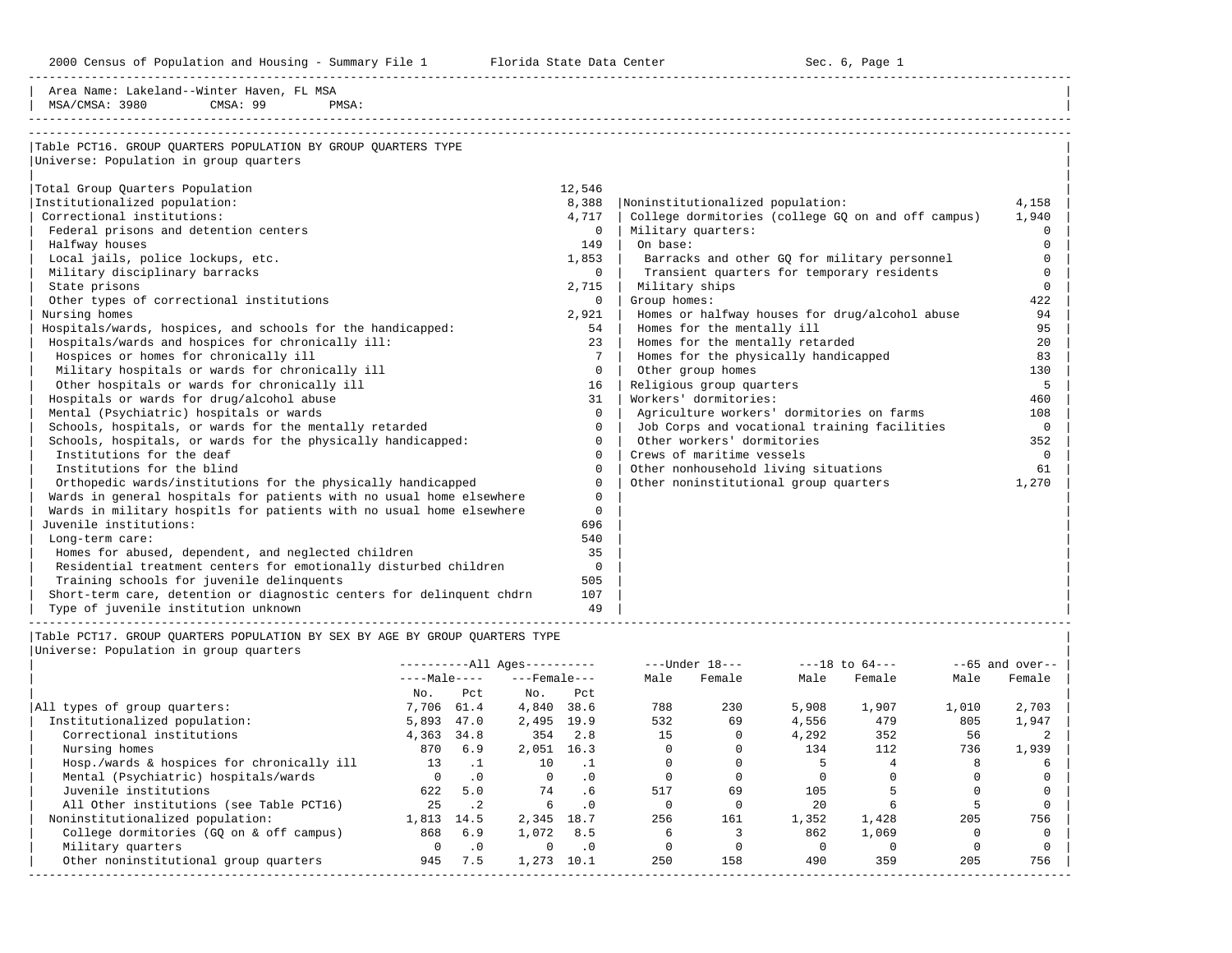Area Name: Lakeland--Winter Haven, FL MSA
MSA/CMSA: 3980 CMSA: 99 PMSA:

## Table PCT16. GROUP QUARTERS POPULATION BY GROUP QUARTERS TYPE

Universe: Population in group quarters

| Category | Count |
|---|---|
| Total Group Quarters Population | 12,546 |
| Institutionalized population: | 8,388 |
| Correctional institutions: | 4,717 |
| Federal prisons and detention centers | 0 |
| Halfway houses | 149 |
| Local jails, police lockups, etc. | 1,853 |
| Military disciplinary barracks | 0 |
| State prisons | 2,715 |
| Other types of correctional institutions | 0 |
| Nursing homes | 2,921 |
| Hospitals/wards, hospices, and schools for the handicapped: | 54 |
| Hospitals/wards and hospices for chronically ill: | 23 |
| Hospices or homes for chronically ill | 7 |
| Military hospitals or wards for chronically ill | 0 |
| Other hospitals or wards for chronically ill | 16 |
| Hospitals or wards for drug/alcohol abuse | 31 |
| Mental (Psychiatric) hospitals or wards | 0 |
| Schools, hospitals, or wards for the mentally retarded | 0 |
| Schools, hospitals, or wards for the physically handicapped: | 0 |
| Institutions for the deaf | 0 |
| Institutions for the blind | 0 |
| Orthopedic wards/institutions for the physically handicapped | 0 |
| Wards in general hospitals for patients with no usual home elsewhere | 0 |
| Wards in military hospitls for patients with no usual home elsewhere | 0 |
| Juvenile institutions: | 696 |
| Long-term care: | 540 |
| Homes for abused, dependent, and neglected children | 35 |
| Residential treatment centers for emotionally disturbed children | 0 |
| Training schools for juvenile delinquents | 505 |
| Short-term care, detention or diagnostic centers for delinquent chdrn | 107 |
| Type of juvenile institution unknown | 49 |
| Noninstitutionalized population: | 4,158 |
| College dormitories (college GQ on and off campus) | 1,940 |
| Military quarters: | 0 |
| On base: | 0 |
| Barracks and other GQ for military personnel | 0 |
| Transient quarters for temporary residents | 0 |
| Military ships | 0 |
| Group homes: | 422 |
| Homes or halfway houses for drug/alcohol abuse | 94 |
| Homes for the mentally ill | 95 |
| Homes for the mentally retarded | 20 |
| Homes for the physically handicapped | 83 |
| Other group homes | 130 |
| Religious group quarters | 5 |
| Workers' dormitories: | 460 |
| Agriculture workers' dormitories on farms | 108 |
| Job Corps and vocational training facilities | 0 |
| Other workers' dormitories | 352 |
| Crews of maritime vessels | 0 |
| Other nonhousehold living situations | 61 |
| Other noninstitutional group quarters | 1,270 |

## Table PCT17. GROUP QUARTERS POPULATION BY SEX BY AGE BY GROUP QUARTERS TYPE

Universe: Population in group quarters

| | All Ages | | | | Under 18 | | 18 to 64 | | 65 and over | |
|---|---|---|---|---|---|---|---|---|---|---|
| | Male | | Female | | | | | | | |
| | No. | Pct | No. | Pct | Male | Female | Male | Female | Male | Female |
| All types of group quarters: | 7,706 | 61.4 | 4,840 | 38.6 | 788 | 230 | 5,908 | 1,907 | 1,010 | 2,703 |
| Institutionalized population: | 5,893 | 47.0 | 2,495 | 19.9 | 532 | 69 | 4,556 | 479 | 805 | 1,947 |
| Correctional institutions | 4,363 | 34.8 | 354 | 2.8 | 15 | 0 | 4,292 | 352 | 56 | 2 |
| Nursing homes | 870 | 6.9 | 2,051 | 16.3 | 0 | 0 | 134 | 112 | 736 | 1,939 |
| Hosp./wards & hospices for chronically ill | 13 | .1 | 10 | .1 | 0 | 0 | 5 | 4 | 8 | 6 |
| Mental (Psychiatric) hospitals/wards | 0 | .0 | 0 | .0 | 0 | 0 | 0 | 0 | 0 | 0 |
| Juvenile institutions | 622 | 5.0 | 74 | .6 | 517 | 69 | 105 | 5 | 0 | 0 |
| All Other institutions (see Table PCT16) | 25 | .2 | 6 | .0 | 0 | 0 | 20 | 6 | 5 | 0 |
| Noninstitutionalized population: | 1,813 | 14.5 | 2,345 | 18.7 | 256 | 161 | 1,352 | 1,428 | 205 | 756 |
| College dormitories (GQ on & off campus) | 868 | 6.9 | 1,072 | 8.5 | 6 | 3 | 862 | 1,069 | 0 | 0 |
| Military quarters | 0 | .0 | 0 | .0 | 0 | 0 | 0 | 0 | 0 | 0 |
| Other noninstitutional group quarters | 945 | 7.5 | 1,273 | 10.1 | 250 | 158 | 490 | 359 | 205 | 756 |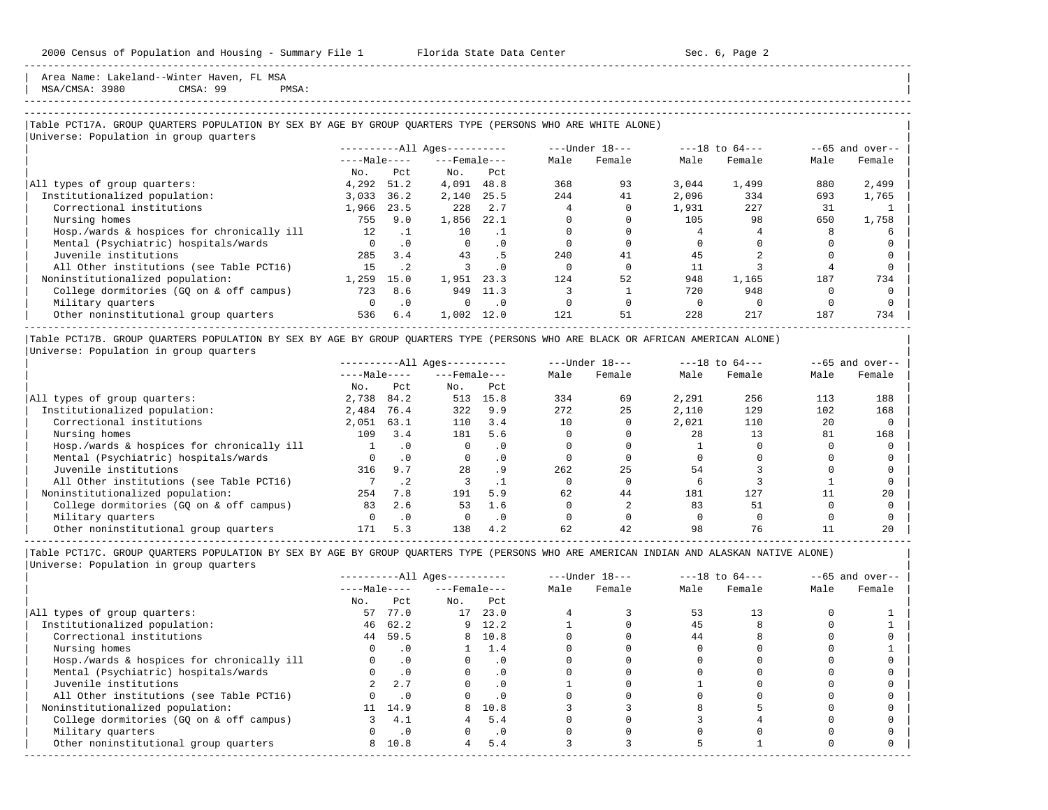Area Name: Lakeland--Winter Haven, FL MSA
MSA/CMSA: 3980 CMSA: 99 PMSA:

## Table PCT17A. GROUP QUARTERS POPULATION BY SEX BY AGE BY GROUP QUARTERS TYPE (PERSONS WHO ARE WHITE ALONE)

Universe: Population in group quarters

| | All Ages | | | | Under 18 | | 18 to 64 | | 65 and over | |
|---|---|---|---|---|---|---|---|---|---|---|
| | Male | | Female | | | | | | | |
| | No. | Pct | No. | Pct | Male | Female | Male | Female | Male | Female |
| All types of group quarters: | 4,292 | 51.2 | 4,091 | 48.8 | 368 | 93 | 3,044 | 1,499 | 880 | 2,499 |
| Institutionalized population: | 3,033 | 36.2 | 2,140 | 25.5 | 244 | 41 | 2,096 | 334 | 693 | 1,765 |
| Correctional institutions | 1,966 | 23.5 | 228 | 2.7 | 4 | 0 | 1,931 | 227 | 31 | 1 |
| Nursing homes | 755 | 9.0 | 1,856 | 22.1 | 0 | 0 | 105 | 98 | 650 | 1,758 |
| Hosp./wards & hospices for chronically ill | 12 | .1 | 10 | .1 | 0 | 0 | 4 | 4 | 8 | 6 |
| Mental (Psychiatric) hospitals/wards | 0 | .0 | 0 | .0 | 0 | 0 | 0 | 0 | 0 | 0 |
| Juvenile institutions | 285 | 3.4 | 43 | .5 | 240 | 41 | 45 | 2 | 0 | 0 |
| All Other institutions (see Table PCT16) | 15 | .2 | 3 | .0 | 0 | 0 | 11 | 3 | 4 | 0 |
| Noninstitutionalized population: | 1,259 | 15.0 | 1,951 | 23.3 | 124 | 52 | 948 | 1,165 | 187 | 734 |
| College dormitories (GQ on & off campus) | 723 | 8.6 | 949 | 11.3 | 3 | 1 | 720 | 948 | 0 | 0 |
| Military quarters | 0 | .0 | 0 | .0 | 0 | 0 | 0 | 0 | 0 | 0 |
| Other noninstitutional group quarters | 536 | 6.4 | 1,002 | 12.0 | 121 | 51 | 228 | 217 | 187 | 734 |

## Table PCT17B. GROUP QUARTERS POPULATION BY SEX BY AGE BY GROUP QUARTERS TYPE (PERSONS WHO ARE BLACK OR AFRICAN AMERICAN ALONE)

Universe: Population in group quarters

| | All Ages | | | | Under 18 | | 18 to 64 | | 65 and over | |
|---|---|---|---|---|---|---|---|---|---|---|
| | Male | | Female | | | | | | | |
| | No. | Pct | No. | Pct | Male | Female | Male | Female | Male | Female |
| All types of group quarters: | 2,738 | 84.2 | 513 | 15.8 | 334 | 69 | 2,291 | 256 | 113 | 188 |
| Institutionalized population: | 2,484 | 76.4 | 322 | 9.9 | 272 | 25 | 2,110 | 129 | 102 | 168 |
| Correctional institutions | 2,051 | 63.1 | 110 | 3.4 | 10 | 0 | 2,021 | 110 | 20 | 0 |
| Nursing homes | 109 | 3.4 | 181 | 5.6 | 0 | 0 | 28 | 13 | 81 | 168 |
| Hosp./wards & hospices for chronically ill | 1 | .0 | 0 | .0 | 0 | 0 | 1 | 0 | 0 | 0 |
| Mental (Psychiatric) hospitals/wards | 0 | .0 | 0 | .0 | 0 | 0 | 0 | 0 | 0 | 0 |
| Juvenile institutions | 316 | 9.7 | 28 | .9 | 262 | 25 | 54 | 3 | 0 | 0 |
| All Other institutions (see Table PCT16) | 7 | .2 | 3 | .1 | 0 | 0 | 6 | 3 | 1 | 0 |
| Noninstitutionalized population: | 254 | 7.8 | 191 | 5.9 | 62 | 44 | 181 | 127 | 11 | 20 |
| College dormitories (GQ on & off campus) | 83 | 2.6 | 53 | 1.6 | 0 | 2 | 83 | 51 | 0 | 0 |
| Military quarters | 0 | .0 | 0 | .0 | 0 | 0 | 0 | 0 | 0 | 0 |
| Other noninstitutional group quarters | 171 | 5.3 | 138 | 4.2 | 62 | 42 | 98 | 76 | 11 | 20 |

## Table PCT17C. GROUP QUARTERS POPULATION BY SEX BY AGE BY GROUP QUARTERS TYPE (PERSONS WHO ARE AMERICAN INDIAN AND ALASKAN NATIVE ALONE)

Universe: Population in group quarters

| | All Ages | | | | Under 18 | | 18 to 64 | | 65 and over | |
|---|---|---|---|---|---|---|---|---|---|---|
| | Male | | Female | | | | | | | |
| | No. | Pct | No. | Pct | Male | Female | Male | Female | Male | Female |
| All types of group quarters: | 57 | 77.0 | 17 | 23.0 | 4 | 3 | 53 | 13 | 0 | 1 |
| Institutionalized population: | 46 | 62.2 | 9 | 12.2 | 1 | 0 | 45 | 8 | 0 | 1 |
| Correctional institutions | 44 | 59.5 | 8 | 10.8 | 0 | 0 | 44 | 8 | 0 | 0 |
| Nursing homes | 0 | .0 | 1 | 1.4 | 0 | 0 | 0 | 0 | 0 | 1 |
| Hosp./wards & hospices for chronically ill | 0 | .0 | 0 | .0 | 0 | 0 | 0 | 0 | 0 | 0 |
| Mental (Psychiatric) hospitals/wards | 0 | .0 | 0 | .0 | 0 | 0 | 0 | 0 | 0 | 0 |
| Juvenile institutions | 2 | 2.7 | 0 | .0 | 1 | 0 | 1 | 0 | 0 | 0 |
| All Other institutions (see Table PCT16) | 0 | .0 | 0 | .0 | 0 | 0 | 0 | 0 | 0 | 0 |
| Noninstitutionalized population: | 11 | 14.9 | 8 | 10.8 | 3 | 3 | 8 | 5 | 0 | 0 |
| College dormitories (GQ on & off campus) | 3 | 4.1 | 4 | 5.4 | 0 | 0 | 3 | 4 | 0 | 0 |
| Military quarters | 0 | .0 | 0 | .0 | 0 | 0 | 0 | 0 | 0 | 0 |
| Other noninstitutional group quarters | 8 | 10.8 | 4 | 5.4 | 3 | 3 | 5 | 1 | 0 | 0 |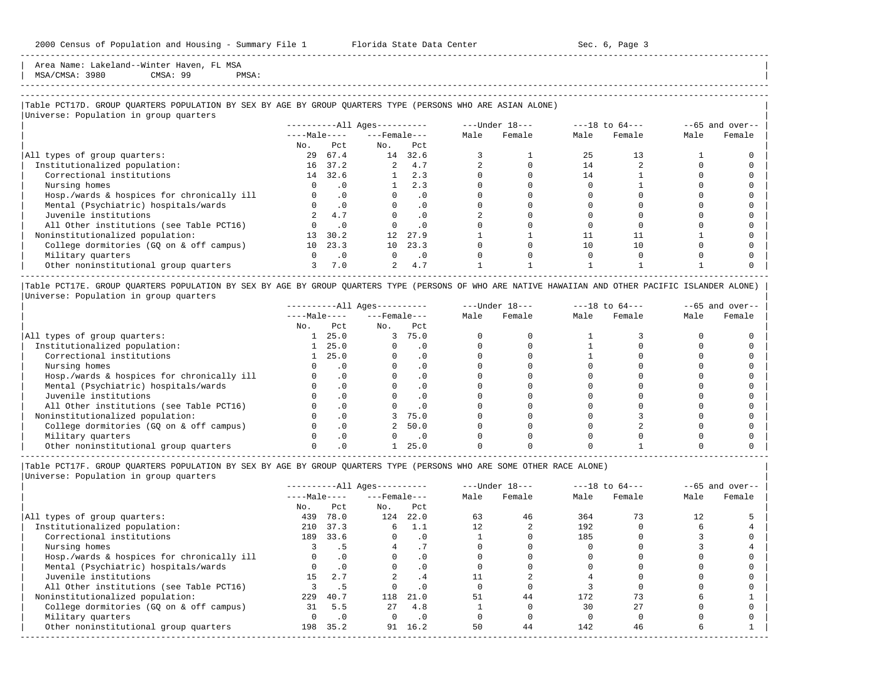Area Name: Lakeland--Winter Haven, FL MSA
MSA/CMSA: 3980 CMSA: 99 PMSA:

### Table PCT17D. GROUP QUARTERS POPULATION BY SEX BY AGE BY GROUP QUARTERS TYPE (PERSONS WHO ARE ASIAN ALONE)

Universe: Population in group quarters

| | All Ages: Male No. | All Ages: Male Pct | All Ages: Female No. | All Ages: Female Pct | Under 18: Male | Under 18: Female | 18 to 64: Male | 18 to 64: Female | 65 and over: Male | 65 and over: Female |
|---|---|---|---|---|---|---|---|---|---|---|
| All types of group quarters: | 29 | 67.4 | 14 | 32.6 | 3 | 1 | 25 | 13 | 1 | 0 |
| Institutionalized population: | 16 | 37.2 | 2 | 4.7 | 2 | 0 | 14 | 2 | 0 | 0 |
| Correctional institutions | 14 | 32.6 | 1 | 2.3 | 0 | 0 | 14 | 1 | 0 | 0 |
| Nursing homes | 0 | .0 | 1 | 2.3 | 0 | 0 | 0 | 1 | 0 | 0 |
| Hosp./wards & hospices for chronically ill | 0 | .0 | 0 | .0 | 0 | 0 | 0 | 0 | 0 | 0 |
| Mental (Psychiatric) hospitals/wards | 0 | .0 | 0 | .0 | 0 | 0 | 0 | 0 | 0 | 0 |
| Juvenile institutions | 2 | 4.7 | 0 | .0 | 2 | 0 | 0 | 0 | 0 | 0 |
| All Other institutions (see Table PCT16) | 0 | .0 | 0 | .0 | 0 | 0 | 0 | 0 | 0 | 0 |
| Noninstitutionalized population: | 13 | 30.2 | 12 | 27.9 | 1 | 1 | 11 | 11 | 1 | 0 |
| College dormitories (GQ on & off campus) | 10 | 23.3 | 10 | 23.3 | 0 | 0 | 10 | 10 | 0 | 0 |
| Military quarters | 0 | .0 | 0 | .0 | 0 | 0 | 0 | 0 | 0 | 0 |
| Other noninstitutional group quarters | 3 | 7.0 | 2 | 4.7 | 1 | 1 | 1 | 1 | 1 | 0 |

### Table PCT17E. GROUP QUARTERS POPULATION BY SEX BY AGE BY GROUP QUARTERS TYPE (PERSONS OF WHO ARE NATIVE HAWAIIAN AND OTHER PACIFIC ISLANDER ALONE)

Universe: Population in group quarters

| | All Ages: Male No. | All Ages: Male Pct | All Ages: Female No. | All Ages: Female Pct | Under 18: Male | Under 18: Female | 18 to 64: Male | 18 to 64: Female | 65 and over: Male | 65 and over: Female |
|---|---|---|---|---|---|---|---|---|---|---|
| All types of group quarters: | 1 | 25.0 | 3 | 75.0 | 0 | 0 | 1 | 3 | 0 | 0 |
| Institutionalized population: | 1 | 25.0 | 0 | .0 | 0 | 0 | 1 | 0 | 0 | 0 |
| Correctional institutions | 1 | 25.0 | 0 | .0 | 0 | 0 | 1 | 0 | 0 | 0 |
| Nursing homes | 0 | .0 | 0 | .0 | 0 | 0 | 0 | 0 | 0 | 0 |
| Hosp./wards & hospices for chronically ill | 0 | .0 | 0 | .0 | 0 | 0 | 0 | 0 | 0 | 0 |
| Mental (Psychiatric) hospitals/wards | 0 | .0 | 0 | .0 | 0 | 0 | 0 | 0 | 0 | 0 |
| Juvenile institutions | 0 | .0 | 0 | .0 | 0 | 0 | 0 | 0 | 0 | 0 |
| All Other institutions (see Table PCT16) | 0 | .0 | 0 | .0 | 0 | 0 | 0 | 0 | 0 | 0 |
| Noninstitutionalized population: | 0 | .0 | 3 | 75.0 | 0 | 0 | 0 | 3 | 0 | 0 |
| College dormitories (GQ on & off campus) | 0 | .0 | 2 | 50.0 | 0 | 0 | 0 | 2 | 0 | 0 |
| Military quarters | 0 | .0 | 0 | .0 | 0 | 0 | 0 | 0 | 0 | 0 |
| Other noninstitutional group quarters | 0 | .0 | 1 | 25.0 | 0 | 0 | 0 | 1 | 0 | 0 |

### Table PCT17F. GROUP QUARTERS POPULATION BY SEX BY AGE BY GROUP QUARTERS TYPE (PERSONS WHO ARE SOME OTHER RACE ALONE)

Universe: Population in group quarters

| | All Ages: Male No. | All Ages: Male Pct | All Ages: Female No. | All Ages: Female Pct | Under 18: Male | Under 18: Female | 18 to 64: Male | 18 to 64: Female | 65 and over: Male | 65 and over: Female |
|---|---|---|---|---|---|---|---|---|---|---|
| All types of group quarters: | 439 | 78.0 | 124 | 22.0 | 63 | 46 | 364 | 73 | 12 | 5 |
| Institutionalized population: | 210 | 37.3 | 6 | 1.1 | 12 | 2 | 192 | 0 | 6 | 4 |
| Correctional institutions | 189 | 33.6 | 0 | .0 | 1 | 0 | 185 | 0 | 3 | 0 |
| Nursing homes | 3 | .5 | 4 | .7 | 0 | 0 | 0 | 0 | 3 | 4 |
| Hosp./wards & hospices for chronically ill | 0 | .0 | 0 | .0 | 0 | 0 | 0 | 0 | 0 | 0 |
| Mental (Psychiatric) hospitals/wards | 0 | .0 | 0 | .0 | 0 | 0 | 0 | 0 | 0 | 0 |
| Juvenile institutions | 15 | 2.7 | 2 | .4 | 11 | 2 | 4 | 0 | 0 | 0 |
| All Other institutions (see Table PCT16) | 3 | .5 | 0 | .0 | 0 | 0 | 3 | 0 | 0 | 0 |
| Noninstitutionalized population: | 229 | 40.7 | 118 | 21.0 | 51 | 44 | 172 | 73 | 6 | 1 |
| College dormitories (GQ on & off campus) | 31 | 5.5 | 27 | 4.8 | 1 | 0 | 30 | 27 | 0 | 0 |
| Military quarters | 0 | .0 | 0 | .0 | 0 | 0 | 0 | 0 | 0 | 0 |
| Other noninstitutional group quarters | 198 | 35.2 | 91 | 16.2 | 50 | 44 | 142 | 46 | 6 | 1 |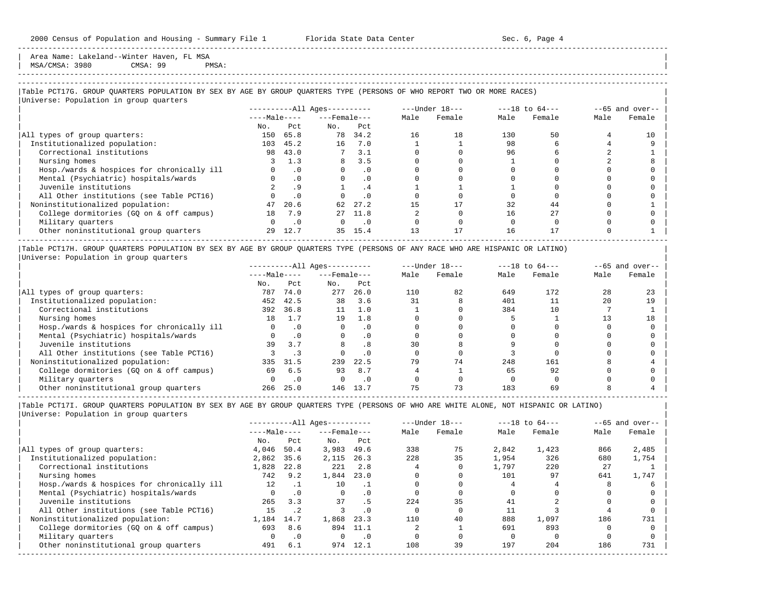Area Name: Lakeland--Winter Haven, FL MSA
MSA/CMSA: 3980 CMSA: 99 PMSA:

### Table PCT17G. GROUP QUARTERS POPULATION BY SEX BY AGE BY GROUP QUARTERS TYPE (PERSONS OF WHO REPORT TWO OR MORE RACES)

Universe: Population in group quarters

| | All Ages | | | | Under 18 | | 18 to 64 | | 65 and over | |
|---|---|---|---|---|---|---|---|---|---|---|
| | Male | | Female | | | | | | | |
| | No. | Pct | No. | Pct | Male | Female | Male | Female | Male | Female |
| All types of group quarters: | 150 | 65.8 | 78 | 34.2 | 16 | 18 | 130 | 50 | 4 | 10 |
| Institutionalized population: | 103 | 45.2 | 16 | 7.0 | 1 | 1 | 98 | 6 | 4 | 9 |
| Correctional institutions | 98 | 43.0 | 7 | 3.1 | 0 | 0 | 96 | 6 | 2 | 1 |
| Nursing homes | 3 | 1.3 | 8 | 3.5 | 0 | 0 | 1 | 0 | 2 | 8 |
| Hosp./wards & hospices for chronically ill | 0 | .0 | 0 | .0 | 0 | 0 | 0 | 0 | 0 | 0 |
| Mental (Psychiatric) hospitals/wards | 0 | .0 | 0 | .0 | 0 | 0 | 0 | 0 | 0 | 0 |
| Juvenile institutions | 2 | .9 | 1 | .4 | 1 | 1 | 1 | 0 | 0 | 0 |
| All Other institutions (see Table PCT16) | 0 | .0 | 0 | .0 | 0 | 0 | 0 | 0 | 0 | 0 |
| Noninstitutionalized population: | 47 | 20.6 | 62 | 27.2 | 15 | 17 | 32 | 44 | 0 | 1 |
| College dormitories (GQ on & off campus) | 18 | 7.9 | 27 | 11.8 | 2 | 0 | 16 | 27 | 0 | 0 |
| Military quarters | 0 | .0 | 0 | .0 | 0 | 0 | 0 | 0 | 0 | 0 |
| Other noninstitutional group quarters | 29 | 12.7 | 35 | 15.4 | 13 | 17 | 16 | 17 | 0 | 1 |

### Table PCT17H. GROUP QUARTERS POPULATION BY SEX BY AGE BY GROUP QUARTERS TYPE (PERSONS OF ANY RACE WHO ARE HISPANIC OR LATINO)

Universe: Population in group quarters

| | All Ages | | | | Under 18 | | 18 to 64 | | 65 and over | |
|---|---|---|---|---|---|---|---|---|---|---|
| | Male | | Female | | | | | | | |
| | No. | Pct | No. | Pct | Male | Female | Male | Female | Male | Female |
| All types of group quarters: | 787 | 74.0 | 277 | 26.0 | 110 | 82 | 649 | 172 | 28 | 23 |
| Institutionalized population: | 452 | 42.5 | 38 | 3.6 | 31 | 8 | 401 | 11 | 20 | 19 |
| Correctional institutions | 392 | 36.8 | 11 | 1.0 | 1 | 0 | 384 | 10 | 7 | 1 |
| Nursing homes | 18 | 1.7 | 19 | 1.8 | 0 | 0 | 5 | 1 | 13 | 18 |
| Hosp./wards & hospices for chronically ill | 0 | .0 | 0 | .0 | 0 | 0 | 0 | 0 | 0 | 0 |
| Mental (Psychiatric) hospitals/wards | 0 | .0 | 0 | .0 | 0 | 0 | 0 | 0 | 0 | 0 |
| Juvenile institutions | 39 | 3.7 | 8 | .8 | 30 | 8 | 9 | 0 | 0 | 0 |
| All Other institutions (see Table PCT16) | 3 | .3 | 0 | .0 | 0 | 0 | 3 | 0 | 0 | 0 |
| Noninstitutionalized population: | 335 | 31.5 | 239 | 22.5 | 79 | 74 | 248 | 161 | 8 | 4 |
| College dormitories (GQ on & off campus) | 69 | 6.5 | 93 | 8.7 | 4 | 1 | 65 | 92 | 0 | 0 |
| Military quarters | 0 | .0 | 0 | .0 | 0 | 0 | 0 | 0 | 0 | 0 |
| Other noninstitutional group quarters | 266 | 25.0 | 146 | 13.7 | 75 | 73 | 183 | 69 | 8 | 4 |

### Table PCT17I. GROUP QUARTERS POPULATION BY SEX BY AGE BY GROUP QUARTERS TYPE (PERSONS OF WHO ARE WHITE ALONE, NOT HISPANIC OR LATINO)

Universe: Population in group quarters

| | All Ages | | | | Under 18 | | 18 to 64 | | 65 and over | |
|---|---|---|---|---|---|---|---|---|---|---|
| | Male | | Female | | | | | | | |
| | No. | Pct | No. | Pct | Male | Female | Male | Female | Male | Female |
| All types of group quarters: | 4,046 | 50.4 | 3,983 | 49.6 | 338 | 75 | 2,842 | 1,423 | 866 | 2,485 |
| Institutionalized population: | 2,862 | 35.6 | 2,115 | 26.3 | 228 | 35 | 1,954 | 326 | 680 | 1,754 |
| Correctional institutions | 1,828 | 22.8 | 221 | 2.8 | 4 | 0 | 1,797 | 220 | 27 | 1 |
| Nursing homes | 742 | 9.2 | 1,844 | 23.0 | 0 | 0 | 101 | 97 | 641 | 1,747 |
| Hosp./wards & hospices for chronically ill | 12 | .1 | 10 | .1 | 0 | 0 | 4 | 4 | 8 | 6 |
| Mental (Psychiatric) hospitals/wards | 0 | .0 | 0 | .0 | 0 | 0 | 0 | 0 | 0 | 0 |
| Juvenile institutions | 265 | 3.3 | 37 | .5 | 224 | 35 | 41 | 2 | 0 | 0 |
| All Other institutions (see Table PCT16) | 15 | .2 | 3 | .0 | 0 | 0 | 11 | 3 | 4 | 0 |
| Noninstitutionalized population: | 1,184 | 14.7 | 1,868 | 23.3 | 110 | 40 | 888 | 1,097 | 186 | 731 |
| College dormitories (GQ on & off campus) | 693 | 8.6 | 894 | 11.1 | 2 | 1 | 691 | 893 | 0 | 0 |
| Military quarters | 0 | .0 | 0 | .0 | 0 | 0 | 0 | 0 | 0 | 0 |
| Other noninstitutional group quarters | 491 | 6.1 | 974 | 12.1 | 108 | 39 | 197 | 204 | 186 | 731 |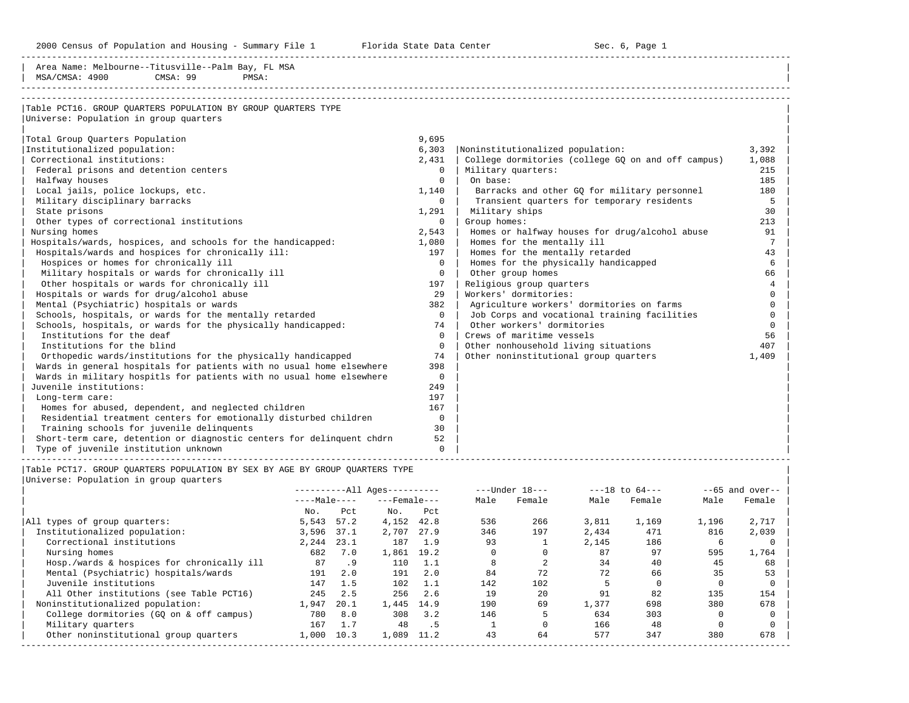2000 Census of Population and Housing - Summary File 1 Florida State Data Center Sec. 6, Page 1

Area Name: Melbourne--Titusville--Palm Bay, FL MSA
MSA/CMSA: 4900 CMSA: 99 PMSA:

## Table PCT16. GROUP QUARTERS POPULATION BY GROUP QUARTERS TYPE

Universe: Population in group quarters

| Type | Count |
|---|---|
| Total Group Quarters Population | 9,695 |
| Institutionalized population: | 6,303 |
| Correctional institutions: | 2,431 |
| Federal prisons and detention centers | 0 |
| Halfway houses | 0 |
| Local jails, police lockups, etc. | 1,140 |
| Military disciplinary barracks | 0 |
| State prisons | 1,291 |
| Other types of correctional institutions | 0 |
| Nursing homes | 2,543 |
| Hospitals/wards, hospices, and schools for the handicapped: | 1,080 |
| Hospitals/wards and hospices for chronically ill: | 197 |
| Hospices or homes for chronically ill | 0 |
| Military hospitals or wards for chronically ill | 0 |
| Other hospitals or wards for chronically ill | 197 |
| Hospitals or wards for drug/alcohol abuse | 29 |
| Mental (Psychiatric) hospitals or wards | 382 |
| Schools, hospitals, or wards for the mentally retarded | 0 |
| Schools, hospitals, or wards for the physically handicapped: | 74 |
| Institutions for the deaf | 0 |
| Institutions for the blind | 0 |
| Orthopedic wards/institutions for the physically handicapped | 74 |
| Wards in general hospitals for patients with no usual home elsewhere | 398 |
| Wards in military hospitls for patients with no usual home elsewhere | 0 |
| Juvenile institutions: | 249 |
| Long-term care: | 197 |
| Homes for abused, dependent, and neglected children | 167 |
| Residential treatment centers for emotionally disturbed children | 0 |
| Training schools for juvenile delinquents | 30 |
| Short-term care, detention or diagnostic centers for delinquent chdrn | 52 |
| Type of juvenile institution unknown | 0 |
| Noninstitutionalized population: | 3,392 |
| College dormitories (college GQ on and off campus) | 1,088 |
| Military quarters: | 215 |
| On base: | 185 |
| Barracks and other GQ for military personnel | 180 |
| Transient quarters for temporary residents | 5 |
| Military ships | 30 |
| Group homes: | 213 |
| Homes or halfway houses for drug/alcohol abuse | 91 |
| Homes for the mentally ill | 7 |
| Homes for the mentally retarded | 43 |
| Homes for the physically handicapped | 6 |
| Other group homes | 66 |
| Religious group quarters | 4 |
| Workers' dormitories: | 0 |
| Agriculture workers' dormitories on farms | 0 |
| Job Corps and vocational training facilities | 0 |
| Other workers' dormitories | 0 |
| Crews of maritime vessels | 56 |
| Other nonhousehold living situations | 407 |
| Other noninstitutional group quarters | 1,409 |

## Table PCT17. GROUP QUARTERS POPULATION BY SEX BY AGE BY GROUP QUARTERS TYPE

Universe: Population in group quarters

| | All Ages | | | | Under 18 | | 18 to 64 | | 65 and over | |
|---|---|---|---|---|---|---|---|---|---|---|
| | Male | | Female | | | | | | | |
| | No. | Pct | No. | Pct | Male | Female | Male | Female | Male | Female |
| All types of group quarters: | 5,543 | 57.2 | 4,152 | 42.8 | 536 | 266 | 3,811 | 1,169 | 1,196 | 2,717 |
| Institutionalized population: | 3,596 | 37.1 | 2,707 | 27.9 | 346 | 197 | 2,434 | 471 | 816 | 2,039 |
| Correctional institutions | 2,244 | 23.1 | 187 | 1.9 | 93 | 1 | 2,145 | 186 | 6 | 0 |
| Nursing homes | 682 | 7.0 | 1,861 | 19.2 | 0 | 0 | 87 | 97 | 595 | 1,764 |
| Hosp./wards & hospices for chronically ill | 87 | .9 | 110 | 1.1 | 8 | 2 | 34 | 40 | 45 | 68 |
| Mental (Psychiatric) hospitals/wards | 191 | 2.0 | 191 | 2.0 | 84 | 72 | 72 | 66 | 35 | 53 |
| Juvenile institutions | 147 | 1.5 | 102 | 1.1 | 142 | 102 | 5 | 0 | 0 | 0 |
| All Other institutions (see Table PCT16) | 245 | 2.5 | 256 | 2.6 | 19 | 20 | 91 | 82 | 135 | 154 |
| Noninstitutionalized population: | 1,947 | 20.1 | 1,445 | 14.9 | 190 | 69 | 1,377 | 698 | 380 | 678 |
| College dormitories (GQ on & off campus) | 780 | 8.0 | 308 | 3.2 | 146 | 5 | 634 | 303 | 0 | 0 |
| Military quarters | 167 | 1.7 | 48 | .5 | 1 | 0 | 166 | 48 | 0 | 0 |
| Other noninstitutional group quarters | 1,000 | 10.3 | 1,089 | 11.2 | 43 | 64 | 577 | 347 | 380 | 678 |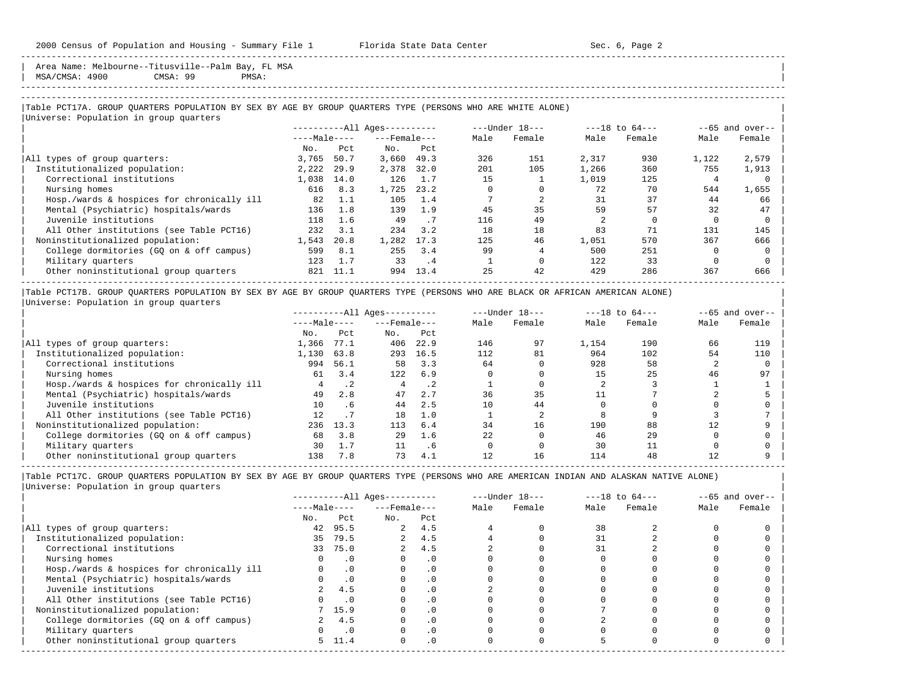Area Name: Melbourne--Titusville--Palm Bay, FL MSA
MSA/CMSA: 4900 CMSA: 99 PMSA:

## Table PCT17A. GROUP QUARTERS POPULATION BY SEX BY AGE BY GROUP QUARTERS TYPE (PERSONS WHO ARE WHITE ALONE)

Universe: Population in group quarters

| | All Ages | | | | Under 18 | | 18 to 64 | | 65 and over | |
|---|---|---|---|---|---|---|---|---|---|---|
| | Male | | Female | | | | | | | |
| | No. | Pct | No. | Pct | Male | Female | Male | Female | Male | Female |
| All types of group quarters: | 3,765 | 50.7 | 3,660 | 49.3 | 326 | 151 | 2,317 | 930 | 1,122 | 2,579 |
| Institutionalized population: | 2,222 | 29.9 | 2,378 | 32.0 | 201 | 105 | 1,266 | 360 | 755 | 1,913 |
| Correctional institutions | 1,038 | 14.0 | 126 | 1.7 | 15 | 1 | 1,019 | 125 | 4 | 0 |
| Nursing homes | 616 | 8.3 | 1,725 | 23.2 | 0 | 0 | 72 | 70 | 544 | 1,655 |
| Hosp./wards & hospices for chronically ill | 82 | 1.1 | 105 | 1.4 | 7 | 2 | 31 | 37 | 44 | 66 |
| Mental (Psychiatric) hospitals/wards | 136 | 1.8 | 139 | 1.9 | 45 | 35 | 59 | 57 | 32 | 47 |
| Juvenile institutions | 118 | 1.6 | 49 | .7 | 116 | 49 | 2 | 0 | 0 | 0 |
| All Other institutions (see Table PCT16) | 232 | 3.1 | 234 | 3.2 | 18 | 18 | 83 | 71 | 131 | 145 |
| Noninstitutionalized population: | 1,543 | 20.8 | 1,282 | 17.3 | 125 | 46 | 1,051 | 570 | 367 | 666 |
| College dormitories (GQ on & off campus) | 599 | 8.1 | 255 | 3.4 | 99 | 4 | 500 | 251 | 0 | 0 |
| Military quarters | 123 | 1.7 | 33 | .4 | 1 | 0 | 122 | 33 | 0 | 0 |
| Other noninstitutional group quarters | 821 | 11.1 | 994 | 13.4 | 25 | 42 | 429 | 286 | 367 | 666 |

## Table PCT17B. GROUP QUARTERS POPULATION BY SEX BY AGE BY GROUP QUARTERS TYPE (PERSONS WHO ARE BLACK OR AFRICAN AMERICAN ALONE)

Universe: Population in group quarters

| | All Ages | | | | Under 18 | | 18 to 64 | | 65 and over | |
|---|---|---|---|---|---|---|---|---|---|---|
| | Male | | Female | | | | | | | |
| | No. | Pct | No. | Pct | Male | Female | Male | Female | Male | Female |
| All types of group quarters: | 1,366 | 77.1 | 406 | 22.9 | 146 | 97 | 1,154 | 190 | 66 | 119 |
| Institutionalized population: | 1,130 | 63.8 | 293 | 16.5 | 112 | 81 | 964 | 102 | 54 | 110 |
| Correctional institutions | 994 | 56.1 | 58 | 3.3 | 64 | 0 | 928 | 58 | 2 | 0 |
| Nursing homes | 61 | 3.4 | 122 | 6.9 | 0 | 0 | 15 | 25 | 46 | 97 |
| Hosp./wards & hospices for chronically ill | 4 | .2 | 4 | .2 | 1 | 0 | 2 | 3 | 1 | 1 |
| Mental (Psychiatric) hospitals/wards | 49 | 2.8 | 47 | 2.7 | 36 | 35 | 11 | 7 | 2 | 5 |
| Juvenile institutions | 10 | .6 | 44 | 2.5 | 10 | 44 | 0 | 0 | 0 | 0 |
| All Other institutions (see Table PCT16) | 12 | .7 | 18 | 1.0 | 1 | 2 | 8 | 9 | 3 | 7 |
| Noninstitutionalized population: | 236 | 13.3 | 113 | 6.4 | 34 | 16 | 190 | 88 | 12 | 9 |
| College dormitories (GQ on & off campus) | 68 | 3.8 | 29 | 1.6 | 22 | 0 | 46 | 29 | 0 | 0 |
| Military quarters | 30 | 1.7 | 11 | .6 | 0 | 0 | 30 | 11 | 0 | 0 |
| Other noninstitutional group quarters | 138 | 7.8 | 73 | 4.1 | 12 | 16 | 114 | 48 | 12 | 9 |

## Table PCT17C. GROUP QUARTERS POPULATION BY SEX BY AGE BY GROUP QUARTERS TYPE (PERSONS WHO ARE AMERICAN INDIAN AND ALASKAN NATIVE ALONE)

Universe: Population in group quarters

| | All Ages | | | | Under 18 | | 18 to 64 | | 65 and over | |
|---|---|---|---|---|---|---|---|---|---|---|
| | Male | | Female | | | | | | | |
| | No. | Pct | No. | Pct | Male | Female | Male | Female | Male | Female |
| All types of group quarters: | 42 | 95.5 | 2 | 4.5 | 4 | 0 | 38 | 2 | 0 | 0 |
| Institutionalized population: | 35 | 79.5 | 2 | 4.5 | 4 | 0 | 31 | 2 | 0 | 0 |
| Correctional institutions | 33 | 75.0 | 2 | 4.5 | 2 | 0 | 31 | 2 | 0 | 0 |
| Nursing homes | 0 | .0 | 0 | .0 | 0 | 0 | 0 | 0 | 0 | 0 |
| Hosp./wards & hospices for chronically ill | 0 | .0 | 0 | .0 | 0 | 0 | 0 | 0 | 0 | 0 |
| Mental (Psychiatric) hospitals/wards | 0 | .0 | 0 | .0 | 0 | 0 | 0 | 0 | 0 | 0 |
| Juvenile institutions | 2 | 4.5 | 0 | .0 | 2 | 0 | 0 | 0 | 0 | 0 |
| All Other institutions (see Table PCT16) | 0 | .0 | 0 | .0 | 0 | 0 | 0 | 0 | 0 | 0 |
| Noninstitutionalized population: | 7 | 15.9 | 0 | .0 | 0 | 0 | 7 | 0 | 0 | 0 |
| College dormitories (GQ on & off campus) | 2 | 4.5 | 0 | .0 | 0 | 0 | 2 | 0 | 0 | 0 |
| Military quarters | 0 | .0 | 0 | .0 | 0 | 0 | 0 | 0 | 0 | 0 |
| Other noninstitutional group quarters | 5 | 11.4 | 0 | .0 | 0 | 0 | 5 | 0 | 0 | 0 |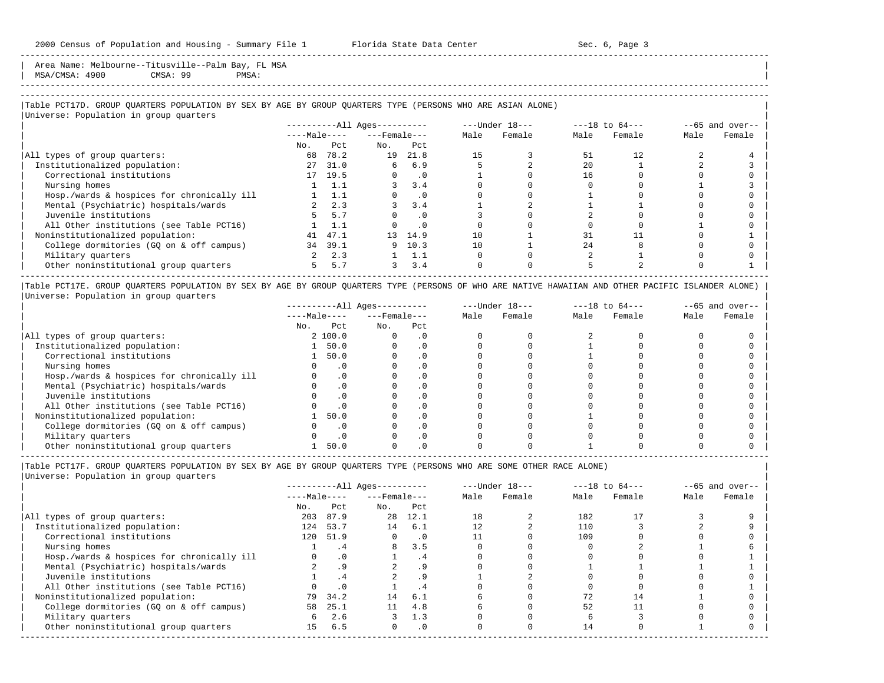Area Name: Melbourne--Titusville--Palm Bay, FL MSA
MSA/CMSA: 4900 CMSA: 99 PMSA:

### Table PCT17D. GROUP QUARTERS POPULATION BY SEX BY AGE BY GROUP QUARTERS TYPE (PERSONS WHO ARE ASIAN ALONE)

Universe: Population in group quarters

| | All Ages | | | | Under 18 | | 18 to 64 | | 65 and over | |
|---|---|---|---|---|---|---|---|---|---|---|
| | Male | | Female | | | | | | | |
| | No. | Pct | No. | Pct | Male | Female | Male | Female | Male | Female |
| All types of group quarters: | 68 | 78.2 | 19 | 21.8 | 15 | 3 | 51 | 12 | 2 | 4 |
| Institutionalized population: | 27 | 31.0 | 6 | 6.9 | 5 | 2 | 20 | 1 | 2 | 3 |
| Correctional institutions | 17 | 19.5 | 0 | .0 | 1 | 0 | 16 | 0 | 0 | 0 |
| Nursing homes | 1 | 1.1 | 3 | 3.4 | 0 | 0 | 0 | 0 | 1 | 3 |
| Hosp./wards & hospices for chronically ill | 1 | 1.1 | 0 | .0 | 0 | 0 | 1 | 0 | 0 | 0 |
| Mental (Psychiatric) hospitals/wards | 2 | 2.3 | 3 | 3.4 | 1 | 2 | 1 | 1 | 0 | 0 |
| Juvenile institutions | 5 | 5.7 | 0 | .0 | 3 | 0 | 2 | 0 | 0 | 0 |
| All Other institutions (see Table PCT16) | 1 | 1.1 | 0 | .0 | 0 | 0 | 0 | 0 | 1 | 0 |
| Noninstitutionalized population: | 41 | 47.1 | 13 | 14.9 | 10 | 1 | 31 | 11 | 0 | 1 |
| College dormitories (GQ on & off campus) | 34 | 39.1 | 9 | 10.3 | 10 | 1 | 24 | 8 | 0 | 0 |
| Military quarters | 2 | 2.3 | 1 | 1.1 | 0 | 0 | 2 | 1 | 0 | 0 |
| Other noninstitutional group quarters | 5 | 5.7 | 3 | 3.4 | 0 | 0 | 5 | 2 | 0 | 1 |

### Table PCT17E. GROUP QUARTERS POPULATION BY SEX BY AGE BY GROUP QUARTERS TYPE (PERSONS OF WHO ARE NATIVE HAWAIIAN AND OTHER PACIFIC ISLANDER ALONE)

Universe: Population in group quarters

| | All Ages | | | | Under 18 | | 18 to 64 | | 65 and over | |
|---|---|---|---|---|---|---|---|---|---|---|
| | Male | | Female | | | | | | | |
| | No. | Pct | No. | Pct | Male | Female | Male | Female | Male | Female |
| All types of group quarters: | 2 | 100.0 | 0 | .0 | 0 | 0 | 2 | 0 | 0 | 0 |
| Institutionalized population: | 1 | 50.0 | 0 | .0 | 0 | 0 | 1 | 0 | 0 | 0 |
| Correctional institutions | 1 | 50.0 | 0 | .0 | 0 | 0 | 1 | 0 | 0 | 0 |
| Nursing homes | 0 | .0 | 0 | .0 | 0 | 0 | 0 | 0 | 0 | 0 |
| Hosp./wards & hospices for chronically ill | 0 | .0 | 0 | .0 | 0 | 0 | 0 | 0 | 0 | 0 |
| Mental (Psychiatric) hospitals/wards | 0 | .0 | 0 | .0 | 0 | 0 | 0 | 0 | 0 | 0 |
| Juvenile institutions | 0 | .0 | 0 | .0 | 0 | 0 | 0 | 0 | 0 | 0 |
| All Other institutions (see Table PCT16) | 0 | .0 | 0 | .0 | 0 | 0 | 0 | 0 | 0 | 0 |
| Noninstitutionalized population: | 1 | 50.0 | 0 | .0 | 0 | 0 | 1 | 0 | 0 | 0 |
| College dormitories (GQ on & off campus) | 0 | .0 | 0 | .0 | 0 | 0 | 0 | 0 | 0 | 0 |
| Military quarters | 0 | .0 | 0 | .0 | 0 | 0 | 0 | 0 | 0 | 0 |
| Other noninstitutional group quarters | 1 | 50.0 | 0 | .0 | 0 | 0 | 1 | 0 | 0 | 0 |

### Table PCT17F. GROUP QUARTERS POPULATION BY SEX BY AGE BY GROUP QUARTERS TYPE (PERSONS WHO ARE SOME OTHER RACE ALONE)

Universe: Population in group quarters

| | All Ages | | | | Under 18 | | 18 to 64 | | 65 and over | |
|---|---|---|---|---|---|---|---|---|---|---|
| | Male | | Female | | | | | | | |
| | No. | Pct | No. | Pct | Male | Female | Male | Female | Male | Female |
| All types of group quarters: | 203 | 87.9 | 28 | 12.1 | 18 | 2 | 182 | 17 | 3 | 9 |
| Institutionalized population: | 124 | 53.7 | 14 | 6.1 | 12 | 2 | 110 | 3 | 2 | 9 |
| Correctional institutions | 120 | 51.9 | 0 | .0 | 11 | 0 | 109 | 0 | 0 | 0 |
| Nursing homes | 1 | .4 | 8 | 3.5 | 0 | 0 | 0 | 2 | 1 | 6 |
| Hosp./wards & hospices for chronically ill | 0 | .0 | 1 | .4 | 0 | 0 | 0 | 0 | 0 | 1 |
| Mental (Psychiatric) hospitals/wards | 2 | .9 | 2 | .9 | 0 | 0 | 1 | 1 | 1 | 1 |
| Juvenile institutions | 1 | .4 | 2 | .9 | 1 | 2 | 0 | 0 | 0 | 0 |
| All Other institutions (see Table PCT16) | 0 | .0 | 1 | .4 | 0 | 0 | 0 | 0 | 0 | 1 |
| Noninstitutionalized population: | 79 | 34.2 | 14 | 6.1 | 6 | 0 | 72 | 14 | 1 | 0 |
| College dormitories (GQ on & off campus) | 58 | 25.1 | 11 | 4.8 | 6 | 0 | 52 | 11 | 0 | 0 |
| Military quarters | 6 | 2.6 | 3 | 1.3 | 0 | 0 | 6 | 3 | 0 | 0 |
| Other noninstitutional group quarters | 15 | 6.5 | 0 | .0 | 0 | 0 | 14 | 0 | 1 | 0 |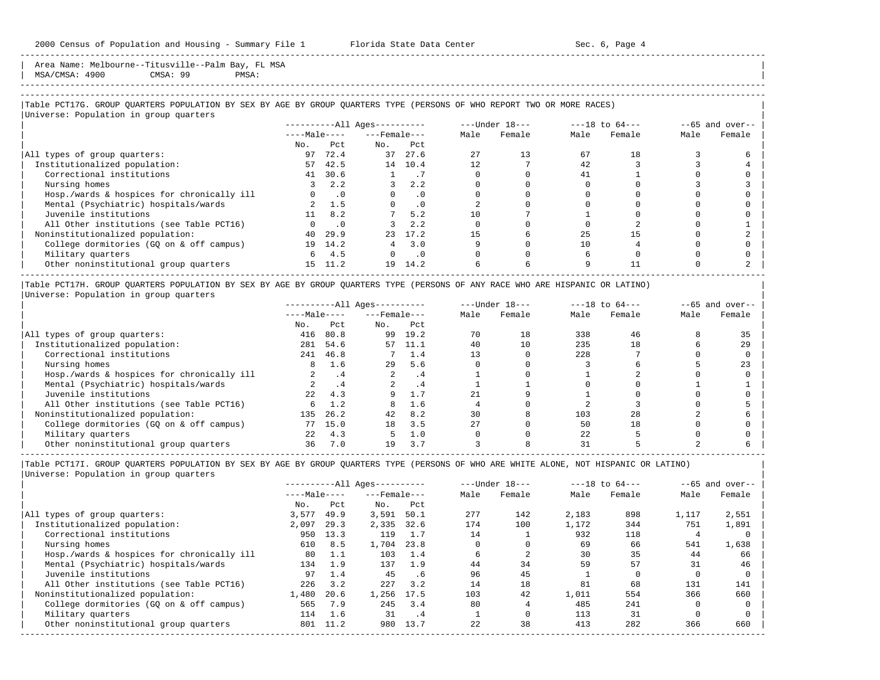Area Name: Melbourne--Titusville--Palm Bay, FL MSA
MSA/CMSA: 4900 CMSA: 99 PMSA:

## Table PCT17G. GROUP QUARTERS POPULATION BY SEX BY AGE BY GROUP QUARTERS TYPE (PERSONS OF WHO REPORT TWO OR MORE RACES)

Universe: Population in group quarters

| | All Ages | | | | Under 18 | | 18 to 64 | | 65 and over | |
|---|---|---|---|---|---|---|---|---|---|---|
| | Male | | Female | | | | | | | |
| | No. | Pct | No. | Pct | Male | Female | Male | Female | Male | Female |
| All types of group quarters: | 97 | 72.4 | 37 | 27.6 | 27 | 13 | 67 | 18 | 3 | 6 |
| Institutionalized population: | 57 | 42.5 | 14 | 10.4 | 12 | 7 | 42 | 3 | 3 | 4 |
| Correctional institutions | 41 | 30.6 | 1 | .7 | 0 | 0 | 41 | 1 | 0 | 0 |
| Nursing homes | 3 | 2.2 | 3 | 2.2 | 0 | 0 | 0 | 0 | 3 | 3 |
| Hosp./wards & hospices for chronically ill | 0 | .0 | 0 | .0 | 0 | 0 | 0 | 0 | 0 | 0 |
| Mental (Psychiatric) hospitals/wards | 2 | 1.5 | 0 | .0 | 2 | 0 | 0 | 0 | 0 | 0 |
| Juvenile institutions | 11 | 8.2 | 7 | 5.2 | 10 | 7 | 1 | 0 | 0 | 0 |
| All Other institutions (see Table PCT16) | 0 | .0 | 3 | 2.2 | 0 | 0 | 0 | 2 | 0 | 1 |
| Noninstitutionalized population: | 40 | 29.9 | 23 | 17.2 | 15 | 6 | 25 | 15 | 0 | 2 |
| College dormitories (GQ on & off campus) | 19 | 14.2 | 4 | 3.0 | 9 | 0 | 10 | 4 | 0 | 0 |
| Military quarters | 6 | 4.5 | 0 | .0 | 0 | 0 | 6 | 0 | 0 | 0 |
| Other noninstitutional group quarters | 15 | 11.2 | 19 | 14.2 | 6 | 6 | 9 | 11 | 0 | 2 |

## Table PCT17H. GROUP QUARTERS POPULATION BY SEX BY AGE BY GROUP QUARTERS TYPE (PERSONS OF ANY RACE WHO ARE HISPANIC OR LATINO)

Universe: Population in group quarters

| | All Ages | | | | Under 18 | | 18 to 64 | | 65 and over | |
|---|---|---|---|---|---|---|---|---|---|---|
| | Male | | Female | | | | | | | |
| | No. | Pct | No. | Pct | Male | Female | Male | Female | Male | Female |
| All types of group quarters: | 416 | 80.8 | 99 | 19.2 | 70 | 18 | 338 | 46 | 8 | 35 |
| Institutionalized population: | 281 | 54.6 | 57 | 11.1 | 40 | 10 | 235 | 18 | 6 | 29 |
| Correctional institutions | 241 | 46.8 | 7 | 1.4 | 13 | 0 | 228 | 7 | 0 | 0 |
| Nursing homes | 8 | 1.6 | 29 | 5.6 | 0 | 0 | 3 | 6 | 5 | 23 |
| Hosp./wards & hospices for chronically ill | 2 | .4 | 2 | .4 | 1 | 0 | 1 | 2 | 0 | 0 |
| Mental (Psychiatric) hospitals/wards | 2 | .4 | 2 | .4 | 1 | 1 | 0 | 0 | 1 | 1 |
| Juvenile institutions | 22 | 4.3 | 9 | 1.7 | 21 | 9 | 1 | 0 | 0 | 0 |
| All Other institutions (see Table PCT16) | 6 | 1.2 | 8 | 1.6 | 4 | 0 | 2 | 3 | 0 | 5 |
| Noninstitutionalized population: | 135 | 26.2 | 42 | 8.2 | 30 | 8 | 103 | 28 | 2 | 6 |
| College dormitories (GQ on & off campus) | 77 | 15.0 | 18 | 3.5 | 27 | 0 | 50 | 18 | 0 | 0 |
| Military quarters | 22 | 4.3 | 5 | 1.0 | 0 | 0 | 22 | 5 | 0 | 0 |
| Other noninstitutional group quarters | 36 | 7.0 | 19 | 3.7 | 3 | 8 | 31 | 5 | 2 | 6 |

## Table PCT17I. GROUP QUARTERS POPULATION BY SEX BY AGE BY GROUP QUARTERS TYPE (PERSONS OF WHO ARE WHITE ALONE, NOT HISPANIC OR LATINO)

Universe: Population in group quarters

| | All Ages | | | | Under 18 | | 18 to 64 | | 65 and over | |
|---|---|---|---|---|---|---|---|---|---|---|
| | Male | | Female | | | | | | | |
| | No. | Pct | No. | Pct | Male | Female | Male | Female | Male | Female |
| All types of group quarters: | 3,577 | 49.9 | 3,591 | 50.1 | 277 | 142 | 2,183 | 898 | 1,117 | 2,551 |
| Institutionalized population: | 2,097 | 29.3 | 2,335 | 32.6 | 174 | 100 | 1,172 | 344 | 751 | 1,891 |
| Correctional institutions | 950 | 13.3 | 119 | 1.7 | 14 | 1 | 932 | 118 | 4 | 0 |
| Nursing homes | 610 | 8.5 | 1,704 | 23.8 | 0 | 0 | 69 | 66 | 541 | 1,638 |
| Hosp./wards & hospices for chronically ill | 80 | 1.1 | 103 | 1.4 | 6 | 2 | 30 | 35 | 44 | 66 |
| Mental (Psychiatric) hospitals/wards | 134 | 1.9 | 137 | 1.9 | 44 | 34 | 59 | 57 | 31 | 46 |
| Juvenile institutions | 97 | 1.4 | 45 | .6 | 96 | 45 | 1 | 0 | 0 | 0 |
| All Other institutions (see Table PCT16) | 226 | 3.2 | 227 | 3.2 | 14 | 18 | 81 | 68 | 131 | 141 |
| Noninstitutionalized population: | 1,480 | 20.6 | 1,256 | 17.5 | 103 | 42 | 1,011 | 554 | 366 | 660 |
| College dormitories (GQ on & off campus) | 565 | 7.9 | 245 | 3.4 | 80 | 4 | 485 | 241 | 0 | 0 |
| Military quarters | 114 | 1.6 | 31 | .4 | 1 | 0 | 113 | 31 | 0 | 0 |
| Other noninstitutional group quarters | 801 | 11.2 | 980 | 13.7 | 22 | 38 | 413 | 282 | 366 | 660 |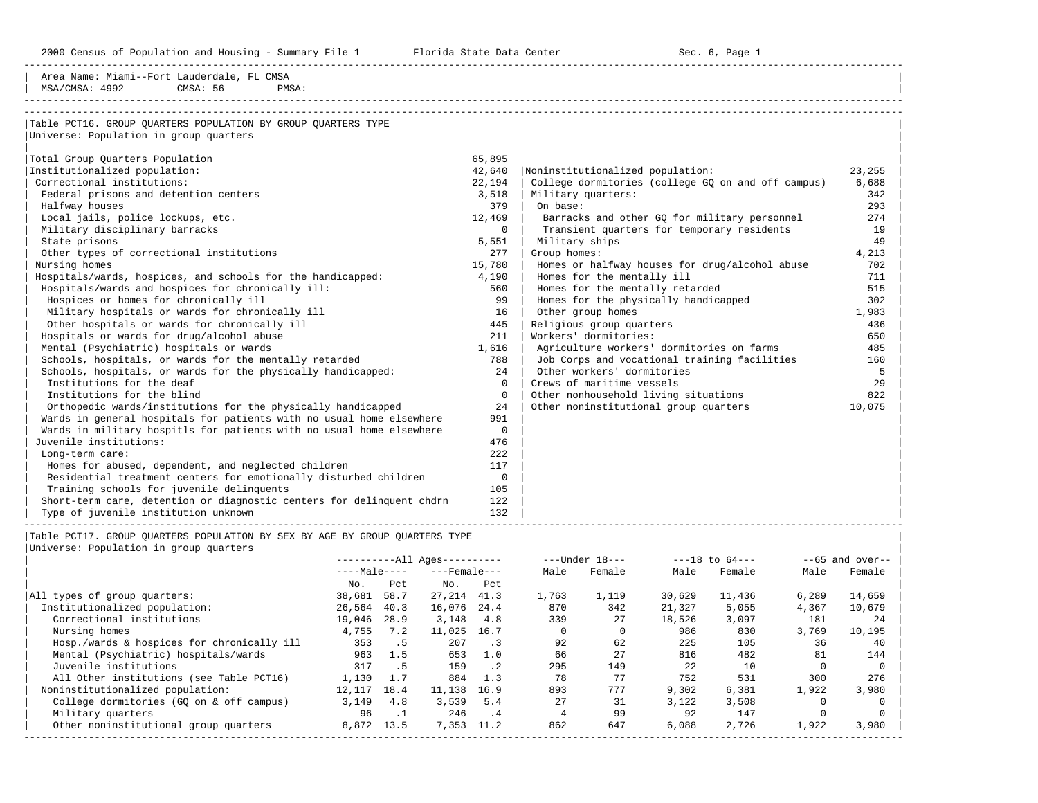Area Name: Miami--Fort Lauderdale, FL CMSA
MSA/CMSA: 4992 CMSA: 56 PMSA:

## Table PCT16. GROUP QUARTERS POPULATION BY GROUP QUARTERS TYPE

Universe: Population in group quarters

| Group Quarters Type | Number |
|---|---|
| Total Group Quarters Population | 65,895 |
| Institutionalized population: | 42,640 |
| Correctional institutions: | 22,194 |
| Federal prisons and detention centers | 3,518 |
| Halfway houses | 379 |
| Local jails, police lockups, etc. | 12,469 |
| Military disciplinary barracks | 0 |
| State prisons | 5,551 |
| Other types of correctional institutions | 277 |
| Nursing homes | 15,780 |
| Hospitals/wards, hospices, and schools for the handicapped: | 4,190 |
| Hospitals/wards and hospices for chronically ill: | 560 |
| Hospices or homes for chronically ill | 99 |
| Military hospitals or wards for chronically ill | 16 |
| Other hospitals or wards for chronically ill | 445 |
| Hospitals or wards for drug/alcohol abuse | 211 |
| Mental (Psychiatric) hospitals or wards | 1,616 |
| Schools, hospitals, or wards for the mentally retarded | 788 |
| Schools, hospitals, or wards for the physically handicapped: | 24 |
| Institutions for the deaf | 0 |
| Institutions for the blind | 0 |
| Orthopedic wards/institutions for the physically handicapped | 24 |
| Wards in general hospitals for patients with no usual home elsewhere | 991 |
| Wards in military hospitls for patients with no usual home elsewhere | 0 |
| Juvenile institutions: | 476 |
| Long-term care: | 222 |
| Homes for abused, dependent, and neglected children | 117 |
| Residential treatment centers for emotionally disturbed children | 0 |
| Training schools for juvenile delinquents | 105 |
| Short-term care, detention or diagnostic centers for delinquent chdrn | 122 |
| Type of juvenile institution unknown | 132 |
| Noninstitutionalized population: | 23,255 |
| College dormitories (college GQ on and off campus) | 6,688 |
| Military quarters: | 342 |
| On base: | 293 |
| Barracks and other GQ for military personnel | 274 |
| Transient quarters for temporary residents | 19 |
| Military ships | 49 |
| Group homes: | 4,213 |
| Homes or halfway houses for drug/alcohol abuse | 702 |
| Homes for the mentally ill | 711 |
| Homes for the mentally retarded | 515 |
| Homes for the physically handicapped | 302 |
| Other group homes | 1,983 |
| Religious group quarters | 436 |
| Workers' dormitories: | 650 |
| Agriculture workers' dormitories on farms | 485 |
| Job Corps and vocational training facilities | 160 |
| Other workers' dormitories | 5 |
| Crews of maritime vessels | 29 |
| Other nonhousehold living situations | 822 |
| Other noninstitutional group quarters | 10,075 |

## Table PCT17. GROUP QUARTERS POPULATION BY SEX BY AGE BY GROUP QUARTERS TYPE

Universe: Population in group quarters

| | All Ages Male No. | All Ages Male Pct | All Ages Female No. | All Ages Female Pct | Under 18 Male | Under 18 Female | 18 to 64 Male | 18 to 64 Female | 65 and over Male | 65 and over Female |
|---|---|---|---|---|---|---|---|---|---|---|
| All types of group quarters: | 38,681 | 58.7 | 27,214 | 41.3 | 1,763 | 1,119 | 30,629 | 11,436 | 6,289 | 14,659 |
| Institutionalized population: | 26,564 | 40.3 | 16,076 | 24.4 | 870 | 342 | 21,327 | 5,055 | 4,367 | 10,679 |
| Correctional institutions | 19,046 | 28.9 | 3,148 | 4.8 | 339 | 27 | 18,526 | 3,097 | 181 | 24 |
| Nursing homes | 4,755 | 7.2 | 11,025 | 16.7 | 0 | 0 | 986 | 830 | 3,769 | 10,195 |
| Hosp./wards & hospices for chronically ill | 353 | .5 | 207 | .3 | 92 | 62 | 225 | 105 | 36 | 40 |
| Mental (Psychiatric) hospitals/wards | 963 | 1.5 | 653 | 1.0 | 66 | 27 | 816 | 482 | 81 | 144 |
| Juvenile institutions | 317 | .5 | 159 | .2 | 295 | 149 | 22 | 10 | 0 | 0 |
| All Other institutions (see Table PCT16) | 1,130 | 1.7 | 884 | 1.3 | 78 | 77 | 752 | 531 | 300 | 276 |
| Noninstitutionalized population: | 12,117 | 18.4 | 11,138 | 16.9 | 893 | 777 | 9,302 | 6,381 | 1,922 | 3,980 |
| College dormitories (GQ on & off campus) | 3,149 | 4.8 | 3,539 | 5.4 | 27 | 31 | 3,122 | 3,508 | 0 | 0 |
| Military quarters | 96 | .1 | 246 | .4 | 4 | 99 | 92 | 147 | 0 | 0 |
| Other noninstitutional group quarters | 8,872 | 13.5 | 7,353 | 11.2 | 862 | 647 | 6,088 | 2,726 | 1,922 | 3,980 |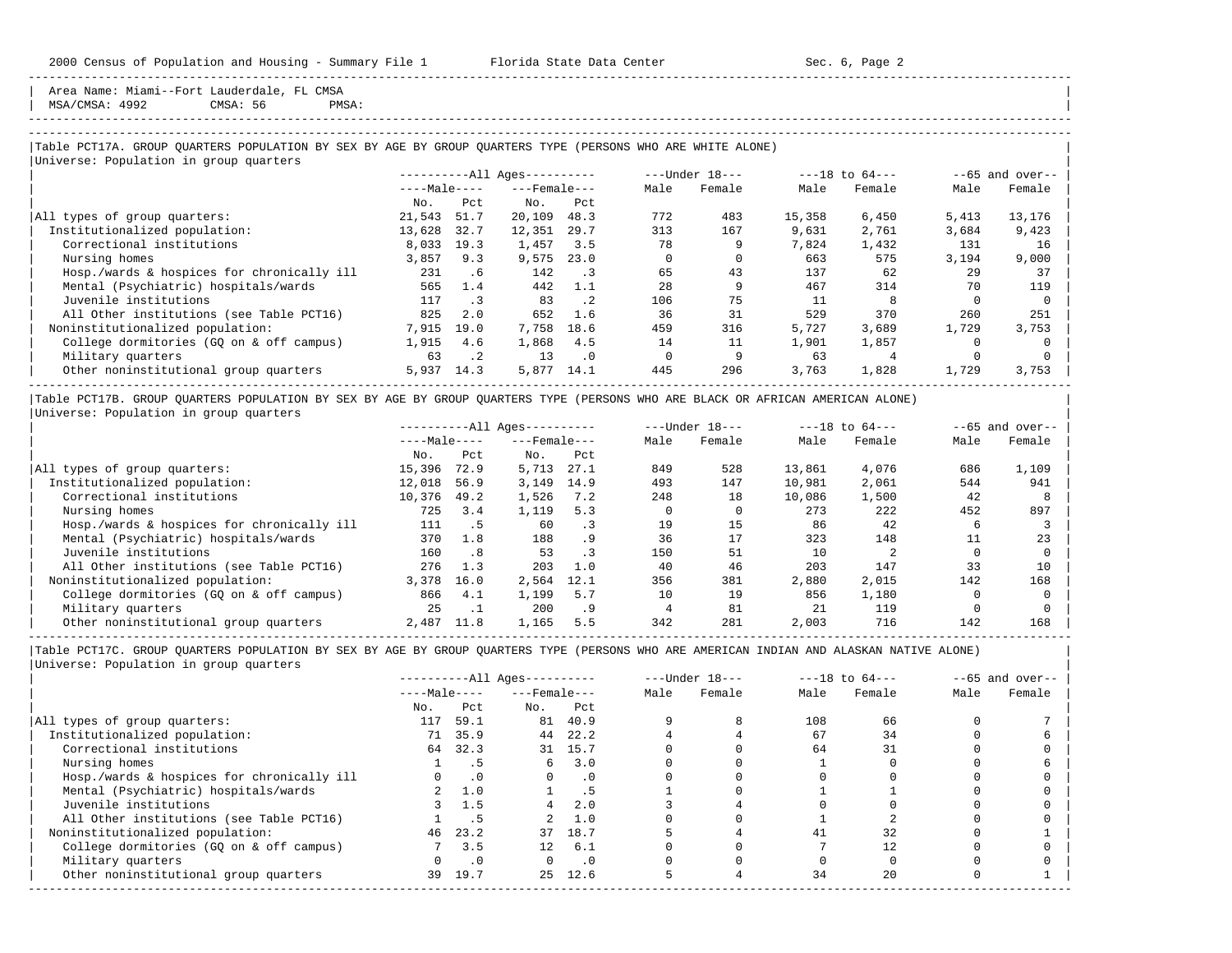Area Name: Miami--Fort Lauderdale, FL CMSA
MSA/CMSA: 4992 CMSA: 56 PMSA:

## Table PCT17A. GROUP QUARTERS POPULATION BY SEX BY AGE BY GROUP QUARTERS TYPE (PERSONS WHO ARE WHITE ALONE)

Universe: Population in group quarters

| | All Ages | | | | Under 18 | | 18 to 64 | | 65 and over | |
|---|---|---|---|---|---|---|---|---|---|---|
| | Male | | Female | | Male | Female | Male | Female | Male | Female |
| | No. | Pct | No. | Pct | | | | | | |
| All types of group quarters: | 21,543 | 51.7 | 20,109 | 48.3 | 772 | 483 | 15,358 | 6,450 | 5,413 | 13,176 |
| Institutionalized population: | 13,628 | 32.7 | 12,351 | 29.7 | 313 | 167 | 9,631 | 2,761 | 3,684 | 9,423 |
| Correctional institutions | 8,033 | 19.3 | 1,457 | 3.5 | 78 | 9 | 7,824 | 1,432 | 131 | 16 |
| Nursing homes | 3,857 | 9.3 | 9,575 | 23.0 | 0 | 0 | 663 | 575 | 3,194 | 9,000 |
| Hosp./wards & hospices for chronically ill | 231 | .6 | 142 | .3 | 65 | 43 | 137 | 62 | 29 | 37 |
| Mental (Psychiatric) hospitals/wards | 565 | 1.4 | 442 | 1.1 | 28 | 9 | 467 | 314 | 70 | 119 |
| Juvenile institutions | 117 | .3 | 83 | .2 | 106 | 75 | 11 | 8 | 0 | 0 |
| All Other institutions (see Table PCT16) | 825 | 2.0 | 652 | 1.6 | 36 | 31 | 529 | 370 | 260 | 251 |
| Noninstitutionalized population: | 7,915 | 19.0 | 7,758 | 18.6 | 459 | 316 | 5,727 | 3,689 | 1,729 | 3,753 |
| College dormitories (GQ on & off campus) | 1,915 | 4.6 | 1,868 | 4.5 | 14 | 11 | 1,901 | 1,857 | 0 | 0 |
| Military quarters | 63 | .2 | 13 | .0 | 0 | 9 | 63 | 4 | 0 | 0 |
| Other noninstitutional group quarters | 5,937 | 14.3 | 5,877 | 14.1 | 445 | 296 | 3,763 | 1,828 | 1,729 | 3,753 |

## Table PCT17B. GROUP QUARTERS POPULATION BY SEX BY AGE BY GROUP QUARTERS TYPE (PERSONS WHO ARE BLACK OR AFRICAN AMERICAN ALONE)

Universe: Population in group quarters

| | All Ages | | | | Under 18 | | 18 to 64 | | 65 and over | |
|---|---|---|---|---|---|---|---|---|---|---|
| | Male | | Female | | Male | Female | Male | Female | Male | Female |
| | No. | Pct | No. | Pct | | | | | | |
| All types of group quarters: | 15,396 | 72.9 | 5,713 | 27.1 | 849 | 528 | 13,861 | 4,076 | 686 | 1,109 |
| Institutionalized population: | 12,018 | 56.9 | 3,149 | 14.9 | 493 | 147 | 10,981 | 2,061 | 544 | 941 |
| Correctional institutions | 10,376 | 49.2 | 1,526 | 7.2 | 248 | 18 | 10,086 | 1,500 | 42 | 8 |
| Nursing homes | 725 | 3.4 | 1,119 | 5.3 | 0 | 0 | 273 | 222 | 452 | 897 |
| Hosp./wards & hospices for chronically ill | 111 | .5 | 60 | .3 | 19 | 15 | 86 | 42 | 6 | 3 |
| Mental (Psychiatric) hospitals/wards | 370 | 1.8 | 188 | .9 | 36 | 17 | 323 | 148 | 11 | 23 |
| Juvenile institutions | 160 | .8 | 53 | .3 | 150 | 51 | 10 | 2 | 0 | 0 |
| All Other institutions (see Table PCT16) | 276 | 1.3 | 203 | 1.0 | 40 | 46 | 203 | 147 | 33 | 10 |
| Noninstitutionalized population: | 3,378 | 16.0 | 2,564 | 12.1 | 356 | 381 | 2,880 | 2,015 | 142 | 168 |
| College dormitories (GQ on & off campus) | 866 | 4.1 | 1,199 | 5.7 | 10 | 19 | 856 | 1,180 | 0 | 0 |
| Military quarters | 25 | .1 | 200 | .9 | 4 | 81 | 21 | 119 | 0 | 0 |
| Other noninstitutional group quarters | 2,487 | 11.8 | 1,165 | 5.5 | 342 | 281 | 2,003 | 716 | 142 | 168 |

## Table PCT17C. GROUP QUARTERS POPULATION BY SEX BY AGE BY GROUP QUARTERS TYPE (PERSONS WHO ARE AMERICAN INDIAN AND ALASKAN NATIVE ALONE)

Universe: Population in group quarters

| | All Ages | | | | Under 18 | | 18 to 64 | | 65 and over | |
|---|---|---|---|---|---|---|---|---|---|---|
| | Male | | Female | | Male | Female | Male | Female | Male | Female |
| | No. | Pct | No. | Pct | | | | | | |
| All types of group quarters: | 117 | 59.1 | 81 | 40.9 | 9 | 8 | 108 | 66 | 0 | 7 |
| Institutionalized population: | 71 | 35.9 | 44 | 22.2 | 4 | 4 | 67 | 34 | 0 | 6 |
| Correctional institutions | 64 | 32.3 | 31 | 15.7 | 0 | 0 | 64 | 31 | 0 | 0 |
| Nursing homes | 1 | .5 | 6 | 3.0 | 0 | 0 | 1 | 0 | 0 | 6 |
| Hosp./wards & hospices for chronically ill | 0 | .0 | 0 | .0 | 0 | 0 | 0 | 0 | 0 | 0 |
| Mental (Psychiatric) hospitals/wards | 2 | 1.0 | 1 | .5 | 1 | 0 | 1 | 1 | 0 | 0 |
| Juvenile institutions | 3 | 1.5 | 4 | 2.0 | 3 | 4 | 0 | 0 | 0 | 0 |
| All Other institutions (see Table PCT16) | 1 | .5 | 2 | 1.0 | 0 | 0 | 1 | 2 | 0 | 0 |
| Noninstitutionalized population: | 46 | 23.2 | 37 | 18.7 | 5 | 4 | 41 | 32 | 0 | 1 |
| College dormitories (GQ on & off campus) | 7 | 3.5 | 12 | 6.1 | 0 | 0 | 7 | 12 | 0 | 0 |
| Military quarters | 0 | .0 | 0 | .0 | 0 | 0 | 0 | 0 | 0 | 0 |
| Other noninstitutional group quarters | 39 | 19.7 | 25 | 12.6 | 5 | 4 | 34 | 20 | 0 | 1 |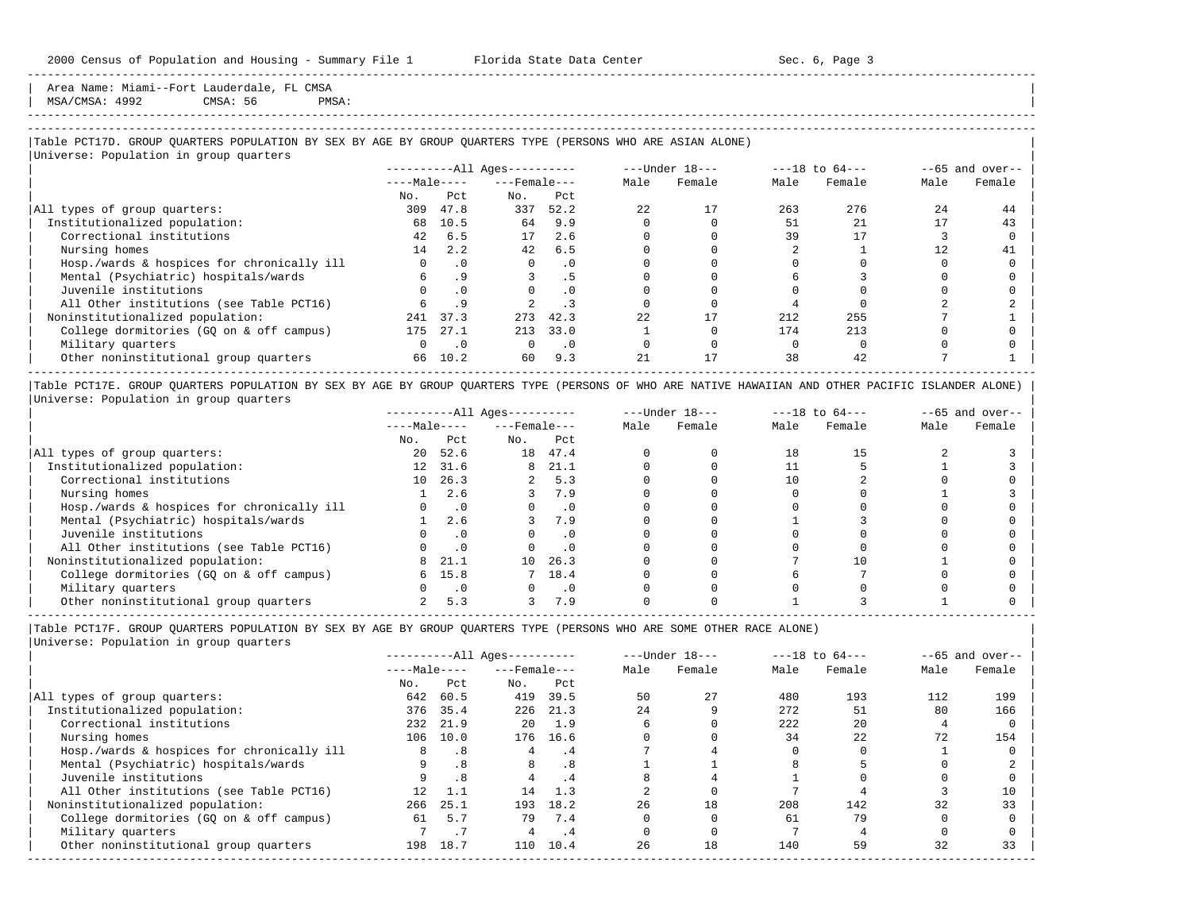2000 Census of Population and Housing - Summary File 1 Florida State Data Center Sec. 6, Page 3

Area Name: Miami--Fort Lauderdale, FL CMSA
MSA/CMSA: 4992 CMSA: 56 PMSA:

### Table PCT17D. GROUP QUARTERS POPULATION BY SEX BY AGE BY GROUP QUARTERS TYPE (PERSONS WHO ARE ASIAN ALONE)

Universe: Population in group quarters

| | All Ages | | | | Under 18 | | 18 to 64 | | 65 and over | |
|---|---|---|---|---|---|---|---|---|---|---|
| | Male | | Female | | | | | | | |
| | No. | Pct | No. | Pct | Male | Female | Male | Female | Male | Female |
| All types of group quarters: | 309 | 47.8 | 337 | 52.2 | 22 | 17 | 263 | 276 | 24 | 44 |
| Institutionalized population: | 68 | 10.5 | 64 | 9.9 | 0 | 0 | 51 | 21 | 17 | 43 |
| Correctional institutions | 42 | 6.5 | 17 | 2.6 | 0 | 0 | 39 | 17 | 3 | 0 |
| Nursing homes | 14 | 2.2 | 42 | 6.5 | 0 | 0 | 2 | 1 | 12 | 41 |
| Hosp./wards & hospices for chronically ill | 0 | .0 | 0 | .0 | 0 | 0 | 0 | 0 | 0 | 0 |
| Mental (Psychiatric) hospitals/wards | 6 | .9 | 3 | .5 | 0 | 0 | 6 | 3 | 0 | 0 |
| Juvenile institutions | 0 | .0 | 0 | .0 | 0 | 0 | 0 | 0 | 0 | 0 |
| All Other institutions (see Table PCT16) | 6 | .9 | 2 | .3 | 0 | 0 | 4 | 0 | 2 | 2 |
| Noninstitutionalized population: | 241 | 37.3 | 273 | 42.3 | 22 | 17 | 212 | 255 | 7 | 1 |
| College dormitories (GQ on & off campus) | 175 | 27.1 | 213 | 33.0 | 1 | 0 | 174 | 213 | 0 | 0 |
| Military quarters | 0 | .0 | 0 | .0 | 0 | 0 | 0 | 0 | 0 | 0 |
| Other noninstitutional group quarters | 66 | 10.2 | 60 | 9.3 | 21 | 17 | 38 | 42 | 7 | 1 |

### Table PCT17E. GROUP QUARTERS POPULATION BY SEX BY AGE BY GROUP QUARTERS TYPE (PERSONS OF WHO ARE NATIVE HAWAIIAN AND OTHER PACIFIC ISLANDER ALONE)

Universe: Population in group quarters

| | All Ages | | | | Under 18 | | 18 to 64 | | 65 and over | |
|---|---|---|---|---|---|---|---|---|---|---|
| | Male | | Female | | | | | | | |
| | No. | Pct | No. | Pct | Male | Female | Male | Female | Male | Female |
| All types of group quarters: | 20 | 52.6 | 18 | 47.4 | 0 | 0 | 18 | 15 | 2 | 3 |
| Institutionalized population: | 12 | 31.6 | 8 | 21.1 | 0 | 0 | 11 | 5 | 1 | 3 |
| Correctional institutions | 10 | 26.3 | 2 | 5.3 | 0 | 0 | 10 | 2 | 0 | 0 |
| Nursing homes | 1 | 2.6 | 3 | 7.9 | 0 | 0 | 0 | 0 | 1 | 3 |
| Hosp./wards & hospices for chronically ill | 0 | .0 | 0 | .0 | 0 | 0 | 0 | 0 | 0 | 0 |
| Mental (Psychiatric) hospitals/wards | 1 | 2.6 | 3 | 7.9 | 0 | 0 | 1 | 3 | 0 | 0 |
| Juvenile institutions | 0 | .0 | 0 | .0 | 0 | 0 | 0 | 0 | 0 | 0 |
| All Other institutions (see Table PCT16) | 0 | .0 | 0 | .0 | 0 | 0 | 0 | 0 | 0 | 0 |
| Noninstitutionalized population: | 8 | 21.1 | 10 | 26.3 | 0 | 0 | 7 | 10 | 1 | 0 |
| College dormitories (GQ on & off campus) | 6 | 15.8 | 7 | 18.4 | 0 | 0 | 6 | 7 | 0 | 0 |
| Military quarters | 0 | .0 | 0 | .0 | 0 | 0 | 0 | 0 | 0 | 0 |
| Other noninstitutional group quarters | 2 | 5.3 | 3 | 7.9 | 0 | 0 | 1 | 3 | 1 | 0 |

### Table PCT17F. GROUP QUARTERS POPULATION BY SEX BY AGE BY GROUP QUARTERS TYPE (PERSONS WHO ARE SOME OTHER RACE ALONE)

Universe: Population in group quarters

| | All Ages | | | | Under 18 | | 18 to 64 | | 65 and over | |
|---|---|---|---|---|---|---|---|---|---|---|
| | Male | | Female | | | | | | | |
| | No. | Pct | No. | Pct | Male | Female | Male | Female | Male | Female |
| All types of group quarters: | 642 | 60.5 | 419 | 39.5 | 50 | 27 | 480 | 193 | 112 | 199 |
| Institutionalized population: | 376 | 35.4 | 226 | 21.3 | 24 | 9 | 272 | 51 | 80 | 166 |
| Correctional institutions | 232 | 21.9 | 20 | 1.9 | 6 | 0 | 222 | 20 | 4 | 0 |
| Nursing homes | 106 | 10.0 | 176 | 16.6 | 0 | 0 | 34 | 22 | 72 | 154 |
| Hosp./wards & hospices for chronically ill | 8 | .8 | 4 | .4 | 7 | 4 | 0 | 0 | 1 | 0 |
| Mental (Psychiatric) hospitals/wards | 9 | .8 | 8 | .8 | 1 | 1 | 8 | 5 | 0 | 2 |
| Juvenile institutions | 9 | .8 | 4 | .4 | 8 | 4 | 1 | 0 | 0 | 0 |
| All Other institutions (see Table PCT16) | 12 | 1.1 | 14 | 1.3 | 2 | 0 | 7 | 4 | 3 | 10 |
| Noninstitutionalized population: | 266 | 25.1 | 193 | 18.2 | 26 | 18 | 208 | 142 | 32 | 33 |
| College dormitories (GQ on & off campus) | 61 | 5.7 | 79 | 7.4 | 0 | 0 | 61 | 79 | 0 | 0 |
| Military quarters | 7 | .7 | 4 | .4 | 0 | 0 | 7 | 4 | 0 | 0 |
| Other noninstitutional group quarters | 198 | 18.7 | 110 | 10.4 | 26 | 18 | 140 | 59 | 32 | 33 |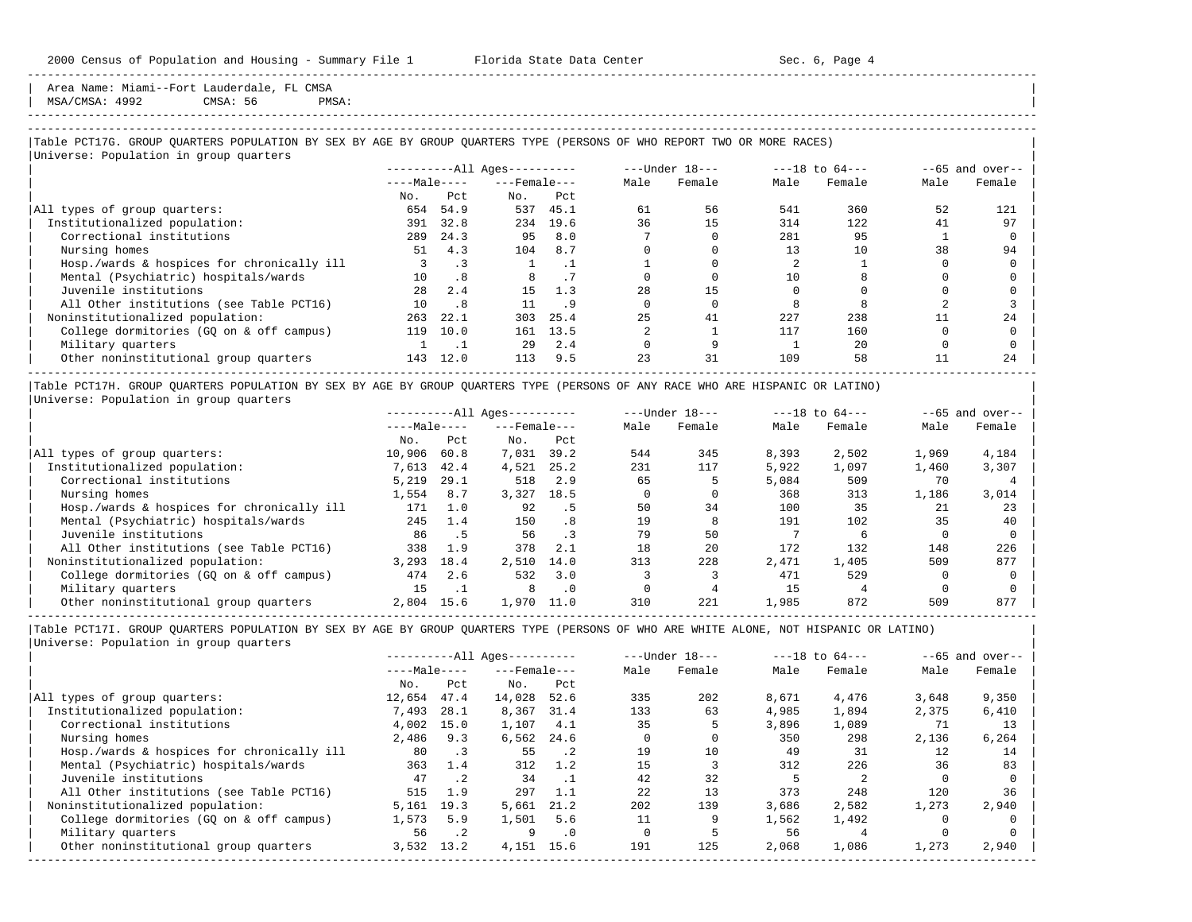Area Name: Miami--Fort Lauderdale, FL CMSA
MSA/CMSA: 4992 CMSA: 56 PMSA:

## Table PCT17G. GROUP QUARTERS POPULATION BY SEX BY AGE BY GROUP QUARTERS TYPE (PERSONS OF WHO REPORT TWO OR MORE RACES)

Universe: Population in group quarters

| | All Ages | | | | Under 18 | | 18 to 64 | | 65 and over | |
|---|---|---|---|---|---|---|---|---|---|---|
| | Male | | Female | | | | | | | |
| | No. | Pct | No. | Pct | Male | Female | Male | Female | Male | Female |
| All types of group quarters: | 654 | 54.9 | 537 | 45.1 | 61 | 56 | 541 | 360 | 52 | 121 |
| Institutionalized population: | 391 | 32.8 | 234 | 19.6 | 36 | 15 | 314 | 122 | 41 | 97 |
| Correctional institutions | 289 | 24.3 | 95 | 8.0 | 7 | 0 | 281 | 95 | 1 | 0 |
| Nursing homes | 51 | 4.3 | 104 | 8.7 | 0 | 0 | 13 | 10 | 38 | 94 |
| Hosp./wards & hospices for chronically ill | 3 | .3 | 1 | .1 | 1 | 0 | 2 | 1 | 0 | 0 |
| Mental (Psychiatric) hospitals/wards | 10 | .8 | 8 | .7 | 0 | 0 | 10 | 8 | 0 | 0 |
| Juvenile institutions | 28 | 2.4 | 15 | 1.3 | 28 | 15 | 0 | 0 | 0 | 0 |
| All Other institutions (see Table PCT16) | 10 | .8 | 11 | .9 | 0 | 0 | 8 | 8 | 2 | 3 |
| Noninstitutionalized population: | 263 | 22.1 | 303 | 25.4 | 25 | 41 | 227 | 238 | 11 | 24 |
| College dormitories (GQ on & off campus) | 119 | 10.0 | 161 | 13.5 | 2 | 1 | 117 | 160 | 0 | 0 |
| Military quarters | 1 | .1 | 29 | 2.4 | 0 | 9 | 1 | 20 | 0 | 0 |
| Other noninstitutional group quarters | 143 | 12.0 | 113 | 9.5 | 23 | 31 | 109 | 58 | 11 | 24 |

## Table PCT17H. GROUP QUARTERS POPULATION BY SEX BY AGE BY GROUP QUARTERS TYPE (PERSONS OF ANY RACE WHO ARE HISPANIC OR LATINO)

Universe: Population in group quarters

| | All Ages | | | | Under 18 | | 18 to 64 | | 65 and over | |
|---|---|---|---|---|---|---|---|---|---|---|
| | Male | | Female | | | | | | | |
| | No. | Pct | No. | Pct | Male | Female | Male | Female | Male | Female |
| All types of group quarters: | 10,906 | 60.8 | 7,031 | 39.2 | 544 | 345 | 8,393 | 2,502 | 1,969 | 4,184 |
| Institutionalized population: | 7,613 | 42.4 | 4,521 | 25.2 | 231 | 117 | 5,922 | 1,097 | 1,460 | 3,307 |
| Correctional institutions | 5,219 | 29.1 | 518 | 2.9 | 65 | 5 | 5,084 | 509 | 70 | 4 |
| Nursing homes | 1,554 | 8.7 | 3,327 | 18.5 | 0 | 0 | 368 | 313 | 1,186 | 3,014 |
| Hosp./wards & hospices for chronically ill | 171 | 1.0 | 92 | .5 | 50 | 34 | 100 | 35 | 21 | 23 |
| Mental (Psychiatric) hospitals/wards | 245 | 1.4 | 150 | .8 | 19 | 8 | 191 | 102 | 35 | 40 |
| Juvenile institutions | 86 | .5 | 56 | .3 | 79 | 50 | 7 | 6 | 0 | 0 |
| All Other institutions (see Table PCT16) | 338 | 1.9 | 378 | 2.1 | 18 | 20 | 172 | 132 | 148 | 226 |
| Noninstitutionalized population: | 3,293 | 18.4 | 2,510 | 14.0 | 313 | 228 | 2,471 | 1,405 | 509 | 877 |
| College dormitories (GQ on & off campus) | 474 | 2.6 | 532 | 3.0 | 3 | 3 | 471 | 529 | 0 | 0 |
| Military quarters | 15 | .1 | 8 | .0 | 0 | 4 | 15 | 4 | 0 | 0 |
| Other noninstitutional group quarters | 2,804 | 15.6 | 1,970 | 11.0 | 310 | 221 | 1,985 | 872 | 509 | 877 |

## Table PCT17I. GROUP QUARTERS POPULATION BY SEX BY AGE BY GROUP QUARTERS TYPE (PERSONS OF WHO ARE WHITE ALONE, NOT HISPANIC OR LATINO)

Universe: Population in group quarters

| | All Ages | | | | Under 18 | | 18 to 64 | | 65 and over | |
|---|---|---|---|---|---|---|---|---|---|---|
| | Male | | Female | | | | | | | |
| | No. | Pct | No. | Pct | Male | Female | Male | Female | Male | Female |
| All types of group quarters: | 12,654 | 47.4 | 14,028 | 52.6 | 335 | 202 | 8,671 | 4,476 | 3,648 | 9,350 |
| Institutionalized population: | 7,493 | 28.1 | 8,367 | 31.4 | 133 | 63 | 4,985 | 1,894 | 2,375 | 6,410 |
| Correctional institutions | 4,002 | 15.0 | 1,107 | 4.1 | 35 | 5 | 3,896 | 1,089 | 71 | 13 |
| Nursing homes | 2,486 | 9.3 | 6,562 | 24.6 | 0 | 0 | 350 | 298 | 2,136 | 6,264 |
| Hosp./wards & hospices for chronically ill | 80 | .3 | 55 | .2 | 19 | 10 | 49 | 31 | 12 | 14 |
| Mental (Psychiatric) hospitals/wards | 363 | 1.4 | 312 | 1.2 | 15 | 3 | 312 | 226 | 36 | 83 |
| Juvenile institutions | 47 | .2 | 34 | .1 | 42 | 32 | 5 | 2 | 0 | 0 |
| All Other institutions (see Table PCT16) | 515 | 1.9 | 297 | 1.1 | 22 | 13 | 373 | 248 | 120 | 36 |
| Noninstitutionalized population: | 5,161 | 19.3 | 5,661 | 21.2 | 202 | 139 | 3,686 | 2,582 | 1,273 | 2,940 |
| College dormitories (GQ on & off campus) | 1,573 | 5.9 | 1,501 | 5.6 | 11 | 9 | 1,562 | 1,492 | 0 | 0 |
| Military quarters | 56 | .2 | 9 | .0 | 0 | 5 | 56 | 4 | 0 | 0 |
| Other noninstitutional group quarters | 3,532 | 13.2 | 4,151 | 15.6 | 191 | 125 | 2,068 | 1,086 | 1,273 | 2,940 |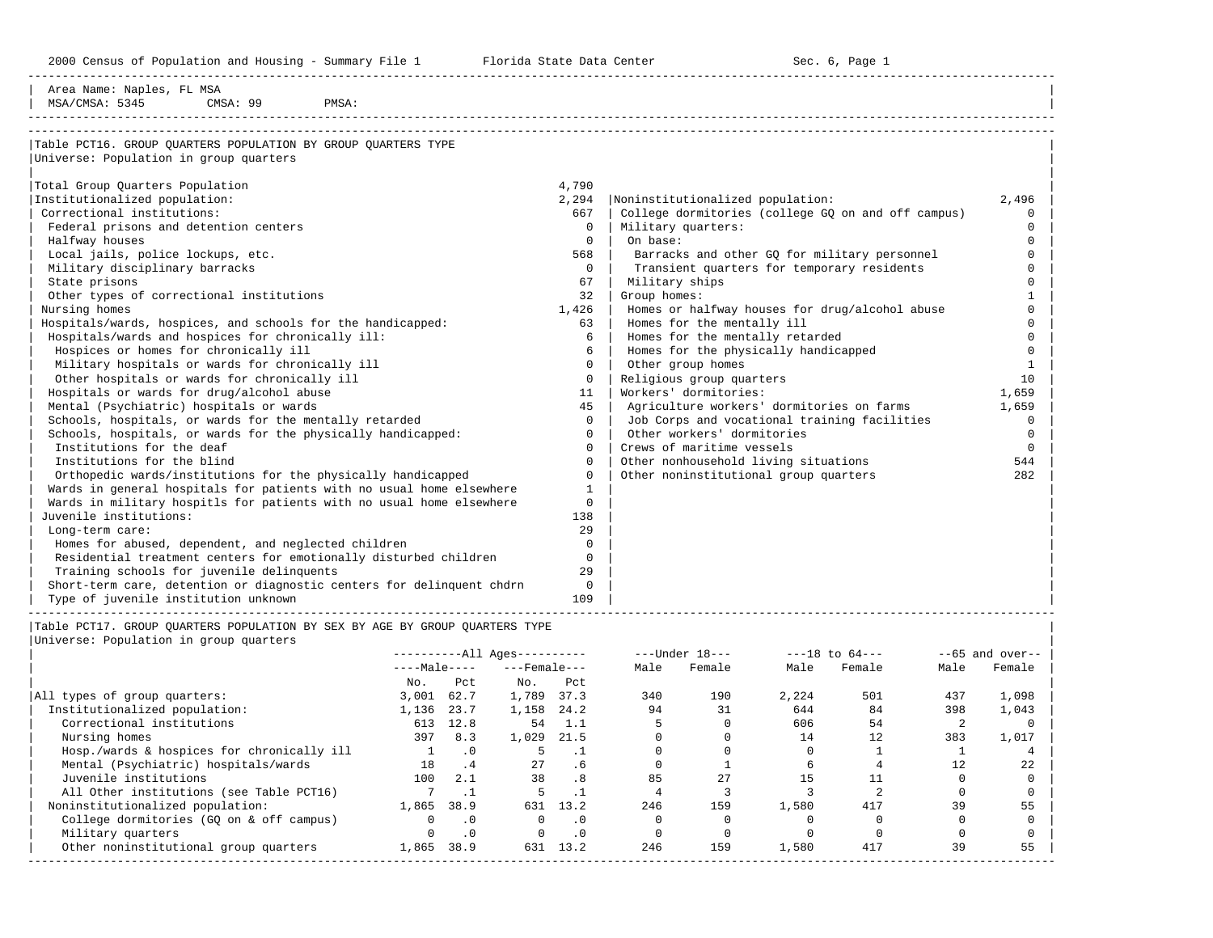Area Name: Naples, FL MSA
MSA/CMSA: 5345 CMSA: 99 PMSA:

## Table PCT16. GROUP QUARTERS POPULATION BY GROUP QUARTERS TYPE

Universe: Population in group quarters

| Group Quarters Type | Number |
|---|---|
| Total Group Quarters Population | 4,790 |
| Institutionalized population: | 2,294 |
| Correctional institutions: | 667 |
| Federal prisons and detention centers | 0 |
| Halfway houses | 0 |
| Local jails, police lockups, etc. | 568 |
| Military disciplinary barracks | 0 |
| State prisons | 67 |
| Other types of correctional institutions | 32 |
| Nursing homes | 1,426 |
| Hospitals/wards, hospices, and schools for the handicapped: | 63 |
| Hospitals/wards and hospices for chronically ill: | 6 |
| Hospices or homes for chronically ill | 6 |
| Military hospitals or wards for chronically ill | 0 |
| Other hospitals or wards for chronically ill | 0 |
| Hospitals or wards for drug/alcohol abuse | 11 |
| Mental (Psychiatric) hospitals or wards | 45 |
| Schools, hospitals, or wards for the mentally retarded | 0 |
| Schools, hospitals, or wards for the physically handicapped: | 0 |
| Institutions for the deaf | 0 |
| Institutions for the blind | 0 |
| Orthopedic wards/institutions for the physically handicapped | 0 |
| Wards in general hospitals for patients with no usual home elsewhere | 1 |
| Wards in military hospitls for patients with no usual home elsewhere | 0 |
| Juvenile institutions: | 138 |
| Long-term care: | 29 |
| Homes for abused, dependent, and neglected children | 0 |
| Residential treatment centers for emotionally disturbed children | 0 |
| Training schools for juvenile delinquents | 29 |
| Short-term care, detention or diagnostic centers for delinquent chdrn | 0 |
| Type of juvenile institution unknown | 109 |
| Noninstitutionalized population: | 2,496 |
| College dormitories (college GQ on and off campus) | 0 |
| Military quarters: | 0 |
| On base: | 0 |
| Barracks and other GQ for military personnel | 0 |
| Transient quarters for temporary residents | 0 |
| Military ships | 0 |
| Group homes: | 1 |
| Homes or halfway houses for drug/alcohol abuse | 0 |
| Homes for the mentally ill | 0 |
| Homes for the mentally retarded | 0 |
| Homes for the physically handicapped | 0 |
| Other group homes | 1 |
| Religious group quarters | 10 |
| Workers' dormitories: | 1,659 |
| Agriculture workers' dormitories on farms | 1,659 |
| Job Corps and vocational training facilities | 0 |
| Other workers' dormitories | 0 |
| Crews of maritime vessels | 0 |
| Other nonhousehold living situations | 544 |
| Other noninstitutional group quarters | 282 |

## Table PCT17. GROUP QUARTERS POPULATION BY SEX BY AGE BY GROUP QUARTERS TYPE

Universe: Population in group quarters

| | All Ages | | | | Under 18 | | 18 to 64 | | 65 and over | |
|---|---|---|---|---|---|---|---|---|---|---|
| | Male | | Female | | | | | | | |
| | No. | Pct | No. | Pct | Male | Female | Male | Female | Male | Female |
| All types of group quarters: | 3,001 | 62.7 | 1,789 | 37.3 | 340 | 190 | 2,224 | 501 | 437 | 1,098 |
| Institutionalized population: | 1,136 | 23.7 | 1,158 | 24.2 | 94 | 31 | 644 | 84 | 398 | 1,043 |
| Correctional institutions | 613 | 12.8 | 54 | 1.1 | 5 | 0 | 606 | 54 | 2 | 0 |
| Nursing homes | 397 | 8.3 | 1,029 | 21.5 | 0 | 0 | 14 | 12 | 383 | 1,017 |
| Hosp./wards & hospices for chronically ill | 1 | .0 | 5 | .1 | 0 | 0 | 0 | 1 | 1 | 4 |
| Mental (Psychiatric) hospitals/wards | 18 | .4 | 27 | .6 | 0 | 1 | 6 | 4 | 12 | 22 |
| Juvenile institutions | 100 | 2.1 | 38 | .8 | 85 | 27 | 15 | 11 | 0 | 0 |
| All Other institutions (see Table PCT16) | 7 | .1 | 5 | .1 | 4 | 3 | 3 | 2 | 0 | 0 |
| Noninstitutionalized population: | 1,865 | 38.9 | 631 | 13.2 | 246 | 159 | 1,580 | 417 | 39 | 55 |
| College dormitories (GQ on & off campus) | 0 | .0 | 0 | .0 | 0 | 0 | 0 | 0 | 0 | 0 |
| Military quarters | 0 | .0 | 0 | .0 | 0 | 0 | 0 | 0 | 0 | 0 |
| Other noninstitutional group quarters | 1,865 | 38.9 | 631 | 13.2 | 246 | 159 | 1,580 | 417 | 39 | 55 |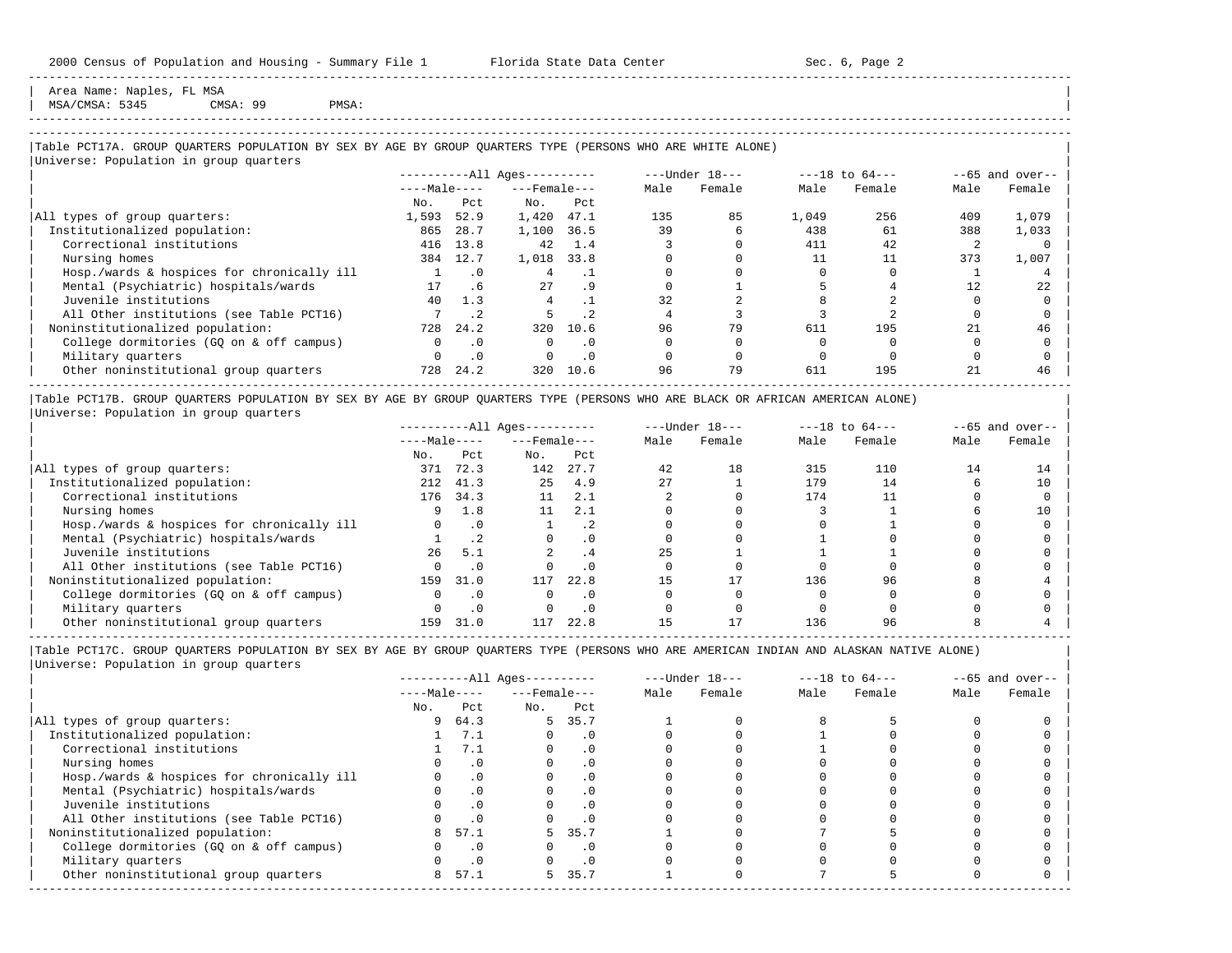Area Name: Naples, FL MSA
MSA/CMSA: 5345 CMSA: 99 PMSA:

## Table PCT17A. GROUP QUARTERS POPULATION BY SEX BY AGE BY GROUP QUARTERS TYPE (PERSONS WHO ARE WHITE ALONE)

Universe: Population in group quarters

| | All Ages Male No. | All Ages Male Pct | All Ages Female No. | All Ages Female Pct | Under 18 Male | Under 18 Female | 18 to 64 Male | 18 to 64 Female | 65 and over Male | 65 and over Female |
|---|---|---|---|---|---|---|---|---|---|---|
| All types of group quarters: | 1,593 | 52.9 | 1,420 | 47.1 | 135 | 85 | 1,049 | 256 | 409 | 1,079 |
| Institutionalized population: | 865 | 28.7 | 1,100 | 36.5 | 39 | 6 | 438 | 61 | 388 | 1,033 |
| Correctional institutions | 416 | 13.8 | 42 | 1.4 | 3 | 0 | 411 | 42 | 2 | 0 |
| Nursing homes | 384 | 12.7 | 1,018 | 33.8 | 0 | 0 | 11 | 11 | 373 | 1,007 |
| Hosp./wards & hospices for chronically ill | 1 | .0 | 4 | .1 | 0 | 0 | 0 | 0 | 1 | 4 |
| Mental (Psychiatric) hospitals/wards | 17 | .6 | 27 | .9 | 0 | 1 | 5 | 4 | 12 | 22 |
| Juvenile institutions | 40 | 1.3 | 4 | .1 | 32 | 2 | 8 | 2 | 0 | 0 |
| All Other institutions (see Table PCT16) | 7 | .2 | 5 | .2 | 4 | 3 | 3 | 2 | 0 | 0 |
| Noninstitutionalized population: | 728 | 24.2 | 320 | 10.6 | 96 | 79 | 611 | 195 | 21 | 46 |
| College dormitories (GQ on & off campus) | 0 | .0 | 0 | .0 | 0 | 0 | 0 | 0 | 0 | 0 |
| Military quarters | 0 | .0 | 0 | .0 | 0 | 0 | 0 | 0 | 0 | 0 |
| Other noninstitutional group quarters | 728 | 24.2 | 320 | 10.6 | 96 | 79 | 611 | 195 | 21 | 46 |

## Table PCT17B. GROUP QUARTERS POPULATION BY SEX BY AGE BY GROUP QUARTERS TYPE (PERSONS WHO ARE BLACK OR AFRICAN AMERICAN ALONE)

Universe: Population in group quarters

| | All Ages Male No. | All Ages Male Pct | All Ages Female No. | All Ages Female Pct | Under 18 Male | Under 18 Female | 18 to 64 Male | 18 to 64 Female | 65 and over Male | 65 and over Female |
|---|---|---|---|---|---|---|---|---|---|---|
| All types of group quarters: | 371 | 72.3 | 142 | 27.7 | 42 | 18 | 315 | 110 | 14 | 14 |
| Institutionalized population: | 212 | 41.3 | 25 | 4.9 | 27 | 1 | 179 | 14 | 6 | 10 |
| Correctional institutions | 176 | 34.3 | 11 | 2.1 | 2 | 0 | 174 | 11 | 0 | 0 |
| Nursing homes | 9 | 1.8 | 11 | 2.1 | 0 | 0 | 3 | 1 | 6 | 10 |
| Hosp./wards & hospices for chronically ill | 0 | .0 | 1 | .2 | 0 | 0 | 0 | 1 | 0 | 0 |
| Mental (Psychiatric) hospitals/wards | 1 | .2 | 0 | .0 | 0 | 0 | 1 | 0 | 0 | 0 |
| Juvenile institutions | 26 | 5.1 | 2 | .4 | 25 | 1 | 1 | 1 | 0 | 0 |
| All Other institutions (see Table PCT16) | 0 | .0 | 0 | .0 | 0 | 0 | 0 | 0 | 0 | 0 |
| Noninstitutionalized population: | 159 | 31.0 | 117 | 22.8 | 15 | 17 | 136 | 96 | 8 | 4 |
| College dormitories (GQ on & off campus) | 0 | .0 | 0 | .0 | 0 | 0 | 0 | 0 | 0 | 0 |
| Military quarters | 0 | .0 | 0 | .0 | 0 | 0 | 0 | 0 | 0 | 0 |
| Other noninstitutional group quarters | 159 | 31.0 | 117 | 22.8 | 15 | 17 | 136 | 96 | 8 | 4 |

## Table PCT17C. GROUP QUARTERS POPULATION BY SEX BY AGE BY GROUP QUARTERS TYPE (PERSONS WHO ARE AMERICAN INDIAN AND ALASKAN NATIVE ALONE)

Universe: Population in group quarters

| | All Ages Male No. | All Ages Male Pct | All Ages Female No. | All Ages Female Pct | Under 18 Male | Under 18 Female | 18 to 64 Male | 18 to 64 Female | 65 and over Male | 65 and over Female |
|---|---|---|---|---|---|---|---|---|---|---|
| All types of group quarters: | 9 | 64.3 | 5 | 35.7 | 1 | 0 | 8 | 5 | 0 | 0 |
| Institutionalized population: | 1 | 7.1 | 0 | .0 | 0 | 0 | 1 | 0 | 0 | 0 |
| Correctional institutions | 1 | 7.1 | 0 | .0 | 0 | 0 | 1 | 0 | 0 | 0 |
| Nursing homes | 0 | .0 | 0 | .0 | 0 | 0 | 0 | 0 | 0 | 0 |
| Hosp./wards & hospices for chronically ill | 0 | .0 | 0 | .0 | 0 | 0 | 0 | 0 | 0 | 0 |
| Mental (Psychiatric) hospitals/wards | 0 | .0 | 0 | .0 | 0 | 0 | 0 | 0 | 0 | 0 |
| Juvenile institutions | 0 | .0 | 0 | .0 | 0 | 0 | 0 | 0 | 0 | 0 |
| All Other institutions (see Table PCT16) | 0 | .0 | 0 | .0 | 0 | 0 | 0 | 0 | 0 | 0 |
| Noninstitutionalized population: | 8 | 57.1 | 5 | 35.7 | 1 | 0 | 7 | 5 | 0 | 0 |
| College dormitories (GQ on & off campus) | 0 | .0 | 0 | .0 | 0 | 0 | 0 | 0 | 0 | 0 |
| Military quarters | 0 | .0 | 0 | .0 | 0 | 0 | 0 | 0 | 0 | 0 |
| Other noninstitutional group quarters | 8 | 57.1 | 5 | 35.7 | 1 | 0 | 7 | 5 | 0 | 0 |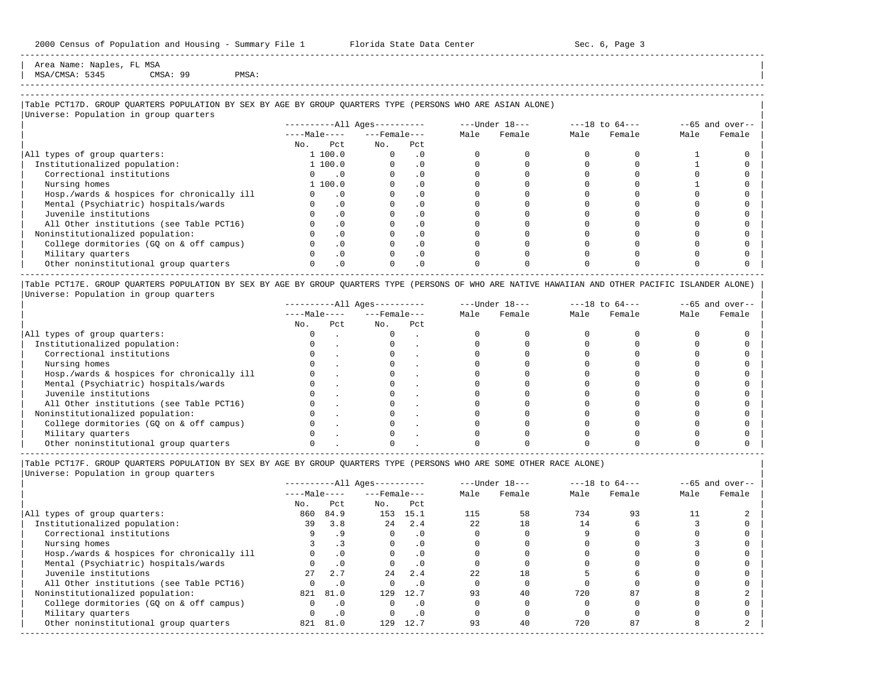Area Name: Naples, FL MSA
MSA/CMSA: 5345 CMSA: 99 PMSA:

### Table PCT17D. GROUP QUARTERS POPULATION BY SEX BY AGE BY GROUP QUARTERS TYPE (PERSONS WHO ARE ASIAN ALONE)

Universe: Population in group quarters

| | All Ages: Male No. | All Ages: Male Pct | All Ages: Female No. | All Ages: Female Pct | Under 18: Male | Under 18: Female | 18 to 64: Male | 18 to 64: Female | 65 and over: Male | 65 and over: Female |
|---|---|---|---|---|---|---|---|---|---|---|
| All types of group quarters: | 1 | 100.0 | 0 | .0 | 0 | 0 | 0 | 0 | 1 | 0 |
| Institutionalized population: | 1 | 100.0 | 0 | .0 | 0 | 0 | 0 | 0 | 1 | 0 |
| Correctional institutions | 0 | .0 | 0 | .0 | 0 | 0 | 0 | 0 | 0 | 0 |
| Nursing homes | 1 | 100.0 | 0 | .0 | 0 | 0 | 0 | 0 | 1 | 0 |
| Hosp./wards & hospices for chronically ill | 0 | .0 | 0 | .0 | 0 | 0 | 0 | 0 | 0 | 0 |
| Mental (Psychiatric) hospitals/wards | 0 | .0 | 0 | .0 | 0 | 0 | 0 | 0 | 0 | 0 |
| Juvenile institutions | 0 | .0 | 0 | .0 | 0 | 0 | 0 | 0 | 0 | 0 |
| All Other institutions (see Table PCT16) | 0 | .0 | 0 | .0 | 0 | 0 | 0 | 0 | 0 | 0 |
| Noninstitutionalized population: | 0 | .0 | 0 | .0 | 0 | 0 | 0 | 0 | 0 | 0 |
| College dormitories (GQ on & off campus) | 0 | .0 | 0 | .0 | 0 | 0 | 0 | 0 | 0 | 0 |
| Military quarters | 0 | .0 | 0 | .0 | 0 | 0 | 0 | 0 | 0 | 0 |
| Other noninstitutional group quarters | 0 | .0 | 0 | .0 | 0 | 0 | 0 | 0 | 0 | 0 |

### Table PCT17E. GROUP QUARTERS POPULATION BY SEX BY AGE BY GROUP QUARTERS TYPE (PERSONS OF WHO ARE NATIVE HAWAIIAN AND OTHER PACIFIC ISLANDER ALONE)

Universe: Population in group quarters

| | All Ages: Male No. | All Ages: Male Pct | All Ages: Female No. | All Ages: Female Pct | Under 18: Male | Under 18: Female | 18 to 64: Male | 18 to 64: Female | 65 and over: Male | 65 and over: Female |
|---|---|---|---|---|---|---|---|---|---|---|
| All types of group quarters: | 0 | . | 0 | . | 0 | 0 | 0 | 0 | 0 | 0 |
| Institutionalized population: | 0 | . | 0 | . | 0 | 0 | 0 | 0 | 0 | 0 |
| Correctional institutions | 0 | . | 0 | . | 0 | 0 | 0 | 0 | 0 | 0 |
| Nursing homes | 0 | . | 0 | . | 0 | 0 | 0 | 0 | 0 | 0 |
| Hosp./wards & hospices for chronically ill | 0 | . | 0 | . | 0 | 0 | 0 | 0 | 0 | 0 |
| Mental (Psychiatric) hospitals/wards | 0 | . | 0 | . | 0 | 0 | 0 | 0 | 0 | 0 |
| Juvenile institutions | 0 | . | 0 | . | 0 | 0 | 0 | 0 | 0 | 0 |
| All Other institutions (see Table PCT16) | 0 | . | 0 | . | 0 | 0 | 0 | 0 | 0 | 0 |
| Noninstitutionalized population: | 0 | . | 0 | . | 0 | 0 | 0 | 0 | 0 | 0 |
| College dormitories (GQ on & off campus) | 0 | . | 0 | . | 0 | 0 | 0 | 0 | 0 | 0 |
| Military quarters | 0 | . | 0 | . | 0 | 0 | 0 | 0 | 0 | 0 |
| Other noninstitutional group quarters | 0 | . | 0 | . | 0 | 0 | 0 | 0 | 0 | 0 |

### Table PCT17F. GROUP QUARTERS POPULATION BY SEX BY AGE BY GROUP QUARTERS TYPE (PERSONS WHO ARE SOME OTHER RACE ALONE)

Universe: Population in group quarters

| | All Ages: Male No. | All Ages: Male Pct | All Ages: Female No. | All Ages: Female Pct | Under 18: Male | Under 18: Female | 18 to 64: Male | 18 to 64: Female | 65 and over: Male | 65 and over: Female |
|---|---|---|---|---|---|---|---|---|---|---|
| All types of group quarters: | 860 | 84.9 | 153 | 15.1 | 115 | 58 | 734 | 93 | 11 | 2 |
| Institutionalized population: | 39 | 3.8 | 24 | 2.4 | 22 | 18 | 14 | 6 | 3 | 0 |
| Correctional institutions | 9 | .9 | 0 | .0 | 0 | 0 | 9 | 0 | 0 | 0 |
| Nursing homes | 3 | .3 | 0 | .0 | 0 | 0 | 0 | 0 | 3 | 0 |
| Hosp./wards & hospices for chronically ill | 0 | .0 | 0 | .0 | 0 | 0 | 0 | 0 | 0 | 0 |
| Mental (Psychiatric) hospitals/wards | 0 | .0 | 0 | .0 | 0 | 0 | 0 | 0 | 0 | 0 |
| Juvenile institutions | 27 | 2.7 | 24 | 2.4 | 22 | 18 | 5 | 6 | 0 | 0 |
| All Other institutions (see Table PCT16) | 0 | .0 | 0 | .0 | 0 | 0 | 0 | 0 | 0 | 0 |
| Noninstitutionalized population: | 821 | 81.0 | 129 | 12.7 | 93 | 40 | 720 | 87 | 8 | 2 |
| College dormitories (GQ on & off campus) | 0 | .0 | 0 | .0 | 0 | 0 | 0 | 0 | 0 | 0 |
| Military quarters | 0 | .0 | 0 | .0 | 0 | 0 | 0 | 0 | 0 | 0 |
| Other noninstitutional group quarters | 821 | 81.0 | 129 | 12.7 | 93 | 40 | 720 | 87 | 8 | 2 |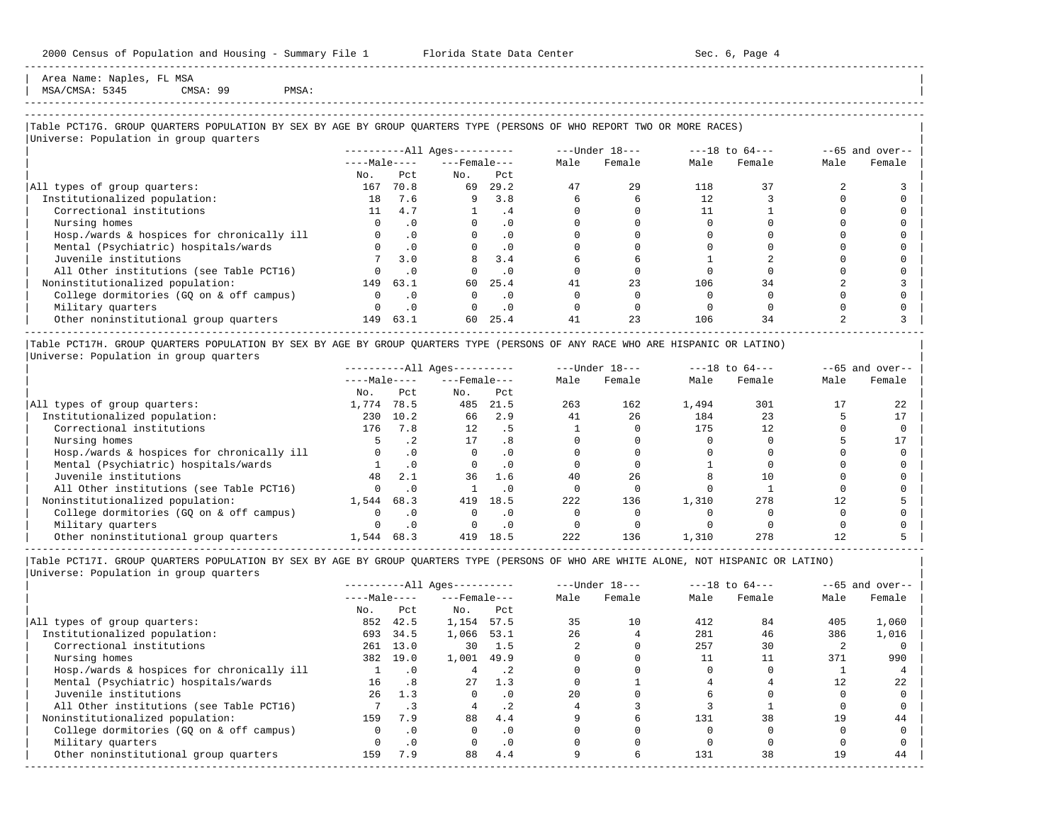Area Name: Naples, FL MSA
MSA/CMSA: 5345 CMSA: 99 PMSA:

Table PCT17G. GROUP QUARTERS POPULATION BY SEX BY AGE BY GROUP QUARTERS TYPE (PERSONS OF WHO REPORT TWO OR MORE RACES)
Universe: Population in group quarters

| | All Ages Male No. | All Ages Male Pct | All Ages Female No. | All Ages Female Pct | Under 18 Male | Under 18 Female | 18 to 64 Male | 18 to 64 Female | 65 and over Male | 65 and over Female |
|---|---|---|---|---|---|---|---|---|---|---|
| All types of group quarters: | 167 | 70.8 | 69 | 29.2 | 47 | 29 | 118 | 37 | 2 | 3 |
| Institutionalized population: | 18 | 7.6 | 9 | 3.8 | 6 | 6 | 12 | 3 | 0 | 0 |
| Correctional institutions | 11 | 4.7 | 1 | .4 | 0 | 0 | 11 | 1 | 0 | 0 |
| Nursing homes | 0 | .0 | 0 | .0 | 0 | 0 | 0 | 0 | 0 | 0 |
| Hosp./wards & hospices for chronically ill | 0 | .0 | 0 | .0 | 0 | 0 | 0 | 0 | 0 | 0 |
| Mental (Psychiatric) hospitals/wards | 0 | .0 | 0 | .0 | 0 | 0 | 0 | 0 | 0 | 0 |
| Juvenile institutions | 7 | 3.0 | 8 | 3.4 | 6 | 6 | 1 | 2 | 0 | 0 |
| All Other institutions (see Table PCT16) | 0 | .0 | 0 | .0 | 0 | 0 | 0 | 0 | 0 | 0 |
| Noninstitutionalized population: | 149 | 63.1 | 60 | 25.4 | 41 | 23 | 106 | 34 | 2 | 3 |
| College dormitories (GQ on & off campus) | 0 | .0 | 0 | .0 | 0 | 0 | 0 | 0 | 0 | 0 |
| Military quarters | 0 | .0 | 0 | .0 | 0 | 0 | 0 | 0 | 0 | 0 |
| Other noninstitutional group quarters | 149 | 63.1 | 60 | 25.4 | 41 | 23 | 106 | 34 | 2 | 3 |

Table PCT17H. GROUP QUARTERS POPULATION BY SEX BY AGE BY GROUP QUARTERS TYPE (PERSONS OF ANY RACE WHO ARE HISPANIC OR LATINO)
Universe: Population in group quarters

| | All Ages Male No. | All Ages Male Pct | All Ages Female No. | All Ages Female Pct | Under 18 Male | Under 18 Female | 18 to 64 Male | 18 to 64 Female | 65 and over Male | 65 and over Female |
|---|---|---|---|---|---|---|---|---|---|---|
| All types of group quarters: | 1,774 | 78.5 | 485 | 21.5 | 263 | 162 | 1,494 | 301 | 17 | 22 |
| Institutionalized population: | 230 | 10.2 | 66 | 2.9 | 41 | 26 | 184 | 23 | 5 | 17 |
| Correctional institutions | 176 | 7.8 | 12 | .5 | 1 | 0 | 175 | 12 | 0 | 0 |
| Nursing homes | 5 | .2 | 17 | .8 | 0 | 0 | 0 | 0 | 5 | 17 |
| Hosp./wards & hospices for chronically ill | 0 | .0 | 0 | .0 | 0 | 0 | 0 | 0 | 0 | 0 |
| Mental (Psychiatric) hospitals/wards | 1 | .0 | 0 | .0 | 0 | 0 | 1 | 0 | 0 | 0 |
| Juvenile institutions | 48 | 2.1 | 36 | 1.6 | 40 | 26 | 8 | 10 | 0 | 0 |
| All Other institutions (see Table PCT16) | 0 | .0 | 1 | .0 | 0 | 0 | 0 | 1 | 0 | 0 |
| Noninstitutionalized population: | 1,544 | 68.3 | 419 | 18.5 | 222 | 136 | 1,310 | 278 | 12 | 5 |
| College dormitories (GQ on & off campus) | 0 | .0 | 0 | .0 | 0 | 0 | 0 | 0 | 0 | 0 |
| Military quarters | 0 | .0 | 0 | .0 | 0 | 0 | 0 | 0 | 0 | 0 |
| Other noninstitutional group quarters | 1,544 | 68.3 | 419 | 18.5 | 222 | 136 | 1,310 | 278 | 12 | 5 |

Table PCT17I. GROUP QUARTERS POPULATION BY SEX BY AGE BY GROUP QUARTERS TYPE (PERSONS OF WHO ARE WHITE ALONE, NOT HISPANIC OR LATINO)
Universe: Population in group quarters

| | All Ages Male No. | All Ages Male Pct | All Ages Female No. | All Ages Female Pct | Under 18 Male | Under 18 Female | 18 to 64 Male | 18 to 64 Female | 65 and over Male | 65 and over Female |
|---|---|---|---|---|---|---|---|---|---|---|
| All types of group quarters: | 852 | 42.5 | 1,154 | 57.5 | 35 | 10 | 412 | 84 | 405 | 1,060 |
| Institutionalized population: | 693 | 34.5 | 1,066 | 53.1 | 26 | 4 | 281 | 46 | 386 | 1,016 |
| Correctional institutions | 261 | 13.0 | 30 | 1.5 | 2 | 0 | 257 | 30 | 2 | 0 |
| Nursing homes | 382 | 19.0 | 1,001 | 49.9 | 0 | 0 | 11 | 11 | 371 | 990 |
| Hosp./wards & hospices for chronically ill | 1 | .0 | 4 | .2 | 0 | 0 | 0 | 0 | 1 | 4 |
| Mental (Psychiatric) hospitals/wards | 16 | .8 | 27 | 1.3 | 0 | 1 | 4 | 4 | 12 | 22 |
| Juvenile institutions | 26 | 1.3 | 0 | .0 | 20 | 0 | 6 | 0 | 0 | 0 |
| All Other institutions (see Table PCT16) | 7 | .3 | 4 | .2 | 4 | 3 | 3 | 1 | 0 | 0 |
| Noninstitutionalized population: | 159 | 7.9 | 88 | 4.4 | 9 | 6 | 131 | 38 | 19 | 44 |
| College dormitories (GQ on & off campus) | 0 | .0 | 0 | .0 | 0 | 0 | 0 | 0 | 0 | 0 |
| Military quarters | 0 | .0 | 0 | .0 | 0 | 0 | 0 | 0 | 0 | 0 |
| Other noninstitutional group quarters | 159 | 7.9 | 88 | 4.4 | 9 | 6 | 131 | 38 | 19 | 44 |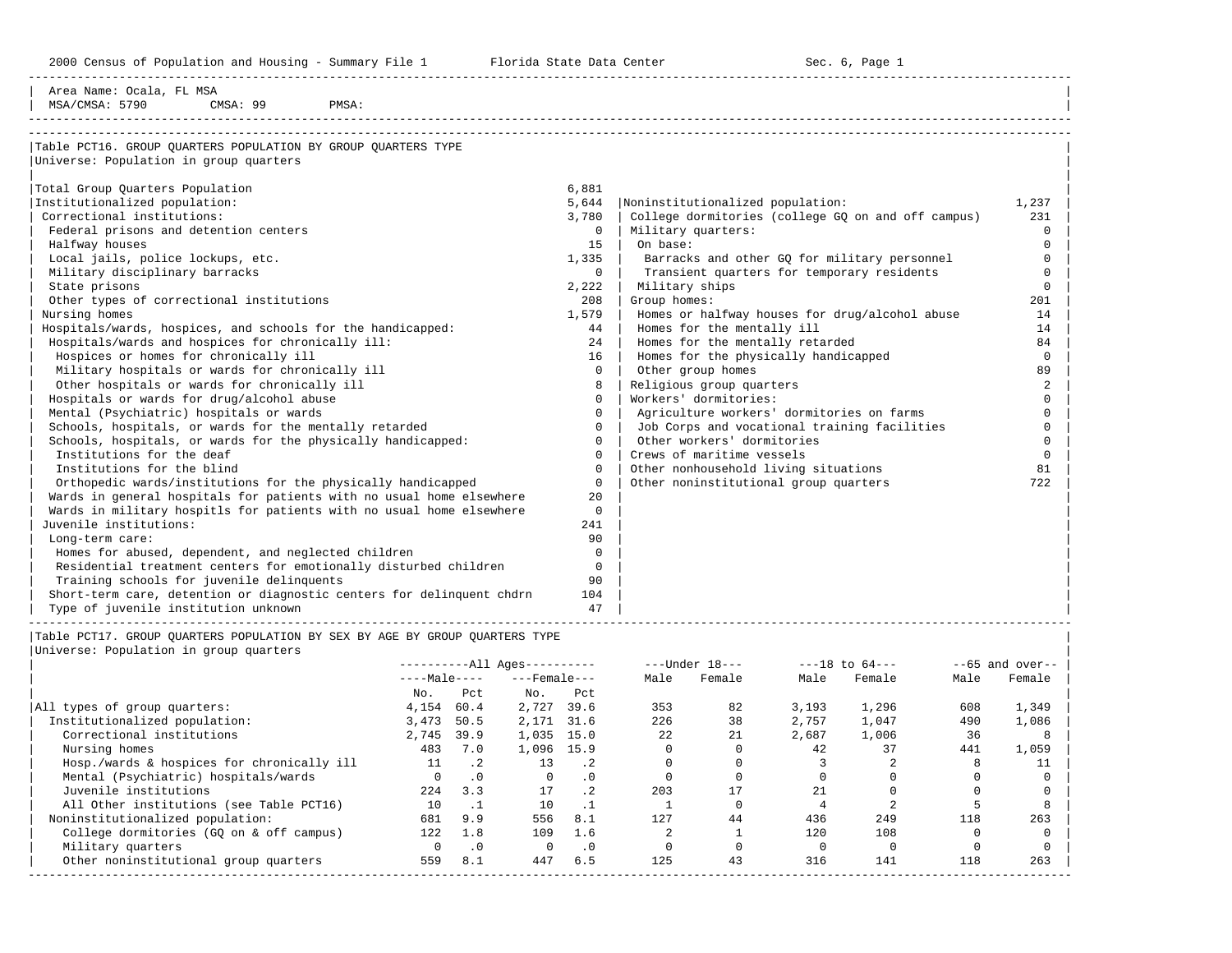Area Name: Ocala, FL MSA
MSA/CMSA: 5790 CMSA: 99 PMSA:

## Table PCT16. GROUP QUARTERS POPULATION BY GROUP QUARTERS TYPE

Universe: Population in group quarters

| Category | Number |
|---|---|
| Total Group Quarters Population | 6,881 |
| Institutionalized population: | 5,644 |
| Correctional institutions: | 3,780 |
| Federal prisons and detention centers | 0 |
| Halfway houses | 15 |
| Local jails, police lockups, etc. | 1,335 |
| Military disciplinary barracks | 0 |
| State prisons | 2,222 |
| Other types of correctional institutions | 208 |
| Nursing homes | 1,579 |
| Hospitals/wards, hospices, and schools for the handicapped: | 44 |
| Hospitals/wards and hospices for chronically ill: | 24 |
| Hospices or homes for chronically ill | 16 |
| Military hospitals or wards for chronically ill | 0 |
| Other hospitals or wards for chronically ill | 8 |
| Hospitals or wards for drug/alcohol abuse | 0 |
| Mental (Psychiatric) hospitals or wards | 0 |
| Schools, hospitals, or wards for the mentally retarded | 0 |
| Schools, hospitals, or wards for the physically handicapped: | 0 |
| Institutions for the deaf | 0 |
| Institutions for the blind | 0 |
| Orthopedic wards/institutions for the physically handicapped | 0 |
| Wards in general hospitals for patients with no usual home elsewhere | 20 |
| Wards in military hospitls for patients with no usual home elsewhere | 0 |
| Juvenile institutions: | 241 |
| Long-term care: | 90 |
| Homes for abused, dependent, and neglected children | 0 |
| Residential treatment centers for emotionally disturbed children | 0 |
| Training schools for juvenile delinquents | 90 |
| Short-term care, detention or diagnostic centers for delinquent chdrn | 104 |
| Type of juvenile institution unknown | 47 |
| Noninstitutionalized population: | 1,237 |
| College dormitories (college GQ on and off campus) | 231 |
| Military quarters: | 0 |
| On base: | 0 |
| Barracks and other GQ for military personnel | 0 |
| Transient quarters for temporary residents | 0 |
| Military ships | 0 |
| Group homes: | 201 |
| Homes or halfway houses for drug/alcohol abuse | 14 |
| Homes for the mentally ill | 14 |
| Homes for the mentally retarded | 84 |
| Homes for the physically handicapped | 0 |
| Other group homes | 89 |
| Religious group quarters | 2 |
| Workers' dormitories: | 0 |
| Agriculture workers' dormitories on farms | 0 |
| Job Corps and vocational training facilities | 0 |
| Other workers' dormitories | 0 |
| Crews of maritime vessels | 0 |
| Other nonhousehold living situations | 81 |
| Other noninstitutional group quarters | 722 |

## Table PCT17. GROUP QUARTERS POPULATION BY SEX BY AGE BY GROUP QUARTERS TYPE

Universe: Population in group quarters

| | All Ages | | | | Under 18 | | 18 to 64 | | 65 and over | |
|---|---|---|---|---|---|---|---|---|---|---|
| | Male | | Female | | | | | | | |
| | No. | Pct | No. | Pct | Male | Female | Male | Female | Male | Female |
| All types of group quarters: | 4,154 | 60.4 | 2,727 | 39.6 | 353 | 82 | 3,193 | 1,296 | 608 | 1,349 |
| Institutionalized population: | 3,473 | 50.5 | 2,171 | 31.6 | 226 | 38 | 2,757 | 1,047 | 490 | 1,086 |
| Correctional institutions | 2,745 | 39.9 | 1,035 | 15.0 | 22 | 21 | 2,687 | 1,006 | 36 | 8 |
| Nursing homes | 483 | 7.0 | 1,096 | 15.9 | 0 | 0 | 42 | 37 | 441 | 1,059 |
| Hosp./wards & hospices for chronically ill | 11 | .2 | 13 | .2 | 0 | 0 | 3 | 2 | 8 | 11 |
| Mental (Psychiatric) hospitals/wards | 0 | .0 | 0 | .0 | 0 | 0 | 0 | 0 | 0 | 0 |
| Juvenile institutions | 224 | 3.3 | 17 | .2 | 203 | 17 | 21 | 0 | 0 | 0 |
| All Other institutions (see Table PCT16) | 10 | .1 | 10 | .1 | 1 | 0 | 4 | 2 | 5 | 8 |
| Noninstitutionalized population: | 681 | 9.9 | 556 | 8.1 | 127 | 44 | 436 | 249 | 118 | 263 |
| College dormitories (GQ on & off campus) | 122 | 1.8 | 109 | 1.6 | 2 | 1 | 120 | 108 | 0 | 0 |
| Military quarters | 0 | .0 | 0 | .0 | 0 | 0 | 0 | 0 | 0 | 0 |
| Other noninstitutional group quarters | 559 | 8.1 | 447 | 6.5 | 125 | 43 | 316 | 141 | 118 | 263 |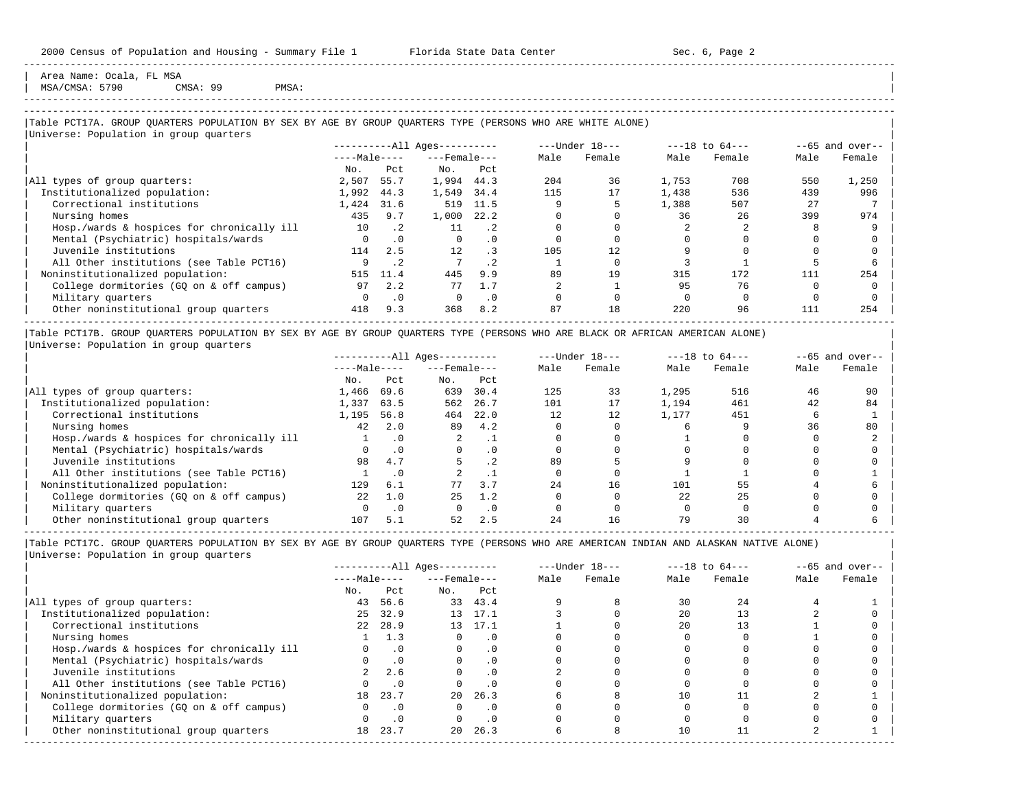Area Name: Ocala, FL MSA
MSA/CMSA: 5790 CMSA: 99 PMSA:

## Table PCT17A. GROUP QUARTERS POPULATION BY SEX BY AGE BY GROUP QUARTERS TYPE (PERSONS WHO ARE WHITE ALONE)

Universe: Population in group quarters

| | All Ages Male No. | All Ages Male Pct | All Ages Female No. | All Ages Female Pct | Under 18 Male | Under 18 Female | 18 to 64 Male | 18 to 64 Female | 65 and over Male | 65 and over Female |
|---|---|---|---|---|---|---|---|---|---|---|
| All types of group quarters: | 2,507 | 55.7 | 1,994 | 44.3 | 204 | 36 | 1,753 | 708 | 550 | 1,250 |
| Institutionalized population: | 1,992 | 44.3 | 1,549 | 34.4 | 115 | 17 | 1,438 | 536 | 439 | 996 |
| Correctional institutions | 1,424 | 31.6 | 519 | 11.5 | 9 | 5 | 1,388 | 507 | 27 | 7 |
| Nursing homes | 435 | 9.7 | 1,000 | 22.2 | 0 | 0 | 36 | 26 | 399 | 974 |
| Hosp./wards & hospices for chronically ill | 10 | .2 | 11 | .2 | 0 | 0 | 2 | 2 | 8 | 9 |
| Mental (Psychiatric) hospitals/wards | 0 | .0 | 0 | .0 | 0 | 0 | 0 | 0 | 0 | 0 |
| Juvenile institutions | 114 | 2.5 | 12 | .3 | 105 | 12 | 9 | 0 | 0 | 0 |
| All Other institutions (see Table PCT16) | 9 | .2 | 7 | .2 | 1 | 0 | 3 | 1 | 5 | 6 |
| Noninstitutionalized population: | 515 | 11.4 | 445 | 9.9 | 89 | 19 | 315 | 172 | 111 | 254 |
| College dormitories (GQ on & off campus) | 97 | 2.2 | 77 | 1.7 | 2 | 1 | 95 | 76 | 0 | 0 |
| Military quarters | 0 | .0 | 0 | .0 | 0 | 0 | 0 | 0 | 0 | 0 |
| Other noninstitutional group quarters | 418 | 9.3 | 368 | 8.2 | 87 | 18 | 220 | 96 | 111 | 254 |

## Table PCT17B. GROUP QUARTERS POPULATION BY SEX BY AGE BY GROUP QUARTERS TYPE (PERSONS WHO ARE BLACK OR AFRICAN AMERICAN ALONE)

Universe: Population in group quarters

| | All Ages Male No. | All Ages Male Pct | All Ages Female No. | All Ages Female Pct | Under 18 Male | Under 18 Female | 18 to 64 Male | 18 to 64 Female | 65 and over Male | 65 and over Female |
|---|---|---|---|---|---|---|---|---|---|---|
| All types of group quarters: | 1,466 | 69.6 | 639 | 30.4 | 125 | 33 | 1,295 | 516 | 46 | 90 |
| Institutionalized population: | 1,337 | 63.5 | 562 | 26.7 | 101 | 17 | 1,194 | 461 | 42 | 84 |
| Correctional institutions | 1,195 | 56.8 | 464 | 22.0 | 12 | 12 | 1,177 | 451 | 6 | 1 |
| Nursing homes | 42 | 2.0 | 89 | 4.2 | 0 | 0 | 6 | 9 | 36 | 80 |
| Hosp./wards & hospices for chronically ill | 1 | .0 | 2 | .1 | 0 | 0 | 1 | 0 | 0 | 2 |
| Mental (Psychiatric) hospitals/wards | 0 | .0 | 0 | .0 | 0 | 0 | 0 | 0 | 0 | 0 |
| Juvenile institutions | 98 | 4.7 | 5 | .2 | 89 | 5 | 9 | 0 | 0 | 0 |
| All Other institutions (see Table PCT16) | 1 | .0 | 2 | .1 | 0 | 0 | 1 | 1 | 0 | 1 |
| Noninstitutionalized population: | 129 | 6.1 | 77 | 3.7 | 24 | 16 | 101 | 55 | 4 | 6 |
| College dormitories (GQ on & off campus) | 22 | 1.0 | 25 | 1.2 | 0 | 0 | 22 | 25 | 0 | 0 |
| Military quarters | 0 | .0 | 0 | .0 | 0 | 0 | 0 | 0 | 0 | 0 |
| Other noninstitutional group quarters | 107 | 5.1 | 52 | 2.5 | 24 | 16 | 79 | 30 | 4 | 6 |

## Table PCT17C. GROUP QUARTERS POPULATION BY SEX BY AGE BY GROUP QUARTERS TYPE (PERSONS WHO ARE AMERICAN INDIAN AND ALASKAN NATIVE ALONE)

Universe: Population in group quarters

| | All Ages Male No. | All Ages Male Pct | All Ages Female No. | All Ages Female Pct | Under 18 Male | Under 18 Female | 18 to 64 Male | 18 to 64 Female | 65 and over Male | 65 and over Female |
|---|---|---|---|---|---|---|---|---|---|---|
| All types of group quarters: | 43 | 56.6 | 33 | 43.4 | 9 | 8 | 30 | 24 | 4 | 1 |
| Institutionalized population: | 25 | 32.9 | 13 | 17.1 | 3 | 0 | 20 | 13 | 2 | 0 |
| Correctional institutions | 22 | 28.9 | 13 | 17.1 | 1 | 0 | 20 | 13 | 1 | 0 |
| Nursing homes | 1 | 1.3 | 0 | .0 | 0 | 0 | 0 | 0 | 1 | 0 |
| Hosp./wards & hospices for chronically ill | 0 | .0 | 0 | .0 | 0 | 0 | 0 | 0 | 0 | 0 |
| Mental (Psychiatric) hospitals/wards | 0 | .0 | 0 | .0 | 0 | 0 | 0 | 0 | 0 | 0 |
| Juvenile institutions | 2 | 2.6 | 0 | .0 | 2 | 0 | 0 | 0 | 0 | 0 |
| All Other institutions (see Table PCT16) | 0 | .0 | 0 | .0 | 0 | 0 | 0 | 0 | 0 | 0 |
| Noninstitutionalized population: | 18 | 23.7 | 20 | 26.3 | 6 | 8 | 10 | 11 | 2 | 1 |
| College dormitories (GQ on & off campus) | 0 | .0 | 0 | .0 | 0 | 0 | 0 | 0 | 0 | 0 |
| Military quarters | 0 | .0 | 0 | .0 | 0 | 0 | 0 | 0 | 0 | 0 |
| Other noninstitutional group quarters | 18 | 23.7 | 20 | 26.3 | 6 | 8 | 10 | 11 | 2 | 1 |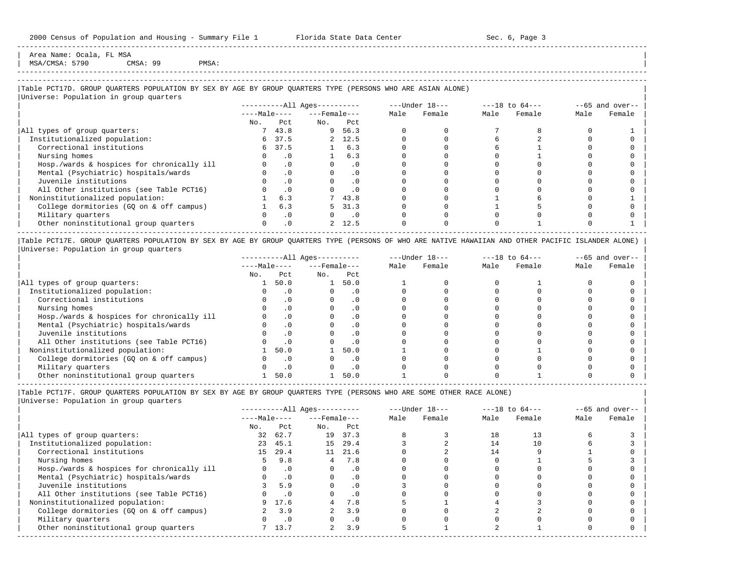Area Name: Ocala, FL MSA
MSA/CMSA: 5790 CMSA: 99 PMSA:

### Table PCT17D. GROUP QUARTERS POPULATION BY SEX BY AGE BY GROUP QUARTERS TYPE (PERSONS WHO ARE ASIAN ALONE)

Universe: Population in group quarters

| | All Ages: Male No. | All Ages: Male Pct | All Ages: Female No. | All Ages: Female Pct | Under 18: Male | Under 18: Female | 18 to 64: Male | 18 to 64: Female | 65 and over: Male | 65 and over: Female |
|---|---|---|---|---|---|---|---|---|---|---|
| All types of group quarters: | 7 | 43.8 | 9 | 56.3 | 0 | 0 | 7 | 8 | 0 | 1 |
| Institutionalized population: | 6 | 37.5 | 2 | 12.5 | 0 | 0 | 6 | 2 | 0 | 0 |
| Correctional institutions | 6 | 37.5 | 1 | 6.3 | 0 | 0 | 6 | 1 | 0 | 0 |
| Nursing homes | 0 | .0 | 1 | 6.3 | 0 | 0 | 0 | 1 | 0 | 0 |
| Hosp./wards & hospices for chronically ill | 0 | .0 | 0 | .0 | 0 | 0 | 0 | 0 | 0 | 0 |
| Mental (Psychiatric) hospitals/wards | 0 | .0 | 0 | .0 | 0 | 0 | 0 | 0 | 0 | 0 |
| Juvenile institutions | 0 | .0 | 0 | .0 | 0 | 0 | 0 | 0 | 0 | 0 |
| All Other institutions (see Table PCT16) | 0 | .0 | 0 | .0 | 0 | 0 | 0 | 0 | 0 | 0 |
| Noninstitutionalized population: | 1 | 6.3 | 7 | 43.8 | 0 | 0 | 1 | 6 | 0 | 1 |
| College dormitories (GQ on & off campus) | 1 | 6.3 | 5 | 31.3 | 0 | 0 | 1 | 5 | 0 | 0 |
| Military quarters | 0 | .0 | 0 | .0 | 0 | 0 | 0 | 0 | 0 | 0 |
| Other noninstitutional group quarters | 0 | .0 | 2 | 12.5 | 0 | 0 | 0 | 1 | 0 | 1 |

### Table PCT17E. GROUP QUARTERS POPULATION BY SEX BY AGE BY GROUP QUARTERS TYPE (PERSONS OF WHO ARE NATIVE HAWAIIAN AND OTHER PACIFIC ISLANDER ALONE)

Universe: Population in group quarters

| | All Ages: Male No. | All Ages: Male Pct | All Ages: Female No. | All Ages: Female Pct | Under 18: Male | Under 18: Female | 18 to 64: Male | 18 to 64: Female | 65 and over: Male | 65 and over: Female |
|---|---|---|---|---|---|---|---|---|---|---|
| All types of group quarters: | 1 | 50.0 | 1 | 50.0 | 1 | 0 | 0 | 1 | 0 | 0 |
| Institutionalized population: | 0 | .0 | 0 | .0 | 0 | 0 | 0 | 0 | 0 | 0 |
| Correctional institutions | 0 | .0 | 0 | .0 | 0 | 0 | 0 | 0 | 0 | 0 |
| Nursing homes | 0 | .0 | 0 | .0 | 0 | 0 | 0 | 0 | 0 | 0 |
| Hosp./wards & hospices for chronically ill | 0 | .0 | 0 | .0 | 0 | 0 | 0 | 0 | 0 | 0 |
| Mental (Psychiatric) hospitals/wards | 0 | .0 | 0 | .0 | 0 | 0 | 0 | 0 | 0 | 0 |
| Juvenile institutions | 0 | .0 | 0 | .0 | 0 | 0 | 0 | 0 | 0 | 0 |
| All Other institutions (see Table PCT16) | 0 | .0 | 0 | .0 | 0 | 0 | 0 | 0 | 0 | 0 |
| Noninstitutionalized population: | 1 | 50.0 | 1 | 50.0 | 1 | 0 | 0 | 1 | 0 | 0 |
| College dormitories (GQ on & off campus) | 0 | .0 | 0 | .0 | 0 | 0 | 0 | 0 | 0 | 0 |
| Military quarters | 0 | .0 | 0 | .0 | 0 | 0 | 0 | 0 | 0 | 0 |
| Other noninstitutional group quarters | 1 | 50.0 | 1 | 50.0 | 1 | 0 | 0 | 1 | 0 | 0 |

### Table PCT17F. GROUP QUARTERS POPULATION BY SEX BY AGE BY GROUP QUARTERS TYPE (PERSONS WHO ARE SOME OTHER RACE ALONE)

Universe: Population in group quarters

| | All Ages: Male No. | All Ages: Male Pct | All Ages: Female No. | All Ages: Female Pct | Under 18: Male | Under 18: Female | 18 to 64: Male | 18 to 64: Female | 65 and over: Male | 65 and over: Female |
|---|---|---|---|---|---|---|---|---|---|---|
| All types of group quarters: | 32 | 62.7 | 19 | 37.3 | 8 | 3 | 18 | 13 | 6 | 3 |
| Institutionalized population: | 23 | 45.1 | 15 | 29.4 | 3 | 2 | 14 | 10 | 6 | 3 |
| Correctional institutions | 15 | 29.4 | 11 | 21.6 | 0 | 2 | 14 | 9 | 1 | 0 |
| Nursing homes | 5 | 9.8 | 4 | 7.8 | 0 | 0 | 0 | 1 | 5 | 3 |
| Hosp./wards & hospices for chronically ill | 0 | .0 | 0 | .0 | 0 | 0 | 0 | 0 | 0 | 0 |
| Mental (Psychiatric) hospitals/wards | 0 | .0 | 0 | .0 | 0 | 0 | 0 | 0 | 0 | 0 |
| Juvenile institutions | 3 | 5.9 | 0 | .0 | 3 | 0 | 0 | 0 | 0 | 0 |
| All Other institutions (see Table PCT16) | 0 | .0 | 0 | .0 | 0 | 0 | 0 | 0 | 0 | 0 |
| Noninstitutionalized population: | 9 | 17.6 | 4 | 7.8 | 5 | 1 | 4 | 3 | 0 | 0 |
| College dormitories (GQ on & off campus) | 2 | 3.9 | 2 | 3.9 | 0 | 0 | 2 | 2 | 0 | 0 |
| Military quarters | 0 | .0 | 0 | .0 | 0 | 0 | 0 | 0 | 0 | 0 |
| Other noninstitutional group quarters | 7 | 13.7 | 2 | 3.9 | 5 | 1 | 2 | 1 | 0 | 0 |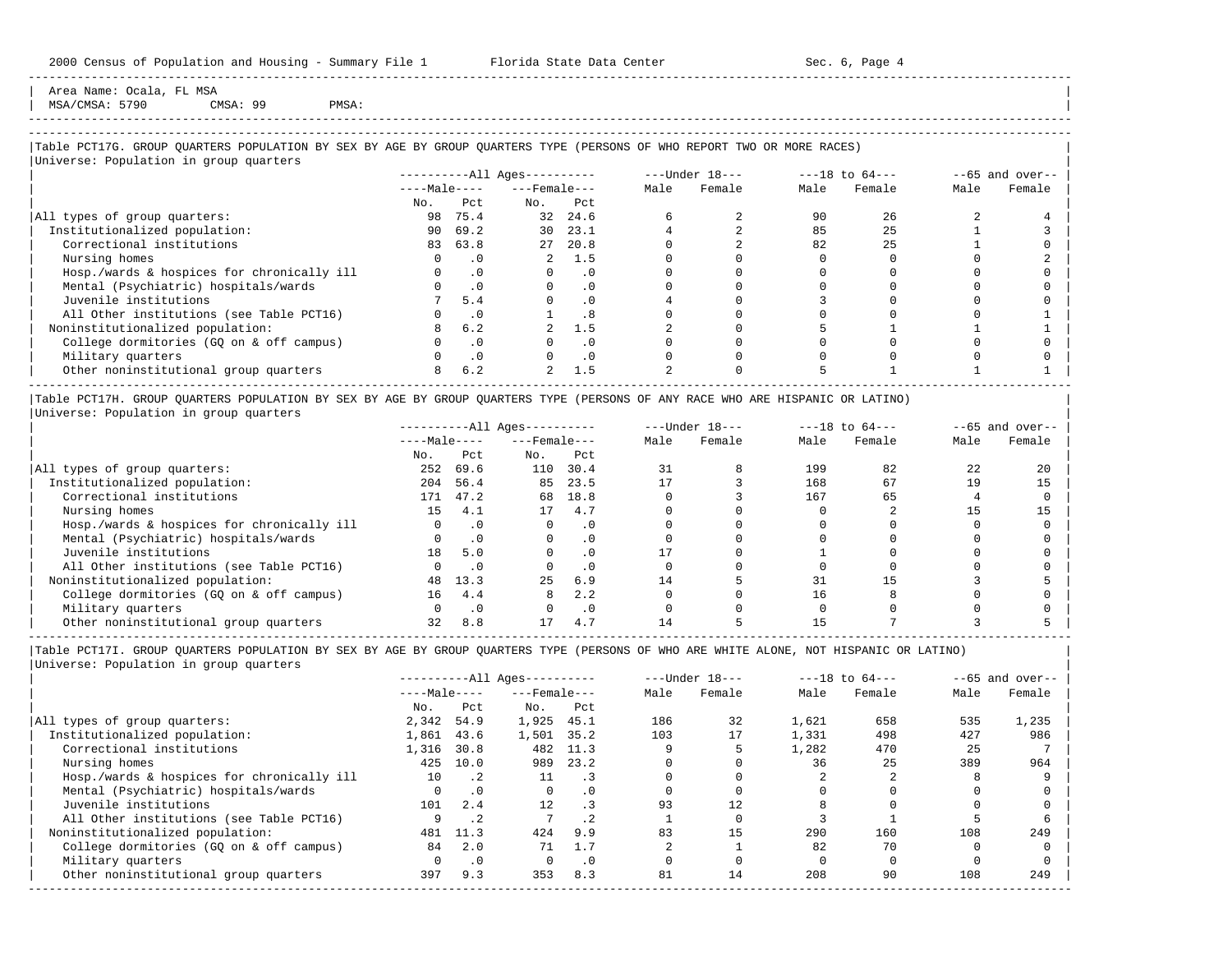Area Name: Ocala, FL MSA
MSA/CMSA: 5790 CMSA: 99 PMSA:

## Table PCT17G. GROUP QUARTERS POPULATION BY SEX BY AGE BY GROUP QUARTERS TYPE (PERSONS OF WHO REPORT TWO OR MORE RACES)

Universe: Population in group quarters

| | All Ages | | | | Under 18 | | 18 to 64 | | 65 and over | |
|---|---|---|---|---|---|---|---|---|---|---|
| | Male | | Female | | | | | | | |
| | No. | Pct | No. | Pct | Male | Female | Male | Female | Male | Female |
| All types of group quarters: | 98 | 75.4 | 32 | 24.6 | 6 | 2 | 90 | 26 | 2 | 4 |
| Institutionalized population: | 90 | 69.2 | 30 | 23.1 | 4 | 2 | 85 | 25 | 1 | 3 |
| Correctional institutions | 83 | 63.8 | 27 | 20.8 | 0 | 2 | 82 | 25 | 1 | 0 |
| Nursing homes | 0 | .0 | 2 | 1.5 | 0 | 0 | 0 | 0 | 0 | 2 |
| Hosp./wards & hospices for chronically ill | 0 | .0 | 0 | .0 | 0 | 0 | 0 | 0 | 0 | 0 |
| Mental (Psychiatric) hospitals/wards | 0 | .0 | 0 | .0 | 0 | 0 | 0 | 0 | 0 | 0 |
| Juvenile institutions | 7 | 5.4 | 0 | .0 | 4 | 0 | 3 | 0 | 0 | 0 |
| All Other institutions (see Table PCT16) | 0 | .0 | 1 | .8 | 0 | 0 | 0 | 0 | 0 | 1 |
| Noninstitutionalized population: | 8 | 6.2 | 2 | 1.5 | 2 | 0 | 5 | 1 | 1 | 1 |
| College dormitories (GQ on & off campus) | 0 | .0 | 0 | .0 | 0 | 0 | 0 | 0 | 0 | 0 |
| Military quarters | 0 | .0 | 0 | .0 | 0 | 0 | 0 | 0 | 0 | 0 |
| Other noninstitutional group quarters | 8 | 6.2 | 2 | 1.5 | 2 | 0 | 5 | 1 | 1 | 1 |

## Table PCT17H. GROUP QUARTERS POPULATION BY SEX BY AGE BY GROUP QUARTERS TYPE (PERSONS OF ANY RACE WHO ARE HISPANIC OR LATINO)

Universe: Population in group quarters

| | All Ages | | | | Under 18 | | 18 to 64 | | 65 and over | |
|---|---|---|---|---|---|---|---|---|---|---|
| | Male | | Female | | | | | | | |
| | No. | Pct | No. | Pct | Male | Female | Male | Female | Male | Female |
| All types of group quarters: | 252 | 69.6 | 110 | 30.4 | 31 | 8 | 199 | 82 | 22 | 20 |
| Institutionalized population: | 204 | 56.4 | 85 | 23.5 | 17 | 3 | 168 | 67 | 19 | 15 |
| Correctional institutions | 171 | 47.2 | 68 | 18.8 | 0 | 3 | 167 | 65 | 4 | 0 |
| Nursing homes | 15 | 4.1 | 17 | 4.7 | 0 | 0 | 0 | 2 | 15 | 15 |
| Hosp./wards & hospices for chronically ill | 0 | .0 | 0 | .0 | 0 | 0 | 0 | 0 | 0 | 0 |
| Mental (Psychiatric) hospitals/wards | 0 | .0 | 0 | .0 | 0 | 0 | 0 | 0 | 0 | 0 |
| Juvenile institutions | 18 | 5.0 | 0 | .0 | 17 | 0 | 1 | 0 | 0 | 0 |
| All Other institutions (see Table PCT16) | 0 | .0 | 0 | .0 | 0 | 0 | 0 | 0 | 0 | 0 |
| Noninstitutionalized population: | 48 | 13.3 | 25 | 6.9 | 14 | 5 | 31 | 15 | 3 | 5 |
| College dormitories (GQ on & off campus) | 16 | 4.4 | 8 | 2.2 | 0 | 0 | 16 | 8 | 0 | 0 |
| Military quarters | 0 | .0 | 0 | .0 | 0 | 0 | 0 | 0 | 0 | 0 |
| Other noninstitutional group quarters | 32 | 8.8 | 17 | 4.7 | 14 | 5 | 15 | 7 | 3 | 5 |

## Table PCT17I. GROUP QUARTERS POPULATION BY SEX BY AGE BY GROUP QUARTERS TYPE (PERSONS OF WHO ARE WHITE ALONE, NOT HISPANIC OR LATINO)

Universe: Population in group quarters

| | All Ages | | | | Under 18 | | 18 to 64 | | 65 and over | |
|---|---|---|---|---|---|---|---|---|---|---|
| | Male | | Female | | | | | | | |
| | No. | Pct | No. | Pct | Male | Female | Male | Female | Male | Female |
| All types of group quarters: | 2,342 | 54.9 | 1,925 | 45.1 | 186 | 32 | 1,621 | 658 | 535 | 1,235 |
| Institutionalized population: | 1,861 | 43.6 | 1,501 | 35.2 | 103 | 17 | 1,331 | 498 | 427 | 986 |
| Correctional institutions | 1,316 | 30.8 | 482 | 11.3 | 9 | 5 | 1,282 | 470 | 25 | 7 |
| Nursing homes | 425 | 10.0 | 989 | 23.2 | 0 | 0 | 36 | 25 | 389 | 964 |
| Hosp./wards & hospices for chronically ill | 10 | .2 | 11 | .3 | 0 | 0 | 2 | 2 | 8 | 9 |
| Mental (Psychiatric) hospitals/wards | 0 | .0 | 0 | .0 | 0 | 0 | 0 | 0 | 0 | 0 |
| Juvenile institutions | 101 | 2.4 | 12 | .3 | 93 | 12 | 8 | 0 | 0 | 0 |
| All Other institutions (see Table PCT16) | 9 | .2 | 7 | .2 | 1 | 0 | 3 | 1 | 5 | 6 |
| Noninstitutionalized population: | 481 | 11.3 | 424 | 9.9 | 83 | 15 | 290 | 160 | 108 | 249 |
| College dormitories (GQ on & off campus) | 84 | 2.0 | 71 | 1.7 | 2 | 1 | 82 | 70 | 0 | 0 |
| Military quarters | 0 | .0 | 0 | .0 | 0 | 0 | 0 | 0 | 0 | 0 |
| Other noninstitutional group quarters | 397 | 9.3 | 353 | 8.3 | 81 | 14 | 208 | 90 | 108 | 249 |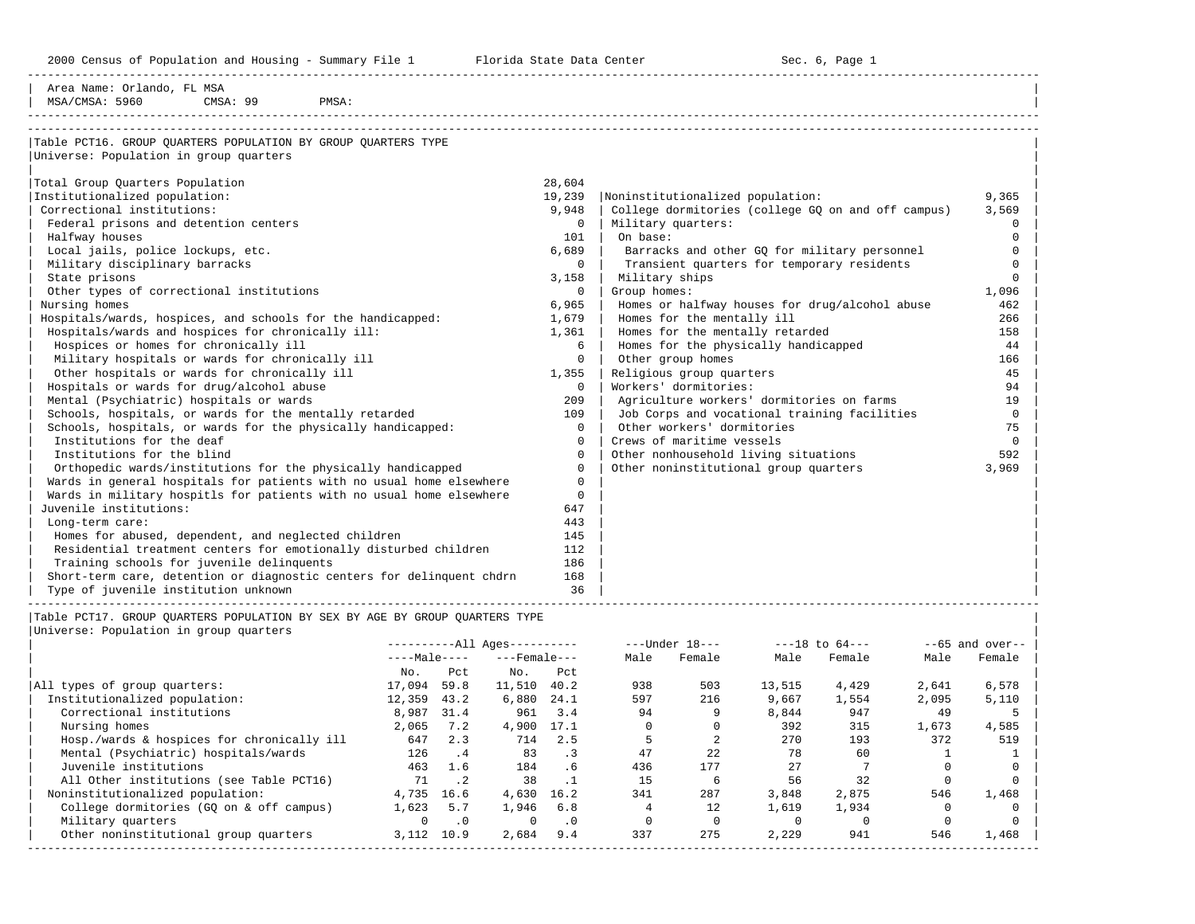Area Name: Orlando, FL MSA
MSA/CMSA: 5960 CMSA: 99 PMSA:

## Table PCT16. GROUP QUARTERS POPULATION BY GROUP QUARTERS TYPE

Universe: Population in group quarters

| Category | Number |
|---|---|
| Total Group Quarters Population | 28,604 |
| Institutionalized population: | 19,239 |
| Correctional institutions: | 9,948 |
| Federal prisons and detention centers | 0 |
| Halfway houses | 101 |
| Local jails, police lockups, etc. | 6,689 |
| Military disciplinary barracks | 0 |
| State prisons | 3,158 |
| Other types of correctional institutions | 0 |
| Nursing homes | 6,965 |
| Hospitals/wards, hospices, and schools for the handicapped: | 1,679 |
| Hospitals/wards and hospices for chronically ill: | 1,361 |
| Hospices or homes for chronically ill | 6 |
| Military hospitals or wards for chronically ill | 0 |
| Other hospitals or wards for chronically ill | 1,355 |
| Hospitals or wards for drug/alcohol abuse | 0 |
| Mental (Psychiatric) hospitals or wards | 209 |
| Schools, hospitals, or wards for the mentally retarded | 109 |
| Schools, hospitals, or wards for the physically handicapped: | 0 |
| Institutions for the deaf | 0 |
| Institutions for the blind | 0 |
| Orthopedic wards/institutions for the physically handicapped | 0 |
| Wards in general hospitals for patients with no usual home elsewhere | 0 |
| Wards in military hospitls for patients with no usual home elsewhere | 0 |
| Juvenile institutions: | 647 |
| Long-term care: | 443 |
| Homes for abused, dependent, and neglected children | 145 |
| Residential treatment centers for emotionally disturbed children | 112 |
| Training schools for juvenile delinquents | 186 |
| Short-term care, detention or diagnostic centers for delinquent chdrn | 168 |
| Type of juvenile institution unknown | 36 |
| Noninstitutionalized population: | 9,365 |
| College dormitories (college GQ on and off campus) | 3,569 |
| Military quarters: | 0 |
| On base: | 0 |
| Barracks and other GQ for military personnel | 0 |
| Transient quarters for temporary residents | 0 |
| Military ships | 0 |
| Group homes: | 1,096 |
| Homes or halfway houses for drug/alcohol abuse | 462 |
| Homes for the mentally ill | 266 |
| Homes for the mentally retarded | 158 |
| Homes for the physically handicapped | 44 |
| Other group homes | 166 |
| Religious group quarters | 45 |
| Workers' dormitories: | 94 |
| Agriculture workers' dormitories on farms | 19 |
| Job Corps and vocational training facilities | 0 |
| Other workers' dormitories | 75 |
| Crews of maritime vessels | 0 |
| Other nonhousehold living situations | 592 |
| Other noninstitutional group quarters | 3,969 |

## Table PCT17. GROUP QUARTERS POPULATION BY SEX BY AGE BY GROUP QUARTERS TYPE

Universe: Population in group quarters

| | All Ages Male No. | Male Pct | All Ages Female No. | Female Pct | Under 18 Male | Under 18 Female | 18 to 64 Male | 18 to 64 Female | 65 and over Male | 65 and over Female |
|---|---|---|---|---|---|---|---|---|---|---|
| All types of group quarters: | 17,094 | 59.8 | 11,510 | 40.2 | 938 | 503 | 13,515 | 4,429 | 2,641 | 6,578 |
| Institutionalized population: | 12,359 | 43.2 | 6,880 | 24.1 | 597 | 216 | 9,667 | 1,554 | 2,095 | 5,110 |
| Correctional institutions | 8,987 | 31.4 | 961 | 3.4 | 94 | 9 | 8,844 | 947 | 49 | 5 |
| Nursing homes | 2,065 | 7.2 | 4,900 | 17.1 | 0 | 0 | 392 | 315 | 1,673 | 4,585 |
| Hosp./wards & hospices for chronically ill | 647 | 2.3 | 714 | 2.5 | 5 | 2 | 270 | 193 | 372 | 519 |
| Mental (Psychiatric) hospitals/wards | 126 | .4 | 83 | .3 | 47 | 22 | 78 | 60 | 1 | 1 |
| Juvenile institutions | 463 | 1.6 | 184 | .6 | 436 | 177 | 27 | 7 | 0 | 0 |
| All Other institutions (see Table PCT16) | 71 | .2 | 38 | .1 | 15 | 6 | 56 | 32 | 0 | 0 |
| Noninstitutionalized population: | 4,735 | 16.6 | 4,630 | 16.2 | 341 | 287 | 3,848 | 2,875 | 546 | 1,468 |
| College dormitories (GQ on & off campus) | 1,623 | 5.7 | 1,946 | 6.8 | 4 | 12 | 1,619 | 1,934 | 0 | 0 |
| Military quarters | 0 | .0 | 0 | .0 | 0 | 0 | 0 | 0 | 0 | 0 |
| Other noninstitutional group quarters | 3,112 | 10.9 | 2,684 | 9.4 | 337 | 275 | 2,229 | 941 | 546 | 1,468 |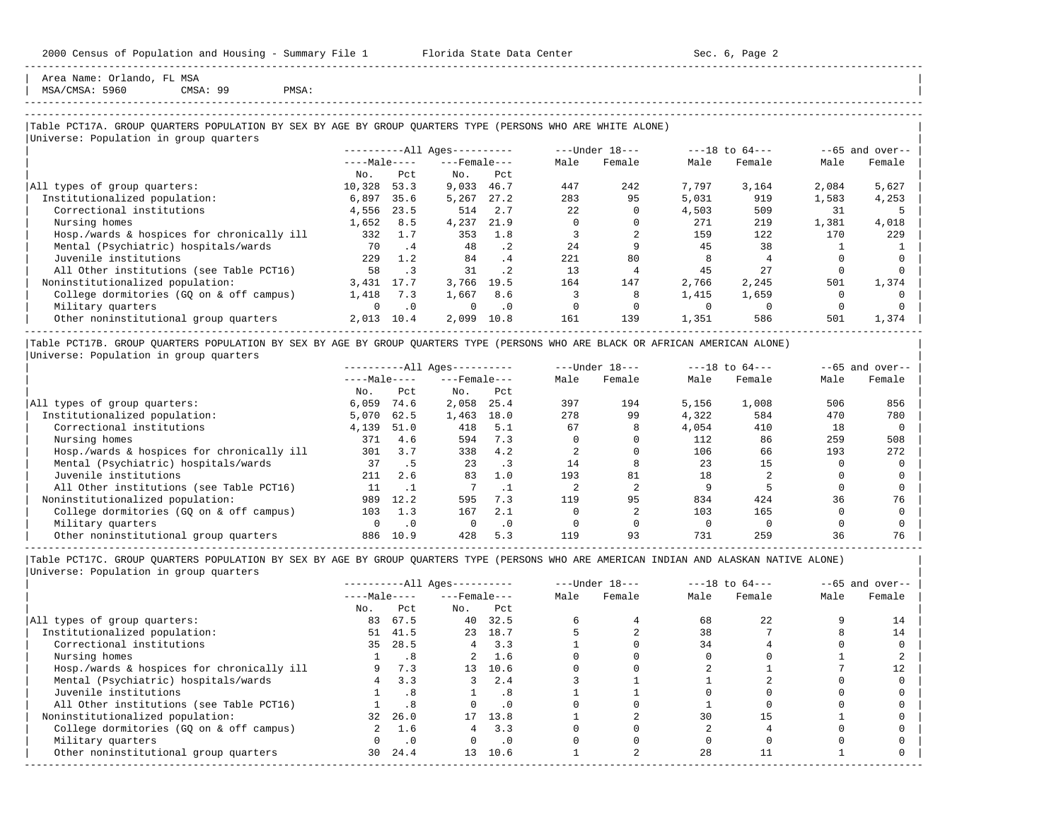Area Name: Orlando, FL MSA
MSA/CMSA: 5960 CMSA: 99 PMSA:

## Table PCT17A. GROUP QUARTERS POPULATION BY SEX BY AGE BY GROUP QUARTERS TYPE (PERSONS WHO ARE WHITE ALONE)

Universe: Population in group quarters

| | All Ages | | | | Under 18 | | 18 to 64 | | 65 and over | |
|---|---|---|---|---|---|---|---|---|---|---|
| | Male | | Female | | | | | | | |
| | No. | Pct | No. | Pct | Male | Female | Male | Female | Male | Female |
| All types of group quarters: | 10,328 | 53.3 | 9,033 | 46.7 | 447 | 242 | 7,797 | 3,164 | 2,084 | 5,627 |
| Institutionalized population: | 6,897 | 35.6 | 5,267 | 27.2 | 283 | 95 | 5,031 | 919 | 1,583 | 4,253 |
| Correctional institutions | 4,556 | 23.5 | 514 | 2.7 | 22 | 0 | 4,503 | 509 | 31 | 5 |
| Nursing homes | 1,652 | 8.5 | 4,237 | 21.9 | 0 | 0 | 271 | 219 | 1,381 | 4,018 |
| Hosp./wards & hospices for chronically ill | 332 | 1.7 | 353 | 1.8 | 3 | 2 | 159 | 122 | 170 | 229 |
| Mental (Psychiatric) hospitals/wards | 70 | .4 | 48 | .2 | 24 | 9 | 45 | 38 | 1 | 1 |
| Juvenile institutions | 229 | 1.2 | 84 | .4 | 221 | 80 | 8 | 4 | 0 | 0 |
| All Other institutions (see Table PCT16) | 58 | .3 | 31 | .2 | 13 | 4 | 45 | 27 | 0 | 0 |
| Noninstitutionalized population: | 3,431 | 17.7 | 3,766 | 19.5 | 164 | 147 | 2,766 | 2,245 | 501 | 1,374 |
| College dormitories (GQ on & off campus) | 1,418 | 7.3 | 1,667 | 8.6 | 3 | 8 | 1,415 | 1,659 | 0 | 0 |
| Military quarters | 0 | .0 | 0 | .0 | 0 | 0 | 0 | 0 | 0 | 0 |
| Other noninstitutional group quarters | 2,013 | 10.4 | 2,099 | 10.8 | 161 | 139 | 1,351 | 586 | 501 | 1,374 |

## Table PCT17B. GROUP QUARTERS POPULATION BY SEX BY AGE BY GROUP QUARTERS TYPE (PERSONS WHO ARE BLACK OR AFRICAN AMERICAN ALONE)

Universe: Population in group quarters

| | All Ages | | | | Under 18 | | 18 to 64 | | 65 and over | |
|---|---|---|---|---|---|---|---|---|---|---|
| | Male | | Female | | | | | | | |
| | No. | Pct | No. | Pct | Male | Female | Male | Female | Male | Female |
| All types of group quarters: | 6,059 | 74.6 | 2,058 | 25.4 | 397 | 194 | 5,156 | 1,008 | 506 | 856 |
| Institutionalized population: | 5,070 | 62.5 | 1,463 | 18.0 | 278 | 99 | 4,322 | 584 | 470 | 780 |
| Correctional institutions | 4,139 | 51.0 | 418 | 5.1 | 67 | 8 | 4,054 | 410 | 18 | 0 |
| Nursing homes | 371 | 4.6 | 594 | 7.3 | 0 | 0 | 112 | 86 | 259 | 508 |
| Hosp./wards & hospices for chronically ill | 301 | 3.7 | 338 | 4.2 | 2 | 0 | 106 | 66 | 193 | 272 |
| Mental (Psychiatric) hospitals/wards | 37 | .5 | 23 | .3 | 14 | 8 | 23 | 15 | 0 | 0 |
| Juvenile institutions | 211 | 2.6 | 83 | 1.0 | 193 | 81 | 18 | 2 | 0 | 0 |
| All Other institutions (see Table PCT16) | 11 | .1 | 7 | .1 | 2 | 2 | 9 | 5 | 0 | 0 |
| Noninstitutionalized population: | 989 | 12.2 | 595 | 7.3 | 119 | 95 | 834 | 424 | 36 | 76 |
| College dormitories (GQ on & off campus) | 103 | 1.3 | 167 | 2.1 | 0 | 2 | 103 | 165 | 0 | 0 |
| Military quarters | 0 | .0 | 0 | .0 | 0 | 0 | 0 | 0 | 0 | 0 |
| Other noninstitutional group quarters | 886 | 10.9 | 428 | 5.3 | 119 | 93 | 731 | 259 | 36 | 76 |

## Table PCT17C. GROUP QUARTERS POPULATION BY SEX BY AGE BY GROUP QUARTERS TYPE (PERSONS WHO ARE AMERICAN INDIAN AND ALASKAN NATIVE ALONE)

Universe: Population in group quarters

| | All Ages | | | | Under 18 | | 18 to 64 | | 65 and over | |
|---|---|---|---|---|---|---|---|---|---|---|
| | Male | | Female | | | | | | | |
| | No. | Pct | No. | Pct | Male | Female | Male | Female | Male | Female |
| All types of group quarters: | 83 | 67.5 | 40 | 32.5 | 6 | 4 | 68 | 22 | 9 | 14 |
| Institutionalized population: | 51 | 41.5 | 23 | 18.7 | 5 | 2 | 38 | 7 | 8 | 14 |
| Correctional institutions | 35 | 28.5 | 4 | 3.3 | 1 | 0 | 34 | 4 | 0 | 0 |
| Nursing homes | 1 | .8 | 2 | 1.6 | 0 | 0 | 0 | 0 | 1 | 2 |
| Hosp./wards & hospices for chronically ill | 9 | 7.3 | 13 | 10.6 | 0 | 0 | 2 | 1 | 7 | 12 |
| Mental (Psychiatric) hospitals/wards | 4 | 3.3 | 3 | 2.4 | 3 | 1 | 1 | 2 | 0 | 0 |
| Juvenile institutions | 1 | .8 | 1 | .8 | 1 | 1 | 0 | 0 | 0 | 0 |
| All Other institutions (see Table PCT16) | 1 | .8 | 0 | .0 | 0 | 0 | 1 | 0 | 0 | 0 |
| Noninstitutionalized population: | 32 | 26.0 | 17 | 13.8 | 1 | 2 | 30 | 15 | 1 | 0 |
| College dormitories (GQ on & off campus) | 2 | 1.6 | 4 | 3.3 | 0 | 0 | 2 | 4 | 0 | 0 |
| Military quarters | 0 | .0 | 0 | .0 | 0 | 0 | 0 | 0 | 0 | 0 |
| Other noninstitutional group quarters | 30 | 24.4 | 13 | 10.6 | 1 | 2 | 28 | 11 | 1 | 0 |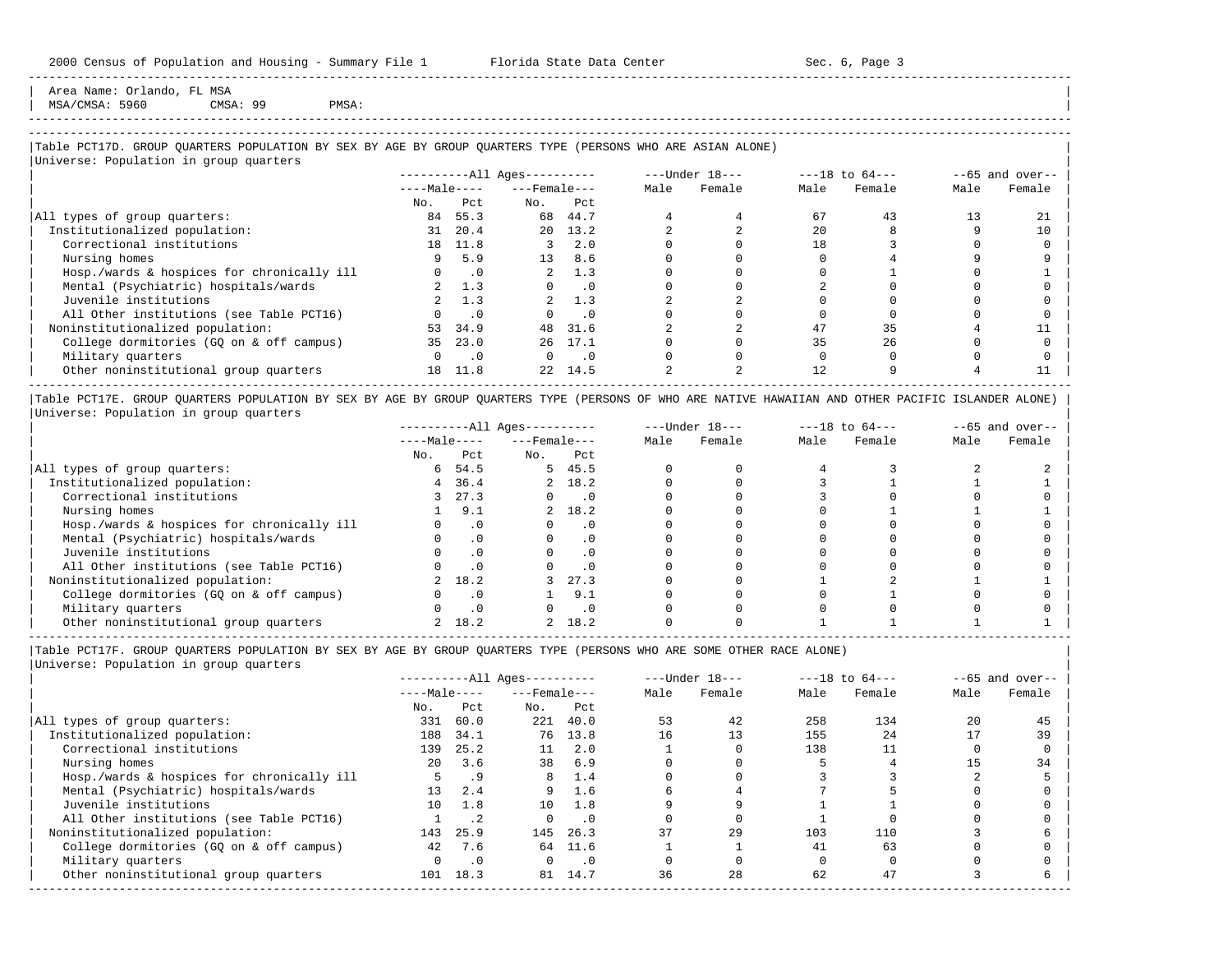Area Name: Orlando, FL MSA
MSA/CMSA: 5960 CMSA: 99 PMSA:

## Table PCT17D. GROUP QUARTERS POPULATION BY SEX BY AGE BY GROUP QUARTERS TYPE (PERSONS WHO ARE ASIAN ALONE)

Universe: Population in group quarters

| | All Ages | | | | Under 18 | | 18 to 64 | | 65 and over | |
|---|---|---|---|---|---|---|---|---|---|---|
| | Male | | Female | | | | | | | |
| | No. | Pct | No. | Pct | Male | Female | Male | Female | Male | Female |
| All types of group quarters: | 84 | 55.3 | 68 | 44.7 | 4 | 4 | 67 | 43 | 13 | 21 |
| Institutionalized population: | 31 | 20.4 | 20 | 13.2 | 2 | 2 | 20 | 8 | 9 | 10 |
| Correctional institutions | 18 | 11.8 | 3 | 2.0 | 0 | 0 | 18 | 3 | 0 | 0 |
| Nursing homes | 9 | 5.9 | 13 | 8.6 | 0 | 0 | 0 | 4 | 9 | 9 |
| Hosp./wards & hospices for chronically ill | 0 | .0 | 2 | 1.3 | 0 | 0 | 0 | 1 | 0 | 1 |
| Mental (Psychiatric) hospitals/wards | 2 | 1.3 | 0 | .0 | 0 | 0 | 2 | 0 | 0 | 0 |
| Juvenile institutions | 2 | 1.3 | 2 | 1.3 | 2 | 2 | 0 | 0 | 0 | 0 |
| All Other institutions (see Table PCT16) | 0 | .0 | 0 | .0 | 0 | 0 | 0 | 0 | 0 | 0 |
| Noninstitutionalized population: | 53 | 34.9 | 48 | 31.6 | 2 | 2 | 47 | 35 | 4 | 11 |
| College dormitories (GQ on & off campus) | 35 | 23.0 | 26 | 17.1 | 0 | 0 | 35 | 26 | 0 | 0 |
| Military quarters | 0 | .0 | 0 | .0 | 0 | 0 | 0 | 0 | 0 | 0 |
| Other noninstitutional group quarters | 18 | 11.8 | 22 | 14.5 | 2 | 2 | 12 | 9 | 4 | 11 |

## Table PCT17E. GROUP QUARTERS POPULATION BY SEX BY AGE BY GROUP QUARTERS TYPE (PERSONS OF WHO ARE NATIVE HAWAIIAN AND OTHER PACIFIC ISLANDER ALONE)

Universe: Population in group quarters

| | All Ages | | | | Under 18 | | 18 to 64 | | 65 and over | |
|---|---|---|---|---|---|---|---|---|---|---|
| | Male | | Female | | | | | | | |
| | No. | Pct | No. | Pct | Male | Female | Male | Female | Male | Female |
| All types of group quarters: | 6 | 54.5 | 5 | 45.5 | 0 | 0 | 4 | 3 | 2 | 2 |
| Institutionalized population: | 4 | 36.4 | 2 | 18.2 | 0 | 0 | 3 | 1 | 1 | 1 |
| Correctional institutions | 3 | 27.3 | 0 | .0 | 0 | 0 | 3 | 0 | 0 | 0 |
| Nursing homes | 1 | 9.1 | 2 | 18.2 | 0 | 0 | 0 | 1 | 1 | 1 |
| Hosp./wards & hospices for chronically ill | 0 | .0 | 0 | .0 | 0 | 0 | 0 | 0 | 0 | 0 |
| Mental (Psychiatric) hospitals/wards | 0 | .0 | 0 | .0 | 0 | 0 | 0 | 0 | 0 | 0 |
| Juvenile institutions | 0 | .0 | 0 | .0 | 0 | 0 | 0 | 0 | 0 | 0 |
| All Other institutions (see Table PCT16) | 0 | .0 | 0 | .0 | 0 | 0 | 0 | 0 | 0 | 0 |
| Noninstitutionalized population: | 2 | 18.2 | 3 | 27.3 | 0 | 0 | 1 | 2 | 1 | 1 |
| College dormitories (GQ on & off campus) | 0 | .0 | 1 | 9.1 | 0 | 0 | 0 | 1 | 0 | 0 |
| Military quarters | 0 | .0 | 0 | .0 | 0 | 0 | 0 | 0 | 0 | 0 |
| Other noninstitutional group quarters | 2 | 18.2 | 2 | 18.2 | 0 | 0 | 1 | 1 | 1 | 1 |

## Table PCT17F. GROUP QUARTERS POPULATION BY SEX BY AGE BY GROUP QUARTERS TYPE (PERSONS WHO ARE SOME OTHER RACE ALONE)

Universe: Population in group quarters

| | All Ages | | | | Under 18 | | 18 to 64 | | 65 and over | |
|---|---|---|---|---|---|---|---|---|---|---|
| | Male | | Female | | | | | | | |
| | No. | Pct | No. | Pct | Male | Female | Male | Female | Male | Female |
| All types of group quarters: | 331 | 60.0 | 221 | 40.0 | 53 | 42 | 258 | 134 | 20 | 45 |
| Institutionalized population: | 188 | 34.1 | 76 | 13.8 | 16 | 13 | 155 | 24 | 17 | 39 |
| Correctional institutions | 139 | 25.2 | 11 | 2.0 | 1 | 0 | 138 | 11 | 0 | 0 |
| Nursing homes | 20 | 3.6 | 38 | 6.9 | 0 | 0 | 5 | 4 | 15 | 34 |
| Hosp./wards & hospices for chronically ill | 5 | .9 | 8 | 1.4 | 0 | 0 | 3 | 3 | 2 | 5 |
| Mental (Psychiatric) hospitals/wards | 13 | 2.4 | 9 | 1.6 | 6 | 4 | 7 | 5 | 0 | 0 |
| Juvenile institutions | 10 | 1.8 | 10 | 1.8 | 9 | 9 | 1 | 1 | 0 | 0 |
| All Other institutions (see Table PCT16) | 1 | .2 | 0 | .0 | 0 | 0 | 1 | 0 | 0 | 0 |
| Noninstitutionalized population: | 143 | 25.9 | 145 | 26.3 | 37 | 29 | 103 | 110 | 3 | 6 |
| College dormitories (GQ on & off campus) | 42 | 7.6 | 64 | 11.6 | 1 | 1 | 41 | 63 | 0 | 0 |
| Military quarters | 0 | .0 | 0 | .0 | 0 | 0 | 0 | 0 | 0 | 0 |
| Other noninstitutional group quarters | 101 | 18.3 | 81 | 14.7 | 36 | 28 | 62 | 47 | 3 | 6 |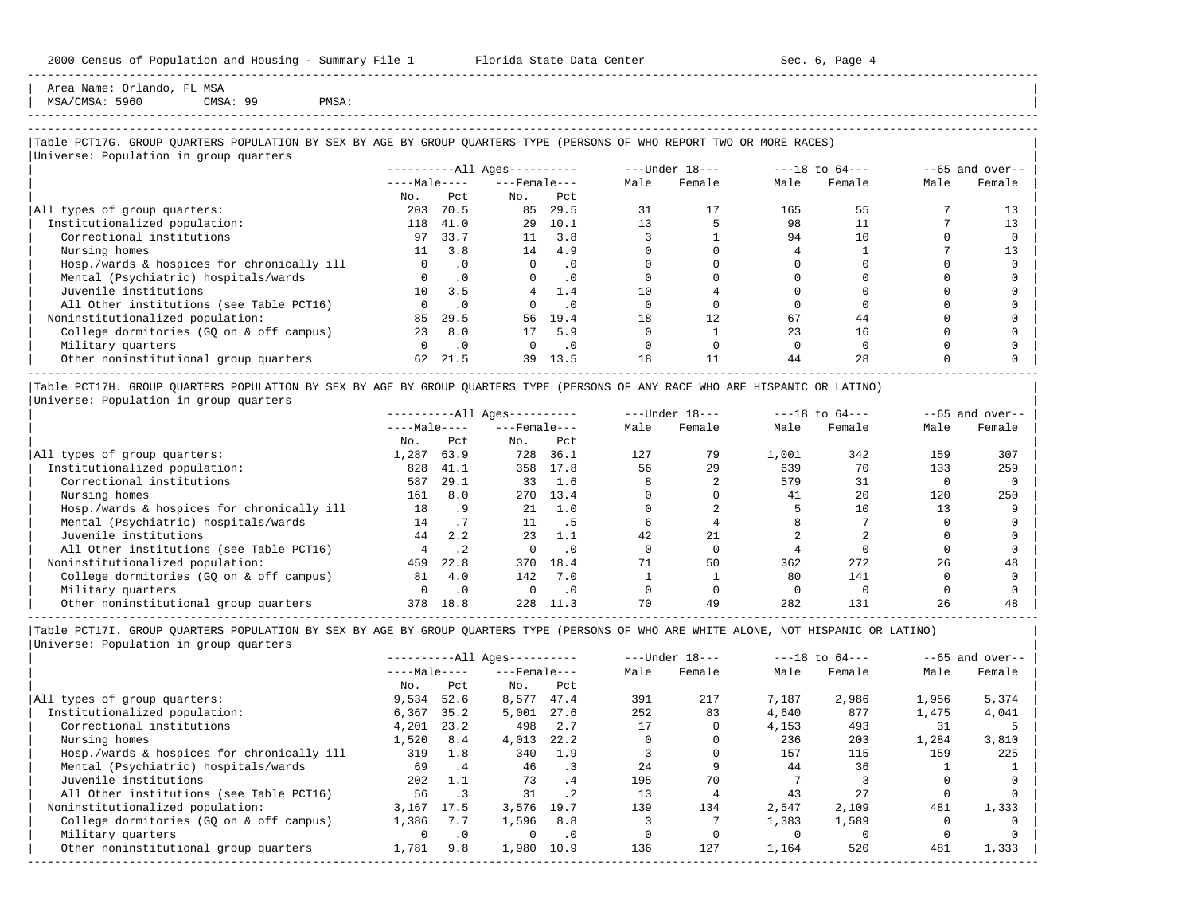Area Name: Orlando, FL MSA
MSA/CMSA: 5960 CMSA: 99 PMSA:

### Table PCT17G. GROUP QUARTERS POPULATION BY SEX BY AGE BY GROUP QUARTERS TYPE (PERSONS OF WHO REPORT TWO OR MORE RACES)

Universe: Population in group quarters

| | All Ages | | | | Under 18 | | 18 to 64 | | 65 and over | |
|---|---|---|---|---|---|---|---|---|---|---|
| | Male | | Female | | | | | | | |
| | No. | Pct | No. | Pct | Male | Female | Male | Female | Male | Female |
| All types of group quarters: | 203 | 70.5 | 85 | 29.5 | 31 | 17 | 165 | 55 | 7 | 13 |
| Institutionalized population: | 118 | 41.0 | 29 | 10.1 | 13 | 5 | 98 | 11 | 7 | 13 |
| Correctional institutions | 97 | 33.7 | 11 | 3.8 | 3 | 1 | 94 | 10 | 0 | 0 |
| Nursing homes | 11 | 3.8 | 14 | 4.9 | 0 | 0 | 4 | 1 | 7 | 13 |
| Hosp./wards & hospices for chronically ill | 0 | .0 | 0 | .0 | 0 | 0 | 0 | 0 | 0 | 0 |
| Mental (Psychiatric) hospitals/wards | 0 | .0 | 0 | .0 | 0 | 0 | 0 | 0 | 0 | 0 |
| Juvenile institutions | 10 | 3.5 | 4 | 1.4 | 10 | 4 | 0 | 0 | 0 | 0 |
| All Other institutions (see Table PCT16) | 0 | .0 | 0 | .0 | 0 | 0 | 0 | 0 | 0 | 0 |
| Noninstitutionalized population: | 85 | 29.5 | 56 | 19.4 | 18 | 12 | 67 | 44 | 0 | 0 |
| College dormitories (GQ on & off campus) | 23 | 8.0 | 17 | 5.9 | 0 | 1 | 23 | 16 | 0 | 0 |
| Military quarters | 0 | .0 | 0 | .0 | 0 | 0 | 0 | 0 | 0 | 0 |
| Other noninstitutional group quarters | 62 | 21.5 | 39 | 13.5 | 18 | 11 | 44 | 28 | 0 | 0 |

### Table PCT17H. GROUP QUARTERS POPULATION BY SEX BY AGE BY GROUP QUARTERS TYPE (PERSONS OF ANY RACE WHO ARE HISPANIC OR LATINO)

Universe: Population in group quarters

| | All Ages | | | | Under 18 | | 18 to 64 | | 65 and over | |
|---|---|---|---|---|---|---|---|---|---|---|
| | Male | | Female | | | | | | | |
| | No. | Pct | No. | Pct | Male | Female | Male | Female | Male | Female |
| All types of group quarters: | 1,287 | 63.9 | 728 | 36.1 | 127 | 79 | 1,001 | 342 | 159 | 307 |
| Institutionalized population: | 828 | 41.1 | 358 | 17.8 | 56 | 29 | 639 | 70 | 133 | 259 |
| Correctional institutions | 587 | 29.1 | 33 | 1.6 | 8 | 2 | 579 | 31 | 0 | 0 |
| Nursing homes | 161 | 8.0 | 270 | 13.4 | 0 | 0 | 41 | 20 | 120 | 250 |
| Hosp./wards & hospices for chronically ill | 18 | .9 | 21 | 1.0 | 0 | 2 | 5 | 10 | 13 | 9 |
| Mental (Psychiatric) hospitals/wards | 14 | .7 | 11 | .5 | 6 | 4 | 8 | 7 | 0 | 0 |
| Juvenile institutions | 44 | 2.2 | 23 | 1.1 | 42 | 21 | 2 | 2 | 0 | 0 |
| All Other institutions (see Table PCT16) | 4 | .2 | 0 | .0 | 0 | 0 | 4 | 0 | 0 | 0 |
| Noninstitutionalized population: | 459 | 22.8 | 370 | 18.4 | 71 | 50 | 362 | 272 | 26 | 48 |
| College dormitories (GQ on & off campus) | 81 | 4.0 | 142 | 7.0 | 1 | 1 | 80 | 141 | 0 | 0 |
| Military quarters | 0 | .0 | 0 | .0 | 0 | 0 | 0 | 0 | 0 | 0 |
| Other noninstitutional group quarters | 378 | 18.8 | 228 | 11.3 | 70 | 49 | 282 | 131 | 26 | 48 |

### Table PCT17I. GROUP QUARTERS POPULATION BY SEX BY AGE BY GROUP QUARTERS TYPE (PERSONS OF WHO ARE WHITE ALONE, NOT HISPANIC OR LATINO)

Universe: Population in group quarters

| | All Ages | | | | Under 18 | | 18 to 64 | | 65 and over | |
|---|---|---|---|---|---|---|---|---|---|---|
| | Male | | Female | | | | | | | |
| | No. | Pct | No. | Pct | Male | Female | Male | Female | Male | Female |
| All types of group quarters: | 9,534 | 52.6 | 8,577 | 47.4 | 391 | 217 | 7,187 | 2,986 | 1,956 | 5,374 |
| Institutionalized population: | 6,367 | 35.2 | 5,001 | 27.6 | 252 | 83 | 4,640 | 877 | 1,475 | 4,041 |
| Correctional institutions | 4,201 | 23.2 | 498 | 2.7 | 17 | 0 | 4,153 | 493 | 31 | 5 |
| Nursing homes | 1,520 | 8.4 | 4,013 | 22.2 | 0 | 0 | 236 | 203 | 1,284 | 3,810 |
| Hosp./wards & hospices for chronically ill | 319 | 1.8 | 340 | 1.9 | 3 | 0 | 157 | 115 | 159 | 225 |
| Mental (Psychiatric) hospitals/wards | 69 | .4 | 46 | .3 | 24 | 9 | 44 | 36 | 1 | 1 |
| Juvenile institutions | 202 | 1.1 | 73 | .4 | 195 | 70 | 7 | 3 | 0 | 0 |
| All Other institutions (see Table PCT16) | 56 | .3 | 31 | .2 | 13 | 4 | 43 | 27 | 0 | 0 |
| Noninstitutionalized population: | 3,167 | 17.5 | 3,576 | 19.7 | 139 | 134 | 2,547 | 2,109 | 481 | 1,333 |
| College dormitories (GQ on & off campus) | 1,386 | 7.7 | 1,596 | 8.8 | 3 | 7 | 1,383 | 1,589 | 0 | 0 |
| Military quarters | 0 | .0 | 0 | .0 | 0 | 0 | 0 | 0 | 0 | 0 |
| Other noninstitutional group quarters | 1,781 | 9.8 | 1,980 | 10.9 | 136 | 127 | 1,164 | 520 | 481 | 1,333 |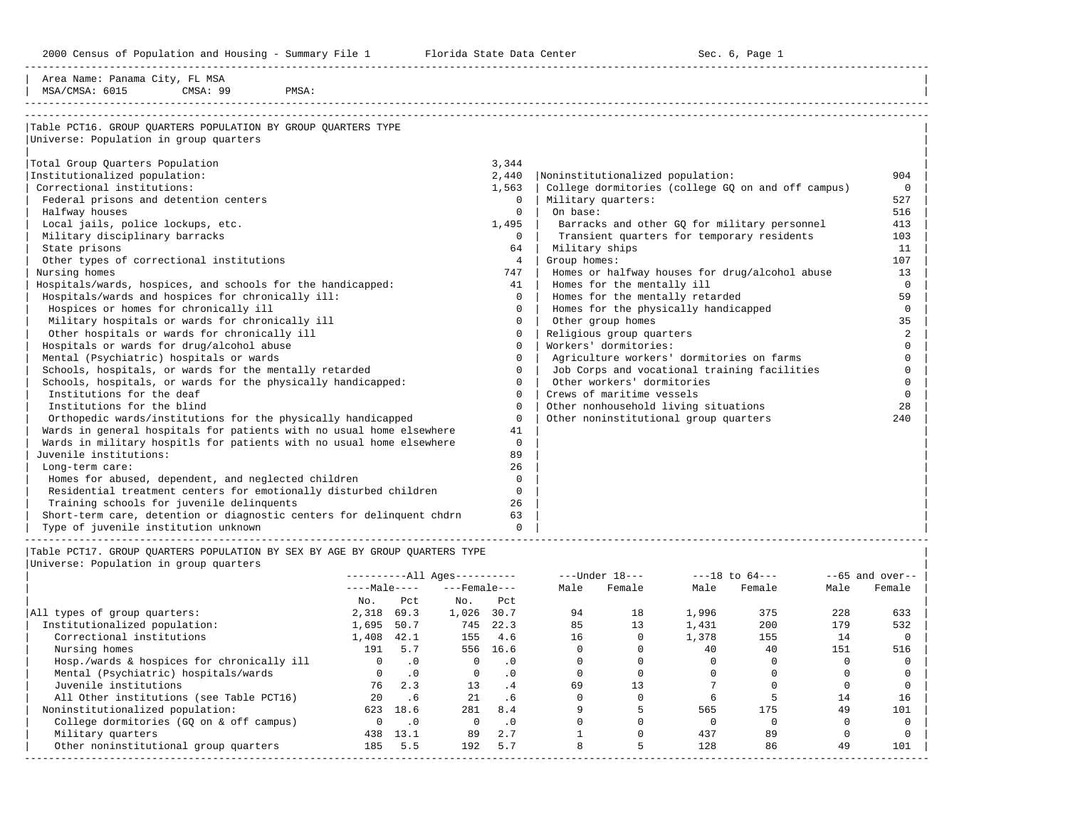Area Name: Panama City, FL MSA
MSA/CMSA: 6015 CMSA: 99 PMSA:

## Table PCT16. GROUP QUARTERS POPULATION BY GROUP QUARTERS TYPE

Universe: Population in group quarters

| Category | Count |
|---|---|
| Total Group Quarters Population | 3,344 |
| Institutionalized population: | 2,440 |
| Correctional institutions: | 1,563 |
| Federal prisons and detention centers | 0 |
| Halfway houses | 0 |
| Local jails, police lockups, etc. | 1,495 |
| Military disciplinary barracks | 0 |
| State prisons | 64 |
| Other types of correctional institutions | 4 |
| Nursing homes | 747 |
| Hospitals/wards, hospices, and schools for the handicapped: | 41 |
| Hospitals/wards and hospices for chronically ill: | 0 |
| Hospices or homes for chronically ill | 0 |
| Military hospitals or wards for chronically ill | 0 |
| Other hospitals or wards for chronically ill | 0 |
| Hospitals or wards for drug/alcohol abuse | 0 |
| Mental (Psychiatric) hospitals or wards | 0 |
| Schools, hospitals, or wards for the mentally retarded | 0 |
| Schools, hospitals, or wards for the physically handicapped: | 0 |
| Institutions for the deaf | 0 |
| Institutions for the blind | 0 |
| Orthopedic wards/institutions for the physically handicapped | 0 |
| Wards in general hospitals for patients with no usual home elsewhere | 41 |
| Wards in military hospitls for patients with no usual home elsewhere | 0 |
| Juvenile institutions: | 89 |
| Long-term care: | 26 |
| Homes for abused, dependent, and neglected children | 0 |
| Residential treatment centers for emotionally disturbed children | 0 |
| Training schools for juvenile delinquents | 26 |
| Short-term care, detention or diagnostic centers for delinquent chdrn | 63 |
| Type of juvenile institution unknown | 0 |
| Noninstitutionalized population: | 904 |
| College dormitories (college GQ on and off campus) | 0 |
| Military quarters: | 527 |
| On base: | 516 |
| Barracks and other GQ for military personnel | 413 |
| Transient quarters for temporary residents | 103 |
| Military ships | 11 |
| Group homes: | 107 |
| Homes or halfway houses for drug/alcohol abuse | 13 |
| Homes for the mentally ill | 0 |
| Homes for the mentally retarded | 59 |
| Homes for the physically handicapped | 0 |
| Other group homes | 35 |
| Religious group quarters | 2 |
| Workers' dormitories: | 0 |
| Agriculture workers' dormitories on farms | 0 |
| Job Corps and vocational training facilities | 0 |
| Other workers' dormitories | 0 |
| Crews of maritime vessels | 0 |
| Other nonhousehold living situations | 28 |
| Other noninstitutional group quarters | 240 |

## Table PCT17. GROUP QUARTERS POPULATION BY SEX BY AGE BY GROUP QUARTERS TYPE

Universe: Population in group quarters

| | All Ages Male No. | All Ages Male Pct | All Ages Female No. | All Ages Female Pct | Under 18 Male | Under 18 Female | 18 to 64 Male | 18 to 64 Female | 65 and over Male | 65 and over Female |
|---|---|---|---|---|---|---|---|---|---|---|
| All types of group quarters: | 2,318 | 69.3 | 1,026 | 30.7 | 94 | 18 | 1,996 | 375 | 228 | 633 |
| Institutionalized population: | 1,695 | 50.7 | 745 | 22.3 | 85 | 13 | 1,431 | 200 | 179 | 532 |
| Correctional institutions | 1,408 | 42.1 | 155 | 4.6 | 16 | 0 | 1,378 | 155 | 14 | 0 |
| Nursing homes | 191 | 5.7 | 556 | 16.6 | 0 | 0 | 40 | 40 | 151 | 516 |
| Hosp./wards & hospices for chronically ill | 0 | .0 | 0 | .0 | 0 | 0 | 0 | 0 | 0 | 0 |
| Mental (Psychiatric) hospitals/wards | 0 | .0 | 0 | .0 | 0 | 0 | 0 | 0 | 0 | 0 |
| Juvenile institutions | 76 | 2.3 | 13 | .4 | 69 | 13 | 7 | 0 | 0 | 0 |
| All Other institutions (see Table PCT16) | 20 | .6 | 21 | .6 | 0 | 0 | 6 | 5 | 14 | 16 |
| Noninstitutionalized population: | 623 | 18.6 | 281 | 8.4 | 9 | 5 | 565 | 175 | 49 | 101 |
| College dormitories (GQ on & off campus) | 0 | .0 | 0 | .0 | 0 | 0 | 0 | 0 | 0 | 0 |
| Military quarters | 438 | 13.1 | 89 | 2.7 | 1 | 0 | 437 | 89 | 0 | 0 |
| Other noninstitutional group quarters | 185 | 5.5 | 192 | 5.7 | 8 | 5 | 128 | 86 | 49 | 101 |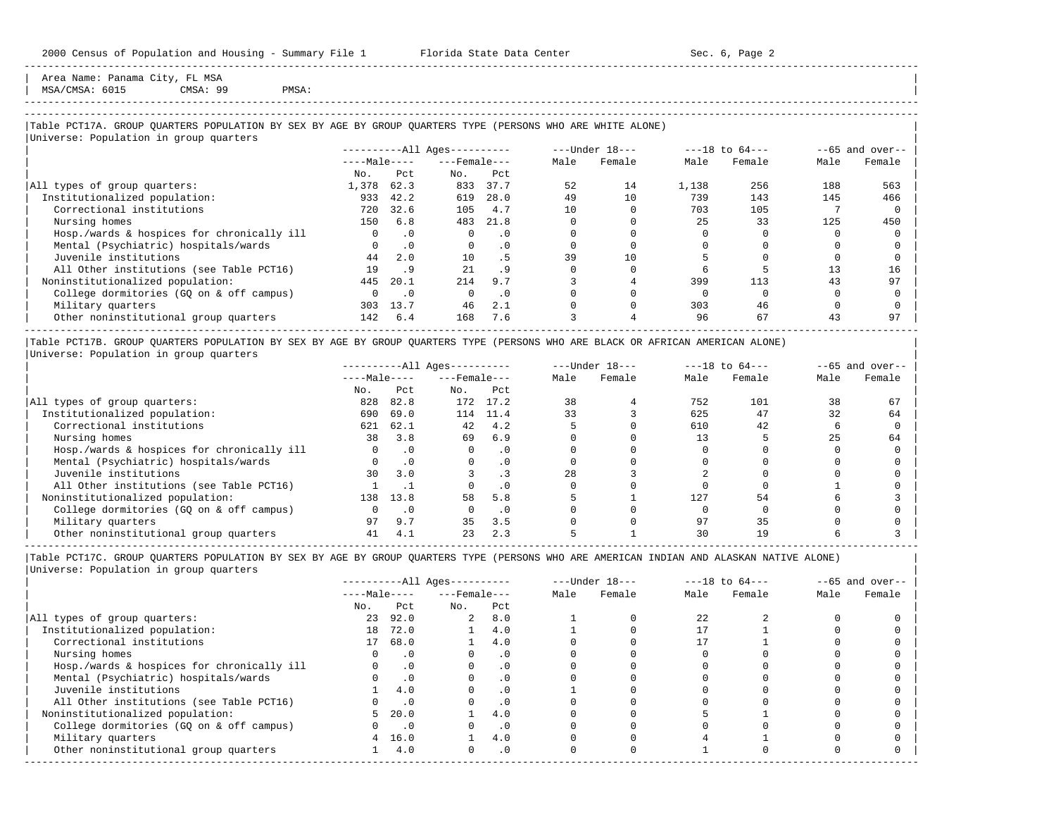Area Name: Panama City, FL MSA
MSA/CMSA: 6015 CMSA: 99 PMSA:

### Table PCT17A. GROUP QUARTERS POPULATION BY SEX BY AGE BY GROUP QUARTERS TYPE (PERSONS WHO ARE WHITE ALONE)

Universe: Population in group quarters

| | All Ages | | | | Under 18 | | 18 to 64 | | 65 and over | |
|---|---|---|---|---|---|---|---|---|---|---|
| | Male | | Female | | | | | | | |
| | No. | Pct | No. | Pct | Male | Female | Male | Female | Male | Female |
| All types of group quarters: | 1,378 | 62.3 | 833 | 37.7 | 52 | 14 | 1,138 | 256 | 188 | 563 |
| Institutionalized population: | 933 | 42.2 | 619 | 28.0 | 49 | 10 | 739 | 143 | 145 | 466 |
| Correctional institutions | 720 | 32.6 | 105 | 4.7 | 10 | 0 | 703 | 105 | 7 | 0 |
| Nursing homes | 150 | 6.8 | 483 | 21.8 | 0 | 0 | 25 | 33 | 125 | 450 |
| Hosp./wards & hospices for chronically ill | 0 | .0 | 0 | .0 | 0 | 0 | 0 | 0 | 0 | 0 |
| Mental (Psychiatric) hospitals/wards | 0 | .0 | 0 | .0 | 0 | 0 | 0 | 0 | 0 | 0 |
| Juvenile institutions | 44 | 2.0 | 10 | .5 | 39 | 10 | 5 | 0 | 0 | 0 |
| All Other institutions (see Table PCT16) | 19 | .9 | 21 | .9 | 0 | 0 | 6 | 5 | 13 | 16 |
| Noninstitutionalized population: | 445 | 20.1 | 214 | 9.7 | 3 | 4 | 399 | 113 | 43 | 97 |
| College dormitories (GQ on & off campus) | 0 | .0 | 0 | .0 | 0 | 0 | 0 | 0 | 0 | 0 |
| Military quarters | 303 | 13.7 | 46 | 2.1 | 0 | 0 | 303 | 46 | 0 | 0 |
| Other noninstitutional group quarters | 142 | 6.4 | 168 | 7.6 | 3 | 4 | 96 | 67 | 43 | 97 |

### Table PCT17B. GROUP QUARTERS POPULATION BY SEX BY AGE BY GROUP QUARTERS TYPE (PERSONS WHO ARE BLACK OR AFRICAN AMERICAN ALONE)

Universe: Population in group quarters

| | All Ages | | | | Under 18 | | 18 to 64 | | 65 and over | |
|---|---|---|---|---|---|---|---|---|---|---|
| | Male | | Female | | | | | | | |
| | No. | Pct | No. | Pct | Male | Female | Male | Female | Male | Female |
| All types of group quarters: | 828 | 82.8 | 172 | 17.2 | 38 | 4 | 752 | 101 | 38 | 67 |
| Institutionalized population: | 690 | 69.0 | 114 | 11.4 | 33 | 3 | 625 | 47 | 32 | 64 |
| Correctional institutions | 621 | 62.1 | 42 | 4.2 | 5 | 0 | 610 | 42 | 6 | 0 |
| Nursing homes | 38 | 3.8 | 69 | 6.9 | 0 | 0 | 13 | 5 | 25 | 64 |
| Hosp./wards & hospices for chronically ill | 0 | .0 | 0 | .0 | 0 | 0 | 0 | 0 | 0 | 0 |
| Mental (Psychiatric) hospitals/wards | 0 | .0 | 0 | .0 | 0 | 0 | 0 | 0 | 0 | 0 |
| Juvenile institutions | 30 | 3.0 | 3 | .3 | 28 | 3 | 2 | 0 | 0 | 0 |
| All Other institutions (see Table PCT16) | 1 | .1 | 0 | .0 | 0 | 0 | 0 | 0 | 1 | 0 |
| Noninstitutionalized population: | 138 | 13.8 | 58 | 5.8 | 5 | 1 | 127 | 54 | 6 | 3 |
| College dormitories (GQ on & off campus) | 0 | .0 | 0 | .0 | 0 | 0 | 0 | 0 | 0 | 0 |
| Military quarters | 97 | 9.7 | 35 | 3.5 | 0 | 0 | 97 | 35 | 0 | 0 |
| Other noninstitutional group quarters | 41 | 4.1 | 23 | 2.3 | 5 | 1 | 30 | 19 | 6 | 3 |

### Table PCT17C. GROUP QUARTERS POPULATION BY SEX BY AGE BY GROUP QUARTERS TYPE (PERSONS WHO ARE AMERICAN INDIAN AND ALASKAN NATIVE ALONE)

Universe: Population in group quarters

| | All Ages | | | | Under 18 | | 18 to 64 | | 65 and over | |
|---|---|---|---|---|---|---|---|---|---|---|
| | Male | | Female | | | | | | | |
| | No. | Pct | No. | Pct | Male | Female | Male | Female | Male | Female |
| All types of group quarters: | 23 | 92.0 | 2 | 8.0 | 1 | 0 | 22 | 2 | 0 | 0 |
| Institutionalized population: | 18 | 72.0 | 1 | 4.0 | 1 | 0 | 17 | 1 | 0 | 0 |
| Correctional institutions | 17 | 68.0 | 1 | 4.0 | 0 | 0 | 17 | 1 | 0 | 0 |
| Nursing homes | 0 | .0 | 0 | .0 | 0 | 0 | 0 | 0 | 0 | 0 |
| Hosp./wards & hospices for chronically ill | 0 | .0 | 0 | .0 | 0 | 0 | 0 | 0 | 0 | 0 |
| Mental (Psychiatric) hospitals/wards | 0 | .0 | 0 | .0 | 0 | 0 | 0 | 0 | 0 | 0 |
| Juvenile institutions | 1 | 4.0 | 0 | .0 | 1 | 0 | 0 | 0 | 0 | 0 |
| All Other institutions (see Table PCT16) | 0 | .0 | 0 | .0 | 0 | 0 | 0 | 0 | 0 | 0 |
| Noninstitutionalized population: | 5 | 20.0 | 1 | 4.0 | 0 | 0 | 5 | 1 | 0 | 0 |
| College dormitories (GQ on & off campus) | 0 | .0 | 0 | .0 | 0 | 0 | 0 | 0 | 0 | 0 |
| Military quarters | 4 | 16.0 | 1 | 4.0 | 0 | 0 | 4 | 1 | 0 | 0 |
| Other noninstitutional group quarters | 1 | 4.0 | 0 | .0 | 0 | 0 | 1 | 0 | 0 | 0 |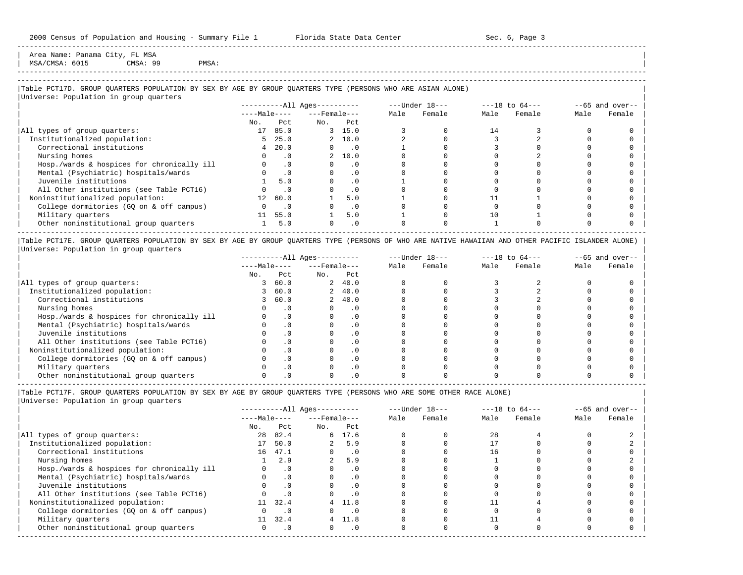Area Name: Panama City, FL MSA
MSA/CMSA: 6015 CMSA: 99 PMSA:

Table PCT17D. GROUP QUARTERS POPULATION BY SEX BY AGE BY GROUP QUARTERS TYPE (PERSONS WHO ARE ASIAN ALONE)

Universe: Population in group quarters

| | All Ages: Male No. | All Ages: Male Pct | All Ages: Female No. | All Ages: Female Pct | Under 18: Male | Under 18: Female | 18 to 64: Male | 18 to 64: Female | 65 and over: Male | 65 and over: Female |
|---|---|---|---|---|---|---|---|---|---|---|
| All types of group quarters: | 17 | 85.0 | 3 | 15.0 | 3 | 0 | 14 | 3 | 0 | 0 |
| Institutionalized population: | 5 | 25.0 | 2 | 10.0 | 2 | 0 | 3 | 2 | 0 | 0 |
| Correctional institutions | 4 | 20.0 | 0 | .0 | 1 | 0 | 3 | 0 | 0 | 0 |
| Nursing homes | 0 | .0 | 2 | 10.0 | 0 | 0 | 0 | 2 | 0 | 0 |
| Hosp./wards & hospices for chronically ill | 0 | .0 | 0 | .0 | 0 | 0 | 0 | 0 | 0 | 0 |
| Mental (Psychiatric) hospitals/wards | 0 | .0 | 0 | .0 | 0 | 0 | 0 | 0 | 0 | 0 |
| Juvenile institutions | 1 | 5.0 | 0 | .0 | 1 | 0 | 0 | 0 | 0 | 0 |
| All Other institutions (see Table PCT16) | 0 | .0 | 0 | .0 | 0 | 0 | 0 | 0 | 0 | 0 |
| Noninstitutionalized population: | 12 | 60.0 | 1 | 5.0 | 1 | 0 | 11 | 1 | 0 | 0 |
| College dormitories (GQ on & off campus) | 0 | .0 | 0 | .0 | 0 | 0 | 0 | 0 | 0 | 0 |
| Military quarters | 11 | 55.0 | 1 | 5.0 | 1 | 0 | 10 | 1 | 0 | 0 |
| Other noninstitutional group quarters | 1 | 5.0 | 0 | .0 | 0 | 0 | 1 | 0 | 0 | 0 |

Table PCT17E. GROUP QUARTERS POPULATION BY SEX BY AGE BY GROUP QUARTERS TYPE (PERSONS OF WHO ARE NATIVE HAWAIIAN AND OTHER PACIFIC ISLANDER ALONE)

Universe: Population in group quarters

| | All Ages: Male No. | All Ages: Male Pct | All Ages: Female No. | All Ages: Female Pct | Under 18: Male | Under 18: Female | 18 to 64: Male | 18 to 64: Female | 65 and over: Male | 65 and over: Female |
|---|---|---|---|---|---|---|---|---|---|---|
| All types of group quarters: | 3 | 60.0 | 2 | 40.0 | 0 | 0 | 3 | 2 | 0 | 0 |
| Institutionalized population: | 3 | 60.0 | 2 | 40.0 | 0 | 0 | 3 | 2 | 0 | 0 |
| Correctional institutions | 3 | 60.0 | 2 | 40.0 | 0 | 0 | 3 | 2 | 0 | 0 |
| Nursing homes | 0 | .0 | 0 | .0 | 0 | 0 | 0 | 0 | 0 | 0 |
| Hosp./wards & hospices for chronically ill | 0 | .0 | 0 | .0 | 0 | 0 | 0 | 0 | 0 | 0 |
| Mental (Psychiatric) hospitals/wards | 0 | .0 | 0 | .0 | 0 | 0 | 0 | 0 | 0 | 0 |
| Juvenile institutions | 0 | .0 | 0 | .0 | 0 | 0 | 0 | 0 | 0 | 0 |
| All Other institutions (see Table PCT16) | 0 | .0 | 0 | .0 | 0 | 0 | 0 | 0 | 0 | 0 |
| Noninstitutionalized population: | 0 | .0 | 0 | .0 | 0 | 0 | 0 | 0 | 0 | 0 |
| College dormitories (GQ on & off campus) | 0 | .0 | 0 | .0 | 0 | 0 | 0 | 0 | 0 | 0 |
| Military quarters | 0 | .0 | 0 | .0 | 0 | 0 | 0 | 0 | 0 | 0 |
| Other noninstitutional group quarters | 0 | .0 | 0 | .0 | 0 | 0 | 0 | 0 | 0 | 0 |

Table PCT17F. GROUP QUARTERS POPULATION BY SEX BY AGE BY GROUP QUARTERS TYPE (PERSONS WHO ARE SOME OTHER RACE ALONE)

Universe: Population in group quarters

| | All Ages: Male No. | All Ages: Male Pct | All Ages: Female No. | All Ages: Female Pct | Under 18: Male | Under 18: Female | 18 to 64: Male | 18 to 64: Female | 65 and over: Male | 65 and over: Female |
|---|---|---|---|---|---|---|---|---|---|---|
| All types of group quarters: | 28 | 82.4 | 6 | 17.6 | 0 | 0 | 28 | 4 | 0 | 2 |
| Institutionalized population: | 17 | 50.0 | 2 | 5.9 | 0 | 0 | 17 | 0 | 0 | 2 |
| Correctional institutions | 16 | 47.1 | 0 | .0 | 0 | 0 | 16 | 0 | 0 | 0 |
| Nursing homes | 1 | 2.9 | 2 | 5.9 | 0 | 0 | 1 | 0 | 0 | 2 |
| Hosp./wards & hospices for chronically ill | 0 | .0 | 0 | .0 | 0 | 0 | 0 | 0 | 0 | 0 |
| Mental (Psychiatric) hospitals/wards | 0 | .0 | 0 | .0 | 0 | 0 | 0 | 0 | 0 | 0 |
| Juvenile institutions | 0 | .0 | 0 | .0 | 0 | 0 | 0 | 0 | 0 | 0 |
| All Other institutions (see Table PCT16) | 0 | .0 | 0 | .0 | 0 | 0 | 0 | 0 | 0 | 0 |
| Noninstitutionalized population: | 11 | 32.4 | 4 | 11.8 | 0 | 0 | 11 | 4 | 0 | 0 |
| College dormitories (GQ on & off campus) | 0 | .0 | 0 | .0 | 0 | 0 | 0 | 0 | 0 | 0 |
| Military quarters | 11 | 32.4 | 4 | 11.8 | 0 | 0 | 11 | 4 | 0 | 0 |
| Other noninstitutional group quarters | 0 | .0 | 0 | .0 | 0 | 0 | 0 | 0 | 0 | 0 |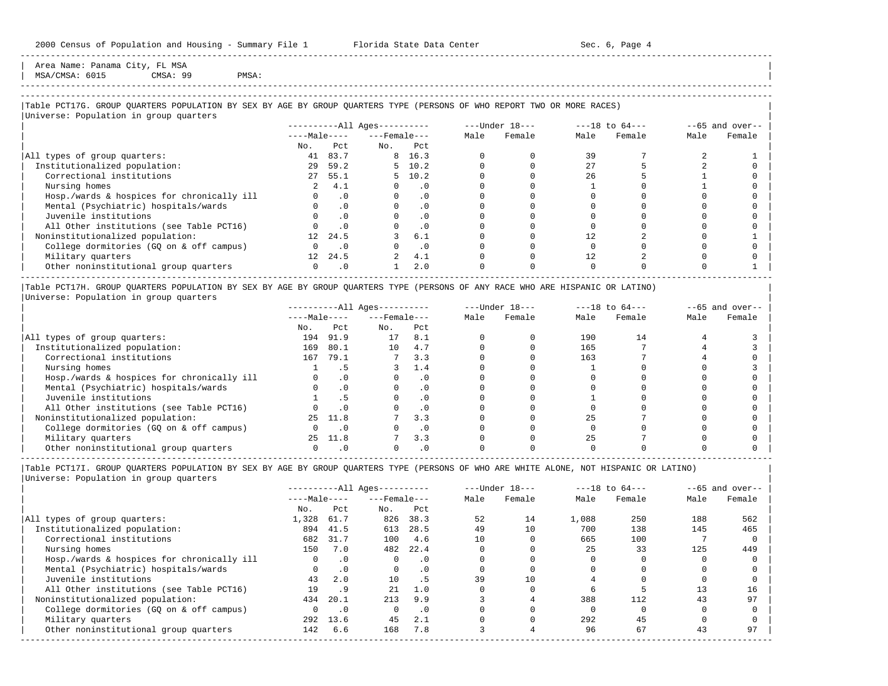Area Name: Panama City, FL MSA
MSA/CMSA: 6015 CMSA: 99 PMSA:

## Table PCT17G. GROUP QUARTERS POPULATION BY SEX BY AGE BY GROUP QUARTERS TYPE (PERSONS OF WHO REPORT TWO OR MORE RACES)

Universe: Population in group quarters

| | All Ages | | | | Under 18 | | 18 to 64 | | 65 and over | |
|---|---|---|---|---|---|---|---|---|---|---|
| | Male | | Female | | | | | | | |
| | No. | Pct | No. | Pct | Male | Female | Male | Female | Male | Female |
| All types of group quarters: | 41 | 83.7 | 8 | 16.3 | 0 | 0 | 39 | 7 | 2 | 1 |
| Institutionalized population: | 29 | 59.2 | 5 | 10.2 | 0 | 0 | 27 | 5 | 2 | 0 |
| Correctional institutions | 27 | 55.1 | 5 | 10.2 | 0 | 0 | 26 | 5 | 1 | 0 |
| Nursing homes | 2 | 4.1 | 0 | .0 | 0 | 0 | 1 | 0 | 1 | 0 |
| Hosp./wards & hospices for chronically ill | 0 | .0 | 0 | .0 | 0 | 0 | 0 | 0 | 0 | 0 |
| Mental (Psychiatric) hospitals/wards | 0 | .0 | 0 | .0 | 0 | 0 | 0 | 0 | 0 | 0 |
| Juvenile institutions | 0 | .0 | 0 | .0 | 0 | 0 | 0 | 0 | 0 | 0 |
| All Other institutions (see Table PCT16) | 0 | .0 | 0 | .0 | 0 | 0 | 0 | 0 | 0 | 0 |
| Noninstitutionalized population: | 12 | 24.5 | 3 | 6.1 | 0 | 0 | 12 | 2 | 0 | 1 |
| College dormitories (GQ on & off campus) | 0 | .0 | 0 | .0 | 0 | 0 | 0 | 0 | 0 | 0 |
| Military quarters | 12 | 24.5 | 2 | 4.1 | 0 | 0 | 12 | 2 | 0 | 0 |
| Other noninstitutional group quarters | 0 | .0 | 1 | 2.0 | 0 | 0 | 0 | 0 | 0 | 1 |

## Table PCT17H. GROUP QUARTERS POPULATION BY SEX BY AGE BY GROUP QUARTERS TYPE (PERSONS OF ANY RACE WHO ARE HISPANIC OR LATINO)

Universe: Population in group quarters

| | All Ages | | | | Under 18 | | 18 to 64 | | 65 and over | |
|---|---|---|---|---|---|---|---|---|---|---|
| | Male | | Female | | | | | | | |
| | No. | Pct | No. | Pct | Male | Female | Male | Female | Male | Female |
| All types of group quarters: | 194 | 91.9 | 17 | 8.1 | 0 | 0 | 190 | 14 | 4 | 3 |
| Institutionalized population: | 169 | 80.1 | 10 | 4.7 | 0 | 0 | 165 | 7 | 4 | 3 |
| Correctional institutions | 167 | 79.1 | 7 | 3.3 | 0 | 0 | 163 | 7 | 4 | 0 |
| Nursing homes | 1 | .5 | 3 | 1.4 | 0 | 0 | 1 | 0 | 0 | 3 |
| Hosp./wards & hospices for chronically ill | 0 | .0 | 0 | .0 | 0 | 0 | 0 | 0 | 0 | 0 |
| Mental (Psychiatric) hospitals/wards | 0 | .0 | 0 | .0 | 0 | 0 | 0 | 0 | 0 | 0 |
| Juvenile institutions | 1 | .5 | 0 | .0 | 0 | 0 | 1 | 0 | 0 | 0 |
| All Other institutions (see Table PCT16) | 0 | .0 | 0 | .0 | 0 | 0 | 0 | 0 | 0 | 0 |
| Noninstitutionalized population: | 25 | 11.8 | 7 | 3.3 | 0 | 0 | 25 | 7 | 0 | 0 |
| College dormitories (GQ on & off campus) | 0 | .0 | 0 | .0 | 0 | 0 | 0 | 0 | 0 | 0 |
| Military quarters | 25 | 11.8 | 7 | 3.3 | 0 | 0 | 25 | 7 | 0 | 0 |
| Other noninstitutional group quarters | 0 | .0 | 0 | .0 | 0 | 0 | 0 | 0 | 0 | 0 |

## Table PCT17I. GROUP QUARTERS POPULATION BY SEX BY AGE BY GROUP QUARTERS TYPE (PERSONS OF WHO ARE WHITE ALONE, NOT HISPANIC OR LATINO)

Universe: Population in group quarters

| | All Ages | | | | Under 18 | | 18 to 64 | | 65 and over | |
|---|---|---|---|---|---|---|---|---|---|---|
| | Male | | Female | | | | | | | |
| | No. | Pct | No. | Pct | Male | Female | Male | Female | Male | Female |
| All types of group quarters: | 1,328 | 61.7 | 826 | 38.3 | 52 | 14 | 1,088 | 250 | 188 | 562 |
| Institutionalized population: | 894 | 41.5 | 613 | 28.5 | 49 | 10 | 700 | 138 | 145 | 465 |
| Correctional institutions | 682 | 31.7 | 100 | 4.6 | 10 | 0 | 665 | 100 | 7 | 0 |
| Nursing homes | 150 | 7.0 | 482 | 22.4 | 0 | 0 | 25 | 33 | 125 | 449 |
| Hosp./wards & hospices for chronically ill | 0 | .0 | 0 | .0 | 0 | 0 | 0 | 0 | 0 | 0 |
| Mental (Psychiatric) hospitals/wards | 0 | .0 | 0 | .0 | 0 | 0 | 0 | 0 | 0 | 0 |
| Juvenile institutions | 43 | 2.0 | 10 | .5 | 39 | 10 | 4 | 0 | 0 | 0 |
| All Other institutions (see Table PCT16) | 19 | .9 | 21 | 1.0 | 0 | 0 | 6 | 5 | 13 | 16 |
| Noninstitutionalized population: | 434 | 20.1 | 213 | 9.9 | 3 | 4 | 388 | 112 | 43 | 97 |
| College dormitories (GQ on & off campus) | 0 | .0 | 0 | .0 | 0 | 0 | 0 | 0 | 0 | 0 |
| Military quarters | 292 | 13.6 | 45 | 2.1 | 0 | 0 | 292 | 45 | 0 | 0 |
| Other noninstitutional group quarters | 142 | 6.6 | 168 | 7.8 | 3 | 4 | 96 | 67 | 43 | 97 |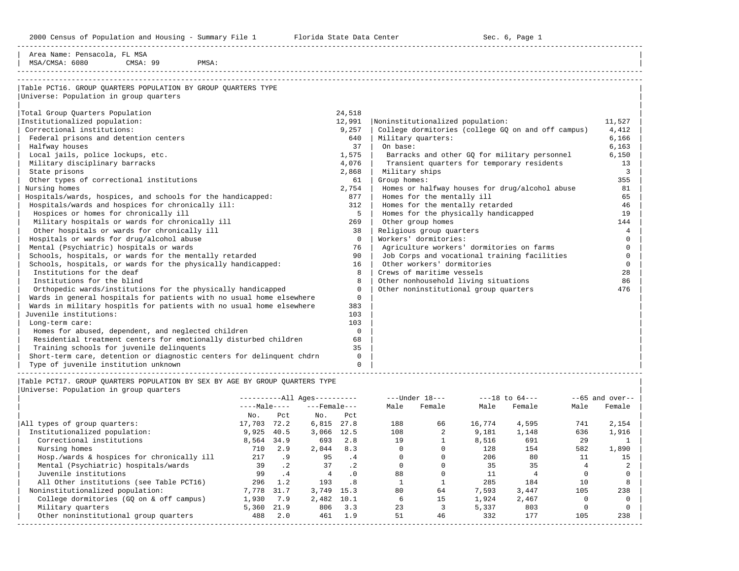Area Name: Pensacola, FL MSA
MSA/CMSA: 6080 CMSA: 99 PMSA:

## Table PCT16. GROUP QUARTERS POPULATION BY GROUP QUARTERS TYPE

Universe: Population in group quarters

| Type | Number |
|---|---|
| Total Group Quarters Population | 24,518 |
| Institutionalized population: | 12,991 |
| Correctional institutions: | 9,257 |
| Federal prisons and detention centers | 640 |
| Halfway houses | 37 |
| Local jails, police lockups, etc. | 1,575 |
| Military disciplinary barracks | 4,076 |
| State prisons | 2,868 |
| Other types of correctional institutions | 61 |
| Nursing homes | 2,754 |
| Hospitals/wards, hospices, and schools for the handicapped: | 877 |
| Hospitals/wards and hospices for chronically ill: | 312 |
| Hospices or homes for chronically ill | 5 |
| Military hospitals or wards for chronically ill | 269 |
| Other hospitals or wards for chronically ill | 38 |
| Hospitals or wards for drug/alcohol abuse | 0 |
| Mental (Psychiatric) hospitals or wards | 76 |
| Schools, hospitals, or wards for the mentally retarded | 90 |
| Schools, hospitals, or wards for the physically handicapped: | 16 |
| Institutions for the deaf | 8 |
| Institutions for the blind | 8 |
| Orthopedic wards/institutions for the physically handicapped | 0 |
| Wards in general hospitals for patients with no usual home elsewhere | 0 |
| Wards in military hospitls for patients with no usual home elsewhere | 383 |
| Juvenile institutions: | 103 |
| Long-term care: | 103 |
| Homes for abused, dependent, and neglected children | 0 |
| Residential treatment centers for emotionally disturbed children | 68 |
| Training schools for juvenile delinquents | 35 |
| Short-term care, detention or diagnostic centers for delinquent chdrn | 0 |
| Type of juvenile institution unknown | 0 |
| Noninstitutionalized population: | 11,527 |
| College dormitories (college GQ on and off campus) | 4,412 |
| Military quarters: | 6,166 |
| On base: | 6,163 |
| Barracks and other GQ for military personnel | 6,150 |
| Transient quarters for temporary residents | 13 |
| Military ships | 3 |
| Group homes: | 355 |
| Homes or halfway houses for drug/alcohol abuse | 81 |
| Homes for the mentally ill | 65 |
| Homes for the mentally retarded | 46 |
| Homes for the physically handicapped | 19 |
| Other group homes | 144 |
| Religious group quarters | 4 |
| Workers' dormitories: | 0 |
| Agriculture workers' dormitories on farms | 0 |
| Job Corps and vocational training facilities | 0 |
| Other workers' dormitories | 0 |
| Crews of maritime vessels | 28 |
| Other nonhousehold living situations | 86 |
| Other noninstitutional group quarters | 476 |

## Table PCT17. GROUP QUARTERS POPULATION BY SEX BY AGE BY GROUP QUARTERS TYPE

Universe: Population in group quarters

| | All Ages | | | | Under 18 | | 18 to 64 | | 65 and over | |
|---|---|---|---|---|---|---|---|---|---|---|
| | Male | | Female | | | | | | | |
| | No. | Pct | No. | Pct | Male | Female | Male | Female | Male | Female |
| All types of group quarters: | 17,703 | 72.2 | 6,815 | 27.8 | 188 | 66 | 16,774 | 4,595 | 741 | 2,154 |
| Institutionalized population: | 9,925 | 40.5 | 3,066 | 12.5 | 108 | 2 | 9,181 | 1,148 | 636 | 1,916 |
| Correctional institutions | 8,564 | 34.9 | 693 | 2.8 | 19 | 1 | 8,516 | 691 | 29 | 1 |
| Nursing homes | 710 | 2.9 | 2,044 | 8.3 | 0 | 0 | 128 | 154 | 582 | 1,890 |
| Hosp./wards & hospices for chronically ill | 217 | .9 | 95 | .4 | 0 | 0 | 206 | 80 | 11 | 15 |
| Mental (Psychiatric) hospitals/wards | 39 | .2 | 37 | .2 | 0 | 0 | 35 | 35 | 4 | 2 |
| Juvenile institutions | 99 | .4 | 4 | .0 | 88 | 0 | 11 | 4 | 0 | 0 |
| All Other institutions (see Table PCT16) | 296 | 1.2 | 193 | .8 | 1 | 1 | 285 | 184 | 10 | 8 |
| Noninstitutionalized population: | 7,778 | 31.7 | 3,749 | 15.3 | 80 | 64 | 7,593 | 3,447 | 105 | 238 |
| College dormitories (GQ on & off campus) | 1,930 | 7.9 | 2,482 | 10.1 | 6 | 15 | 1,924 | 2,467 | 0 | 0 |
| Military quarters | 5,360 | 21.9 | 806 | 3.3 | 23 | 3 | 5,337 | 803 | 0 | 0 |
| Other noninstitutional group quarters | 488 | 2.0 | 461 | 1.9 | 51 | 46 | 332 | 177 | 105 | 238 |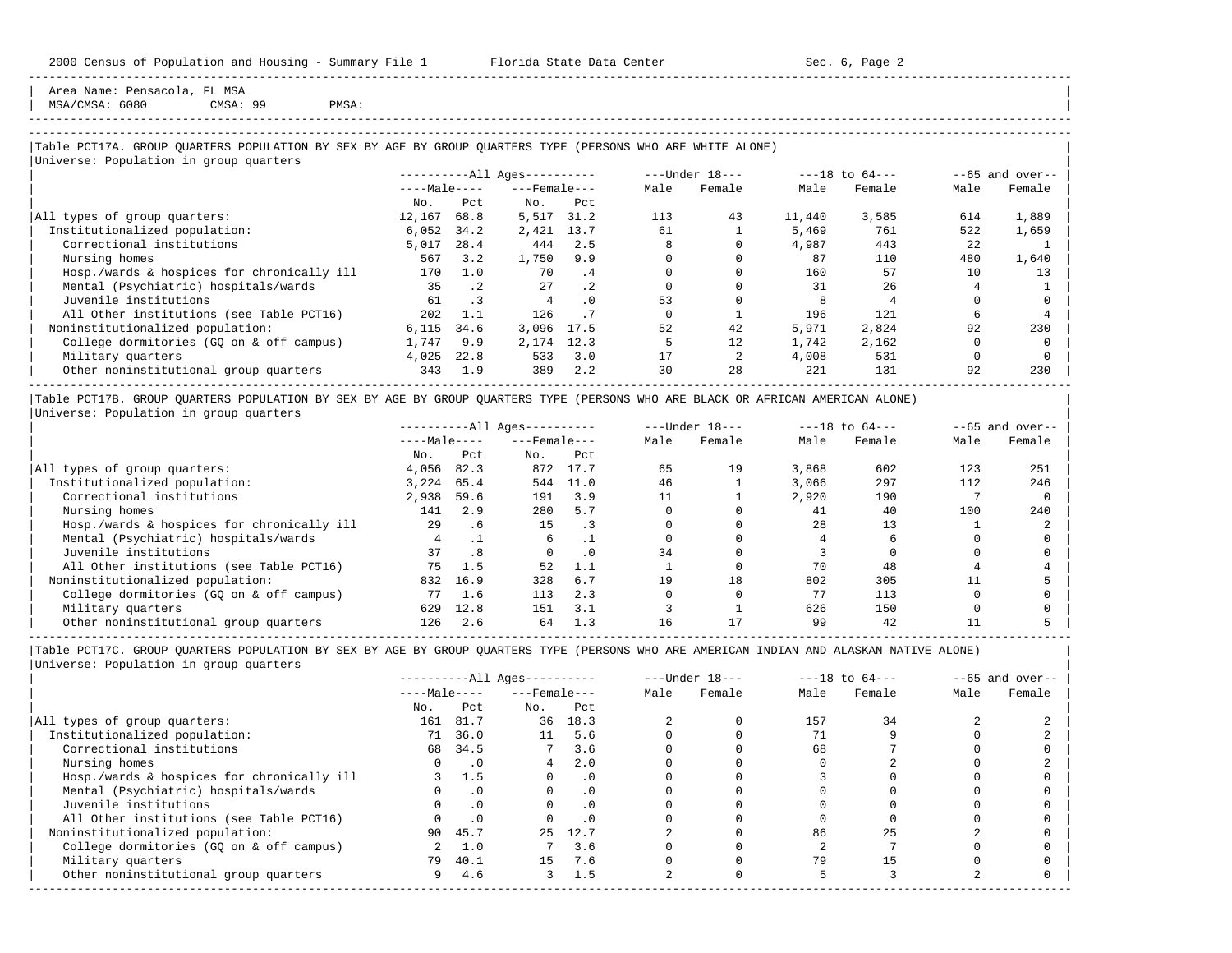2000 Census of Population and Housing - Summary File 1 Florida State Data Center Sec. 6, Page 2

Area Name: Pensacola, FL MSA
MSA/CMSA: 6080 CMSA: 99 PMSA:

## Table PCT17A. GROUP QUARTERS POPULATION BY SEX BY AGE BY GROUP QUARTERS TYPE (PERSONS WHO ARE WHITE ALONE)

Universe: Population in group quarters

| | All Ages | | | | Under 18 | | 18 to 64 | | 65 and over | |
|---|---|---|---|---|---|---|---|---|---|---|
| | Male | | Female | | | | | | | |
| | No. | Pct | No. | Pct | Male | Female | Male | Female | Male | Female |
| All types of group quarters: | 12,167 | 68.8 | 5,517 | 31.2 | 113 | 43 | 11,440 | 3,585 | 614 | 1,889 |
| Institutionalized population: | 6,052 | 34.2 | 2,421 | 13.7 | 61 | 1 | 5,469 | 761 | 522 | 1,659 |
| Correctional institutions | 5,017 | 28.4 | 444 | 2.5 | 8 | 0 | 4,987 | 443 | 22 | 1 |
| Nursing homes | 567 | 3.2 | 1,750 | 9.9 | 0 | 0 | 87 | 110 | 480 | 1,640 |
| Hosp./wards & hospices for chronically ill | 170 | 1.0 | 70 | .4 | 0 | 0 | 160 | 57 | 10 | 13 |
| Mental (Psychiatric) hospitals/wards | 35 | .2 | 27 | .2 | 0 | 0 | 31 | 26 | 4 | 1 |
| Juvenile institutions | 61 | .3 | 4 | .0 | 53 | 0 | 8 | 4 | 0 | 0 |
| All Other institutions (see Table PCT16) | 202 | 1.1 | 126 | .7 | 0 | 1 | 196 | 121 | 6 | 4 |
| Noninstitutionalized population: | 6,115 | 34.6 | 3,096 | 17.5 | 52 | 42 | 5,971 | 2,824 | 92 | 230 |
| College dormitories (GQ on & off campus) | 1,747 | 9.9 | 2,174 | 12.3 | 5 | 12 | 1,742 | 2,162 | 0 | 0 |
| Military quarters | 4,025 | 22.8 | 533 | 3.0 | 17 | 2 | 4,008 | 531 | 0 | 0 |
| Other noninstitutional group quarters | 343 | 1.9 | 389 | 2.2 | 30 | 28 | 221 | 131 | 92 | 230 |

## Table PCT17B. GROUP QUARTERS POPULATION BY SEX BY AGE BY GROUP QUARTERS TYPE (PERSONS WHO ARE BLACK OR AFRICAN AMERICAN ALONE)

Universe: Population in group quarters

| | All Ages | | | | Under 18 | | 18 to 64 | | 65 and over | |
|---|---|---|---|---|---|---|---|---|---|---|
| | Male | | Female | | | | | | | |
| | No. | Pct | No. | Pct | Male | Female | Male | Female | Male | Female |
| All types of group quarters: | 4,056 | 82.3 | 872 | 17.7 | 65 | 19 | 3,868 | 602 | 123 | 251 |
| Institutionalized population: | 3,224 | 65.4 | 544 | 11.0 | 46 | 1 | 3,066 | 297 | 112 | 246 |
| Correctional institutions | 2,938 | 59.6 | 191 | 3.9 | 11 | 1 | 2,920 | 190 | 7 | 0 |
| Nursing homes | 141 | 2.9 | 280 | 5.7 | 0 | 0 | 41 | 40 | 100 | 240 |
| Hosp./wards & hospices for chronically ill | 29 | .6 | 15 | .3 | 0 | 0 | 28 | 13 | 1 | 2 |
| Mental (Psychiatric) hospitals/wards | 4 | .1 | 6 | .1 | 0 | 0 | 4 | 6 | 0 | 0 |
| Juvenile institutions | 37 | .8 | 0 | .0 | 34 | 0 | 3 | 0 | 0 | 0 |
| All Other institutions (see Table PCT16) | 75 | 1.5 | 52 | 1.1 | 1 | 0 | 70 | 48 | 4 | 4 |
| Noninstitutionalized population: | 832 | 16.9 | 328 | 6.7 | 19 | 18 | 802 | 305 | 11 | 5 |
| College dormitories (GQ on & off campus) | 77 | 1.6 | 113 | 2.3 | 0 | 0 | 77 | 113 | 0 | 0 |
| Military quarters | 629 | 12.8 | 151 | 3.1 | 3 | 1 | 626 | 150 | 0 | 0 |
| Other noninstitutional group quarters | 126 | 2.6 | 64 | 1.3 | 16 | 17 | 99 | 42 | 11 | 5 |

## Table PCT17C. GROUP QUARTERS POPULATION BY SEX BY AGE BY GROUP QUARTERS TYPE (PERSONS WHO ARE AMERICAN INDIAN AND ALASKAN NATIVE ALONE)

Universe: Population in group quarters

| | All Ages | | | | Under 18 | | 18 to 64 | | 65 and over | |
|---|---|---|---|---|---|---|---|---|---|---|
| | Male | | Female | | | | | | | |
| | No. | Pct | No. | Pct | Male | Female | Male | Female | Male | Female |
| All types of group quarters: | 161 | 81.7 | 36 | 18.3 | 2 | 0 | 157 | 34 | 2 | 2 |
| Institutionalized population: | 71 | 36.0 | 11 | 5.6 | 0 | 0 | 71 | 9 | 0 | 2 |
| Correctional institutions | 68 | 34.5 | 7 | 3.6 | 0 | 0 | 68 | 7 | 0 | 0 |
| Nursing homes | 0 | .0 | 4 | 2.0 | 0 | 0 | 0 | 2 | 0 | 2 |
| Hosp./wards & hospices for chronically ill | 3 | 1.5 | 0 | .0 | 0 | 0 | 3 | 0 | 0 | 0 |
| Mental (Psychiatric) hospitals/wards | 0 | .0 | 0 | .0 | 0 | 0 | 0 | 0 | 0 | 0 |
| Juvenile institutions | 0 | .0 | 0 | .0 | 0 | 0 | 0 | 0 | 0 | 0 |
| All Other institutions (see Table PCT16) | 0 | .0 | 0 | .0 | 0 | 0 | 0 | 0 | 0 | 0 |
| Noninstitutionalized population: | 90 | 45.7 | 25 | 12.7 | 2 | 0 | 86 | 25 | 2 | 0 |
| College dormitories (GQ on & off campus) | 2 | 1.0 | 7 | 3.6 | 0 | 0 | 2 | 7 | 0 | 0 |
| Military quarters | 79 | 40.1 | 15 | 7.6 | 0 | 0 | 79 | 15 | 0 | 0 |
| Other noninstitutional group quarters | 9 | 4.6 | 3 | 1.5 | 2 | 0 | 5 | 3 | 2 | 0 |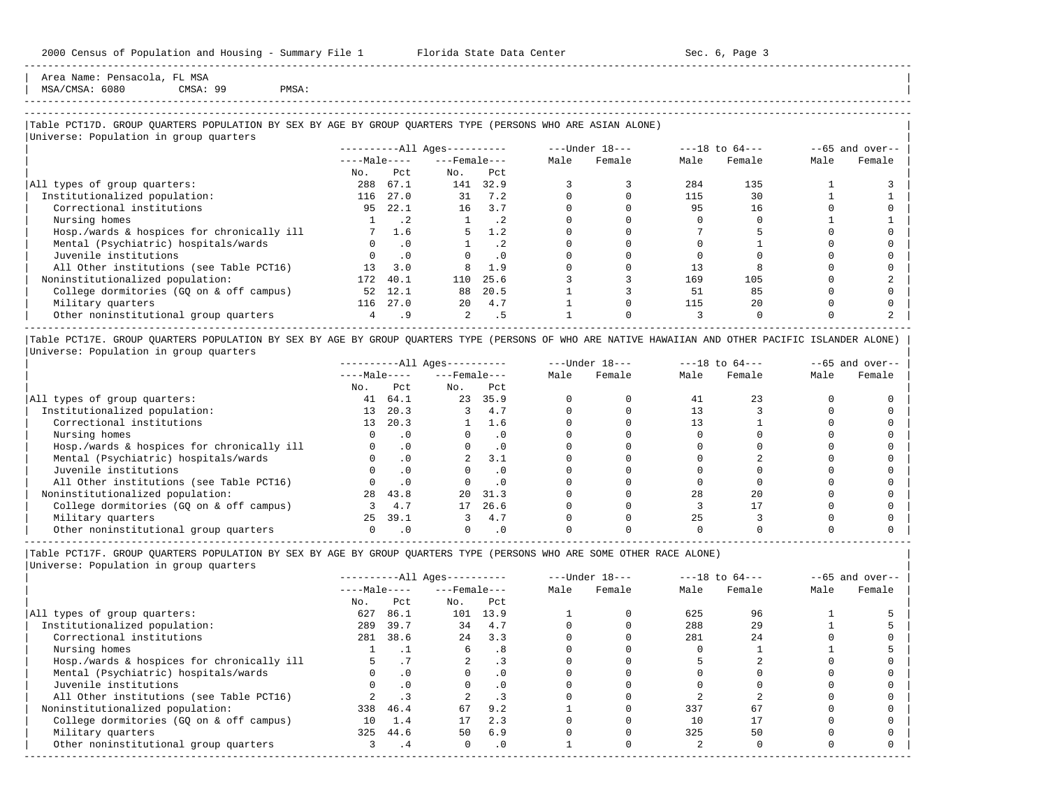Area Name: Pensacola, FL MSA
MSA/CMSA: 6080 CMSA: 99 PMSA:

### Table PCT17D. GROUP QUARTERS POPULATION BY SEX BY AGE BY GROUP QUARTERS TYPE (PERSONS WHO ARE ASIAN ALONE)

Universe: Population in group quarters

| | All Ages | | | | Under 18 | | 18 to 64 | | 65 and over | |
|---|---|---|---|---|---|---|---|---|---|---|
| | Male | | Female | | | | | | | |
| | No. | Pct | No. | Pct | Male | Female | Male | Female | Male | Female |
| All types of group quarters: | 288 | 67.1 | 141 | 32.9 | 3 | 3 | 284 | 135 | 1 | 3 |
| Institutionalized population: | 116 | 27.0 | 31 | 7.2 | 0 | 0 | 115 | 30 | 1 | 1 |
| Correctional institutions | 95 | 22.1 | 16 | 3.7 | 0 | 0 | 95 | 16 | 0 | 0 |
| Nursing homes | 1 | .2 | 1 | .2 | 0 | 0 | 0 | 0 | 1 | 1 |
| Hosp./wards & hospices for chronically ill | 7 | 1.6 | 5 | 1.2 | 0 | 0 | 7 | 5 | 0 | 0 |
| Mental (Psychiatric) hospitals/wards | 0 | .0 | 1 | .2 | 0 | 0 | 0 | 1 | 0 | 0 |
| Juvenile institutions | 0 | .0 | 0 | .0 | 0 | 0 | 0 | 0 | 0 | 0 |
| All Other institutions (see Table PCT16) | 13 | 3.0 | 8 | 1.9 | 0 | 0 | 13 | 8 | 0 | 0 |
| Noninstitutionalized population: | 172 | 40.1 | 110 | 25.6 | 3 | 3 | 169 | 105 | 0 | 2 |
| College dormitories (GQ on & off campus) | 52 | 12.1 | 88 | 20.5 | 1 | 3 | 51 | 85 | 0 | 0 |
| Military quarters | 116 | 27.0 | 20 | 4.7 | 1 | 0 | 115 | 20 | 0 | 0 |
| Other noninstitutional group quarters | 4 | .9 | 2 | .5 | 1 | 0 | 3 | 0 | 0 | 2 |

### Table PCT17E. GROUP QUARTERS POPULATION BY SEX BY AGE BY GROUP QUARTERS TYPE (PERSONS OF WHO ARE NATIVE HAWAIIAN AND OTHER PACIFIC ISLANDER ALONE)

Universe: Population in group quarters

| | All Ages | | | | Under 18 | | 18 to 64 | | 65 and over | |
|---|---|---|---|---|---|---|---|---|---|---|
| | Male | | Female | | | | | | | |
| | No. | Pct | No. | Pct | Male | Female | Male | Female | Male | Female |
| All types of group quarters: | 41 | 64.1 | 23 | 35.9 | 0 | 0 | 41 | 23 | 0 | 0 |
| Institutionalized population: | 13 | 20.3 | 3 | 4.7 | 0 | 0 | 13 | 3 | 0 | 0 |
| Correctional institutions | 13 | 20.3 | 1 | 1.6 | 0 | 0 | 13 | 1 | 0 | 0 |
| Nursing homes | 0 | .0 | 0 | .0 | 0 | 0 | 0 | 0 | 0 | 0 |
| Hosp./wards & hospices for chronically ill | 0 | .0 | 0 | .0 | 0 | 0 | 0 | 0 | 0 | 0 |
| Mental (Psychiatric) hospitals/wards | 0 | .0 | 2 | 3.1 | 0 | 0 | 0 | 2 | 0 | 0 |
| Juvenile institutions | 0 | .0 | 0 | .0 | 0 | 0 | 0 | 0 | 0 | 0 |
| All Other institutions (see Table PCT16) | 0 | .0 | 0 | .0 | 0 | 0 | 0 | 0 | 0 | 0 |
| Noninstitutionalized population: | 28 | 43.8 | 20 | 31.3 | 0 | 0 | 28 | 20 | 0 | 0 |
| College dormitories (GQ on & off campus) | 3 | 4.7 | 17 | 26.6 | 0 | 0 | 3 | 17 | 0 | 0 |
| Military quarters | 25 | 39.1 | 3 | 4.7 | 0 | 0 | 25 | 3 | 0 | 0 |
| Other noninstitutional group quarters | 0 | .0 | 0 | .0 | 0 | 0 | 0 | 0 | 0 | 0 |

### Table PCT17F. GROUP QUARTERS POPULATION BY SEX BY AGE BY GROUP QUARTERS TYPE (PERSONS WHO ARE SOME OTHER RACE ALONE)

Universe: Population in group quarters

| | All Ages | | | | Under 18 | | 18 to 64 | | 65 and over | |
|---|---|---|---|---|---|---|---|---|---|---|
| | Male | | Female | | | | | | | |
| | No. | Pct | No. | Pct | Male | Female | Male | Female | Male | Female |
| All types of group quarters: | 627 | 86.1 | 101 | 13.9 | 1 | 0 | 625 | 96 | 1 | 5 |
| Institutionalized population: | 289 | 39.7 | 34 | 4.7 | 0 | 0 | 288 | 29 | 1 | 5 |
| Correctional institutions | 281 | 38.6 | 24 | 3.3 | 0 | 0 | 281 | 24 | 0 | 0 |
| Nursing homes | 1 | .1 | 6 | .8 | 0 | 0 | 0 | 1 | 1 | 5 |
| Hosp./wards & hospices for chronically ill | 5 | .7 | 2 | .3 | 0 | 0 | 5 | 2 | 0 | 0 |
| Mental (Psychiatric) hospitals/wards | 0 | .0 | 0 | .0 | 0 | 0 | 0 | 0 | 0 | 0 |
| Juvenile institutions | 0 | .0 | 0 | .0 | 0 | 0 | 0 | 0 | 0 | 0 |
| All Other institutions (see Table PCT16) | 2 | .3 | 2 | .3 | 0 | 0 | 2 | 2 | 0 | 0 |
| Noninstitutionalized population: | 338 | 46.4 | 67 | 9.2 | 1 | 0 | 337 | 67 | 0 | 0 |
| College dormitories (GQ on & off campus) | 10 | 1.4 | 17 | 2.3 | 0 | 0 | 10 | 17 | 0 | 0 |
| Military quarters | 325 | 44.6 | 50 | 6.9 | 0 | 0 | 325 | 50 | 0 | 0 |
| Other noninstitutional group quarters | 3 | .4 | 0 | .0 | 1 | 0 | 2 | 0 | 0 | 0 |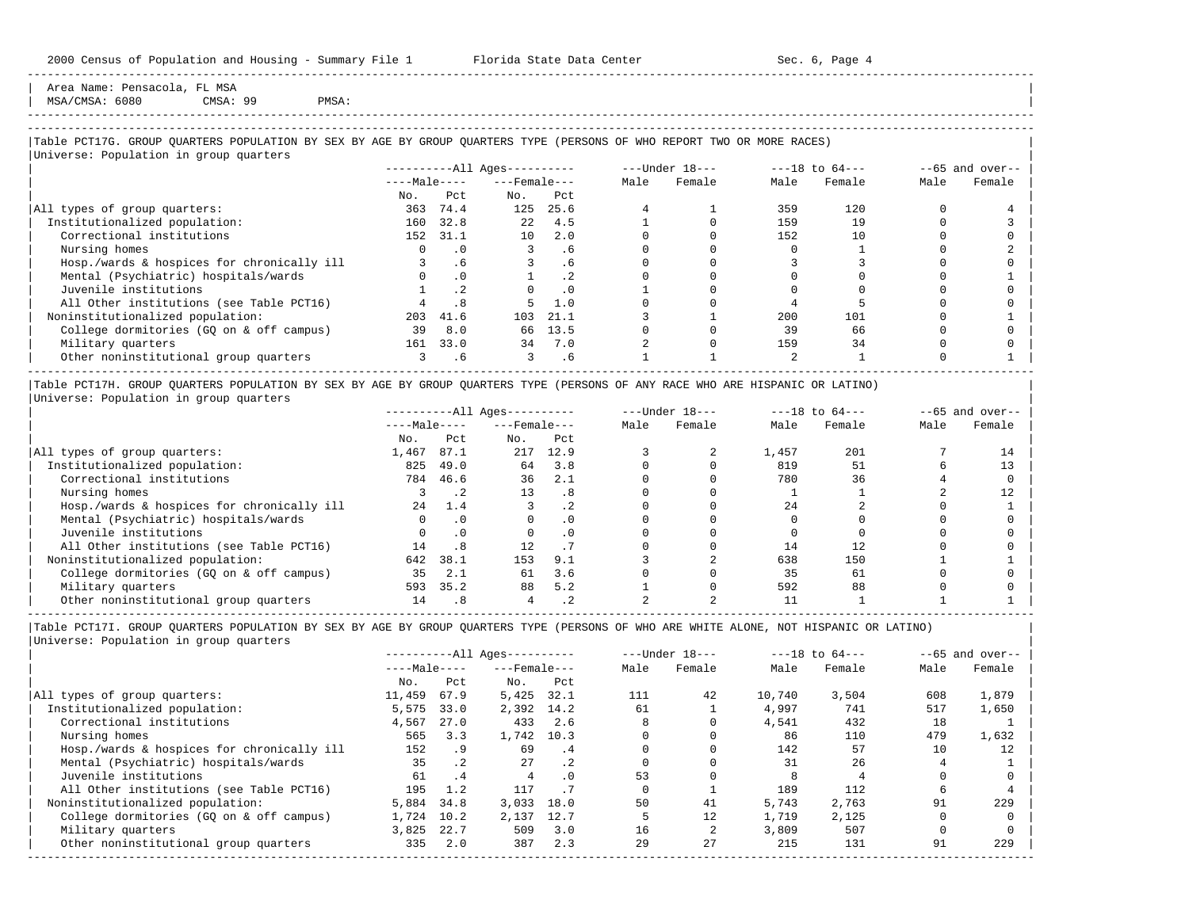Area Name: Pensacola, FL MSA
MSA/CMSA: 6080 CMSA: 99 PMSA:

## Table PCT17G. GROUP QUARTERS POPULATION BY SEX BY AGE BY GROUP QUARTERS TYPE (PERSONS OF WHO REPORT TWO OR MORE RACES)

Universe: Population in group quarters

| | All Ages | | | | Under 18 | | 18 to 64 | | 65 and over | |
|---|---|---|---|---|---|---|---|---|---|---|
| | Male | | Female | | | | | | | |
| | No. | Pct | No. | Pct | Male | Female | Male | Female | Male | Female |
| All types of group quarters: | 363 | 74.4 | 125 | 25.6 | 4 | 1 | 359 | 120 | 0 | 4 |
| Institutionalized population: | 160 | 32.8 | 22 | 4.5 | 1 | 0 | 159 | 19 | 0 | 3 |
| Correctional institutions | 152 | 31.1 | 10 | 2.0 | 0 | 0 | 152 | 10 | 0 | 0 |
| Nursing homes | 0 | .0 | 3 | .6 | 0 | 0 | 0 | 1 | 0 | 2 |
| Hosp./wards & hospices for chronically ill | 3 | .6 | 3 | .6 | 0 | 0 | 3 | 3 | 0 | 0 |
| Mental (Psychiatric) hospitals/wards | 0 | .0 | 1 | .2 | 0 | 0 | 0 | 0 | 0 | 1 |
| Juvenile institutions | 1 | .2 | 0 | .0 | 1 | 0 | 0 | 0 | 0 | 0 |
| All Other institutions (see Table PCT16) | 4 | .8 | 5 | 1.0 | 0 | 0 | 4 | 5 | 0 | 0 |
| Noninstitutionalized population: | 203 | 41.6 | 103 | 21.1 | 3 | 1 | 200 | 101 | 0 | 1 |
| College dormitories (GQ on & off campus) | 39 | 8.0 | 66 | 13.5 | 0 | 0 | 39 | 66 | 0 | 0 |
| Military quarters | 161 | 33.0 | 34 | 7.0 | 2 | 0 | 159 | 34 | 0 | 0 |
| Other noninstitutional group quarters | 3 | .6 | 3 | .6 | 1 | 1 | 2 | 1 | 0 | 1 |

## Table PCT17H. GROUP QUARTERS POPULATION BY SEX BY AGE BY GROUP QUARTERS TYPE (PERSONS OF ANY RACE WHO ARE HISPANIC OR LATINO)

Universe: Population in group quarters

| | All Ages | | | | Under 18 | | 18 to 64 | | 65 and over | |
|---|---|---|---|---|---|---|---|---|---|---|
| | Male | | Female | | | | | | | |
| | No. | Pct | No. | Pct | Male | Female | Male | Female | Male | Female |
| All types of group quarters: | 1,467 | 87.1 | 217 | 12.9 | 3 | 2 | 1,457 | 201 | 7 | 14 |
| Institutionalized population: | 825 | 49.0 | 64 | 3.8 | 0 | 0 | 819 | 51 | 6 | 13 |
| Correctional institutions | 784 | 46.6 | 36 | 2.1 | 0 | 0 | 780 | 36 | 4 | 0 |
| Nursing homes | 3 | .2 | 13 | .8 | 0 | 0 | 1 | 1 | 2 | 12 |
| Hosp./wards & hospices for chronically ill | 24 | 1.4 | 3 | .2 | 0 | 0 | 24 | 2 | 0 | 1 |
| Mental (Psychiatric) hospitals/wards | 0 | .0 | 0 | .0 | 0 | 0 | 0 | 0 | 0 | 0 |
| Juvenile institutions | 0 | .0 | 0 | .0 | 0 | 0 | 0 | 0 | 0 | 0 |
| All Other institutions (see Table PCT16) | 14 | .8 | 12 | .7 | 0 | 0 | 14 | 12 | 0 | 0 |
| Noninstitutionalized population: | 642 | 38.1 | 153 | 9.1 | 3 | 2 | 638 | 150 | 1 | 1 |
| College dormitories (GQ on & off campus) | 35 | 2.1 | 61 | 3.6 | 0 | 0 | 35 | 61 | 0 | 0 |
| Military quarters | 593 | 35.2 | 88 | 5.2 | 1 | 0 | 592 | 88 | 0 | 0 |
| Other noninstitutional group quarters | 14 | .8 | 4 | .2 | 2 | 2 | 11 | 1 | 1 | 1 |

## Table PCT17I. GROUP QUARTERS POPULATION BY SEX BY AGE BY GROUP QUARTERS TYPE (PERSONS OF WHO ARE WHITE ALONE, NOT HISPANIC OR LATINO)

Universe: Population in group quarters

| | All Ages | | | | Under 18 | | 18 to 64 | | 65 and over | |
|---|---|---|---|---|---|---|---|---|---|---|
| | Male | | Female | | | | | | | |
| | No. | Pct | No. | Pct | Male | Female | Male | Female | Male | Female |
| All types of group quarters: | 11,459 | 67.9 | 5,425 | 32.1 | 111 | 42 | 10,740 | 3,504 | 608 | 1,879 |
| Institutionalized population: | 5,575 | 33.0 | 2,392 | 14.2 | 61 | 1 | 4,997 | 741 | 517 | 1,650 |
| Correctional institutions | 4,567 | 27.0 | 433 | 2.6 | 8 | 0 | 4,541 | 432 | 18 | 1 |
| Nursing homes | 565 | 3.3 | 1,742 | 10.3 | 0 | 0 | 86 | 110 | 479 | 1,632 |
| Hosp./wards & hospices for chronically ill | 152 | .9 | 69 | .4 | 0 | 0 | 142 | 57 | 10 | 12 |
| Mental (Psychiatric) hospitals/wards | 35 | .2 | 27 | .2 | 0 | 0 | 31 | 26 | 4 | 1 |
| Juvenile institutions | 61 | .4 | 4 | .0 | 53 | 0 | 8 | 4 | 0 | 0 |
| All Other institutions (see Table PCT16) | 195 | 1.2 | 117 | .7 | 0 | 1 | 189 | 112 | 6 | 4 |
| Noninstitutionalized population: | 5,884 | 34.8 | 3,033 | 18.0 | 50 | 41 | 5,743 | 2,763 | 91 | 229 |
| College dormitories (GQ on & off campus) | 1,724 | 10.2 | 2,137 | 12.7 | 5 | 12 | 1,719 | 2,125 | 0 | 0 |
| Military quarters | 3,825 | 22.7 | 509 | 3.0 | 16 | 2 | 3,809 | 507 | 0 | 0 |
| Other noninstitutional group quarters | 335 | 2.0 | 387 | 2.3 | 29 | 27 | 215 | 131 | 91 | 229 |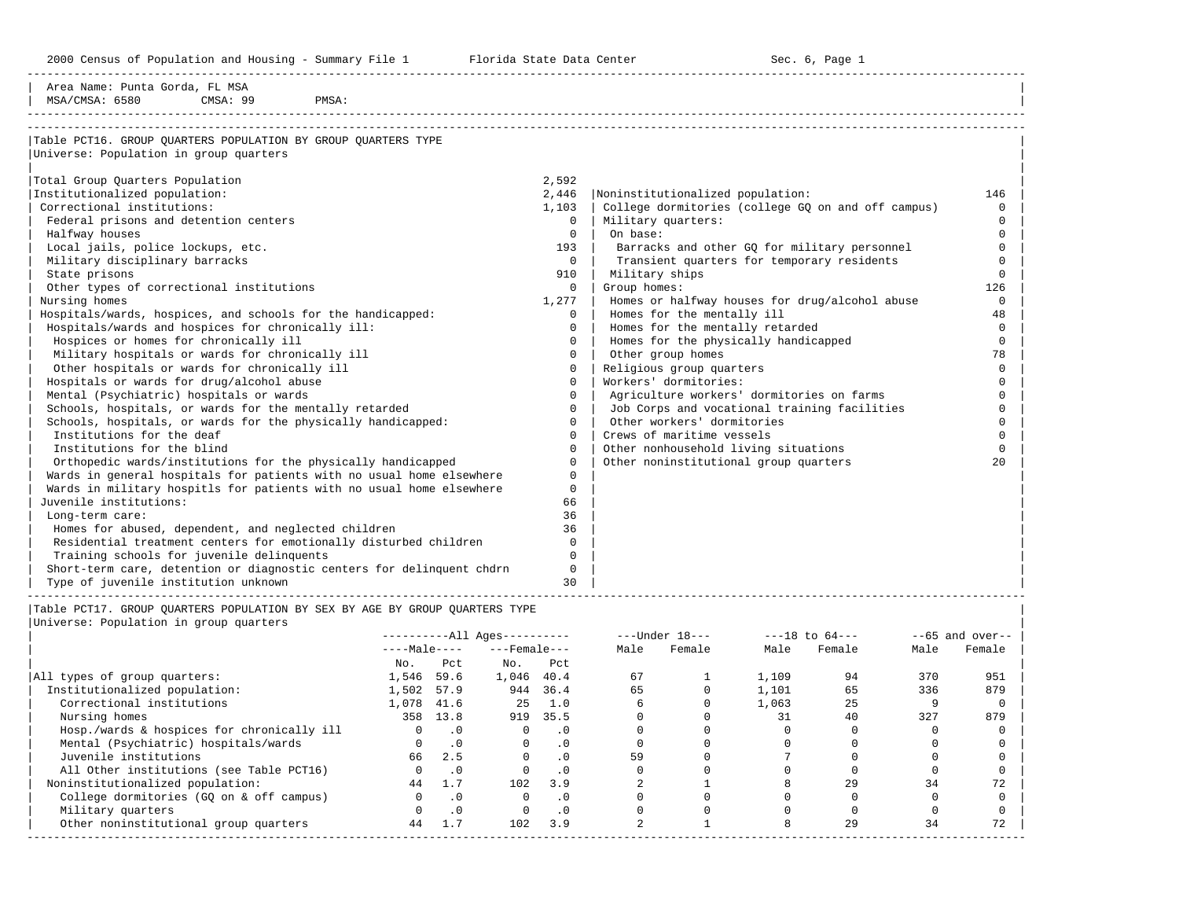2000 Census of Population and Housing - Summary File 1 Florida State Data Center Sec. 6, Page 1

Area Name: Punta Gorda, FL MSA
MSA/CMSA: 6580 CMSA: 99 PMSA:

## Table PCT16. GROUP QUARTERS POPULATION BY GROUP QUARTERS TYPE

Universe: Population in group quarters

| Category | Count | Category | Count |
|---|---|---|---|
| Total Group Quarters Population | 2,592 | | |
| Institutionalized population: | 2,446 | Noninstitutionalized population: | 146 |
| Correctional institutions: | 1,103 | College dormitories (college GQ on and off campus) | 0 |
| Federal prisons and detention centers | 0 | Military quarters: | 0 |
| Halfway houses | 0 | On base: | 0 |
| Local jails, police lockups, etc. | 193 | Barracks and other GQ for military personnel | 0 |
| Military disciplinary barracks | 0 | Transient quarters for temporary residents | 0 |
| State prisons | 910 | Military ships | 0 |
| Other types of correctional institutions | 0 | Group homes: | 126 |
| Nursing homes | 1,277 | Homes or halfway houses for drug/alcohol abuse | 0 |
| Hospitals/wards, hospices, and schools for the handicapped: | 0 | Homes for the mentally ill | 48 |
| Hospitals/wards and hospices for chronically ill: | 0 | Homes for the mentally retarded | 0 |
| Hospices or homes for chronically ill | 0 | Homes for the physically handicapped | 0 |
| Military hospitals or wards for chronically ill | 0 | Other group homes | 78 |
| Other hospitals or wards for chronically ill | 0 | Religious group quarters | 0 |
| Hospitals or wards for drug/alcohol abuse | 0 | Workers' dormitories: | 0 |
| Mental (Psychiatric) hospitals or wards | 0 | Agriculture workers' dormitories on farms | 0 |
| Schools, hospitals, or wards for the mentally retarded | 0 | Job Corps and vocational training facilities | 0 |
| Schools, hospitals, or wards for the physically handicapped: | 0 | Other workers' dormitories | 0 |
| Institutions for the deaf | 0 | Crews of maritime vessels | 0 |
| Institutions for the blind | 0 | Other nonhousehold living situations | 0 |
| Orthopedic wards/institutions for the physically handicapped | 0 | Other noninstitutional group quarters | 20 |
| Wards in general hospitals for patients with no usual home elsewhere | 0 | | |
| Wards in military hospitls for patients with no usual home elsewhere | 0 | | |
| Juvenile institutions: | 66 | | |
| Long-term care: | 36 | | |
| Homes for abused, dependent, and neglected children | 36 | | |
| Residential treatment centers for emotionally disturbed children | 0 | | |
| Training schools for juvenile delinquents | 0 | | |
| Short-term care, detention or diagnostic centers for delinquent chdrn | 0 | | |
| Type of juvenile institution unknown | 30 | | |

## Table PCT17. GROUP QUARTERS POPULATION BY SEX BY AGE BY GROUP QUARTERS TYPE

Universe: Population in group quarters

| | All Ages Male No. | All Ages Male Pct | All Ages Female No. | All Ages Female Pct | Under 18 Male | Under 18 Female | 18 to 64 Male | 18 to 64 Female | 65 and over Male | 65 and over Female |
|---|---|---|---|---|---|---|---|---|---|---|
| All types of group quarters: | 1,546 | 59.6 | 1,046 | 40.4 | 67 | 1 | 1,109 | 94 | 370 | 951 |
| Institutionalized population: | 1,502 | 57.9 | 944 | 36.4 | 65 | 0 | 1,101 | 65 | 336 | 879 |
| Correctional institutions | 1,078 | 41.6 | 25 | 1.0 | 6 | 0 | 1,063 | 25 | 9 | 0 |
| Nursing homes | 358 | 13.8 | 919 | 35.5 | 0 | 0 | 31 | 40 | 327 | 879 |
| Hosp./wards & hospices for chronically ill | 0 | .0 | 0 | .0 | 0 | 0 | 0 | 0 | 0 | 0 |
| Mental (Psychiatric) hospitals/wards | 0 | .0 | 0 | .0 | 0 | 0 | 0 | 0 | 0 | 0 |
| Juvenile institutions | 66 | 2.5 | 0 | .0 | 59 | 0 | 7 | 0 | 0 | 0 |
| All Other institutions (see Table PCT16) | 0 | .0 | 0 | .0 | 0 | 0 | 0 | 0 | 0 | 0 |
| Noninstitutionalized population: | 44 | 1.7 | 102 | 3.9 | 2 | 1 | 8 | 29 | 34 | 72 |
| College dormitories (GQ on & off campus) | 0 | .0 | 0 | .0 | 0 | 0 | 0 | 0 | 0 | 0 |
| Military quarters | 0 | .0 | 0 | .0 | 0 | 0 | 0 | 0 | 0 | 0 |
| Other noninstitutional group quarters | 44 | 1.7 | 102 | 3.9 | 2 | 1 | 8 | 29 | 34 | 72 |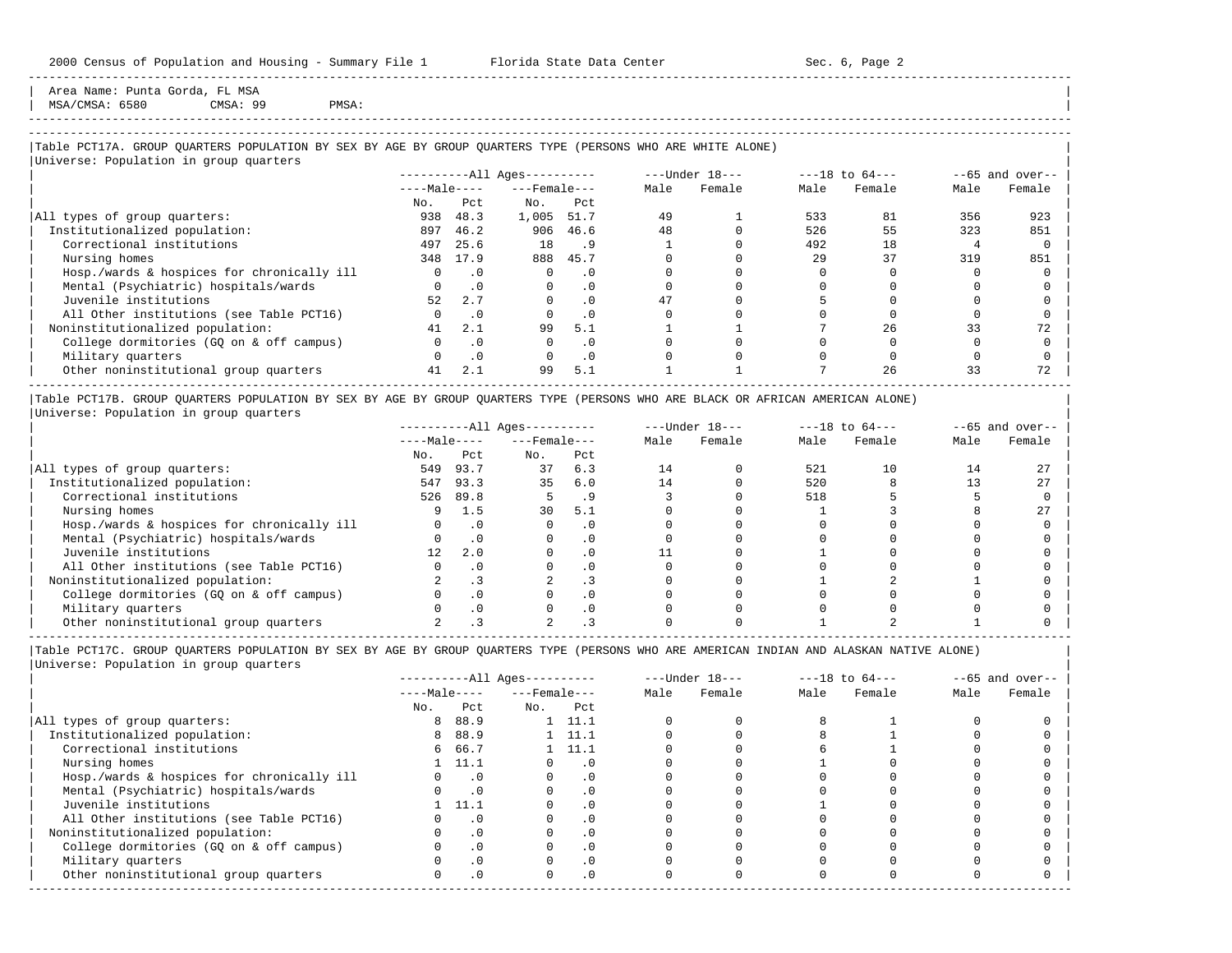Area Name: Punta Gorda, FL MSA
MSA/CMSA: 6580 CMSA: 99 PMSA:

### Table PCT17A. GROUP QUARTERS POPULATION BY SEX BY AGE BY GROUP QUARTERS TYPE (PERSONS WHO ARE WHITE ALONE)

Universe: Population in group quarters

| | All Ages | | | | Under 18 | | 18 to 64 | | 65 and over | |
|---|---|---|---|---|---|---|---|---|---|---|
| | Male | | Female | | | | | | | |
| | No. | Pct | No. | Pct | Male | Female | Male | Female | Male | Female |
| All types of group quarters: | 938 | 48.3 | 1,005 | 51.7 | 49 | 1 | 533 | 81 | 356 | 923 |
| Institutionalized population: | 897 | 46.2 | 906 | 46.6 | 48 | 0 | 526 | 55 | 323 | 851 |
| Correctional institutions | 497 | 25.6 | 18 | .9 | 1 | 0 | 492 | 18 | 4 | 0 |
| Nursing homes | 348 | 17.9 | 888 | 45.7 | 0 | 0 | 29 | 37 | 319 | 851 |
| Hosp./wards & hospices for chronically ill | 0 | .0 | 0 | .0 | 0 | 0 | 0 | 0 | 0 | 0 |
| Mental (Psychiatric) hospitals/wards | 0 | .0 | 0 | .0 | 0 | 0 | 0 | 0 | 0 | 0 |
| Juvenile institutions | 52 | 2.7 | 0 | .0 | 47 | 0 | 5 | 0 | 0 | 0 |
| All Other institutions (see Table PCT16) | 0 | .0 | 0 | .0 | 0 | 0 | 0 | 0 | 0 | 0 |
| Noninstitutionalized population: | 41 | 2.1 | 99 | 5.1 | 1 | 1 | 7 | 26 | 33 | 72 |
| College dormitories (GQ on & off campus) | 0 | .0 | 0 | .0 | 0 | 0 | 0 | 0 | 0 | 0 |
| Military quarters | 0 | .0 | 0 | .0 | 0 | 0 | 0 | 0 | 0 | 0 |
| Other noninstitutional group quarters | 41 | 2.1 | 99 | 5.1 | 1 | 1 | 7 | 26 | 33 | 72 |

### Table PCT17B. GROUP QUARTERS POPULATION BY SEX BY AGE BY GROUP QUARTERS TYPE (PERSONS WHO ARE BLACK OR AFRICAN AMERICAN ALONE)

Universe: Population in group quarters

| | All Ages | | | | Under 18 | | 18 to 64 | | 65 and over | |
|---|---|---|---|---|---|---|---|---|---|---|
| | Male | | Female | | | | | | | |
| | No. | Pct | No. | Pct | Male | Female | Male | Female | Male | Female |
| All types of group quarters: | 549 | 93.7 | 37 | 6.3 | 14 | 0 | 521 | 10 | 14 | 27 |
| Institutionalized population: | 547 | 93.3 | 35 | 6.0 | 14 | 0 | 520 | 8 | 13 | 27 |
| Correctional institutions | 526 | 89.8 | 5 | .9 | 3 | 0 | 518 | 5 | 5 | 0 |
| Nursing homes | 9 | 1.5 | 30 | 5.1 | 0 | 0 | 1 | 3 | 8 | 27 |
| Hosp./wards & hospices for chronically ill | 0 | .0 | 0 | .0 | 0 | 0 | 0 | 0 | 0 | 0 |
| Mental (Psychiatric) hospitals/wards | 0 | .0 | 0 | .0 | 0 | 0 | 0 | 0 | 0 | 0 |
| Juvenile institutions | 12 | 2.0 | 0 | .0 | 11 | 0 | 1 | 0 | 0 | 0 |
| All Other institutions (see Table PCT16) | 0 | .0 | 0 | .0 | 0 | 0 | 0 | 0 | 0 | 0 |
| Noninstitutionalized population: | 2 | .3 | 2 | .3 | 0 | 0 | 1 | 2 | 1 | 0 |
| College dormitories (GQ on & off campus) | 0 | .0 | 0 | .0 | 0 | 0 | 0 | 0 | 0 | 0 |
| Military quarters | 0 | .0 | 0 | .0 | 0 | 0 | 0 | 0 | 0 | 0 |
| Other noninstitutional group quarters | 2 | .3 | 2 | .3 | 0 | 0 | 1 | 2 | 1 | 0 |

### Table PCT17C. GROUP QUARTERS POPULATION BY SEX BY AGE BY GROUP QUARTERS TYPE (PERSONS WHO ARE AMERICAN INDIAN AND ALASKAN NATIVE ALONE)

Universe: Population in group quarters

| | All Ages | | | | Under 18 | | 18 to 64 | | 65 and over | |
|---|---|---|---|---|---|---|---|---|---|---|
| | Male | | Female | | | | | | | |
| | No. | Pct | No. | Pct | Male | Female | Male | Female | Male | Female |
| All types of group quarters: | 8 | 88.9 | 1 | 11.1 | 0 | 0 | 8 | 1 | 0 | 0 |
| Institutionalized population: | 8 | 88.9 | 1 | 11.1 | 0 | 0 | 8 | 1 | 0 | 0 |
| Correctional institutions | 6 | 66.7 | 1 | 11.1 | 0 | 0 | 6 | 1 | 0 | 0 |
| Nursing homes | 1 | 11.1 | 0 | .0 | 0 | 0 | 1 | 0 | 0 | 0 |
| Hosp./wards & hospices for chronically ill | 0 | .0 | 0 | .0 | 0 | 0 | 0 | 0 | 0 | 0 |
| Mental (Psychiatric) hospitals/wards | 0 | .0 | 0 | .0 | 0 | 0 | 0 | 0 | 0 | 0 |
| Juvenile institutions | 1 | 11.1 | 0 | .0 | 0 | 0 | 1 | 0 | 0 | 0 |
| All Other institutions (see Table PCT16) | 0 | .0 | 0 | .0 | 0 | 0 | 0 | 0 | 0 | 0 |
| Noninstitutionalized population: | 0 | .0 | 0 | .0 | 0 | 0 | 0 | 0 | 0 | 0 |
| College dormitories (GQ on & off campus) | 0 | .0 | 0 | .0 | 0 | 0 | 0 | 0 | 0 | 0 |
| Military quarters | 0 | .0 | 0 | .0 | 0 | 0 | 0 | 0 | 0 | 0 |
| Other noninstitutional group quarters | 0 | .0 | 0 | .0 | 0 | 0 | 0 | 0 | 0 | 0 |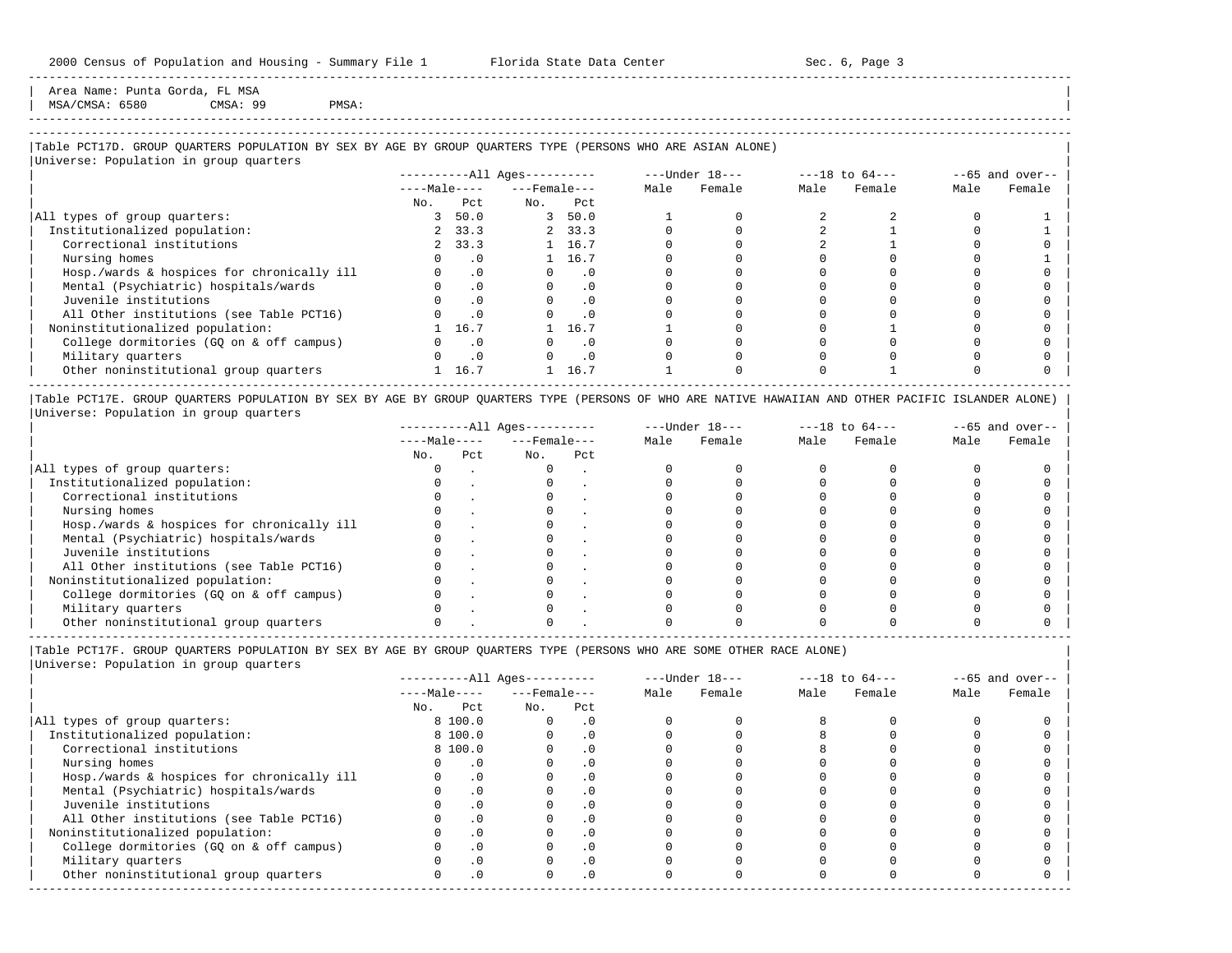Area Name: Punta Gorda, FL MSA
MSA/CMSA: 6580 CMSA: 99 PMSA:

### Table PCT17D. GROUP QUARTERS POPULATION BY SEX BY AGE BY GROUP QUARTERS TYPE (PERSONS WHO ARE ASIAN ALONE)

Universe: Population in group quarters

| | All Ages: Male No. | All Ages: Male Pct | All Ages: Female No. | All Ages: Female Pct | Under 18: Male | Under 18: Female | 18 to 64: Male | 18 to 64: Female | 65 and over: Male | 65 and over: Female |
|---|---|---|---|---|---|---|---|---|---|---|
| All types of group quarters: | 3 | 50.0 | 3 | 50.0 | 1 | 0 | 2 | 2 | 0 | 1 |
| Institutionalized population: | 2 | 33.3 | 2 | 33.3 | 0 | 0 | 2 | 1 | 0 | 1 |
| Correctional institutions | 2 | 33.3 | 1 | 16.7 | 0 | 0 | 2 | 1 | 0 | 0 |
| Nursing homes | 0 | .0 | 1 | 16.7 | 0 | 0 | 0 | 0 | 0 | 1 |
| Hosp./wards & hospices for chronically ill | 0 | .0 | 0 | .0 | 0 | 0 | 0 | 0 | 0 | 0 |
| Mental (Psychiatric) hospitals/wards | 0 | .0 | 0 | .0 | 0 | 0 | 0 | 0 | 0 | 0 |
| Juvenile institutions | 0 | .0 | 0 | .0 | 0 | 0 | 0 | 0 | 0 | 0 |
| All Other institutions (see Table PCT16) | 0 | .0 | 0 | .0 | 0 | 0 | 0 | 0 | 0 | 0 |
| Noninstitutionalized population: | 1 | 16.7 | 1 | 16.7 | 1 | 0 | 0 | 1 | 0 | 0 |
| College dormitories (GQ on & off campus) | 0 | .0 | 0 | .0 | 0 | 0 | 0 | 0 | 0 | 0 |
| Military quarters | 0 | .0 | 0 | .0 | 0 | 0 | 0 | 0 | 0 | 0 |
| Other noninstitutional group quarters | 1 | 16.7 | 1 | 16.7 | 1 | 0 | 0 | 1 | 0 | 0 |

### Table PCT17E. GROUP QUARTERS POPULATION BY SEX BY AGE BY GROUP QUARTERS TYPE (PERSONS OF WHO ARE NATIVE HAWAIIAN AND OTHER PACIFIC ISLANDER ALONE)

Universe: Population in group quarters

| | All Ages: Male No. | All Ages: Male Pct | All Ages: Female No. | All Ages: Female Pct | Under 18: Male | Under 18: Female | 18 to 64: Male | 18 to 64: Female | 65 and over: Male | 65 and over: Female |
|---|---|---|---|---|---|---|---|---|---|---|
| All types of group quarters: | 0 | . | 0 | . | 0 | 0 | 0 | 0 | 0 | 0 |
| Institutionalized population: | 0 | . | 0 | . | 0 | 0 | 0 | 0 | 0 | 0 |
| Correctional institutions | 0 | . | 0 | . | 0 | 0 | 0 | 0 | 0 | 0 |
| Nursing homes | 0 | . | 0 | . | 0 | 0 | 0 | 0 | 0 | 0 |
| Hosp./wards & hospices for chronically ill | 0 | . | 0 | . | 0 | 0 | 0 | 0 | 0 | 0 |
| Mental (Psychiatric) hospitals/wards | 0 | . | 0 | . | 0 | 0 | 0 | 0 | 0 | 0 |
| Juvenile institutions | 0 | . | 0 | . | 0 | 0 | 0 | 0 | 0 | 0 |
| All Other institutions (see Table PCT16) | 0 | . | 0 | . | 0 | 0 | 0 | 0 | 0 | 0 |
| Noninstitutionalized population: | 0 | . | 0 | . | 0 | 0 | 0 | 0 | 0 | 0 |
| College dormitories (GQ on & off campus) | 0 | . | 0 | . | 0 | 0 | 0 | 0 | 0 | 0 |
| Military quarters | 0 | . | 0 | . | 0 | 0 | 0 | 0 | 0 | 0 |
| Other noninstitutional group quarters | 0 | . | 0 | . | 0 | 0 | 0 | 0 | 0 | 0 |

### Table PCT17F. GROUP QUARTERS POPULATION BY SEX BY AGE BY GROUP QUARTERS TYPE (PERSONS WHO ARE SOME OTHER RACE ALONE)

Universe: Population in group quarters

| | All Ages: Male No. | All Ages: Male Pct | All Ages: Female No. | All Ages: Female Pct | Under 18: Male | Under 18: Female | 18 to 64: Male | 18 to 64: Female | 65 and over: Male | 65 and over: Female |
|---|---|---|---|---|---|---|---|---|---|---|
| All types of group quarters: | 8 | 100.0 | 0 | .0 | 0 | 0 | 8 | 0 | 0 | 0 |
| Institutionalized population: | 8 | 100.0 | 0 | .0 | 0 | 0 | 8 | 0 | 0 | 0 |
| Correctional institutions | 8 | 100.0 | 0 | .0 | 0 | 0 | 8 | 0 | 0 | 0 |
| Nursing homes | 0 | .0 | 0 | .0 | 0 | 0 | 0 | 0 | 0 | 0 |
| Hosp./wards & hospices for chronically ill | 0 | .0 | 0 | .0 | 0 | 0 | 0 | 0 | 0 | 0 |
| Mental (Psychiatric) hospitals/wards | 0 | .0 | 0 | .0 | 0 | 0 | 0 | 0 | 0 | 0 |
| Juvenile institutions | 0 | .0 | 0 | .0 | 0 | 0 | 0 | 0 | 0 | 0 |
| All Other institutions (see Table PCT16) | 0 | .0 | 0 | .0 | 0 | 0 | 0 | 0 | 0 | 0 |
| Noninstitutionalized population: | 0 | .0 | 0 | .0 | 0 | 0 | 0 | 0 | 0 | 0 |
| College dormitories (GQ on & off campus) | 0 | .0 | 0 | .0 | 0 | 0 | 0 | 0 | 0 | 0 |
| Military quarters | 0 | .0 | 0 | .0 | 0 | 0 | 0 | 0 | 0 | 0 |
| Other noninstitutional group quarters | 0 | .0 | 0 | .0 | 0 | 0 | 0 | 0 | 0 | 0 |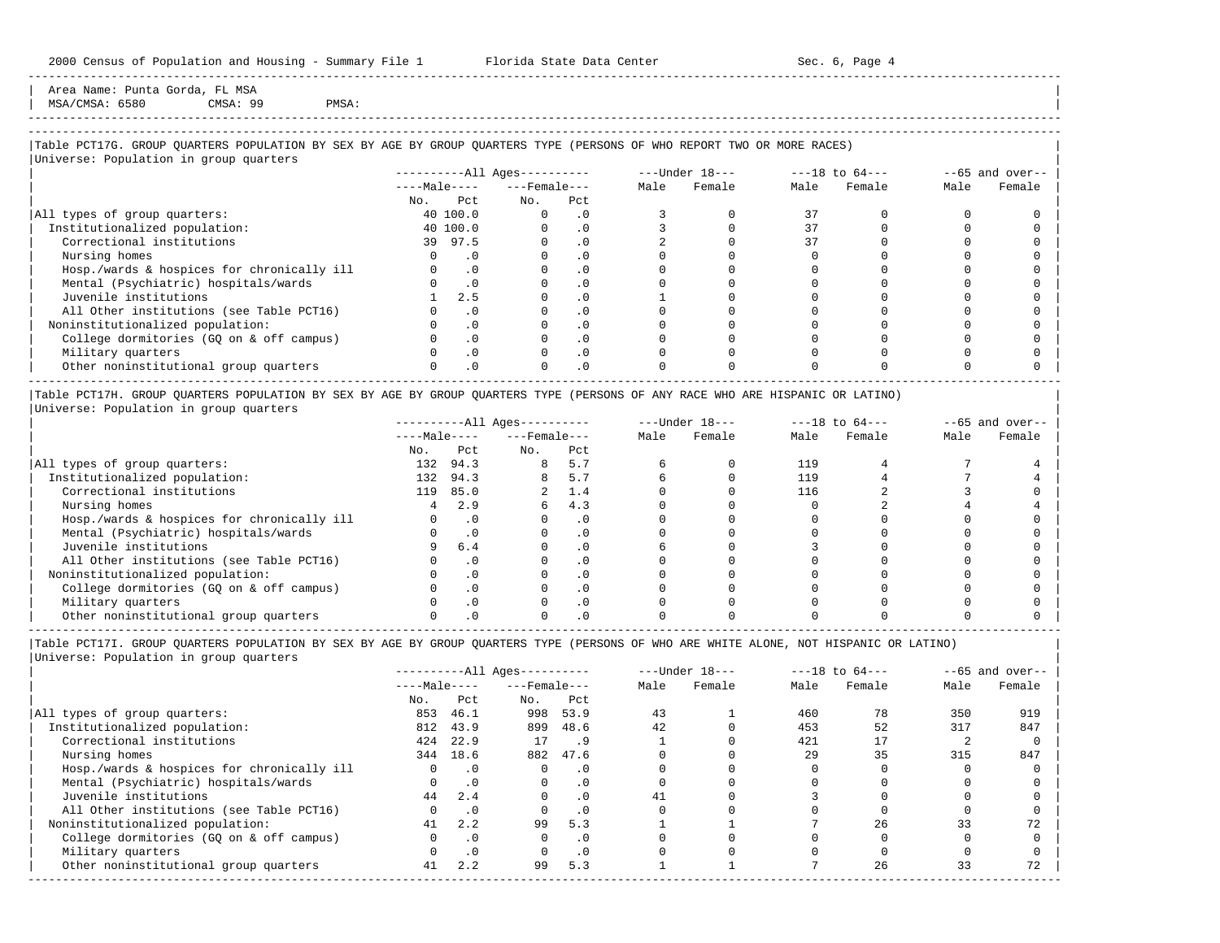Area Name: Punta Gorda, FL MSA
MSA/CMSA: 6580 CMSA: 99 PMSA:

Table PCT17G. GROUP QUARTERS POPULATION BY SEX BY AGE BY GROUP QUARTERS TYPE (PERSONS OF WHO REPORT TWO OR MORE RACES)
Universe: Population in group quarters

| | All Ages | | | | Under 18 | | 18 to 64 | | 65 and over | |
|---|---|---|---|---|---|---|---|---|---|---|
| | Male | | Female | | | | | | | |
| | No. | Pct | No. | Pct | Male | Female | Male | Female | Male | Female |
| All types of group quarters: | 40 | 100.0 | 0 | .0 | 3 | 0 | 37 | 0 | 0 | 0 |
| Institutionalized population: | 40 | 100.0 | 0 | .0 | 3 | 0 | 37 | 0 | 0 | 0 |
| Correctional institutions | 39 | 97.5 | 0 | .0 | 2 | 0 | 37 | 0 | 0 | 0 |
| Nursing homes | 0 | .0 | 0 | .0 | 0 | 0 | 0 | 0 | 0 | 0 |
| Hosp./wards & hospices for chronically ill | 0 | .0 | 0 | .0 | 0 | 0 | 0 | 0 | 0 | 0 |
| Mental (Psychiatric) hospitals/wards | 0 | .0 | 0 | .0 | 0 | 0 | 0 | 0 | 0 | 0 |
| Juvenile institutions | 1 | 2.5 | 0 | .0 | 1 | 0 | 0 | 0 | 0 | 0 |
| All Other institutions (see Table PCT16) | 0 | .0 | 0 | .0 | 0 | 0 | 0 | 0 | 0 | 0 |
| Noninstitutionalized population: | 0 | .0 | 0 | .0 | 0 | 0 | 0 | 0 | 0 | 0 |
| College dormitories (GQ on & off campus) | 0 | .0 | 0 | .0 | 0 | 0 | 0 | 0 | 0 | 0 |
| Military quarters | 0 | .0 | 0 | .0 | 0 | 0 | 0 | 0 | 0 | 0 |
| Other noninstitutional group quarters | 0 | .0 | 0 | .0 | 0 | 0 | 0 | 0 | 0 | 0 |

Table PCT17H. GROUP QUARTERS POPULATION BY SEX BY AGE BY GROUP QUARTERS TYPE (PERSONS OF ANY RACE WHO ARE HISPANIC OR LATINO)
Universe: Population in group quarters

| | All Ages | | | | Under 18 | | 18 to 64 | | 65 and over | |
|---|---|---|---|---|---|---|---|---|---|---|
| | Male | | Female | | | | | | | |
| | No. | Pct | No. | Pct | Male | Female | Male | Female | Male | Female |
| All types of group quarters: | 132 | 94.3 | 8 | 5.7 | 6 | 0 | 119 | 4 | 7 | 4 |
| Institutionalized population: | 132 | 94.3 | 8 | 5.7 | 6 | 0 | 119 | 4 | 7 | 4 |
| Correctional institutions | 119 | 85.0 | 2 | 1.4 | 0 | 0 | 116 | 2 | 3 | 0 |
| Nursing homes | 4 | 2.9 | 6 | 4.3 | 0 | 0 | 0 | 2 | 4 | 4 |
| Hosp./wards & hospices for chronically ill | 0 | .0 | 0 | .0 | 0 | 0 | 0 | 0 | 0 | 0 |
| Mental (Psychiatric) hospitals/wards | 0 | .0 | 0 | .0 | 0 | 0 | 0 | 0 | 0 | 0 |
| Juvenile institutions | 9 | 6.4 | 0 | .0 | 6 | 0 | 3 | 0 | 0 | 0 |
| All Other institutions (see Table PCT16) | 0 | .0 | 0 | .0 | 0 | 0 | 0 | 0 | 0 | 0 |
| Noninstitutionalized population: | 0 | .0 | 0 | .0 | 0 | 0 | 0 | 0 | 0 | 0 |
| College dormitories (GQ on & off campus) | 0 | .0 | 0 | .0 | 0 | 0 | 0 | 0 | 0 | 0 |
| Military quarters | 0 | .0 | 0 | .0 | 0 | 0 | 0 | 0 | 0 | 0 |
| Other noninstitutional group quarters | 0 | .0 | 0 | .0 | 0 | 0 | 0 | 0 | 0 | 0 |

Table PCT17I. GROUP QUARTERS POPULATION BY SEX BY AGE BY GROUP QUARTERS TYPE (PERSONS OF WHO ARE WHITE ALONE, NOT HISPANIC OR LATINO)
Universe: Population in group quarters

| | All Ages | | | | Under 18 | | 18 to 64 | | 65 and over | |
|---|---|---|---|---|---|---|---|---|---|---|
| | Male | | Female | | | | | | | |
| | No. | Pct | No. | Pct | Male | Female | Male | Female | Male | Female |
| All types of group quarters: | 853 | 46.1 | 998 | 53.9 | 43 | 1 | 460 | 78 | 350 | 919 |
| Institutionalized population: | 812 | 43.9 | 899 | 48.6 | 42 | 0 | 453 | 52 | 317 | 847 |
| Correctional institutions | 424 | 22.9 | 17 | .9 | 1 | 0 | 421 | 17 | 2 | 0 |
| Nursing homes | 344 | 18.6 | 882 | 47.6 | 0 | 0 | 29 | 35 | 315 | 847 |
| Hosp./wards & hospices for chronically ill | 0 | .0 | 0 | .0 | 0 | 0 | 0 | 0 | 0 | 0 |
| Mental (Psychiatric) hospitals/wards | 0 | .0 | 0 | .0 | 0 | 0 | 0 | 0 | 0 | 0 |
| Juvenile institutions | 44 | 2.4 | 0 | .0 | 41 | 0 | 3 | 0 | 0 | 0 |
| All Other institutions (see Table PCT16) | 0 | .0 | 0 | .0 | 0 | 0 | 0 | 0 | 0 | 0 |
| Noninstitutionalized population: | 41 | 2.2 | 99 | 5.3 | 1 | 1 | 7 | 26 | 33 | 72 |
| College dormitories (GQ on & off campus) | 0 | .0 | 0 | .0 | 0 | 0 | 0 | 0 | 0 | 0 |
| Military quarters | 0 | .0 | 0 | .0 | 0 | 0 | 0 | 0 | 0 | 0 |
| Other noninstitutional group quarters | 41 | 2.2 | 99 | 5.3 | 1 | 1 | 7 | 26 | 33 | 72 |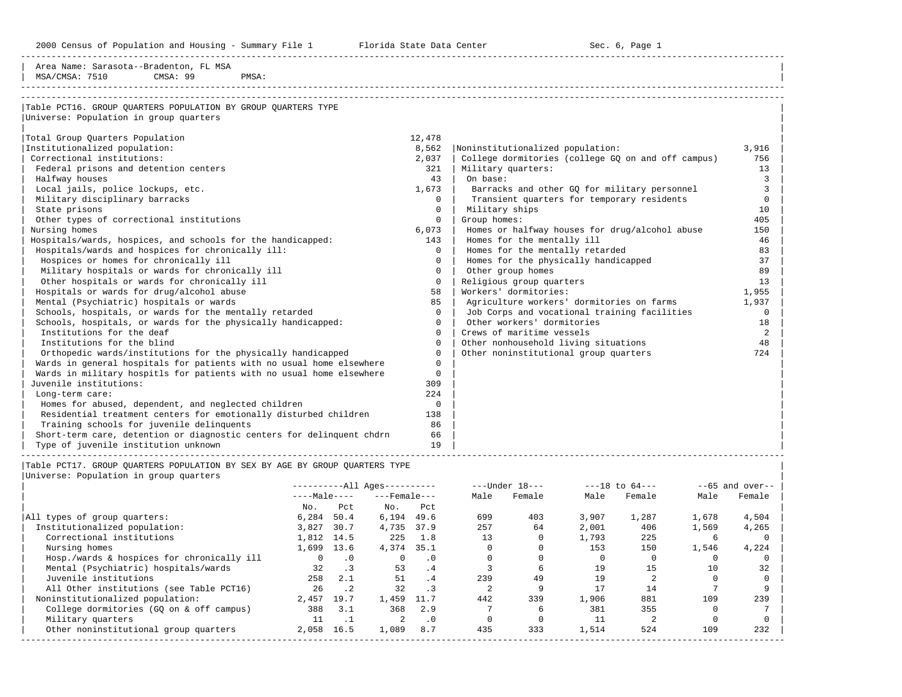Area Name: Sarasota--Bradenton, FL MSA
MSA/CMSA: 7510 CMSA: 99 PMSA:

## Table PCT16. GROUP QUARTERS POPULATION BY GROUP QUARTERS TYPE

Universe: Population in group quarters

| Category | Number |
|---|---|
| Total Group Quarters Population | 12,478 |
| Institutionalized population: | 8,562 |
| Correctional institutions: | 2,037 |
| Federal prisons and detention centers | 321 |
| Halfway houses | 43 |
| Local jails, police lockups, etc. | 1,673 |
| Military disciplinary barracks | 0 |
| State prisons | 0 |
| Other types of correctional institutions | 0 |
| Nursing homes | 6,073 |
| Hospitals/wards, hospices, and schools for the handicapped: | 143 |
| Hospitals/wards and hospices for chronically ill: | 0 |
| Hospices or homes for chronically ill | 0 |
| Military hospitals or wards for chronically ill | 0 |
| Other hospitals or wards for chronically ill | 0 |
| Hospitals or wards for drug/alcohol abuse | 58 |
| Mental (Psychiatric) hospitals or wards | 85 |
| Schools, hospitals, or wards for the mentally retarded | 0 |
| Schools, hospitals, or wards for the physically handicapped: | 0 |
| Institutions for the deaf | 0 |
| Institutions for the blind | 0 |
| Orthopedic wards/institutions for the physically handicapped | 0 |
| Wards in general hospitals for patients with no usual home elsewhere | 0 |
| Wards in military hospitls for patients with no usual home elsewhere | 0 |
| Juvenile institutions: | 309 |
| Long-term care: | 224 |
| Homes for abused, dependent, and neglected children | 0 |
| Residential treatment centers for emotionally disturbed children | 138 |
| Training schools for juvenile delinquents | 86 |
| Short-term care, detention or diagnostic centers for delinquent chdrn | 66 |
| Type of juvenile institution unknown | 19 |
| Noninstitutionalized population: | 3,916 |
| College dormitories (college GQ on and off campus) | 756 |
| Military quarters: | 13 |
| On base: | 3 |
| Barracks and other GQ for military personnel | 3 |
| Transient quarters for temporary residents | 0 |
| Military ships | 10 |
| Group homes: | 405 |
| Homes or halfway houses for drug/alcohol abuse | 150 |
| Homes for the mentally ill | 46 |
| Homes for the mentally retarded | 83 |
| Homes for the physically handicapped | 37 |
| Other group homes | 89 |
| Religious group quarters | 13 |
| Workers' dormitories: | 1,955 |
| Agriculture workers' dormitories on farms | 1,937 |
| Job Corps and vocational training facilities | 0 |
| Other workers' dormitories | 18 |
| Crews of maritime vessels | 2 |
| Other nonhousehold living situations | 48 |
| Other noninstitutional group quarters | 724 |

## Table PCT17. GROUP QUARTERS POPULATION BY SEX BY AGE BY GROUP QUARTERS TYPE

Universe: Population in group quarters

| | All Ages Male No. | All Ages Male Pct | All Ages Female No. | All Ages Female Pct | Under 18 Male | Under 18 Female | 18 to 64 Male | 18 to 64 Female | 65 and over Male | 65 and over Female |
|---|---|---|---|---|---|---|---|---|---|---|
| All types of group quarters: | 6,284 | 50.4 | 6,194 | 49.6 | 699 | 403 | 3,907 | 1,287 | 1,678 | 4,504 |
| Institutionalized population: | 3,827 | 30.7 | 4,735 | 37.9 | 257 | 64 | 2,001 | 406 | 1,569 | 4,265 |
| Correctional institutions | 1,812 | 14.5 | 225 | 1.8 | 13 | 0 | 1,793 | 225 | 6 | 0 |
| Nursing homes | 1,699 | 13.6 | 4,374 | 35.1 | 0 | 0 | 153 | 150 | 1,546 | 4,224 |
| Hosp./wards & hospices for chronically ill | 0 | .0 | 0 | .0 | 0 | 0 | 0 | 0 | 0 | 0 |
| Mental (Psychiatric) hospitals/wards | 32 | .3 | 53 | .4 | 3 | 6 | 19 | 15 | 10 | 32 |
| Juvenile institutions | 258 | 2.1 | 51 | .4 | 239 | 49 | 19 | 2 | 0 | 0 |
| All Other institutions (see Table PCT16) | 26 | .2 | 32 | .3 | 2 | 9 | 17 | 14 | 7 | 9 |
| Noninstitutionalized population: | 2,457 | 19.7 | 1,459 | 11.7 | 442 | 339 | 1,906 | 881 | 109 | 239 |
| College dormitories (GQ on & off campus) | 388 | 3.1 | 368 | 2.9 | 7 | 6 | 381 | 355 | 0 | 7 |
| Military quarters | 11 | .1 | 2 | .0 | 0 | 0 | 11 | 2 | 0 | 0 |
| Other noninstitutional group quarters | 2,058 | 16.5 | 1,089 | 8.7 | 435 | 333 | 1,514 | 524 | 109 | 232 |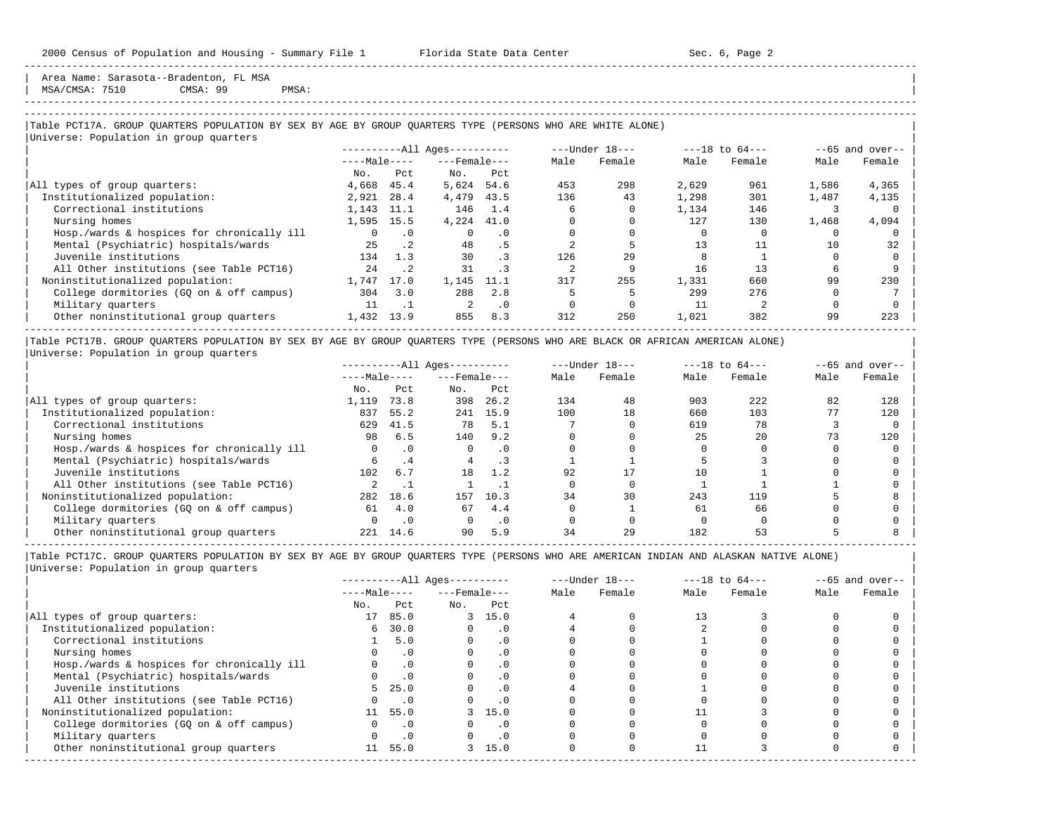Area Name: Sarasota--Bradenton, FL MSA
MSA/CMSA: 7510 CMSA: 99 PMSA:

## Table PCT17A. GROUP QUARTERS POPULATION BY SEX BY AGE BY GROUP QUARTERS TYPE (PERSONS WHO ARE WHITE ALONE)

Universe: Population in group quarters

| | All Ages Male No. | All Ages Male Pct | All Ages Female No. | All Ages Female Pct | Under 18 Male | Under 18 Female | 18 to 64 Male | 18 to 64 Female | 65 and over Male | 65 and over Female |
|---|---|---|---|---|---|---|---|---|---|---|
| All types of group quarters: | 4,668 | 45.4 | 5,624 | 54.6 | 453 | 298 | 2,629 | 961 | 1,586 | 4,365 |
| Institutionalized population: | 2,921 | 28.4 | 4,479 | 43.5 | 136 | 43 | 1,298 | 301 | 1,487 | 4,135 |
| Correctional institutions | 1,143 | 11.1 | 146 | 1.4 | 6 | 0 | 1,134 | 146 | 3 | 0 |
| Nursing homes | 1,595 | 15.5 | 4,224 | 41.0 | 0 | 0 | 127 | 130 | 1,468 | 4,094 |
| Hosp./wards & hospices for chronically ill | 0 | .0 | 0 | .0 | 0 | 0 | 0 | 0 | 0 | 0 |
| Mental (Psychiatric) hospitals/wards | 25 | .2 | 48 | .5 | 2 | 5 | 13 | 11 | 10 | 32 |
| Juvenile institutions | 134 | 1.3 | 30 | .3 | 126 | 29 | 8 | 1 | 0 | 0 |
| All Other institutions (see Table PCT16) | 24 | .2 | 31 | .3 | 2 | 9 | 16 | 13 | 6 | 9 |
| Noninstitutionalized population: | 1,747 | 17.0 | 1,145 | 11.1 | 317 | 255 | 1,331 | 660 | 99 | 230 |
| College dormitories (GQ on & off campus) | 304 | 3.0 | 288 | 2.8 | 5 | 5 | 299 | 276 | 0 | 7 |
| Military quarters | 11 | .1 | 2 | .0 | 0 | 0 | 11 | 2 | 0 | 0 |
| Other noninstitutional group quarters | 1,432 | 13.9 | 855 | 8.3 | 312 | 250 | 1,021 | 382 | 99 | 223 |

## Table PCT17B. GROUP QUARTERS POPULATION BY SEX BY AGE BY GROUP QUARTERS TYPE (PERSONS WHO ARE BLACK OR AFRICAN AMERICAN ALONE)

Universe: Population in group quarters

| | All Ages Male No. | All Ages Male Pct | All Ages Female No. | All Ages Female Pct | Under 18 Male | Under 18 Female | 18 to 64 Male | 18 to 64 Female | 65 and over Male | 65 and over Female |
|---|---|---|---|---|---|---|---|---|---|---|
| All types of group quarters: | 1,119 | 73.8 | 398 | 26.2 | 134 | 48 | 903 | 222 | 82 | 128 |
| Institutionalized population: | 837 | 55.2 | 241 | 15.9 | 100 | 18 | 660 | 103 | 77 | 120 |
| Correctional institutions | 629 | 41.5 | 78 | 5.1 | 7 | 0 | 619 | 78 | 3 | 0 |
| Nursing homes | 98 | 6.5 | 140 | 9.2 | 0 | 0 | 25 | 20 | 73 | 120 |
| Hosp./wards & hospices for chronically ill | 0 | .0 | 0 | .0 | 0 | 0 | 0 | 0 | 0 | 0 |
| Mental (Psychiatric) hospitals/wards | 6 | .4 | 4 | .3 | 1 | 1 | 5 | 3 | 0 | 0 |
| Juvenile institutions | 102 | 6.7 | 18 | 1.2 | 92 | 17 | 10 | 1 | 0 | 0 |
| All Other institutions (see Table PCT16) | 2 | .1 | 1 | .1 | 0 | 0 | 1 | 1 | 1 | 0 |
| Noninstitutionalized population: | 282 | 18.6 | 157 | 10.3 | 34 | 30 | 243 | 119 | 5 | 8 |
| College dormitories (GQ on & off campus) | 61 | 4.0 | 67 | 4.4 | 0 | 1 | 61 | 66 | 0 | 0 |
| Military quarters | 0 | .0 | 0 | .0 | 0 | 0 | 0 | 0 | 0 | 0 |
| Other noninstitutional group quarters | 221 | 14.6 | 90 | 5.9 | 34 | 29 | 182 | 53 | 5 | 8 |

## Table PCT17C. GROUP QUARTERS POPULATION BY SEX BY AGE BY GROUP QUARTERS TYPE (PERSONS WHO ARE AMERICAN INDIAN AND ALASKAN NATIVE ALONE)

Universe: Population in group quarters

| | All Ages Male No. | All Ages Male Pct | All Ages Female No. | All Ages Female Pct | Under 18 Male | Under 18 Female | 18 to 64 Male | 18 to 64 Female | 65 and over Male | 65 and over Female |
|---|---|---|---|---|---|---|---|---|---|---|
| All types of group quarters: | 17 | 85.0 | 3 | 15.0 | 4 | 0 | 13 | 3 | 0 | 0 |
| Institutionalized population: | 6 | 30.0 | 0 | .0 | 4 | 0 | 2 | 0 | 0 | 0 |
| Correctional institutions | 1 | 5.0 | 0 | .0 | 0 | 0 | 1 | 0 | 0 | 0 |
| Nursing homes | 0 | .0 | 0 | .0 | 0 | 0 | 0 | 0 | 0 | 0 |
| Hosp./wards & hospices for chronically ill | 0 | .0 | 0 | .0 | 0 | 0 | 0 | 0 | 0 | 0 |
| Mental (Psychiatric) hospitals/wards | 0 | .0 | 0 | .0 | 0 | 0 | 0 | 0 | 0 | 0 |
| Juvenile institutions | 5 | 25.0 | 0 | .0 | 4 | 0 | 1 | 0 | 0 | 0 |
| All Other institutions (see Table PCT16) | 0 | .0 | 0 | .0 | 0 | 0 | 0 | 0 | 0 | 0 |
| Noninstitutionalized population: | 11 | 55.0 | 3 | 15.0 | 0 | 0 | 11 | 3 | 0 | 0 |
| College dormitories (GQ on & off campus) | 0 | .0 | 0 | .0 | 0 | 0 | 0 | 0 | 0 | 0 |
| Military quarters | 0 | .0 | 0 | .0 | 0 | 0 | 0 | 0 | 0 | 0 |
| Other noninstitutional group quarters | 11 | 55.0 | 3 | 15.0 | 0 | 0 | 11 | 3 | 0 | 0 |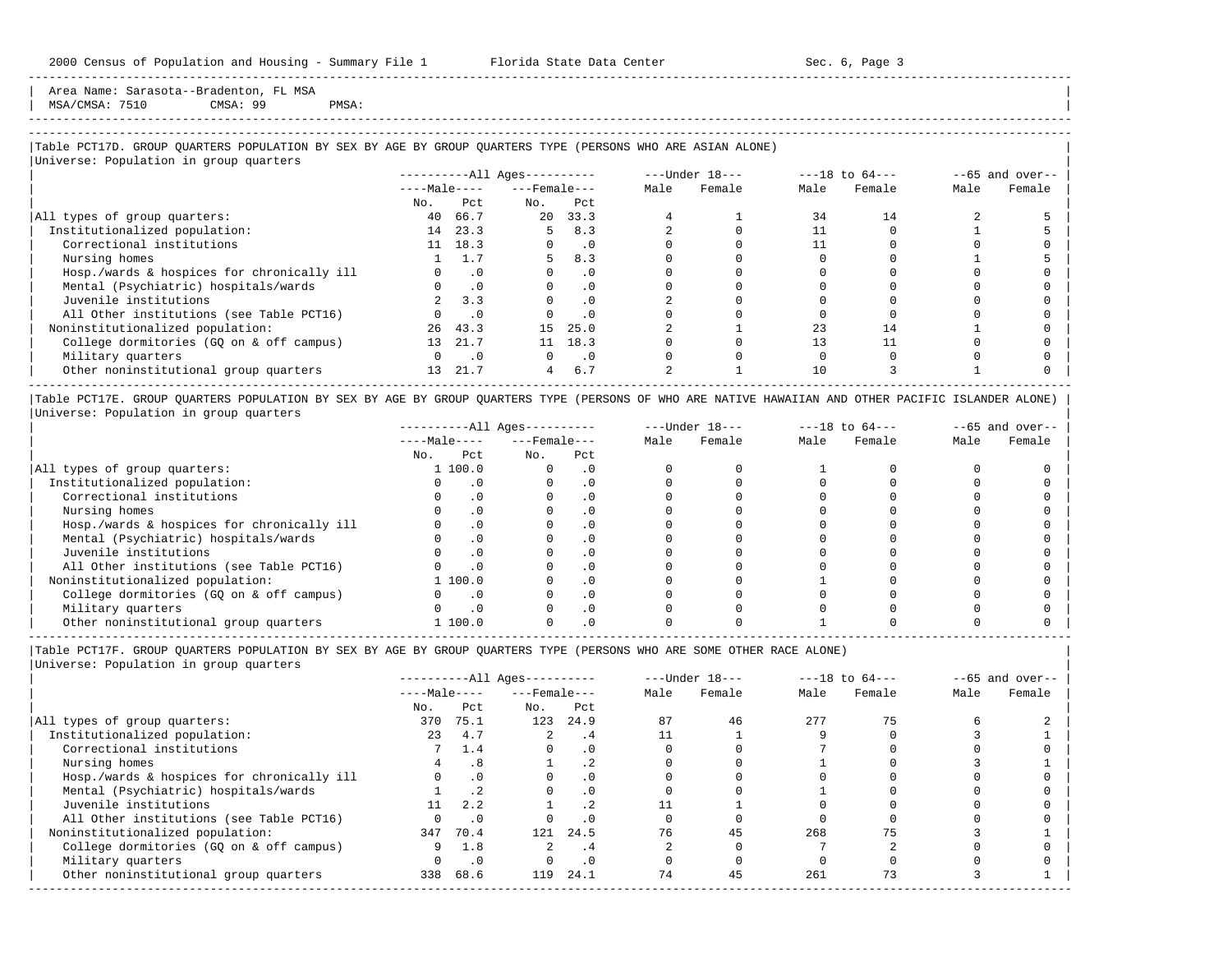Area Name: Sarasota--Bradenton, FL MSA
MSA/CMSA: 7510 CMSA: 99 PMSA:

## Table PCT17D. GROUP QUARTERS POPULATION BY SEX BY AGE BY GROUP QUARTERS TYPE (PERSONS WHO ARE ASIAN ALONE)

Universe: Population in group quarters

| | All Ages: Male No. | All Ages: Male Pct | All Ages: Female No. | All Ages: Female Pct | Under 18: Male | Under 18: Female | 18 to 64: Male | 18 to 64: Female | 65 and over: Male | 65 and over: Female |
|---|---|---|---|---|---|---|---|---|---|---|
| All types of group quarters: | 40 | 66.7 | 20 | 33.3 | 4 | 1 | 34 | 14 | 2 | 5 |
| Institutionalized population: | 14 | 23.3 | 5 | 8.3 | 2 | 0 | 11 | 0 | 1 | 5 |
| Correctional institutions | 11 | 18.3 | 0 | .0 | 0 | 0 | 11 | 0 | 0 | 0 |
| Nursing homes | 1 | 1.7 | 5 | 8.3 | 0 | 0 | 0 | 0 | 1 | 5 |
| Hosp./wards & hospices for chronically ill | 0 | .0 | 0 | .0 | 0 | 0 | 0 | 0 | 0 | 0 |
| Mental (Psychiatric) hospitals/wards | 0 | .0 | 0 | .0 | 0 | 0 | 0 | 0 | 0 | 0 |
| Juvenile institutions | 2 | 3.3 | 0 | .0 | 2 | 0 | 0 | 0 | 0 | 0 |
| All Other institutions (see Table PCT16) | 0 | .0 | 0 | .0 | 0 | 0 | 0 | 0 | 0 | 0 |
| Noninstitutionalized population: | 26 | 43.3 | 15 | 25.0 | 2 | 1 | 23 | 14 | 1 | 0 |
| College dormitories (GQ on & off campus) | 13 | 21.7 | 11 | 18.3 | 0 | 0 | 13 | 11 | 0 | 0 |
| Military quarters | 0 | .0 | 0 | .0 | 0 | 0 | 0 | 0 | 0 | 0 |
| Other noninstitutional group quarters | 13 | 21.7 | 4 | 6.7 | 2 | 1 | 10 | 3 | 1 | 0 |

## Table PCT17E. GROUP QUARTERS POPULATION BY SEX BY AGE BY GROUP QUARTERS TYPE (PERSONS OF WHO ARE NATIVE HAWAIIAN AND OTHER PACIFIC ISLANDER ALONE)

Universe: Population in group quarters

| | All Ages: Male No. | All Ages: Male Pct | All Ages: Female No. | All Ages: Female Pct | Under 18: Male | Under 18: Female | 18 to 64: Male | 18 to 64: Female | 65 and over: Male | 65 and over: Female |
|---|---|---|---|---|---|---|---|---|---|---|
| All types of group quarters: | 1 | 100.0 | 0 | .0 | 0 | 0 | 1 | 0 | 0 | 0 |
| Institutionalized population: | 0 | .0 | 0 | .0 | 0 | 0 | 0 | 0 | 0 | 0 |
| Correctional institutions | 0 | .0 | 0 | .0 | 0 | 0 | 0 | 0 | 0 | 0 |
| Nursing homes | 0 | .0 | 0 | .0 | 0 | 0 | 0 | 0 | 0 | 0 |
| Hosp./wards & hospices for chronically ill | 0 | .0 | 0 | .0 | 0 | 0 | 0 | 0 | 0 | 0 |
| Mental (Psychiatric) hospitals/wards | 0 | .0 | 0 | .0 | 0 | 0 | 0 | 0 | 0 | 0 |
| Juvenile institutions | 0 | .0 | 0 | .0 | 0 | 0 | 0 | 0 | 0 | 0 |
| All Other institutions (see Table PCT16) | 0 | .0 | 0 | .0 | 0 | 0 | 0 | 0 | 0 | 0 |
| Noninstitutionalized population: | 1 | 100.0 | 0 | .0 | 0 | 0 | 1 | 0 | 0 | 0 |
| College dormitories (GQ on & off campus) | 0 | .0 | 0 | .0 | 0 | 0 | 0 | 0 | 0 | 0 |
| Military quarters | 0 | .0 | 0 | .0 | 0 | 0 | 0 | 0 | 0 | 0 |
| Other noninstitutional group quarters | 1 | 100.0 | 0 | .0 | 0 | 0 | 1 | 0 | 0 | 0 |

## Table PCT17F. GROUP QUARTERS POPULATION BY SEX BY AGE BY GROUP QUARTERS TYPE (PERSONS WHO ARE SOME OTHER RACE ALONE)

Universe: Population in group quarters

| | All Ages: Male No. | All Ages: Male Pct | All Ages: Female No. | All Ages: Female Pct | Under 18: Male | Under 18: Female | 18 to 64: Male | 18 to 64: Female | 65 and over: Male | 65 and over: Female |
|---|---|---|---|---|---|---|---|---|---|---|
| All types of group quarters: | 370 | 75.1 | 123 | 24.9 | 87 | 46 | 277 | 75 | 6 | 2 |
| Institutionalized population: | 23 | 4.7 | 2 | .4 | 11 | 1 | 9 | 0 | 3 | 1 |
| Correctional institutions | 7 | 1.4 | 0 | .0 | 0 | 0 | 7 | 0 | 0 | 0 |
| Nursing homes | 4 | .8 | 1 | .2 | 0 | 0 | 1 | 0 | 3 | 1 |
| Hosp./wards & hospices for chronically ill | 0 | .0 | 0 | .0 | 0 | 0 | 0 | 0 | 0 | 0 |
| Mental (Psychiatric) hospitals/wards | 1 | .2 | 0 | .0 | 0 | 0 | 1 | 0 | 0 | 0 |
| Juvenile institutions | 11 | 2.2 | 1 | .2 | 11 | 1 | 0 | 0 | 0 | 0 |
| All Other institutions (see Table PCT16) | 0 | .0 | 0 | .0 | 0 | 0 | 0 | 0 | 0 | 0 |
| Noninstitutionalized population: | 347 | 70.4 | 121 | 24.5 | 76 | 45 | 268 | 75 | 3 | 1 |
| College dormitories (GQ on & off campus) | 9 | 1.8 | 2 | .4 | 2 | 0 | 7 | 2 | 0 | 0 |
| Military quarters | 0 | .0 | 0 | .0 | 0 | 0 | 0 | 0 | 0 | 0 |
| Other noninstitutional group quarters | 338 | 68.6 | 119 | 24.1 | 74 | 45 | 261 | 73 | 3 | 1 |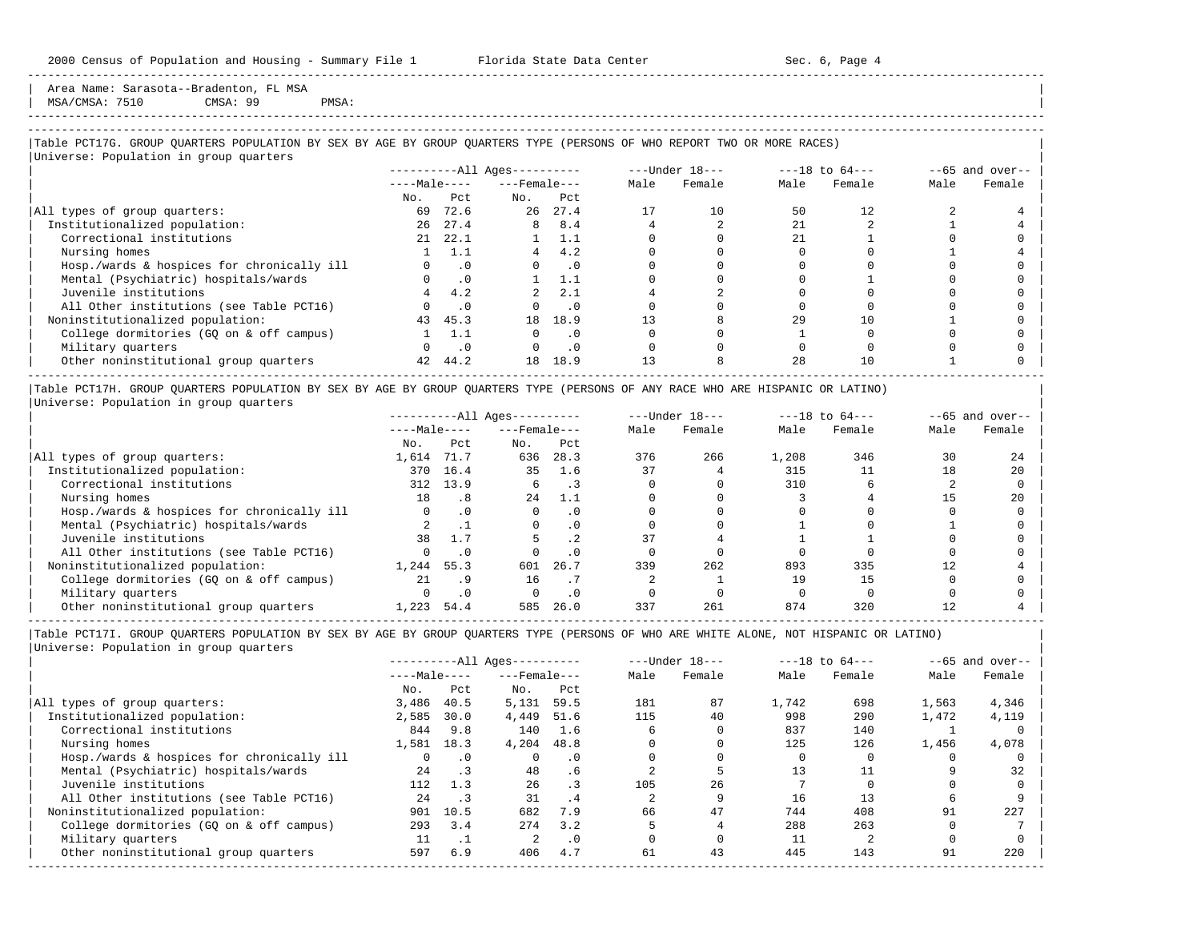Area Name: Sarasota--Bradenton, FL MSA
MSA/CMSA: 7510 CMSA: 99 PMSA:

Table PCT17G. GROUP QUARTERS POPULATION BY SEX BY AGE BY GROUP QUARTERS TYPE (PERSONS OF WHO REPORT TWO OR MORE RACES)
Universe: Population in group quarters

| | All Ages: Male No. | All Ages: Male Pct | All Ages: Female No. | All Ages: Female Pct | Under 18: Male | Under 18: Female | 18 to 64: Male | 18 to 64: Female | 65 and over: Male | 65 and over: Female |
|---|---|---|---|---|---|---|---|---|---|---|
| All types of group quarters: | 69 | 72.6 | 26 | 27.4 | 17 | 10 | 50 | 12 | 2 | 4 |
| Institutionalized population: | 26 | 27.4 | 8 | 8.4 | 4 | 2 | 21 | 2 | 1 | 4 |
| Correctional institutions | 21 | 22.1 | 1 | 1.1 | 0 | 0 | 21 | 1 | 0 | 0 |
| Nursing homes | 1 | 1.1 | 4 | 4.2 | 0 | 0 | 0 | 0 | 1 | 4 |
| Hosp./wards & hospices for chronically ill | 0 | .0 | 0 | .0 | 0 | 0 | 0 | 0 | 0 | 0 |
| Mental (Psychiatric) hospitals/wards | 0 | .0 | 1 | 1.1 | 0 | 0 | 0 | 1 | 0 | 0 |
| Juvenile institutions | 4 | 4.2 | 2 | 2.1 | 4 | 2 | 0 | 0 | 0 | 0 |
| All Other institutions (see Table PCT16) | 0 | .0 | 0 | .0 | 0 | 0 | 0 | 0 | 0 | 0 |
| Noninstitutionalized population: | 43 | 45.3 | 18 | 18.9 | 13 | 8 | 29 | 10 | 1 | 0 |
| College dormitories (GQ on & off campus) | 1 | 1.1 | 0 | .0 | 0 | 0 | 1 | 0 | 0 | 0 |
| Military quarters | 0 | .0 | 0 | .0 | 0 | 0 | 0 | 0 | 0 | 0 |
| Other noninstitutional group quarters | 42 | 44.2 | 18 | 18.9 | 13 | 8 | 28 | 10 | 1 | 0 |

Table PCT17H. GROUP QUARTERS POPULATION BY SEX BY AGE BY GROUP QUARTERS TYPE (PERSONS OF ANY RACE WHO ARE HISPANIC OR LATINO)
Universe: Population in group quarters

| | All Ages: Male No. | All Ages: Male Pct | All Ages: Female No. | All Ages: Female Pct | Under 18: Male | Under 18: Female | 18 to 64: Male | 18 to 64: Female | 65 and over: Male | 65 and over: Female |
|---|---|---|---|---|---|---|---|---|---|---|
| All types of group quarters: | 1,614 | 71.7 | 636 | 28.3 | 376 | 266 | 1,208 | 346 | 30 | 24 |
| Institutionalized population: | 370 | 16.4 | 35 | 1.6 | 37 | 4 | 315 | 11 | 18 | 20 |
| Correctional institutions | 312 | 13.9 | 6 | .3 | 0 | 0 | 310 | 6 | 2 | 0 |
| Nursing homes | 18 | .8 | 24 | 1.1 | 0 | 0 | 3 | 4 | 15 | 20 |
| Hosp./wards & hospices for chronically ill | 0 | .0 | 0 | .0 | 0 | 0 | 0 | 0 | 0 | 0 |
| Mental (Psychiatric) hospitals/wards | 2 | .1 | 0 | .0 | 0 | 0 | 1 | 0 | 1 | 0 |
| Juvenile institutions | 38 | 1.7 | 5 | .2 | 37 | 4 | 1 | 1 | 0 | 0 |
| All Other institutions (see Table PCT16) | 0 | .0 | 0 | .0 | 0 | 0 | 0 | 0 | 0 | 0 |
| Noninstitutionalized population: | 1,244 | 55.3 | 601 | 26.7 | 339 | 262 | 893 | 335 | 12 | 4 |
| College dormitories (GQ on & off campus) | 21 | .9 | 16 | .7 | 2 | 1 | 19 | 15 | 0 | 0 |
| Military quarters | 0 | .0 | 0 | .0 | 0 | 0 | 0 | 0 | 0 | 0 |
| Other noninstitutional group quarters | 1,223 | 54.4 | 585 | 26.0 | 337 | 261 | 874 | 320 | 12 | 4 |

Table PCT17I. GROUP QUARTERS POPULATION BY SEX BY AGE BY GROUP QUARTERS TYPE (PERSONS OF WHO ARE WHITE ALONE, NOT HISPANIC OR LATINO)
Universe: Population in group quarters

| | All Ages: Male No. | All Ages: Male Pct | All Ages: Female No. | All Ages: Female Pct | Under 18: Male | Under 18: Female | 18 to 64: Male | 18 to 64: Female | 65 and over: Male | 65 and over: Female |
|---|---|---|---|---|---|---|---|---|---|---|
| All types of group quarters: | 3,486 | 40.5 | 5,131 | 59.5 | 181 | 87 | 1,742 | 698 | 1,563 | 4,346 |
| Institutionalized population: | 2,585 | 30.0 | 4,449 | 51.6 | 115 | 40 | 998 | 290 | 1,472 | 4,119 |
| Correctional institutions | 844 | 9.8 | 140 | 1.6 | 6 | 0 | 837 | 140 | 1 | 0 |
| Nursing homes | 1,581 | 18.3 | 4,204 | 48.8 | 0 | 0 | 125 | 126 | 1,456 | 4,078 |
| Hosp./wards & hospices for chronically ill | 0 | .0 | 0 | .0 | 0 | 0 | 0 | 0 | 0 | 0 |
| Mental (Psychiatric) hospitals/wards | 24 | .3 | 48 | .6 | 2 | 5 | 13 | 11 | 9 | 32 |
| Juvenile institutions | 112 | 1.3 | 26 | .3 | 105 | 26 | 7 | 0 | 0 | 0 |
| All Other institutions (see Table PCT16) | 24 | .3 | 31 | .4 | 2 | 9 | 16 | 13 | 6 | 9 |
| Noninstitutionalized population: | 901 | 10.5 | 682 | 7.9 | 66 | 47 | 744 | 408 | 91 | 227 |
| College dormitories (GQ on & off campus) | 293 | 3.4 | 274 | 3.2 | 5 | 4 | 288 | 263 | 0 | 7 |
| Military quarters | 11 | .1 | 2 | .0 | 0 | 0 | 11 | 2 | 0 | 0 |
| Other noninstitutional group quarters | 597 | 6.9 | 406 | 4.7 | 61 | 43 | 445 | 143 | 91 | 220 |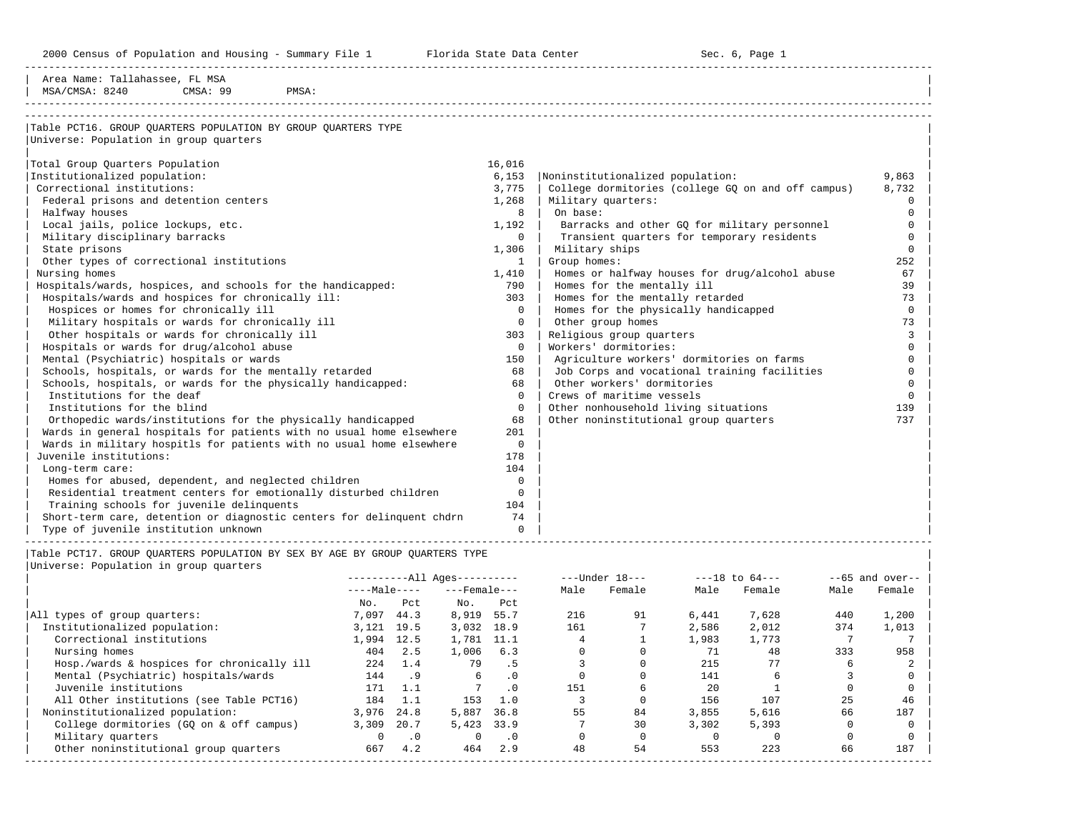Area Name: Tallahassee, FL MSA
MSA/CMSA: 8240 CMSA: 99 PMSA:

## Table PCT16. GROUP QUARTERS POPULATION BY GROUP QUARTERS TYPE

Universe: Population in group quarters

| Category | Value |
|---|---|
| Total Group Quarters Population | 16,016 |
| Institutionalized population: | 6,153 |
| Correctional institutions: | 3,775 |
| Federal prisons and detention centers | 1,268 |
| Halfway houses | 8 |
| Local jails, police lockups, etc. | 1,192 |
| Military disciplinary barracks | 0 |
| State prisons | 1,306 |
| Other types of correctional institutions | 1 |
| Nursing homes | 1,410 |
| Hospitals/wards, hospices, and schools for the handicapped: | 790 |
| Hospitals/wards and hospices for chronically ill: | 303 |
| Hospices or homes for chronically ill | 0 |
| Military hospitals or wards for chronically ill | 0 |
| Other hospitals or wards for chronically ill | 303 |
| Hospitals or wards for drug/alcohol abuse | 0 |
| Mental (Psychiatric) hospitals or wards | 150 |
| Schools, hospitals, or wards for the mentally retarded | 68 |
| Schools, hospitals, or wards for the physically handicapped: | 68 |
| Institutions for the deaf | 0 |
| Institutions for the blind | 0 |
| Orthopedic wards/institutions for the physically handicapped | 68 |
| Wards in general hospitals for patients with no usual home elsewhere | 201 |
| Wards in military hospitls for patients with no usual home elsewhere | 0 |
| Juvenile institutions: | 178 |
| Long-term care: | 104 |
| Homes for abused, dependent, and neglected children | 0 |
| Residential treatment centers for emotionally disturbed children | 0 |
| Training schools for juvenile delinquents | 104 |
| Short-term care, detention or diagnostic centers for delinquent chdrn | 74 |
| Type of juvenile institution unknown | 0 |
| Noninstitutionalized population: | 9,863 |
| College dormitories (college GQ on and off campus) | 8,732 |
| Military quarters: | 0 |
| On base: | 0 |
| Barracks and other GQ for military personnel | 0 |
| Transient quarters for temporary residents | 0 |
| Military ships | 0 |
| Group homes: | 252 |
| Homes or halfway houses for drug/alcohol abuse | 67 |
| Homes for the mentally ill | 39 |
| Homes for the mentally retarded | 73 |
| Homes for the physically handicapped | 0 |
| Other group homes | 73 |
| Religious group quarters | 3 |
| Workers' dormitories: | 0 |
| Agriculture workers' dormitories on farms | 0 |
| Job Corps and vocational training facilities | 0 |
| Other workers' dormitories | 0 |
| Crews of maritime vessels | 0 |
| Other nonhousehold living situations | 139 |
| Other noninstitutional group quarters | 737 |

## Table PCT17. GROUP QUARTERS POPULATION BY SEX BY AGE BY GROUP QUARTERS TYPE

Universe: Population in group quarters

| | All Ages Male No. | Male Pct | All Ages Female No. | Female Pct | Under 18 Male | Under 18 Female | 18 to 64 Male | 18 to 64 Female | 65 and over Male | 65 and over Female |
|---|---|---|---|---|---|---|---|---|---|---|
| All types of group quarters: | 7,097 | 44.3 | 8,919 | 55.7 | 216 | 91 | 6,441 | 7,628 | 440 | 1,200 |
| Institutionalized population: | 3,121 | 19.5 | 3,032 | 18.9 | 161 | 7 | 2,586 | 2,012 | 374 | 1,013 |
| Correctional institutions | 1,994 | 12.5 | 1,781 | 11.1 | 4 | 1 | 1,983 | 1,773 | 7 | 7 |
| Nursing homes | 404 | 2.5 | 1,006 | 6.3 | 0 | 0 | 71 | 48 | 333 | 958 |
| Hosp./wards & hospices for chronically ill | 224 | 1.4 | 79 | .5 | 3 | 0 | 215 | 77 | 6 | 2 |
| Mental (Psychiatric) hospitals/wards | 144 | .9 | 6 | .0 | 0 | 0 | 141 | 6 | 3 | 0 |
| Juvenile institutions | 171 | 1.1 | 7 | .0 | 151 | 6 | 20 | 1 | 0 | 0 |
| All Other institutions (see Table PCT16) | 184 | 1.1 | 153 | 1.0 | 3 | 0 | 156 | 107 | 25 | 46 |
| Noninstitutionalized population: | 3,976 | 24.8 | 5,887 | 36.8 | 55 | 84 | 3,855 | 5,616 | 66 | 187 |
| College dormitories (GQ on & off campus) | 3,309 | 20.7 | 5,423 | 33.9 | 7 | 30 | 3,302 | 5,393 | 0 | 0 |
| Military quarters | 0 | .0 | 0 | .0 | 0 | 0 | 0 | 0 | 0 | 0 |
| Other noninstitutional group quarters | 667 | 4.2 | 464 | 2.9 | 48 | 54 | 553 | 223 | 66 | 187 |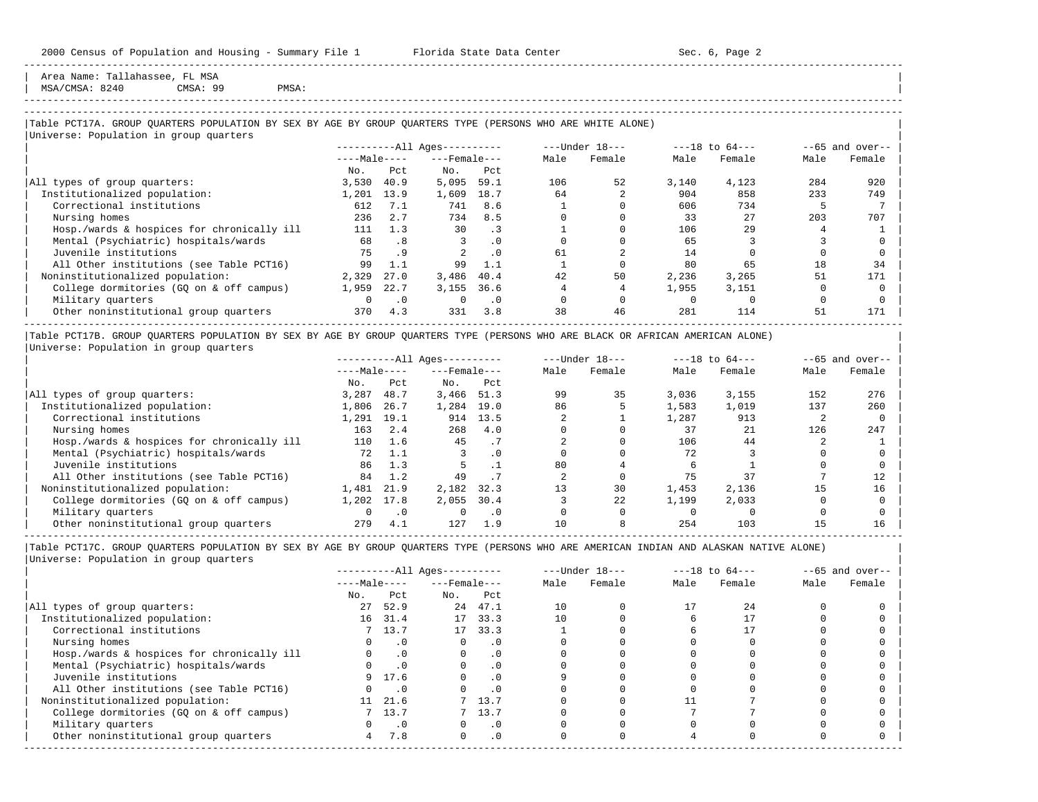Area Name: Tallahassee, FL MSA
MSA/CMSA: 8240 CMSA: 99 PMSA:

## Table PCT17A. GROUP QUARTERS POPULATION BY SEX BY AGE BY GROUP QUARTERS TYPE (PERSONS WHO ARE WHITE ALONE)

Universe: Population in group quarters

| | All Ages | | | | Under 18 | | 18 to 64 | | 65 and over | |
|---|---|---|---|---|---|---|---|---|---|---|
| | Male | | Female | | | | | | | |
| | No. | Pct | No. | Pct | Male | Female | Male | Female | Male | Female |
| All types of group quarters: | 3,530 | 40.9 | 5,095 | 59.1 | 106 | 52 | 3,140 | 4,123 | 284 | 920 |
| Institutionalized population: | 1,201 | 13.9 | 1,609 | 18.7 | 64 | 2 | 904 | 858 | 233 | 749 |
| Correctional institutions | 612 | 7.1 | 741 | 8.6 | 1 | 0 | 606 | 734 | 5 | 7 |
| Nursing homes | 236 | 2.7 | 734 | 8.5 | 0 | 0 | 33 | 27 | 203 | 707 |
| Hosp./wards & hospices for chronically ill | 111 | 1.3 | 30 | .3 | 1 | 0 | 106 | 29 | 4 | 1 |
| Mental (Psychiatric) hospitals/wards | 68 | .8 | 3 | .0 | 0 | 0 | 65 | 3 | 3 | 0 |
| Juvenile institutions | 75 | .9 | 2 | .0 | 61 | 2 | 14 | 0 | 0 | 0 |
| All Other institutions (see Table PCT16) | 99 | 1.1 | 99 | 1.1 | 1 | 0 | 80 | 65 | 18 | 34 |
| Noninstitutionalized population: | 2,329 | 27.0 | 3,486 | 40.4 | 42 | 50 | 2,236 | 3,265 | 51 | 171 |
| College dormitories (GQ on & off campus) | 1,959 | 22.7 | 3,155 | 36.6 | 4 | 4 | 1,955 | 3,151 | 0 | 0 |
| Military quarters | 0 | .0 | 0 | .0 | 0 | 0 | 0 | 0 | 0 | 0 |
| Other noninstitutional group quarters | 370 | 4.3 | 331 | 3.8 | 38 | 46 | 281 | 114 | 51 | 171 |

## Table PCT17B. GROUP QUARTERS POPULATION BY SEX BY AGE BY GROUP QUARTERS TYPE (PERSONS WHO ARE BLACK OR AFRICAN AMERICAN ALONE)

Universe: Population in group quarters

| | All Ages | | | | Under 18 | | 18 to 64 | | 65 and over | |
|---|---|---|---|---|---|---|---|---|---|---|
| | Male | | Female | | | | | | | |
| | No. | Pct | No. | Pct | Male | Female | Male | Female | Male | Female |
| All types of group quarters: | 3,287 | 48.7 | 3,466 | 51.3 | 99 | 35 | 3,036 | 3,155 | 152 | 276 |
| Institutionalized population: | 1,806 | 26.7 | 1,284 | 19.0 | 86 | 5 | 1,583 | 1,019 | 137 | 260 |
| Correctional institutions | 1,291 | 19.1 | 914 | 13.5 | 2 | 1 | 1,287 | 913 | 2 | 0 |
| Nursing homes | 163 | 2.4 | 268 | 4.0 | 0 | 0 | 37 | 21 | 126 | 247 |
| Hosp./wards & hospices for chronically ill | 110 | 1.6 | 45 | .7 | 2 | 0 | 106 | 44 | 2 | 1 |
| Mental (Psychiatric) hospitals/wards | 72 | 1.1 | 3 | .0 | 0 | 0 | 72 | 3 | 0 | 0 |
| Juvenile institutions | 86 | 1.3 | 5 | .1 | 80 | 4 | 6 | 1 | 0 | 0 |
| All Other institutions (see Table PCT16) | 84 | 1.2 | 49 | .7 | 2 | 0 | 75 | 37 | 7 | 12 |
| Noninstitutionalized population: | 1,481 | 21.9 | 2,182 | 32.3 | 13 | 30 | 1,453 | 2,136 | 15 | 16 |
| College dormitories (GQ on & off campus) | 1,202 | 17.8 | 2,055 | 30.4 | 3 | 22 | 1,199 | 2,033 | 0 | 0 |
| Military quarters | 0 | .0 | 0 | .0 | 0 | 0 | 0 | 0 | 0 | 0 |
| Other noninstitutional group quarters | 279 | 4.1 | 127 | 1.9 | 10 | 8 | 254 | 103 | 15 | 16 |

## Table PCT17C. GROUP QUARTERS POPULATION BY SEX BY AGE BY GROUP QUARTERS TYPE (PERSONS WHO ARE AMERICAN INDIAN AND ALASKAN NATIVE ALONE)

Universe: Population in group quarters

| | All Ages | | | | Under 18 | | 18 to 64 | | 65 and over | |
|---|---|---|---|---|---|---|---|---|---|---|
| | Male | | Female | | | | | | | |
| | No. | Pct | No. | Pct | Male | Female | Male | Female | Male | Female |
| All types of group quarters: | 27 | 52.9 | 24 | 47.1 | 10 | 0 | 17 | 24 | 0 | 0 |
| Institutionalized population: | 16 | 31.4 | 17 | 33.3 | 10 | 0 | 6 | 17 | 0 | 0 |
| Correctional institutions | 7 | 13.7 | 17 | 33.3 | 1 | 0 | 6 | 17 | 0 | 0 |
| Nursing homes | 0 | .0 | 0 | .0 | 0 | 0 | 0 | 0 | 0 | 0 |
| Hosp./wards & hospices for chronically ill | 0 | .0 | 0 | .0 | 0 | 0 | 0 | 0 | 0 | 0 |
| Mental (Psychiatric) hospitals/wards | 0 | .0 | 0 | .0 | 0 | 0 | 0 | 0 | 0 | 0 |
| Juvenile institutions | 9 | 17.6 | 0 | .0 | 9 | 0 | 0 | 0 | 0 | 0 |
| All Other institutions (see Table PCT16) | 0 | .0 | 0 | .0 | 0 | 0 | 0 | 0 | 0 | 0 |
| Noninstitutionalized population: | 11 | 21.6 | 7 | 13.7 | 0 | 0 | 11 | 7 | 0 | 0 |
| College dormitories (GQ on & off campus) | 7 | 13.7 | 7 | 13.7 | 0 | 0 | 7 | 7 | 0 | 0 |
| Military quarters | 0 | .0 | 0 | .0 | 0 | 0 | 0 | 0 | 0 | 0 |
| Other noninstitutional group quarters | 4 | 7.8 | 0 | .0 | 0 | 0 | 4 | 0 | 0 | 0 |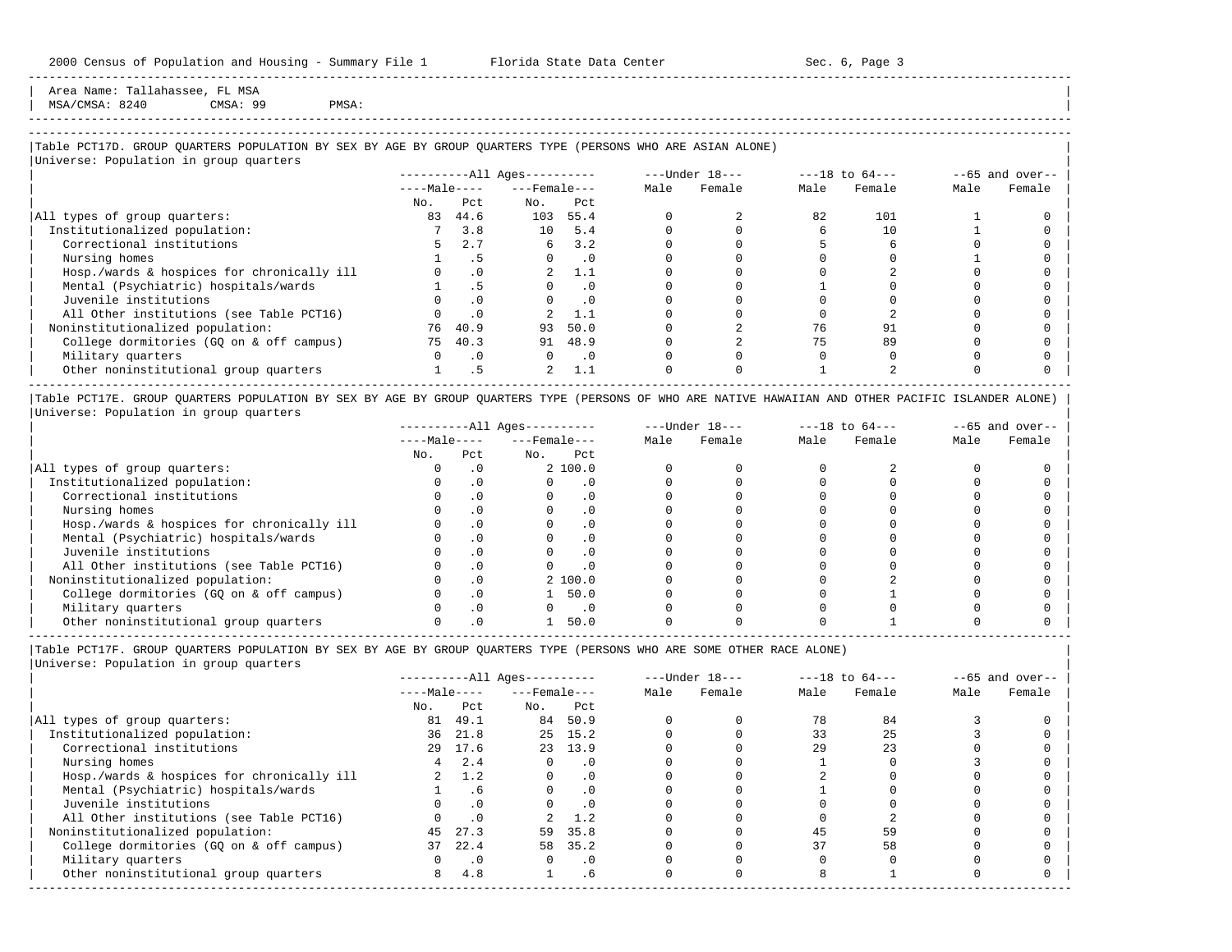Area Name: Tallahassee, FL MSA
MSA/CMSA: 8240 CMSA: 99 PMSA:

## Table PCT17D. GROUP QUARTERS POPULATION BY SEX BY AGE BY GROUP QUARTERS TYPE (PERSONS WHO ARE ASIAN ALONE)

Universe: Population in group quarters

| | All Ages: Male No. | All Ages: Male Pct | All Ages: Female No. | All Ages: Female Pct | Under 18: Male | Under 18: Female | 18 to 64: Male | 18 to 64: Female | 65 and over: Male | 65 and over: Female |
|---|---|---|---|---|---|---|---|---|---|---|
| All types of group quarters: | 83 | 44.6 | 103 | 55.4 | 0 | 2 | 82 | 101 | 1 | 0 |
| Institutionalized population: | 7 | 3.8 | 10 | 5.4 | 0 | 0 | 6 | 10 | 1 | 0 |
| Correctional institutions | 5 | 2.7 | 6 | 3.2 | 0 | 0 | 5 | 6 | 0 | 0 |
| Nursing homes | 1 | .5 | 0 | .0 | 0 | 0 | 0 | 0 | 1 | 0 |
| Hosp./wards & hospices for chronically ill | 0 | .0 | 2 | 1.1 | 0 | 0 | 0 | 2 | 0 | 0 |
| Mental (Psychiatric) hospitals/wards | 1 | .5 | 0 | .0 | 0 | 0 | 1 | 0 | 0 | 0 |
| Juvenile institutions | 0 | .0 | 0 | .0 | 0 | 0 | 0 | 0 | 0 | 0 |
| All Other institutions (see Table PCT16) | 0 | .0 | 2 | 1.1 | 0 | 0 | 0 | 2 | 0 | 0 |
| Noninstitutionalized population: | 76 | 40.9 | 93 | 50.0 | 0 | 2 | 76 | 91 | 0 | 0 |
| College dormitories (GQ on & off campus) | 75 | 40.3 | 91 | 48.9 | 0 | 2 | 75 | 89 | 0 | 0 |
| Military quarters | 0 | .0 | 0 | .0 | 0 | 0 | 0 | 0 | 0 | 0 |
| Other noninstitutional group quarters | 1 | .5 | 2 | 1.1 | 0 | 0 | 1 | 2 | 0 | 0 |

## Table PCT17E. GROUP QUARTERS POPULATION BY SEX BY AGE BY GROUP QUARTERS TYPE (PERSONS OF WHO ARE NATIVE HAWAIIAN AND OTHER PACIFIC ISLANDER ALONE)

Universe: Population in group quarters

| | All Ages: Male No. | All Ages: Male Pct | All Ages: Female No. | All Ages: Female Pct | Under 18: Male | Under 18: Female | 18 to 64: Male | 18 to 64: Female | 65 and over: Male | 65 and over: Female |
|---|---|---|---|---|---|---|---|---|---|---|
| All types of group quarters: | 0 | .0 | 2 | 100.0 | 0 | 0 | 0 | 2 | 0 | 0 |
| Institutionalized population: | 0 | .0 | 0 | .0 | 0 | 0 | 0 | 0 | 0 | 0 |
| Correctional institutions | 0 | .0 | 0 | .0 | 0 | 0 | 0 | 0 | 0 | 0 |
| Nursing homes | 0 | .0 | 0 | .0 | 0 | 0 | 0 | 0 | 0 | 0 |
| Hosp./wards & hospices for chronically ill | 0 | .0 | 0 | .0 | 0 | 0 | 0 | 0 | 0 | 0 |
| Mental (Psychiatric) hospitals/wards | 0 | .0 | 0 | .0 | 0 | 0 | 0 | 0 | 0 | 0 |
| Juvenile institutions | 0 | .0 | 0 | .0 | 0 | 0 | 0 | 0 | 0 | 0 |
| All Other institutions (see Table PCT16) | 0 | .0 | 0 | .0 | 0 | 0 | 0 | 0 | 0 | 0 |
| Noninstitutionalized population: | 0 | .0 | 2 | 100.0 | 0 | 0 | 0 | 2 | 0 | 0 |
| College dormitories (GQ on & off campus) | 0 | .0 | 1 | 50.0 | 0 | 0 | 0 | 1 | 0 | 0 |
| Military quarters | 0 | .0 | 0 | .0 | 0 | 0 | 0 | 0 | 0 | 0 |
| Other noninstitutional group quarters | 0 | .0 | 1 | 50.0 | 0 | 0 | 0 | 1 | 0 | 0 |

## Table PCT17F. GROUP QUARTERS POPULATION BY SEX BY AGE BY GROUP QUARTERS TYPE (PERSONS WHO ARE SOME OTHER RACE ALONE)

Universe: Population in group quarters

| | All Ages: Male No. | All Ages: Male Pct | All Ages: Female No. | All Ages: Female Pct | Under 18: Male | Under 18: Female | 18 to 64: Male | 18 to 64: Female | 65 and over: Male | 65 and over: Female |
|---|---|---|---|---|---|---|---|---|---|---|
| All types of group quarters: | 81 | 49.1 | 84 | 50.9 | 0 | 0 | 78 | 84 | 3 | 0 |
| Institutionalized population: | 36 | 21.8 | 25 | 15.2 | 0 | 0 | 33 | 25 | 3 | 0 |
| Correctional institutions | 29 | 17.6 | 23 | 13.9 | 0 | 0 | 29 | 23 | 0 | 0 |
| Nursing homes | 4 | 2.4 | 0 | .0 | 0 | 0 | 1 | 0 | 3 | 0 |
| Hosp./wards & hospices for chronically ill | 2 | 1.2 | 0 | .0 | 0 | 0 | 2 | 0 | 0 | 0 |
| Mental (Psychiatric) hospitals/wards | 1 | .6 | 0 | .0 | 0 | 0 | 1 | 0 | 0 | 0 |
| Juvenile institutions | 0 | .0 | 0 | .0 | 0 | 0 | 0 | 0 | 0 | 0 |
| All Other institutions (see Table PCT16) | 0 | .0 | 2 | 1.2 | 0 | 0 | 0 | 2 | 0 | 0 |
| Noninstitutionalized population: | 45 | 27.3 | 59 | 35.8 | 0 | 0 | 45 | 59 | 0 | 0 |
| College dormitories (GQ on & off campus) | 37 | 22.4 | 58 | 35.2 | 0 | 0 | 37 | 58 | 0 | 0 |
| Military quarters | 0 | .0 | 0 | .0 | 0 | 0 | 0 | 0 | 0 | 0 |
| Other noninstitutional group quarters | 8 | 4.8 | 1 | .6 | 0 | 0 | 8 | 1 | 0 | 0 |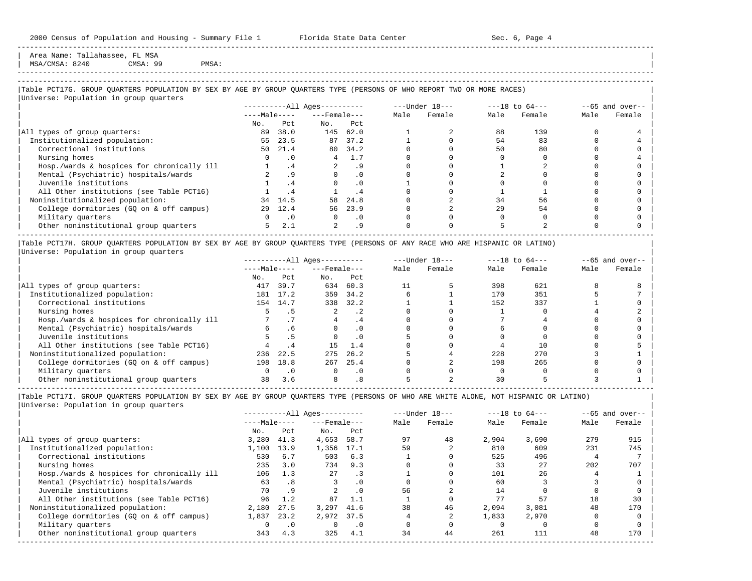Area Name: Tallahassee, FL MSA
MSA/CMSA: 8240 CMSA: 99 PMSA:

### Table PCT17G. GROUP QUARTERS POPULATION BY SEX BY AGE BY GROUP QUARTERS TYPE (PERSONS OF WHO REPORT TWO OR MORE RACES)

Universe: Population in group quarters

| | All Ages | | | | Under 18 | | 18 to 64 | | 65 and over | |
|---|---|---|---|---|---|---|---|---|---|---|
| | Male | | Female | | | | | | | |
| | No. | Pct | No. | Pct | Male | Female | Male | Female | Male | Female |
| All types of group quarters: | 89 | 38.0 | 145 | 62.0 | 1 | 2 | 88 | 139 | 0 | 4 |
| Institutionalized population: | 55 | 23.5 | 87 | 37.2 | 1 | 0 | 54 | 83 | 0 | 4 |
| Correctional institutions | 50 | 21.4 | 80 | 34.2 | 0 | 0 | 50 | 80 | 0 | 0 |
| Nursing homes | 0 | .0 | 4 | 1.7 | 0 | 0 | 0 | 0 | 0 | 4 |
| Hosp./wards & hospices for chronically ill | 1 | .4 | 2 | .9 | 0 | 0 | 1 | 2 | 0 | 0 |
| Mental (Psychiatric) hospitals/wards | 2 | .9 | 0 | .0 | 0 | 0 | 2 | 0 | 0 | 0 |
| Juvenile institutions | 1 | .4 | 0 | .0 | 1 | 0 | 0 | 0 | 0 | 0 |
| All Other institutions (see Table PCT16) | 1 | .4 | 1 | .4 | 0 | 0 | 1 | 1 | 0 | 0 |
| Noninstitutionalized population: | 34 | 14.5 | 58 | 24.8 | 0 | 2 | 34 | 56 | 0 | 0 |
| College dormitories (GQ on & off campus) | 29 | 12.4 | 56 | 23.9 | 0 | 2 | 29 | 54 | 0 | 0 |
| Military quarters | 0 | .0 | 0 | .0 | 0 | 0 | 0 | 0 | 0 | 0 |
| Other noninstitutional group quarters | 5 | 2.1 | 2 | .9 | 0 | 0 | 5 | 2 | 0 | 0 |

### Table PCT17H. GROUP QUARTERS POPULATION BY SEX BY AGE BY GROUP QUARTERS TYPE (PERSONS OF ANY RACE WHO ARE HISPANIC OR LATINO)

Universe: Population in group quarters

| | All Ages | | | | Under 18 | | 18 to 64 | | 65 and over | |
|---|---|---|---|---|---|---|---|---|---|---|
| | Male | | Female | | | | | | | |
| | No. | Pct | No. | Pct | Male | Female | Male | Female | Male | Female |
| All types of group quarters: | 417 | 39.7 | 634 | 60.3 | 11 | 5 | 398 | 621 | 8 | 8 |
| Institutionalized population: | 181 | 17.2 | 359 | 34.2 | 6 | 1 | 170 | 351 | 5 | 7 |
| Correctional institutions | 154 | 14.7 | 338 | 32.2 | 1 | 1 | 152 | 337 | 1 | 0 |
| Nursing homes | 5 | .5 | 2 | .2 | 0 | 0 | 1 | 0 | 4 | 2 |
| Hosp./wards & hospices for chronically ill | 7 | .7 | 4 | .4 | 0 | 0 | 7 | 4 | 0 | 0 |
| Mental (Psychiatric) hospitals/wards | 6 | .6 | 0 | .0 | 0 | 0 | 6 | 0 | 0 | 0 |
| Juvenile institutions | 5 | .5 | 0 | .0 | 5 | 0 | 0 | 0 | 0 | 0 |
| All Other institutions (see Table PCT16) | 4 | .4 | 15 | 1.4 | 0 | 0 | 4 | 10 | 0 | 5 |
| Noninstitutionalized population: | 236 | 22.5 | 275 | 26.2 | 5 | 4 | 228 | 270 | 3 | 1 |
| College dormitories (GQ on & off campus) | 198 | 18.8 | 267 | 25.4 | 0 | 2 | 198 | 265 | 0 | 0 |
| Military quarters | 0 | .0 | 0 | .0 | 0 | 0 | 0 | 0 | 0 | 0 |
| Other noninstitutional group quarters | 38 | 3.6 | 8 | .8 | 5 | 2 | 30 | 5 | 3 | 1 |

### Table PCT17I. GROUP QUARTERS POPULATION BY SEX BY AGE BY GROUP QUARTERS TYPE (PERSONS OF WHO ARE WHITE ALONE, NOT HISPANIC OR LATINO)

Universe: Population in group quarters

| | All Ages | | | | Under 18 | | 18 to 64 | | 65 and over | |
|---|---|---|---|---|---|---|---|---|---|---|
| | Male | | Female | | | | | | | |
| | No. | Pct | No. | Pct | Male | Female | Male | Female | Male | Female |
| All types of group quarters: | 3,280 | 41.3 | 4,653 | 58.7 | 97 | 48 | 2,904 | 3,690 | 279 | 915 |
| Institutionalized population: | 1,100 | 13.9 | 1,356 | 17.1 | 59 | 2 | 810 | 609 | 231 | 745 |
| Correctional institutions | 530 | 6.7 | 503 | 6.3 | 1 | 0 | 525 | 496 | 4 | 7 |
| Nursing homes | 235 | 3.0 | 734 | 9.3 | 0 | 0 | 33 | 27 | 202 | 707 |
| Hosp./wards & hospices for chronically ill | 106 | 1.3 | 27 | .3 | 1 | 0 | 101 | 26 | 4 | 1 |
| Mental (Psychiatric) hospitals/wards | 63 | .8 | 3 | .0 | 0 | 0 | 60 | 3 | 3 | 0 |
| Juvenile institutions | 70 | .9 | 2 | .0 | 56 | 2 | 14 | 0 | 0 | 0 |
| All Other institutions (see Table PCT16) | 96 | 1.2 | 87 | 1.1 | 1 | 0 | 77 | 57 | 18 | 30 |
| Noninstitutionalized population: | 2,180 | 27.5 | 3,297 | 41.6 | 38 | 46 | 2,094 | 3,081 | 48 | 170 |
| College dormitories (GQ on & off campus) | 1,837 | 23.2 | 2,972 | 37.5 | 4 | 2 | 1,833 | 2,970 | 0 | 0 |
| Military quarters | 0 | .0 | 0 | .0 | 0 | 0 | 0 | 0 | 0 | 0 |
| Other noninstitutional group quarters | 343 | 4.3 | 325 | 4.1 | 34 | 44 | 261 | 111 | 48 | 170 |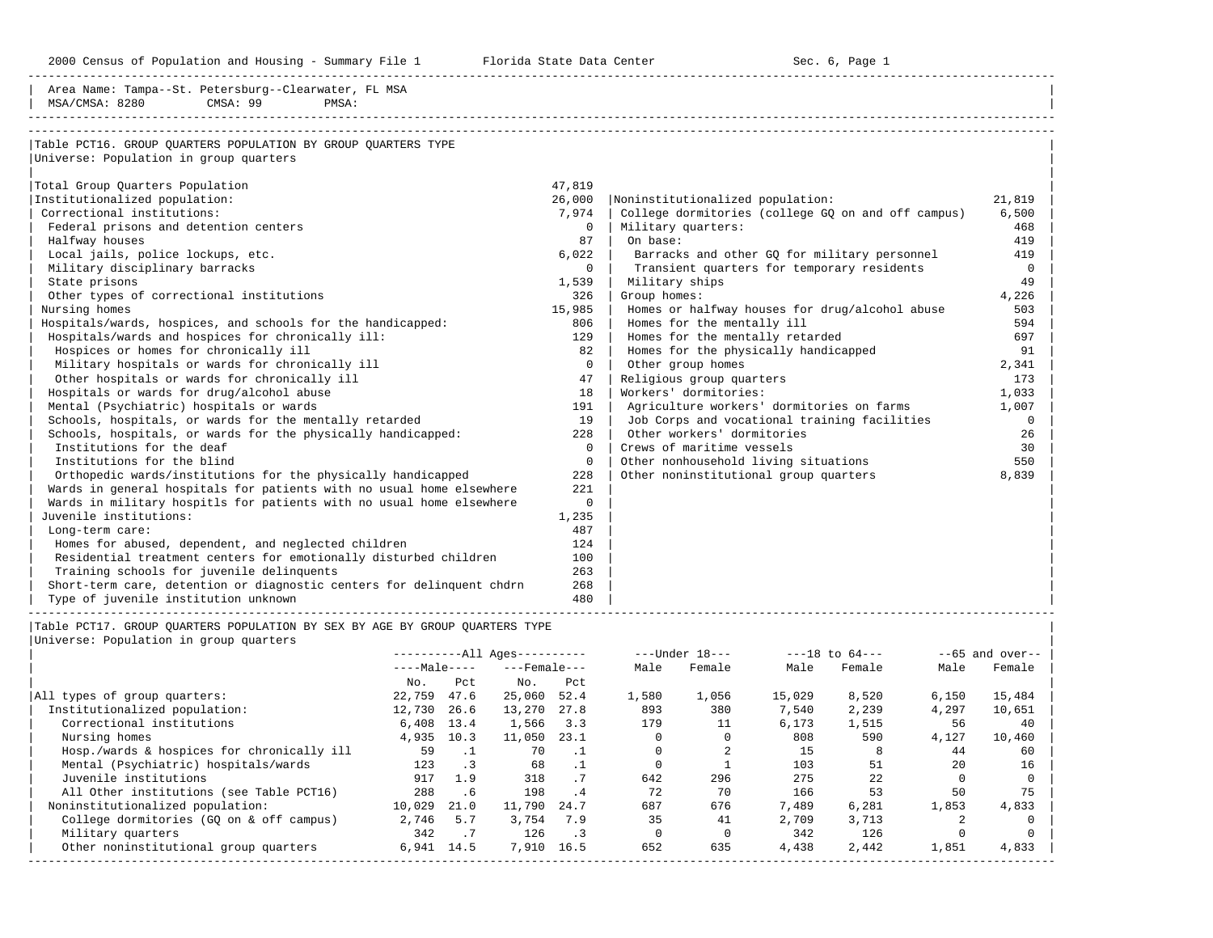Area Name: Tampa--St. Petersburg--Clearwater, FL MSA
MSA/CMSA: 8280 CMSA: 99 PMSA:

## Table PCT16. GROUP QUARTERS POPULATION BY GROUP QUARTERS TYPE

Universe: Population in group quarters

| Group Quarters Type | Number |
|---|---|
| Total Group Quarters Population | 47,819 |
| Institutionalized population: | 26,000 |
| Correctional institutions: | 7,974 |
| Federal prisons and detention centers | 0 |
| Halfway houses | 87 |
| Local jails, police lockups, etc. | 6,022 |
| Military disciplinary barracks | 0 |
| State prisons | 1,539 |
| Other types of correctional institutions | 326 |
| Nursing homes | 15,985 |
| Hospitals/wards, hospices, and schools for the handicapped: | 806 |
| Hospitals/wards and hospices for chronically ill: | 129 |
| Hospices or homes for chronically ill | 82 |
| Military hospitals or wards for chronically ill | 0 |
| Other hospitals or wards for chronically ill | 47 |
| Hospitals or wards for drug/alcohol abuse | 18 |
| Mental (Psychiatric) hospitals or wards | 191 |
| Schools, hospitals, or wards for the mentally retarded | 19 |
| Schools, hospitals, or wards for the physically handicapped: | 228 |
| Institutions for the deaf | 0 |
| Institutions for the blind | 0 |
| Orthopedic wards/institutions for the physically handicapped | 228 |
| Wards in general hospitals for patients with no usual home elsewhere | 221 |
| Wards in military hospitls for patients with no usual home elsewhere | 0 |
| Juvenile institutions: | 1,235 |
| Long-term care: | 487 |
| Homes for abused, dependent, and neglected children | 124 |
| Residential treatment centers for emotionally disturbed children | 100 |
| Training schools for juvenile delinquents | 263 |
| Short-term care, detention or diagnostic centers for delinquent chdrn | 268 |
| Type of juvenile institution unknown | 480 |
| Noninstitutionalized population: | 21,819 |
| College dormitories (college GQ on and off campus) | 6,500 |
| Military quarters: | 468 |
| On base: | 419 |
| Barracks and other GQ for military personnel | 419 |
| Transient quarters for temporary residents | 0 |
| Military ships | 49 |
| Group homes: | 4,226 |
| Homes or halfway houses for drug/alcohol abuse | 503 |
| Homes for the mentally ill | 594 |
| Homes for the mentally retarded | 697 |
| Homes for the physically handicapped | 91 |
| Other group homes | 2,341 |
| Religious group quarters | 173 |
| Workers' dormitories: | 1,033 |
| Agriculture workers' dormitories on farms | 1,007 |
| Job Corps and vocational training facilities | 0 |
| Other workers' dormitories | 26 |
| Crews of maritime vessels | 30 |
| Other nonhousehold living situations | 550 |
| Other noninstitutional group quarters | 8,839 |

## Table PCT17. GROUP QUARTERS POPULATION BY SEX BY AGE BY GROUP QUARTERS TYPE

Universe: Population in group quarters

| | All Ages | | | | Under 18 | | 18 to 64 | | 65 and over | |
|---|---|---|---|---|---|---|---|---|---|---|
| | Male | | Female | | | | | | | |
| | No. | Pct | No. | Pct | Male | Female | Male | Female | Male | Female |
| All types of group quarters: | 22,759 | 47.6 | 25,060 | 52.4 | 1,580 | 1,056 | 15,029 | 8,520 | 6,150 | 15,484 |
| Institutionalized population: | 12,730 | 26.6 | 13,270 | 27.8 | 893 | 380 | 7,540 | 2,239 | 4,297 | 10,651 |
| Correctional institutions | 6,408 | 13.4 | 1,566 | 3.3 | 179 | 11 | 6,173 | 1,515 | 56 | 40 |
| Nursing homes | 4,935 | 10.3 | 11,050 | 23.1 | 0 | 0 | 808 | 590 | 4,127 | 10,460 |
| Hosp./wards & hospices for chronically ill | 59 | .1 | 70 | .1 | 0 | 2 | 15 | 8 | 44 | 60 |
| Mental (Psychiatric) hospitals/wards | 123 | .3 | 68 | .1 | 0 | 1 | 103 | 51 | 20 | 16 |
| Juvenile institutions | 917 | 1.9 | 318 | .7 | 642 | 296 | 275 | 22 | 0 | 0 |
| All Other institutions (see Table PCT16) | 288 | .6 | 198 | .4 | 72 | 70 | 166 | 53 | 50 | 75 |
| Noninstitutionalized population: | 10,029 | 21.0 | 11,790 | 24.7 | 687 | 676 | 7,489 | 6,281 | 1,853 | 4,833 |
| College dormitories (GQ on & off campus) | 2,746 | 5.7 | 3,754 | 7.9 | 35 | 41 | 2,709 | 3,713 | 2 | 0 |
| Military quarters | 342 | .7 | 126 | .3 | 0 | 0 | 342 | 126 | 0 | 0 |
| Other noninstitutional group quarters | 6,941 | 14.5 | 7,910 | 16.5 | 652 | 635 | 4,438 | 2,442 | 1,851 | 4,833 |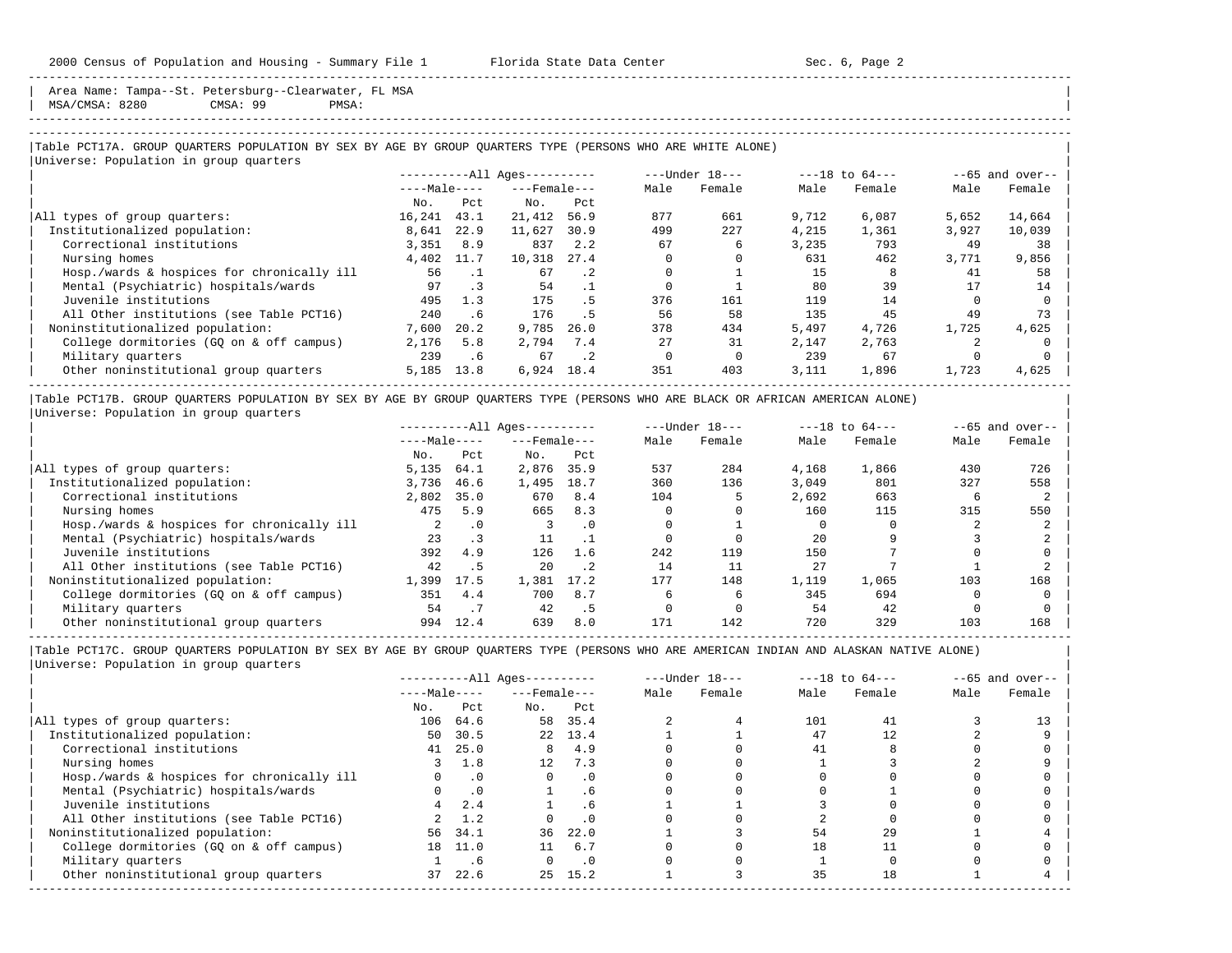Area Name: Tampa--St. Petersburg--Clearwater, FL MSA
MSA/CMSA: 8280 CMSA: 99 PMSA:

Table PCT17A. GROUP QUARTERS POPULATION BY SEX BY AGE BY GROUP QUARTERS TYPE (PERSONS WHO ARE WHITE ALONE)
Universe: Population in group quarters

| | All Ages | | | | Under 18 | | 18 to 64 | | 65 and over | |
|---|---|---|---|---|---|---|---|---|---|---|
| | Male | | Female | | | | | | | |
| | No. | Pct | No. | Pct | Male | Female | Male | Female | Male | Female |
| All types of group quarters: | 16,241 | 43.1 | 21,412 | 56.9 | 877 | 661 | 9,712 | 6,087 | 5,652 | 14,664 |
| Institutionalized population: | 8,641 | 22.9 | 11,627 | 30.9 | 499 | 227 | 4,215 | 1,361 | 3,927 | 10,039 |
| Correctional institutions | 3,351 | 8.9 | 837 | 2.2 | 67 | 6 | 3,235 | 793 | 49 | 38 |
| Nursing homes | 4,402 | 11.7 | 10,318 | 27.4 | 0 | 0 | 631 | 462 | 3,771 | 9,856 |
| Hosp./wards & hospices for chronically ill | 56 | .1 | 67 | .2 | 0 | 1 | 15 | 8 | 41 | 58 |
| Mental (Psychiatric) hospitals/wards | 97 | .3 | 54 | .1 | 0 | 1 | 80 | 39 | 17 | 14 |
| Juvenile institutions | 495 | 1.3 | 175 | .5 | 376 | 161 | 119 | 14 | 0 | 0 |
| All Other institutions (see Table PCT16) | 240 | .6 | 176 | .5 | 56 | 58 | 135 | 45 | 49 | 73 |
| Noninstitutionalized population: | 7,600 | 20.2 | 9,785 | 26.0 | 378 | 434 | 5,497 | 4,726 | 1,725 | 4,625 |
| College dormitories (GQ on & off campus) | 2,176 | 5.8 | 2,794 | 7.4 | 27 | 31 | 2,147 | 2,763 | 2 | 0 |
| Military quarters | 239 | .6 | 67 | .2 | 0 | 0 | 239 | 67 | 0 | 0 |
| Other noninstitutional group quarters | 5,185 | 13.8 | 6,924 | 18.4 | 351 | 403 | 3,111 | 1,896 | 1,723 | 4,625 |

Table PCT17B. GROUP QUARTERS POPULATION BY SEX BY AGE BY GROUP QUARTERS TYPE (PERSONS WHO ARE BLACK OR AFRICAN AMERICAN ALONE)
Universe: Population in group quarters

| | All Ages | | | | Under 18 | | 18 to 64 | | 65 and over | |
|---|---|---|---|---|---|---|---|---|---|---|
| | Male | | Female | | | | | | | |
| | No. | Pct | No. | Pct | Male | Female | Male | Female | Male | Female |
| All types of group quarters: | 5,135 | 64.1 | 2,876 | 35.9 | 537 | 284 | 4,168 | 1,866 | 430 | 726 |
| Institutionalized population: | 3,736 | 46.6 | 1,495 | 18.7 | 360 | 136 | 3,049 | 801 | 327 | 558 |
| Correctional institutions | 2,802 | 35.0 | 670 | 8.4 | 104 | 5 | 2,692 | 663 | 6 | 2 |
| Nursing homes | 475 | 5.9 | 665 | 8.3 | 0 | 0 | 160 | 115 | 315 | 550 |
| Hosp./wards & hospices for chronically ill | 2 | .0 | 3 | .0 | 0 | 1 | 0 | 0 | 2 | 2 |
| Mental (Psychiatric) hospitals/wards | 23 | .3 | 11 | .1 | 0 | 0 | 20 | 9 | 3 | 2 |
| Juvenile institutions | 392 | 4.9 | 126 | 1.6 | 242 | 119 | 150 | 7 | 0 | 0 |
| All Other institutions (see Table PCT16) | 42 | .5 | 20 | .2 | 14 | 11 | 27 | 7 | 1 | 2 |
| Noninstitutionalized population: | 1,399 | 17.5 | 1,381 | 17.2 | 177 | 148 | 1,119 | 1,065 | 103 | 168 |
| College dormitories (GQ on & off campus) | 351 | 4.4 | 700 | 8.7 | 6 | 6 | 345 | 694 | 0 | 0 |
| Military quarters | 54 | .7 | 42 | .5 | 0 | 0 | 54 | 42 | 0 | 0 |
| Other noninstitutional group quarters | 994 | 12.4 | 639 | 8.0 | 171 | 142 | 720 | 329 | 103 | 168 |

Table PCT17C. GROUP QUARTERS POPULATION BY SEX BY AGE BY GROUP QUARTERS TYPE (PERSONS WHO ARE AMERICAN INDIAN AND ALASKAN NATIVE ALONE)
Universe: Population in group quarters

| | All Ages | | | | Under 18 | | 18 to 64 | | 65 and over | |
|---|---|---|---|---|---|---|---|---|---|---|
| | Male | | Female | | | | | | | |
| | No. | Pct | No. | Pct | Male | Female | Male | Female | Male | Female |
| All types of group quarters: | 106 | 64.6 | 58 | 35.4 | 2 | 4 | 101 | 41 | 3 | 13 |
| Institutionalized population: | 50 | 30.5 | 22 | 13.4 | 1 | 1 | 47 | 12 | 2 | 9 |
| Correctional institutions | 41 | 25.0 | 8 | 4.9 | 0 | 0 | 41 | 8 | 0 | 0 |
| Nursing homes | 3 | 1.8 | 12 | 7.3 | 0 | 0 | 1 | 3 | 2 | 9 |
| Hosp./wards & hospices for chronically ill | 0 | .0 | 0 | .0 | 0 | 0 | 0 | 0 | 0 | 0 |
| Mental (Psychiatric) hospitals/wards | 0 | .0 | 1 | .6 | 0 | 0 | 0 | 1 | 0 | 0 |
| Juvenile institutions | 4 | 2.4 | 1 | .6 | 1 | 1 | 3 | 0 | 0 | 0 |
| All Other institutions (see Table PCT16) | 2 | 1.2 | 0 | .0 | 0 | 0 | 2 | 0 | 0 | 0 |
| Noninstitutionalized population: | 56 | 34.1 | 36 | 22.0 | 1 | 3 | 54 | 29 | 1 | 4 |
| College dormitories (GQ on & off campus) | 18 | 11.0 | 11 | 6.7 | 0 | 0 | 18 | 11 | 0 | 0 |
| Military quarters | 1 | .6 | 0 | .0 | 0 | 0 | 1 | 0 | 0 | 0 |
| Other noninstitutional group quarters | 37 | 22.6 | 25 | 15.2 | 1 | 3 | 35 | 18 | 1 | 4 |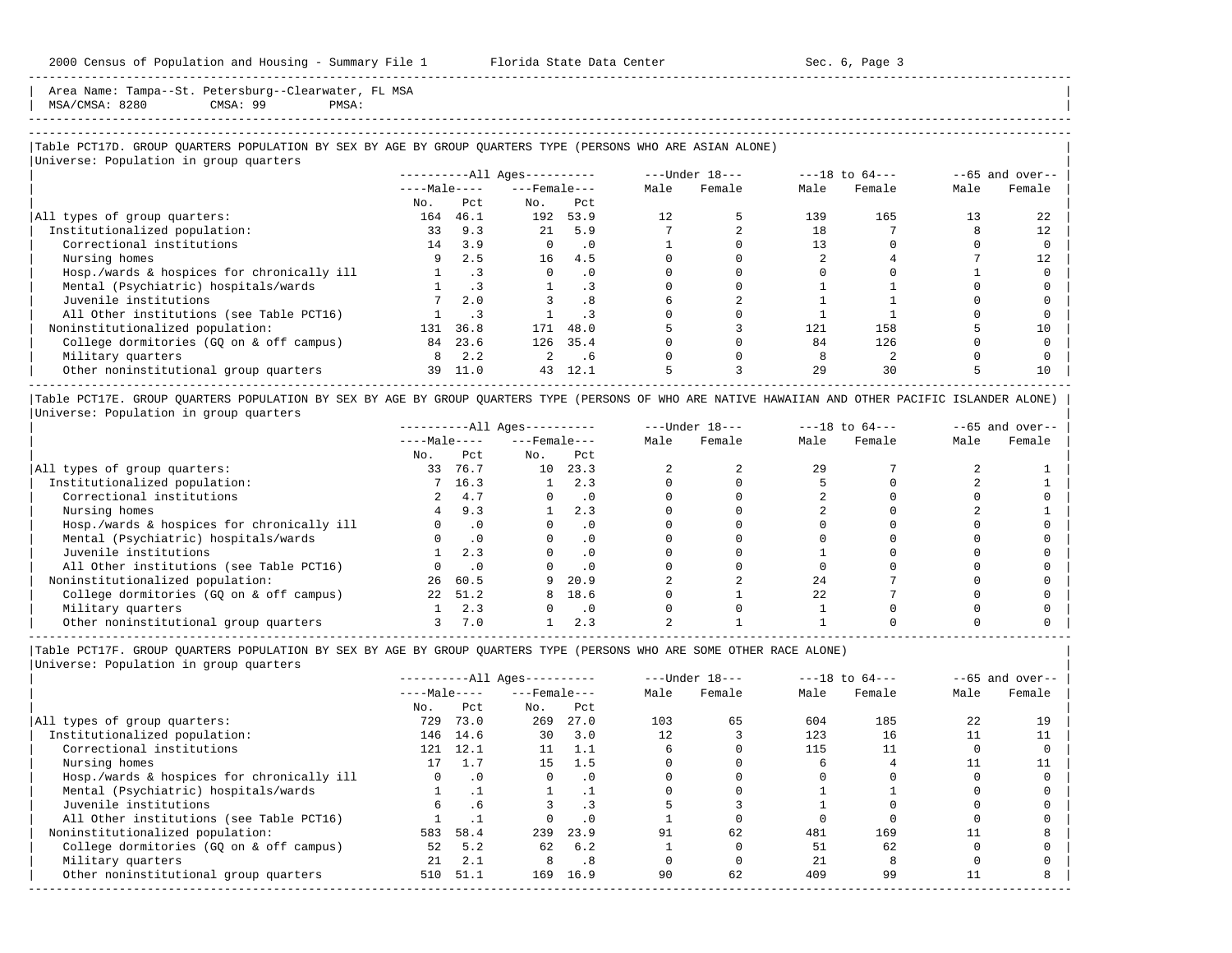Area Name: Tampa--St. Petersburg--Clearwater, FL MSA
MSA/CMSA: 8280 CMSA: 99 PMSA:

### Table PCT17D. GROUP QUARTERS POPULATION BY SEX BY AGE BY GROUP QUARTERS TYPE (PERSONS WHO ARE ASIAN ALONE)

Universe: Population in group quarters

| | All Ages | | | | Under 18 | | 18 to 64 | | 65 and over | |
|---|---|---|---|---|---|---|---|---|---|---|
| | Male | | Female | | | | | | | |
| | No. | Pct | No. | Pct | Male | Female | Male | Female | Male | Female |
| All types of group quarters: | 164 | 46.1 | 192 | 53.9 | 12 | 5 | 139 | 165 | 13 | 22 |
| Institutionalized population: | 33 | 9.3 | 21 | 5.9 | 7 | 2 | 18 | 7 | 8 | 12 |
| Correctional institutions | 14 | 3.9 | 0 | .0 | 1 | 0 | 13 | 0 | 0 | 0 |
| Nursing homes | 9 | 2.5 | 16 | 4.5 | 0 | 0 | 2 | 4 | 7 | 12 |
| Hosp./wards & hospices for chronically ill | 1 | .3 | 0 | .0 | 0 | 0 | 0 | 0 | 1 | 0 |
| Mental (Psychiatric) hospitals/wards | 1 | .3 | 1 | .3 | 0 | 0 | 1 | 1 | 0 | 0 |
| Juvenile institutions | 7 | 2.0 | 3 | .8 | 6 | 2 | 1 | 1 | 0 | 0 |
| All Other institutions (see Table PCT16) | 1 | .3 | 1 | .3 | 0 | 0 | 1 | 1 | 0 | 0 |
| Noninstitutionalized population: | 131 | 36.8 | 171 | 48.0 | 5 | 3 | 121 | 158 | 5 | 10 |
| College dormitories (GQ on & off campus) | 84 | 23.6 | 126 | 35.4 | 0 | 0 | 84 | 126 | 0 | 0 |
| Military quarters | 8 | 2.2 | 2 | .6 | 0 | 0 | 8 | 2 | 0 | 0 |
| Other noninstitutional group quarters | 39 | 11.0 | 43 | 12.1 | 5 | 3 | 29 | 30 | 5 | 10 |

### Table PCT17E. GROUP QUARTERS POPULATION BY SEX BY AGE BY GROUP QUARTERS TYPE (PERSONS OF WHO ARE NATIVE HAWAIIAN AND OTHER PACIFIC ISLANDER ALONE)

Universe: Population in group quarters

| | All Ages | | | | Under 18 | | 18 to 64 | | 65 and over | |
|---|---|---|---|---|---|---|---|---|---|---|
| | Male | | Female | | | | | | | |
| | No. | Pct | No. | Pct | Male | Female | Male | Female | Male | Female |
| All types of group quarters: | 33 | 76.7 | 10 | 23.3 | 2 | 2 | 29 | 7 | 2 | 1 |
| Institutionalized population: | 7 | 16.3 | 1 | 2.3 | 0 | 0 | 5 | 0 | 2 | 1 |
| Correctional institutions | 2 | 4.7 | 0 | .0 | 0 | 0 | 2 | 0 | 0 | 0 |
| Nursing homes | 4 | 9.3 | 1 | 2.3 | 0 | 0 | 2 | 0 | 2 | 1 |
| Hosp./wards & hospices for chronically ill | 0 | .0 | 0 | .0 | 0 | 0 | 0 | 0 | 0 | 0 |
| Mental (Psychiatric) hospitals/wards | 0 | .0 | 0 | .0 | 0 | 0 | 0 | 0 | 0 | 0 |
| Juvenile institutions | 1 | 2.3 | 0 | .0 | 0 | 0 | 1 | 0 | 0 | 0 |
| All Other institutions (see Table PCT16) | 0 | .0 | 0 | .0 | 0 | 0 | 0 | 0 | 0 | 0 |
| Noninstitutionalized population: | 26 | 60.5 | 9 | 20.9 | 2 | 2 | 24 | 7 | 0 | 0 |
| College dormitories (GQ on & off campus) | 22 | 51.2 | 8 | 18.6 | 0 | 1 | 22 | 7 | 0 | 0 |
| Military quarters | 1 | 2.3 | 0 | .0 | 0 | 0 | 1 | 0 | 0 | 0 |
| Other noninstitutional group quarters | 3 | 7.0 | 1 | 2.3 | 2 | 1 | 1 | 0 | 0 | 0 |

### Table PCT17F. GROUP QUARTERS POPULATION BY SEX BY AGE BY GROUP QUARTERS TYPE (PERSONS WHO ARE SOME OTHER RACE ALONE)

Universe: Population in group quarters

| | All Ages | | | | Under 18 | | 18 to 64 | | 65 and over | |
|---|---|---|---|---|---|---|---|---|---|---|
| | Male | | Female | | | | | | | |
| | No. | Pct | No. | Pct | Male | Female | Male | Female | Male | Female |
| All types of group quarters: | 729 | 73.0 | 269 | 27.0 | 103 | 65 | 604 | 185 | 22 | 19 |
| Institutionalized population: | 146 | 14.6 | 30 | 3.0 | 12 | 3 | 123 | 16 | 11 | 11 |
| Correctional institutions | 121 | 12.1 | 11 | 1.1 | 6 | 0 | 115 | 11 | 0 | 0 |
| Nursing homes | 17 | 1.7 | 15 | 1.5 | 0 | 0 | 6 | 4 | 11 | 11 |
| Hosp./wards & hospices for chronically ill | 0 | .0 | 0 | .0 | 0 | 0 | 0 | 0 | 0 | 0 |
| Mental (Psychiatric) hospitals/wards | 1 | .1 | 1 | .1 | 0 | 0 | 1 | 1 | 0 | 0 |
| Juvenile institutions | 6 | .6 | 3 | .3 | 5 | 3 | 1 | 0 | 0 | 0 |
| All Other institutions (see Table PCT16) | 1 | .1 | 0 | .0 | 1 | 0 | 0 | 0 | 0 | 0 |
| Noninstitutionalized population: | 583 | 58.4 | 239 | 23.9 | 91 | 62 | 481 | 169 | 11 | 8 |
| College dormitories (GQ on & off campus) | 52 | 5.2 | 62 | 6.2 | 1 | 0 | 51 | 62 | 0 | 0 |
| Military quarters | 21 | 2.1 | 8 | .8 | 0 | 0 | 21 | 8 | 0 | 0 |
| Other noninstitutional group quarters | 510 | 51.1 | 169 | 16.9 | 90 | 62 | 409 | 99 | 11 | 8 |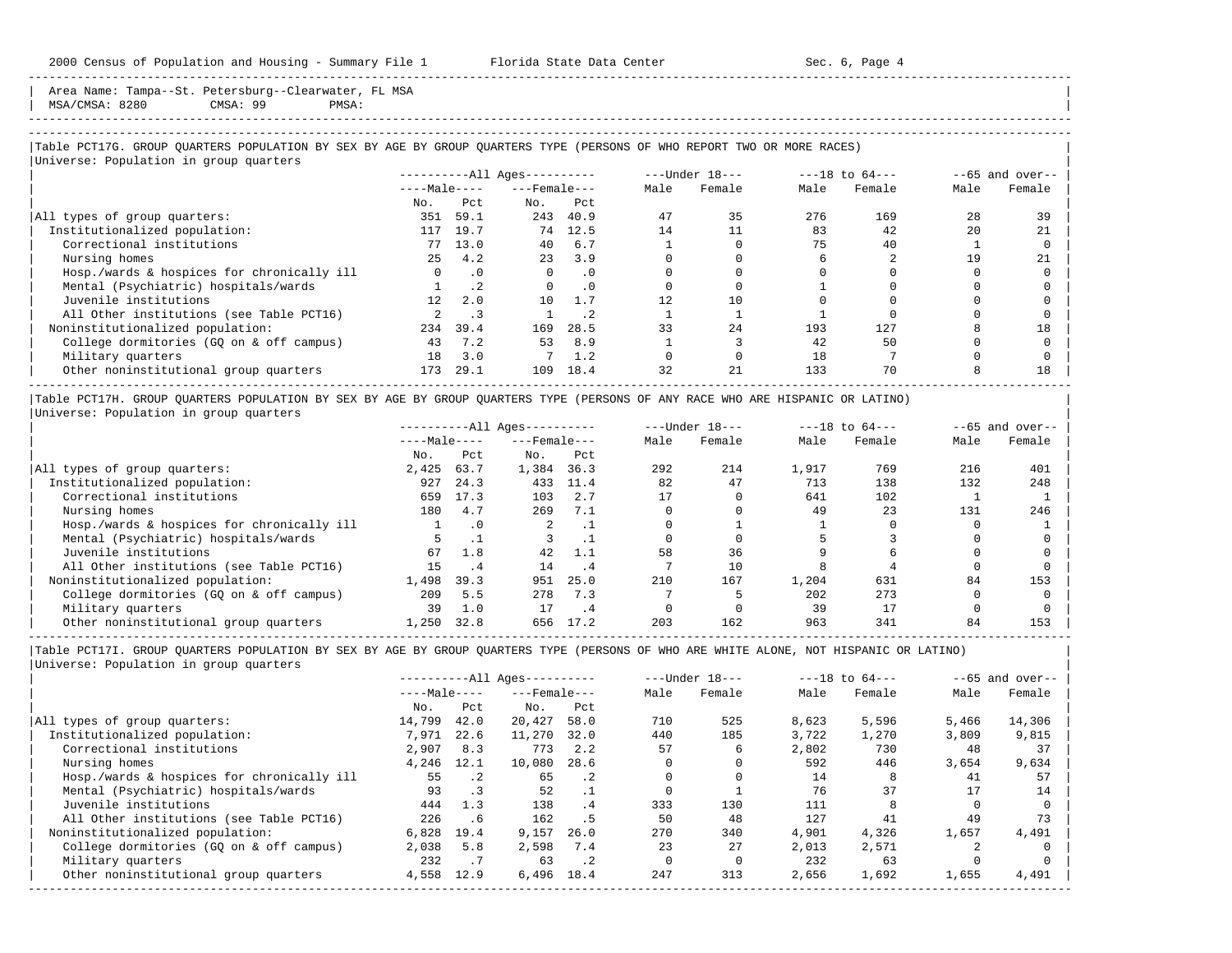Area Name: Tampa--St. Petersburg--Clearwater, FL MSA
MSA/CMSA: 8280 CMSA: 99 PMSA:

## Table PCT17G. GROUP QUARTERS POPULATION BY SEX BY AGE BY GROUP QUARTERS TYPE (PERSONS OF WHO REPORT TWO OR MORE RACES)

Universe: Population in group quarters

| | All Ages | | | | Under 18 | | 18 to 64 | | 65 and over | |
|---|---|---|---|---|---|---|---|---|---|---|
| | Male | | Female | | | | | | | |
| | No. | Pct | No. | Pct | Male | Female | Male | Female | Male | Female |
| All types of group quarters: | 351 | 59.1 | 243 | 40.9 | 47 | 35 | 276 | 169 | 28 | 39 |
| Institutionalized population: | 117 | 19.7 | 74 | 12.5 | 14 | 11 | 83 | 42 | 20 | 21 |
| Correctional institutions | 77 | 13.0 | 40 | 6.7 | 1 | 0 | 75 | 40 | 1 | 0 |
| Nursing homes | 25 | 4.2 | 23 | 3.9 | 0 | 0 | 6 | 2 | 19 | 21 |
| Hosp./wards & hospices for chronically ill | 0 | .0 | 0 | .0 | 0 | 0 | 0 | 0 | 0 | 0 |
| Mental (Psychiatric) hospitals/wards | 1 | .2 | 0 | .0 | 0 | 0 | 1 | 0 | 0 | 0 |
| Juvenile institutions | 12 | 2.0 | 10 | 1.7 | 12 | 10 | 0 | 0 | 0 | 0 |
| All Other institutions (see Table PCT16) | 2 | .3 | 1 | .2 | 1 | 1 | 1 | 0 | 0 | 0 |
| Noninstitutionalized population: | 234 | 39.4 | 169 | 28.5 | 33 | 24 | 193 | 127 | 8 | 18 |
| College dormitories (GQ on & off campus) | 43 | 7.2 | 53 | 8.9 | 1 | 3 | 42 | 50 | 0 | 0 |
| Military quarters | 18 | 3.0 | 7 | 1.2 | 0 | 0 | 18 | 7 | 0 | 0 |
| Other noninstitutional group quarters | 173 | 29.1 | 109 | 18.4 | 32 | 21 | 133 | 70 | 8 | 18 |

## Table PCT17H. GROUP QUARTERS POPULATION BY SEX BY AGE BY GROUP QUARTERS TYPE (PERSONS OF ANY RACE WHO ARE HISPANIC OR LATINO)

Universe: Population in group quarters

| | All Ages | | | | Under 18 | | 18 to 64 | | 65 and over | |
|---|---|---|---|---|---|---|---|---|---|---|
| | Male | | Female | | | | | | | |
| | No. | Pct | No. | Pct | Male | Female | Male | Female | Male | Female |
| All types of group quarters: | 2,425 | 63.7 | 1,384 | 36.3 | 292 | 214 | 1,917 | 769 | 216 | 401 |
| Institutionalized population: | 927 | 24.3 | 433 | 11.4 | 82 | 47 | 713 | 138 | 132 | 248 |
| Correctional institutions | 659 | 17.3 | 103 | 2.7 | 17 | 0 | 641 | 102 | 1 | 1 |
| Nursing homes | 180 | 4.7 | 269 | 7.1 | 0 | 0 | 49 | 23 | 131 | 246 |
| Hosp./wards & hospices for chronically ill | 1 | .0 | 2 | .1 | 0 | 1 | 1 | 0 | 0 | 1 |
| Mental (Psychiatric) hospitals/wards | 5 | .1 | 3 | .1 | 0 | 0 | 5 | 3 | 0 | 0 |
| Juvenile institutions | 67 | 1.8 | 42 | 1.1 | 58 | 36 | 9 | 6 | 0 | 0 |
| All Other institutions (see Table PCT16) | 15 | .4 | 14 | .4 | 7 | 10 | 8 | 4 | 0 | 0 |
| Noninstitutionalized population: | 1,498 | 39.3 | 951 | 25.0 | 210 | 167 | 1,204 | 631 | 84 | 153 |
| College dormitories (GQ on & off campus) | 209 | 5.5 | 278 | 7.3 | 7 | 5 | 202 | 273 | 0 | 0 |
| Military quarters | 39 | 1.0 | 17 | .4 | 0 | 0 | 39 | 17 | 0 | 0 |
| Other noninstitutional group quarters | 1,250 | 32.8 | 656 | 17.2 | 203 | 162 | 963 | 341 | 84 | 153 |

## Table PCT17I. GROUP QUARTERS POPULATION BY SEX BY AGE BY GROUP QUARTERS TYPE (PERSONS OF WHO ARE WHITE ALONE, NOT HISPANIC OR LATINO)

Universe: Population in group quarters

| | All Ages | | | | Under 18 | | 18 to 64 | | 65 and over | |
|---|---|---|---|---|---|---|---|---|---|---|
| | Male | | Female | | | | | | | |
| | No. | Pct | No. | Pct | Male | Female | Male | Female | Male | Female |
| All types of group quarters: | 14,799 | 42.0 | 20,427 | 58.0 | 710 | 525 | 8,623 | 5,596 | 5,466 | 14,306 |
| Institutionalized population: | 7,971 | 22.6 | 11,270 | 32.0 | 440 | 185 | 3,722 | 1,270 | 3,809 | 9,815 |
| Correctional institutions | 2,907 | 8.3 | 773 | 2.2 | 57 | 6 | 2,802 | 730 | 48 | 37 |
| Nursing homes | 4,246 | 12.1 | 10,080 | 28.6 | 0 | 0 | 592 | 446 | 3,654 | 9,634 |
| Hosp./wards & hospices for chronically ill | 55 | .2 | 65 | .2 | 0 | 0 | 14 | 8 | 41 | 57 |
| Mental (Psychiatric) hospitals/wards | 93 | .3 | 52 | .1 | 0 | 1 | 76 | 37 | 17 | 14 |
| Juvenile institutions | 444 | 1.3 | 138 | .4 | 333 | 130 | 111 | 8 | 0 | 0 |
| All Other institutions (see Table PCT16) | 226 | .6 | 162 | .5 | 50 | 48 | 127 | 41 | 49 | 73 |
| Noninstitutionalized population: | 6,828 | 19.4 | 9,157 | 26.0 | 270 | 340 | 4,901 | 4,326 | 1,657 | 4,491 |
| College dormitories (GQ on & off campus) | 2,038 | 5.8 | 2,598 | 7.4 | 23 | 27 | 2,013 | 2,571 | 2 | 0 |
| Military quarters | 232 | .7 | 63 | .2 | 0 | 0 | 232 | 63 | 0 | 0 |
| Other noninstitutional group quarters | 4,558 | 12.9 | 6,496 | 18.4 | 247 | 313 | 2,656 | 1,692 | 1,655 | 4,491 |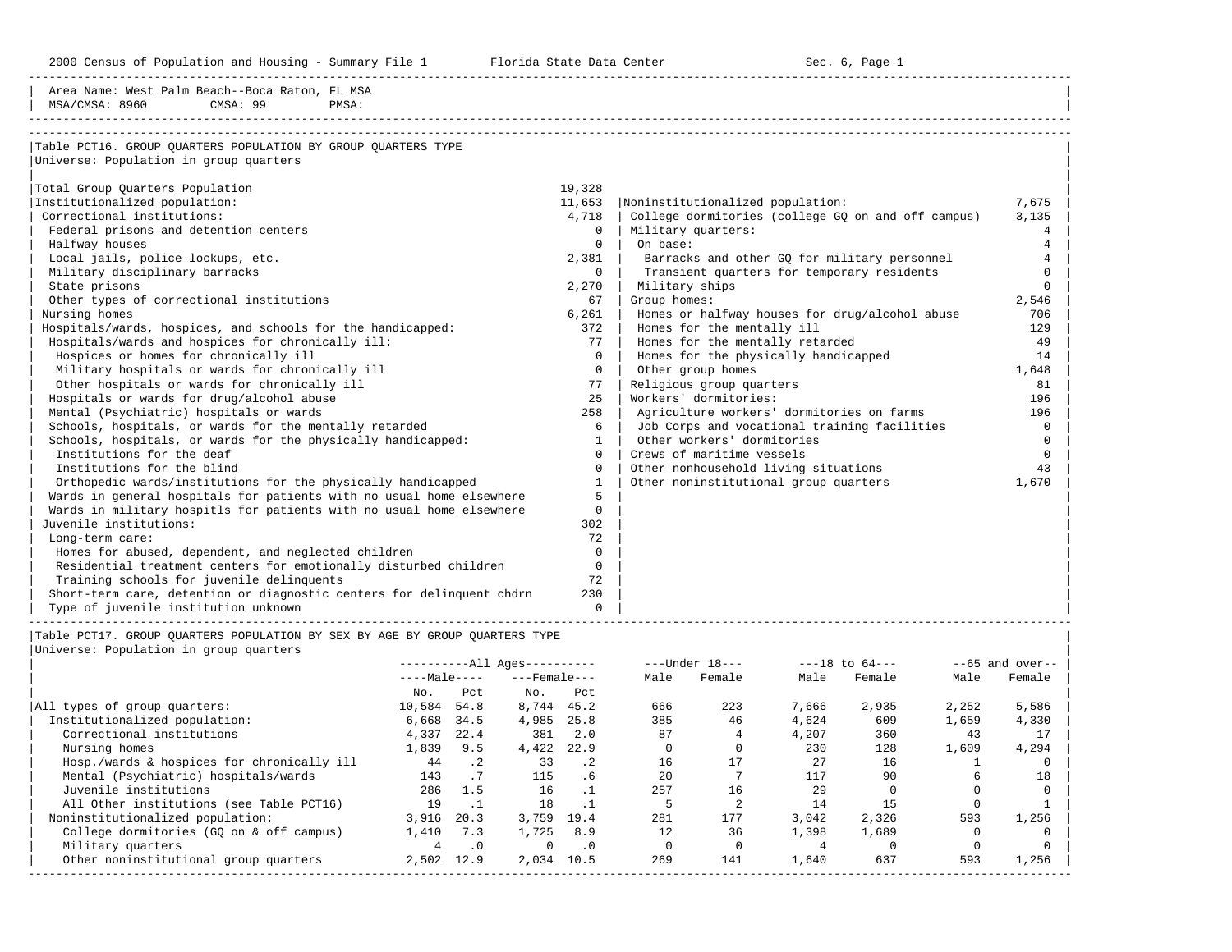Area Name: West Palm Beach--Boca Raton, FL MSA
MSA/CMSA: 8960 CMSA: 99 PMSA:

## Table PCT16. GROUP QUARTERS POPULATION BY GROUP QUARTERS TYPE

Universe: Population in group quarters

| Group Quarters Type | Number |
|---|---|
| Total Group Quarters Population | 19,328 |
| Institutionalized population: | 11,653 |
| Correctional institutions: | 4,718 |
| Federal prisons and detention centers | 0 |
| Halfway houses | 0 |
| Local jails, police lockups, etc. | 2,381 |
| Military disciplinary barracks | 0 |
| State prisons | 2,270 |
| Other types of correctional institutions | 67 |
| Nursing homes | 6,261 |
| Hospitals/wards, hospices, and schools for the handicapped: | 372 |
| Hospitals/wards and hospices for chronically ill: | 77 |
| Hospices or homes for chronically ill | 0 |
| Military hospitals or wards for chronically ill | 0 |
| Other hospitals or wards for chronically ill | 77 |
| Hospitals or wards for drug/alcohol abuse | 25 |
| Mental (Psychiatric) hospitals or wards | 258 |
| Schools, hospitals, or wards for the mentally retarded | 6 |
| Schools, hospitals, or wards for the physically handicapped: | 1 |
| Institutions for the deaf | 0 |
| Institutions for the blind | 0 |
| Orthopedic wards/institutions for the physically handicapped | 1 |
| Wards in general hospitals for patients with no usual home elsewhere | 5 |
| Wards in military hospitls for patients with no usual home elsewhere | 0 |
| Juvenile institutions: | 302 |
| Long-term care: | 72 |
| Homes for abused, dependent, and neglected children | 0 |
| Residential treatment centers for emotionally disturbed children | 0 |
| Training schools for juvenile delinquents | 72 |
| Short-term care, detention or diagnostic centers for delinquent chdrn | 230 |
| Type of juvenile institution unknown | 0 |
| Noninstitutionalized population: | 7,675 |
| College dormitories (college GQ on and off campus) | 3,135 |
| Military quarters: | 4 |
| On base: | 4 |
| Barracks and other GQ for military personnel | 4 |
| Transient quarters for temporary residents | 0 |
| Military ships | 0 |
| Group homes: | 2,546 |
| Homes or halfway houses for drug/alcohol abuse | 706 |
| Homes for the mentally ill | 129 |
| Homes for the mentally retarded | 49 |
| Homes for the physically handicapped | 14 |
| Other group homes | 1,648 |
| Religious group quarters | 81 |
| Workers' dormitories: | 196 |
| Agriculture workers' dormitories on farms | 196 |
| Job Corps and vocational training facilities | 0 |
| Other workers' dormitories | 0 |
| Crews of maritime vessels | 0 |
| Other nonhousehold living situations | 43 |
| Other noninstitutional group quarters | 1,670 |

## Table PCT17. GROUP QUARTERS POPULATION BY SEX BY AGE BY GROUP QUARTERS TYPE

Universe: Population in group quarters

| | All Ages | | | | Under 18 | | 18 to 64 | | 65 and over | |
|---|---|---|---|---|---|---|---|---|---|---|
| | Male | | Female | | | | | | | |
| | No. | Pct | No. | Pct | Male | Female | Male | Female | Male | Female |
| All types of group quarters: | 10,584 | 54.8 | 8,744 | 45.2 | 666 | 223 | 7,666 | 2,935 | 2,252 | 5,586 |
| Institutionalized population: | 6,668 | 34.5 | 4,985 | 25.8 | 385 | 46 | 4,624 | 609 | 1,659 | 4,330 |
| Correctional institutions | 4,337 | 22.4 | 381 | 2.0 | 87 | 4 | 4,207 | 360 | 43 | 17 |
| Nursing homes | 1,839 | 9.5 | 4,422 | 22.9 | 0 | 0 | 230 | 128 | 1,609 | 4,294 |
| Hosp./wards & hospices for chronically ill | 44 | .2 | 33 | .2 | 16 | 17 | 27 | 16 | 1 | 0 |
| Mental (Psychiatric) hospitals/wards | 143 | .7 | 115 | .6 | 20 | 7 | 117 | 90 | 6 | 18 |
| Juvenile institutions | 286 | 1.5 | 16 | .1 | 257 | 16 | 29 | 0 | 0 | 0 |
| All Other institutions (see Table PCT16) | 19 | .1 | 18 | .1 | 5 | 2 | 14 | 15 | 0 | 1 |
| Noninstitutionalized population: | 3,916 | 20.3 | 3,759 | 19.4 | 281 | 177 | 3,042 | 2,326 | 593 | 1,256 |
| College dormitories (GQ on & off campus) | 1,410 | 7.3 | 1,725 | 8.9 | 12 | 36 | 1,398 | 1,689 | 0 | 0 |
| Military quarters | 4 | .0 | 0 | .0 | 0 | 0 | 4 | 0 | 0 | 0 |
| Other noninstitutional group quarters | 2,502 | 12.9 | 2,034 | 10.5 | 269 | 141 | 1,640 | 637 | 593 | 1,256 |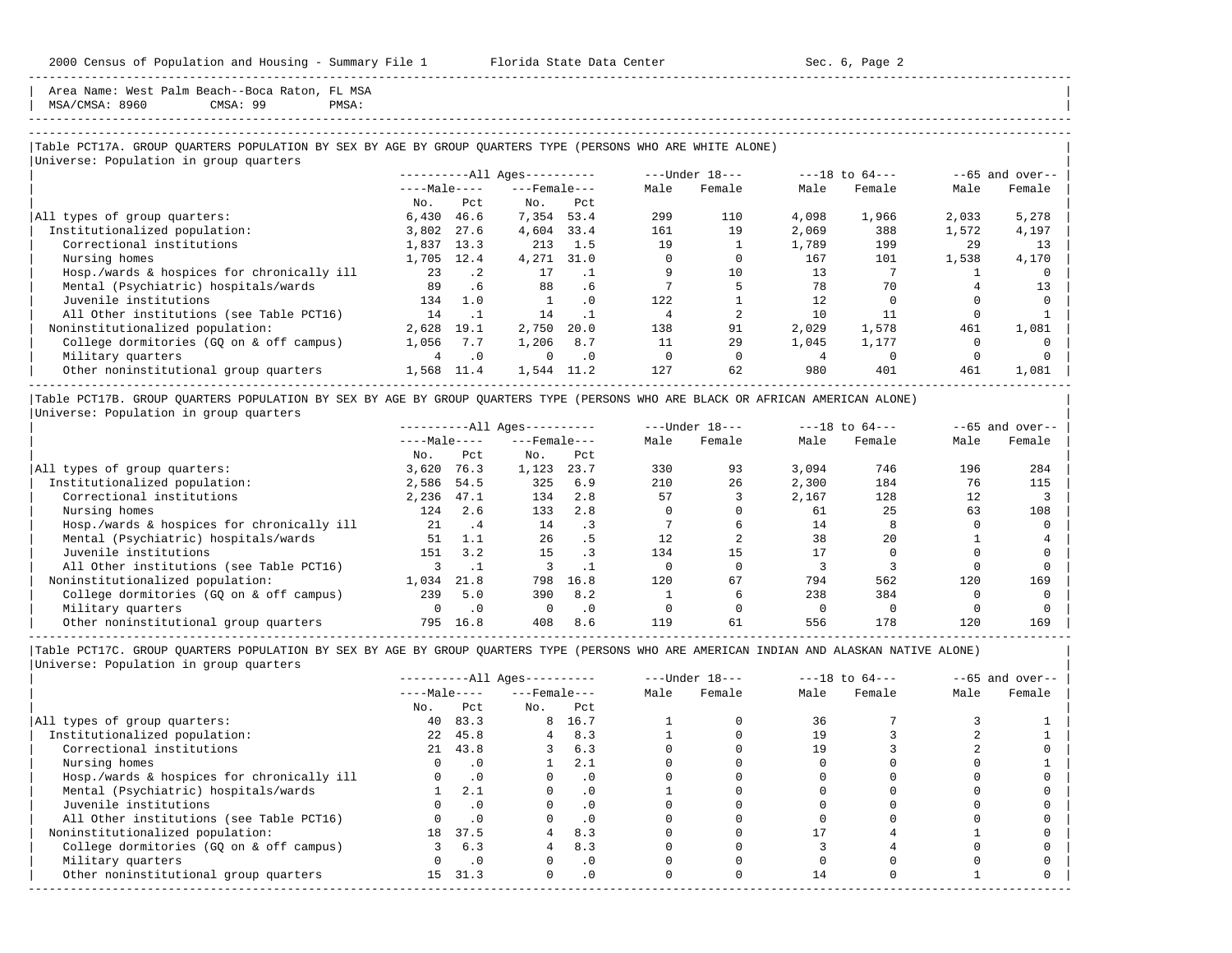Area Name: West Palm Beach--Boca Raton, FL MSA
MSA/CMSA: 8960 CMSA: 99 PMSA:

### Table PCT17A. GROUP QUARTERS POPULATION BY SEX BY AGE BY GROUP QUARTERS TYPE (PERSONS WHO ARE WHITE ALONE)

Universe: Population in group quarters

| | All Ages: Male No. | All Ages: Male Pct | All Ages: Female No. | All Ages: Female Pct | Under 18: Male | Under 18: Female | 18 to 64: Male | 18 to 64: Female | 65 and over: Male | 65 and over: Female |
|---|---|---|---|---|---|---|---|---|---|---|
| All types of group quarters: | 6,430 | 46.6 | 7,354 | 53.4 | 299 | 110 | 4,098 | 1,966 | 2,033 | 5,278 |
| Institutionalized population: | 3,802 | 27.6 | 4,604 | 33.4 | 161 | 19 | 2,069 | 388 | 1,572 | 4,197 |
| Correctional institutions | 1,837 | 13.3 | 213 | 1.5 | 19 | 1 | 1,789 | 199 | 29 | 13 |
| Nursing homes | 1,705 | 12.4 | 4,271 | 31.0 | 0 | 0 | 167 | 101 | 1,538 | 4,170 |
| Hosp./wards & hospices for chronically ill | 23 | .2 | 17 | .1 | 9 | 10 | 13 | 7 | 1 | 0 |
| Mental (Psychiatric) hospitals/wards | 89 | .6 | 88 | .6 | 7 | 5 | 78 | 70 | 4 | 13 |
| Juvenile institutions | 134 | 1.0 | 1 | .0 | 122 | 1 | 12 | 0 | 0 | 0 |
| All Other institutions (see Table PCT16) | 14 | .1 | 14 | .1 | 4 | 2 | 10 | 11 | 0 | 1 |
| Noninstitutionalized population: | 2,628 | 19.1 | 2,750 | 20.0 | 138 | 91 | 2,029 | 1,578 | 461 | 1,081 |
| College dormitories (GQ on & off campus) | 1,056 | 7.7 | 1,206 | 8.7 | 11 | 29 | 1,045 | 1,177 | 0 | 0 |
| Military quarters | 4 | .0 | 0 | .0 | 0 | 0 | 4 | 0 | 0 | 0 |
| Other noninstitutional group quarters | 1,568 | 11.4 | 1,544 | 11.2 | 127 | 62 | 980 | 401 | 461 | 1,081 |

### Table PCT17B. GROUP QUARTERS POPULATION BY SEX BY AGE BY GROUP QUARTERS TYPE (PERSONS WHO ARE BLACK OR AFRICAN AMERICAN ALONE)

Universe: Population in group quarters

| | All Ages: Male No. | All Ages: Male Pct | All Ages: Female No. | All Ages: Female Pct | Under 18: Male | Under 18: Female | 18 to 64: Male | 18 to 64: Female | 65 and over: Male | 65 and over: Female |
|---|---|---|---|---|---|---|---|---|---|---|
| All types of group quarters: | 3,620 | 76.3 | 1,123 | 23.7 | 330 | 93 | 3,094 | 746 | 196 | 284 |
| Institutionalized population: | 2,586 | 54.5 | 325 | 6.9 | 210 | 26 | 2,300 | 184 | 76 | 115 |
| Correctional institutions | 2,236 | 47.1 | 134 | 2.8 | 57 | 3 | 2,167 | 128 | 12 | 3 |
| Nursing homes | 124 | 2.6 | 133 | 2.8 | 0 | 0 | 61 | 25 | 63 | 108 |
| Hosp./wards & hospices for chronically ill | 21 | .4 | 14 | .3 | 7 | 6 | 14 | 8 | 0 | 0 |
| Mental (Psychiatric) hospitals/wards | 51 | 1.1 | 26 | .5 | 12 | 2 | 38 | 20 | 1 | 4 |
| Juvenile institutions | 151 | 3.2 | 15 | .3 | 134 | 15 | 17 | 0 | 0 | 0 |
| All Other institutions (see Table PCT16) | 3 | .1 | 3 | .1 | 0 | 0 | 3 | 3 | 0 | 0 |
| Noninstitutionalized population: | 1,034 | 21.8 | 798 | 16.8 | 120 | 67 | 794 | 562 | 120 | 169 |
| College dormitories (GQ on & off campus) | 239 | 5.0 | 390 | 8.2 | 1 | 6 | 238 | 384 | 0 | 0 |
| Military quarters | 0 | .0 | 0 | .0 | 0 | 0 | 0 | 0 | 0 | 0 |
| Other noninstitutional group quarters | 795 | 16.8 | 408 | 8.6 | 119 | 61 | 556 | 178 | 120 | 169 |

### Table PCT17C. GROUP QUARTERS POPULATION BY SEX BY AGE BY GROUP QUARTERS TYPE (PERSONS WHO ARE AMERICAN INDIAN AND ALASKAN NATIVE ALONE)

Universe: Population in group quarters

| | All Ages: Male No. | All Ages: Male Pct | All Ages: Female No. | All Ages: Female Pct | Under 18: Male | Under 18: Female | 18 to 64: Male | 18 to 64: Female | 65 and over: Male | 65 and over: Female |
|---|---|---|---|---|---|---|---|---|---|---|
| All types of group quarters: | 40 | 83.3 | 8 | 16.7 | 1 | 0 | 36 | 7 | 3 | 1 |
| Institutionalized population: | 22 | 45.8 | 4 | 8.3 | 1 | 0 | 19 | 3 | 2 | 1 |
| Correctional institutions | 21 | 43.8 | 3 | 6.3 | 0 | 0 | 19 | 3 | 2 | 0 |
| Nursing homes | 0 | .0 | 1 | 2.1 | 0 | 0 | 0 | 0 | 0 | 1 |
| Hosp./wards & hospices for chronically ill | 0 | .0 | 0 | .0 | 0 | 0 | 0 | 0 | 0 | 0 |
| Mental (Psychiatric) hospitals/wards | 1 | 2.1 | 0 | .0 | 1 | 0 | 0 | 0 | 0 | 0 |
| Juvenile institutions | 0 | .0 | 0 | .0 | 0 | 0 | 0 | 0 | 0 | 0 |
| All Other institutions (see Table PCT16) | 0 | .0 | 0 | .0 | 0 | 0 | 0 | 0 | 0 | 0 |
| Noninstitutionalized population: | 18 | 37.5 | 4 | 8.3 | 0 | 0 | 17 | 4 | 1 | 0 |
| College dormitories (GQ on & off campus) | 3 | 6.3 | 4 | 8.3 | 0 | 0 | 3 | 4 | 0 | 0 |
| Military quarters | 0 | .0 | 0 | .0 | 0 | 0 | 0 | 0 | 0 | 0 |
| Other noninstitutional group quarters | 15 | 31.3 | 0 | .0 | 0 | 0 | 14 | 0 | 1 | 0 |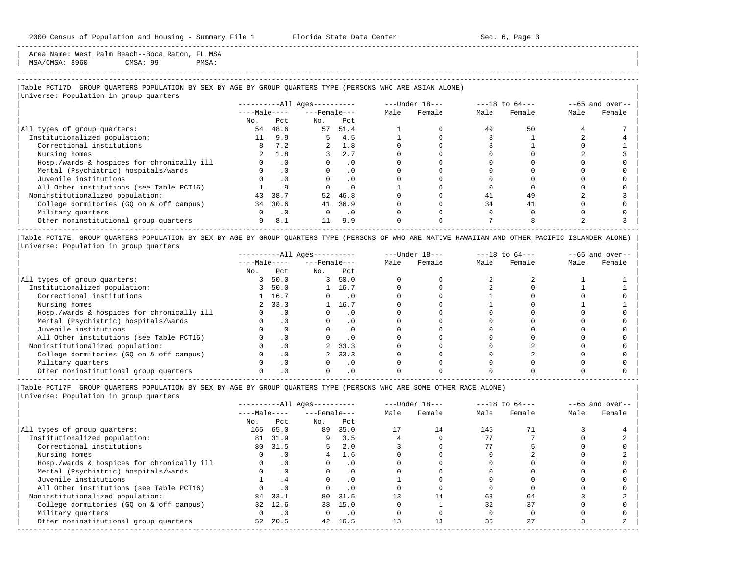Area Name: West Palm Beach--Boca Raton, FL MSA
MSA/CMSA: 8960 CMSA: 99 PMSA:

### Table PCT17D. GROUP QUARTERS POPULATION BY SEX BY AGE BY GROUP QUARTERS TYPE (PERSONS WHO ARE ASIAN ALONE)

Universe: Population in group quarters

| | All Ages | | | | Under 18 | | 18 to 64 | | 65 and over | |
|---|---|---|---|---|---|---|---|---|---|---|
| | Male | | Female | | | | | | | |
| | No. | Pct | No. | Pct | Male | Female | Male | Female | Male | Female |
| All types of group quarters: | 54 | 48.6 | 57 | 51.4 | 1 | 0 | 49 | 50 | 4 | 7 |
| Institutionalized population: | 11 | 9.9 | 5 | 4.5 | 1 | 0 | 8 | 1 | 2 | 4 |
| Correctional institutions | 8 | 7.2 | 2 | 1.8 | 0 | 0 | 8 | 1 | 0 | 1 |
| Nursing homes | 2 | 1.8 | 3 | 2.7 | 0 | 0 | 0 | 0 | 2 | 3 |
| Hosp./wards & hospices for chronically ill | 0 | .0 | 0 | .0 | 0 | 0 | 0 | 0 | 0 | 0 |
| Mental (Psychiatric) hospitals/wards | 0 | .0 | 0 | .0 | 0 | 0 | 0 | 0 | 0 | 0 |
| Juvenile institutions | 0 | .0 | 0 | .0 | 0 | 0 | 0 | 0 | 0 | 0 |
| All Other institutions (see Table PCT16) | 1 | .9 | 0 | .0 | 1 | 0 | 0 | 0 | 0 | 0 |
| Noninstitutionalized population: | 43 | 38.7 | 52 | 46.8 | 0 | 0 | 41 | 49 | 2 | 3 |
| College dormitories (GQ on & off campus) | 34 | 30.6 | 41 | 36.9 | 0 | 0 | 34 | 41 | 0 | 0 |
| Military quarters | 0 | .0 | 0 | .0 | 0 | 0 | 0 | 0 | 0 | 0 |
| Other noninstitutional group quarters | 9 | 8.1 | 11 | 9.9 | 0 | 0 | 7 | 8 | 2 | 3 |

### Table PCT17E. GROUP QUARTERS POPULATION BY SEX BY AGE BY GROUP QUARTERS TYPE (PERSONS OF WHO ARE NATIVE HAWAIIAN AND OTHER PACIFIC ISLANDER ALONE)

Universe: Population in group quarters

| | All Ages | | | | Under 18 | | 18 to 64 | | 65 and over | |
|---|---|---|---|---|---|---|---|---|---|---|
| | Male | | Female | | | | | | | |
| | No. | Pct | No. | Pct | Male | Female | Male | Female | Male | Female |
| All types of group quarters: | 3 | 50.0 | 3 | 50.0 | 0 | 0 | 2 | 2 | 1 | 1 |
| Institutionalized population: | 3 | 50.0 | 1 | 16.7 | 0 | 0 | 2 | 0 | 1 | 1 |
| Correctional institutions | 1 | 16.7 | 0 | .0 | 0 | 0 | 1 | 0 | 0 | 0 |
| Nursing homes | 2 | 33.3 | 1 | 16.7 | 0 | 0 | 1 | 0 | 1 | 1 |
| Hosp./wards & hospices for chronically ill | 0 | .0 | 0 | .0 | 0 | 0 | 0 | 0 | 0 | 0 |
| Mental (Psychiatric) hospitals/wards | 0 | .0 | 0 | .0 | 0 | 0 | 0 | 0 | 0 | 0 |
| Juvenile institutions | 0 | .0 | 0 | .0 | 0 | 0 | 0 | 0 | 0 | 0 |
| All Other institutions (see Table PCT16) | 0 | .0 | 0 | .0 | 0 | 0 | 0 | 0 | 0 | 0 |
| Noninstitutionalized population: | 0 | .0 | 2 | 33.3 | 0 | 0 | 0 | 2 | 0 | 0 |
| College dormitories (GQ on & off campus) | 0 | .0 | 2 | 33.3 | 0 | 0 | 0 | 2 | 0 | 0 |
| Military quarters | 0 | .0 | 0 | .0 | 0 | 0 | 0 | 0 | 0 | 0 |
| Other noninstitutional group quarters | 0 | .0 | 0 | .0 | 0 | 0 | 0 | 0 | 0 | 0 |

### Table PCT17F. GROUP QUARTERS POPULATION BY SEX BY AGE BY GROUP QUARTERS TYPE (PERSONS WHO ARE SOME OTHER RACE ALONE)

Universe: Population in group quarters

| | All Ages | | | | Under 18 | | 18 to 64 | | 65 and over | |
|---|---|---|---|---|---|---|---|---|---|---|
| | Male | | Female | | | | | | | |
| | No. | Pct | No. | Pct | Male | Female | Male | Female | Male | Female |
| All types of group quarters: | 165 | 65.0 | 89 | 35.0 | 17 | 14 | 145 | 71 | 3 | 4 |
| Institutionalized population: | 81 | 31.9 | 9 | 3.5 | 4 | 0 | 77 | 7 | 0 | 2 |
| Correctional institutions | 80 | 31.5 | 5 | 2.0 | 3 | 0 | 77 | 5 | 0 | 0 |
| Nursing homes | 0 | .0 | 4 | 1.6 | 0 | 0 | 0 | 2 | 0 | 2 |
| Hosp./wards & hospices for chronically ill | 0 | .0 | 0 | .0 | 0 | 0 | 0 | 0 | 0 | 0 |
| Mental (Psychiatric) hospitals/wards | 0 | .0 | 0 | .0 | 0 | 0 | 0 | 0 | 0 | 0 |
| Juvenile institutions | 1 | .4 | 0 | .0 | 1 | 0 | 0 | 0 | 0 | 0 |
| All Other institutions (see Table PCT16) | 0 | .0 | 0 | .0 | 0 | 0 | 0 | 0 | 0 | 0 |
| Noninstitutionalized population: | 84 | 33.1 | 80 | 31.5 | 13 | 14 | 68 | 64 | 3 | 2 |
| College dormitories (GQ on & off campus) | 32 | 12.6 | 38 | 15.0 | 0 | 1 | 32 | 37 | 0 | 0 |
| Military quarters | 0 | .0 | 0 | .0 | 0 | 0 | 0 | 0 | 0 | 0 |
| Other noninstitutional group quarters | 52 | 20.5 | 42 | 16.5 | 13 | 13 | 36 | 27 | 3 | 2 |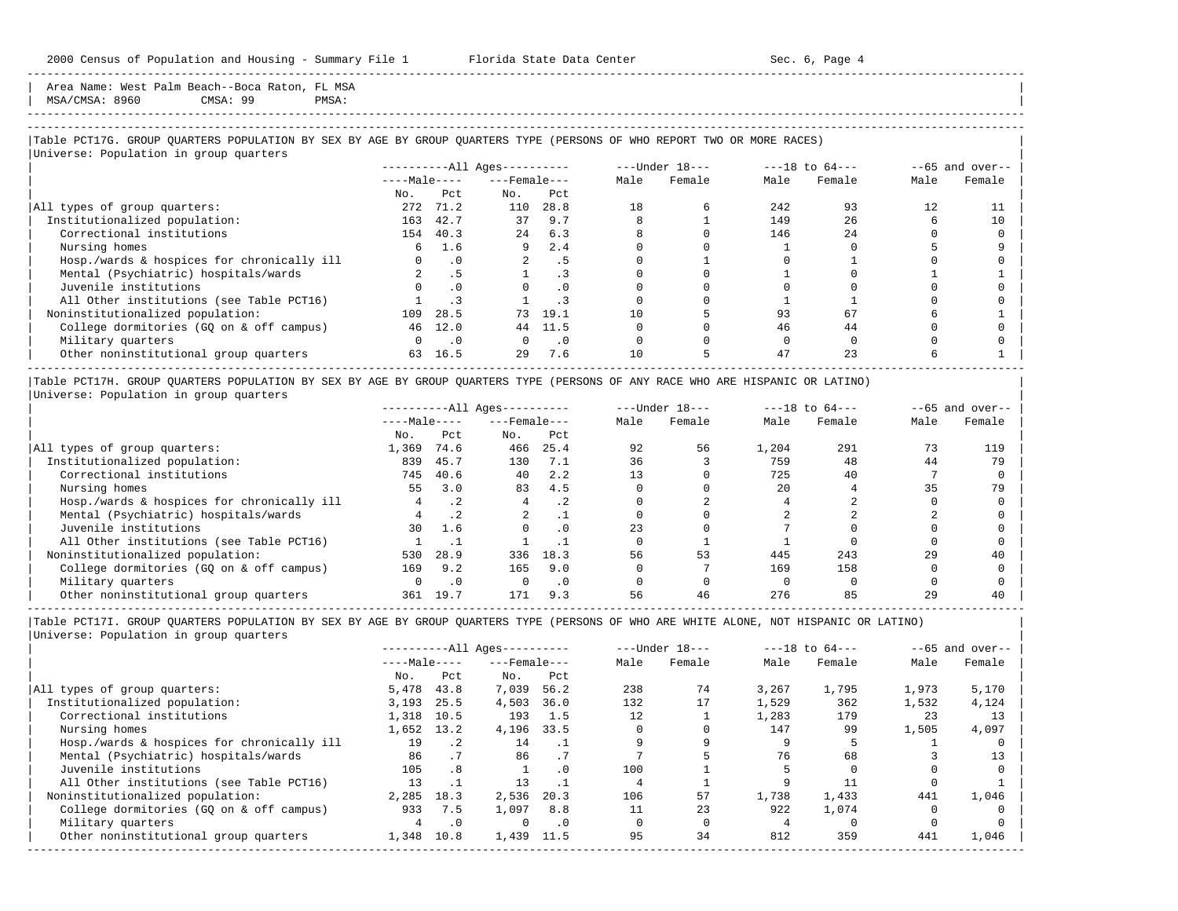Area Name: West Palm Beach--Boca Raton, FL MSA
MSA/CMSA: 8960 CMSA: 99 PMSA:

Table PCT17G. GROUP QUARTERS POPULATION BY SEX BY AGE BY GROUP QUARTERS TYPE (PERSONS OF WHO REPORT TWO OR MORE RACES)
Universe: Population in group quarters

| | All Ages: Male No. | All Ages: Male Pct | All Ages: Female No. | All Ages: Female Pct | Under 18: Male | Under 18: Female | 18 to 64: Male | 18 to 64: Female | 65 and over: Male | 65 and over: Female |
|---|---|---|---|---|---|---|---|---|---|---|
| All types of group quarters: | 272 | 71.2 | 110 | 28.8 | 18 | 6 | 242 | 93 | 12 | 11 |
| Institutionalized population: | 163 | 42.7 | 37 | 9.7 | 8 | 1 | 149 | 26 | 6 | 10 |
| Correctional institutions | 154 | 40.3 | 24 | 6.3 | 8 | 0 | 146 | 24 | 0 | 0 |
| Nursing homes | 6 | 1.6 | 9 | 2.4 | 0 | 0 | 1 | 0 | 5 | 9 |
| Hosp./wards & hospices for chronically ill | 0 | .0 | 2 | .5 | 0 | 1 | 0 | 1 | 0 | 0 |
| Mental (Psychiatric) hospitals/wards | 2 | .5 | 1 | .3 | 0 | 0 | 1 | 0 | 1 | 1 |
| Juvenile institutions | 0 | .0 | 0 | .0 | 0 | 0 | 0 | 0 | 0 | 0 |
| All Other institutions (see Table PCT16) | 1 | .3 | 1 | .3 | 0 | 0 | 1 | 1 | 0 | 0 |
| Noninstitutionalized population: | 109 | 28.5 | 73 | 19.1 | 10 | 5 | 93 | 67 | 6 | 1 |
| College dormitories (GQ on & off campus) | 46 | 12.0 | 44 | 11.5 | 0 | 0 | 46 | 44 | 0 | 0 |
| Military quarters | 0 | .0 | 0 | .0 | 0 | 0 | 0 | 0 | 0 | 0 |
| Other noninstitutional group quarters | 63 | 16.5 | 29 | 7.6 | 10 | 5 | 47 | 23 | 6 | 1 |

Table PCT17H. GROUP QUARTERS POPULATION BY SEX BY AGE BY GROUP QUARTERS TYPE (PERSONS OF ANY RACE WHO ARE HISPANIC OR LATINO)
Universe: Population in group quarters

| | All Ages: Male No. | All Ages: Male Pct | All Ages: Female No. | All Ages: Female Pct | Under 18: Male | Under 18: Female | 18 to 64: Male | 18 to 64: Female | 65 and over: Male | 65 and over: Female |
|---|---|---|---|---|---|---|---|---|---|---|
| All types of group quarters: | 1,369 | 74.6 | 466 | 25.4 | 92 | 56 | 1,204 | 291 | 73 | 119 |
| Institutionalized population: | 839 | 45.7 | 130 | 7.1 | 36 | 3 | 759 | 48 | 44 | 79 |
| Correctional institutions | 745 | 40.6 | 40 | 2.2 | 13 | 0 | 725 | 40 | 7 | 0 |
| Nursing homes | 55 | 3.0 | 83 | 4.5 | 0 | 0 | 20 | 4 | 35 | 79 |
| Hosp./wards & hospices for chronically ill | 4 | .2 | 4 | .2 | 0 | 2 | 4 | 2 | 0 | 0 |
| Mental (Psychiatric) hospitals/wards | 4 | .2 | 2 | .1 | 0 | 0 | 2 | 2 | 2 | 0 |
| Juvenile institutions | 30 | 1.6 | 0 | .0 | 23 | 0 | 7 | 0 | 0 | 0 |
| All Other institutions (see Table PCT16) | 1 | .1 | 1 | .1 | 0 | 1 | 1 | 0 | 0 | 0 |
| Noninstitutionalized population: | 530 | 28.9 | 336 | 18.3 | 56 | 53 | 445 | 243 | 29 | 40 |
| College dormitories (GQ on & off campus) | 169 | 9.2 | 165 | 9.0 | 0 | 7 | 169 | 158 | 0 | 0 |
| Military quarters | 0 | .0 | 0 | .0 | 0 | 0 | 0 | 0 | 0 | 0 |
| Other noninstitutional group quarters | 361 | 19.7 | 171 | 9.3 | 56 | 46 | 276 | 85 | 29 | 40 |

Table PCT17I. GROUP QUARTERS POPULATION BY SEX BY AGE BY GROUP QUARTERS TYPE (PERSONS OF WHO ARE WHITE ALONE, NOT HISPANIC OR LATINO)
Universe: Population in group quarters

| | All Ages: Male No. | All Ages: Male Pct | All Ages: Female No. | All Ages: Female Pct | Under 18: Male | Under 18: Female | 18 to 64: Male | 18 to 64: Female | 65 and over: Male | 65 and over: Female |
|---|---|---|---|---|---|---|---|---|---|---|
| All types of group quarters: | 5,478 | 43.8 | 7,039 | 56.2 | 238 | 74 | 3,267 | 1,795 | 1,973 | 5,170 |
| Institutionalized population: | 3,193 | 25.5 | 4,503 | 36.0 | 132 | 17 | 1,529 | 362 | 1,532 | 4,124 |
| Correctional institutions | 1,318 | 10.5 | 193 | 1.5 | 12 | 1 | 1,283 | 179 | 23 | 13 |
| Nursing homes | 1,652 | 13.2 | 4,196 | 33.5 | 0 | 0 | 147 | 99 | 1,505 | 4,097 |
| Hosp./wards & hospices for chronically ill | 19 | .2 | 14 | .1 | 9 | 9 | 9 | 5 | 1 | 0 |
| Mental (Psychiatric) hospitals/wards | 86 | .7 | 86 | .7 | 7 | 5 | 76 | 68 | 3 | 13 |
| Juvenile institutions | 105 | .8 | 1 | .0 | 100 | 1 | 5 | 0 | 0 | 0 |
| All Other institutions (see Table PCT16) | 13 | .1 | 13 | .1 | 4 | 1 | 9 | 11 | 0 | 1 |
| Noninstitutionalized population: | 2,285 | 18.3 | 2,536 | 20.3 | 106 | 57 | 1,738 | 1,433 | 441 | 1,046 |
| College dormitories (GQ on & off campus) | 933 | 7.5 | 1,097 | 8.8 | 11 | 23 | 922 | 1,074 | 0 | 0 |
| Military quarters | 4 | .0 | 0 | .0 | 0 | 0 | 4 | 0 | 0 | 0 |
| Other noninstitutional group quarters | 1,348 | 10.8 | 1,439 | 11.5 | 95 | 34 | 812 | 359 | 441 | 1,046 |